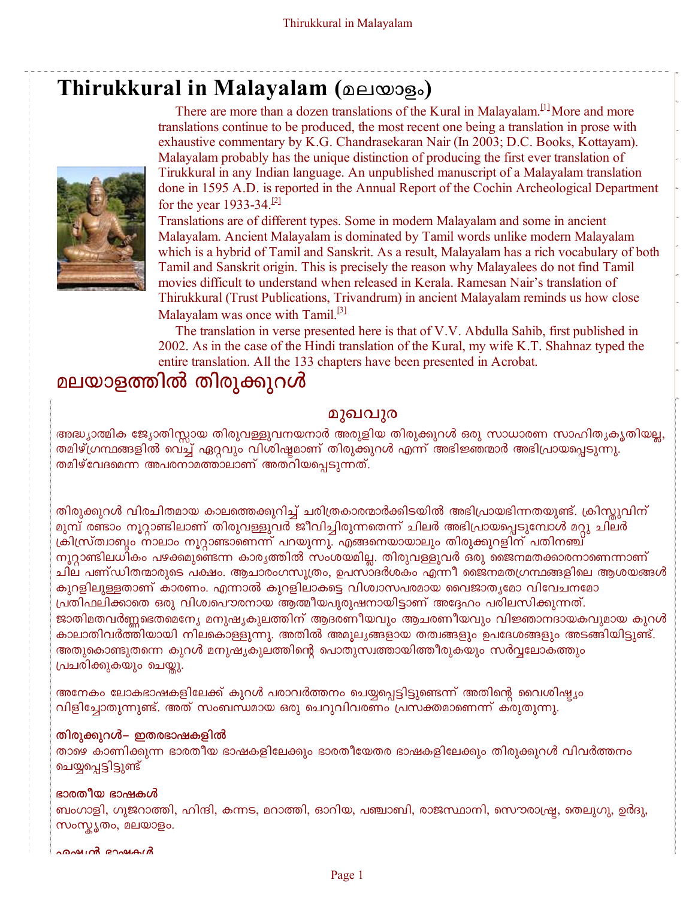# Thirukkural in Malayalam (മലയാളം)

There are more than a dozen translations of the Kural in Malayalam.[1] More and more translations continue to be produced, the most recent one being a translation in prose with exhaustive commentary by K.G. Chandrasekaran Nair (In 2003; D.C. Books, Kottayam). Malayalam probably has the unique distinction of producing the first ever translation of Tirukkural in any Indian language. An unpublished manuscript of a Malayalam translation done in 1595 A.D. is reported in the Annual Report of the Cochin Archeological Department for the year 1933-34.[2]

Translations are of different types. Some in modern Malayalam and some in ancient Malayalam. Ancient Malayalam is dominated by Tamil words unlike modern Malayalam which is a hybrid of Tamil and Sanskrit. As a result, Malayalam has a rich vocabulary of both Tamil and Sanskrit origin. This is precisely the reason why Malayalees do not find Tamil movies difficult to understand when released in Kerala. Ramesan Nair's translation of Thirukkural (Trust Publications, Trivandrum) in ancient Malayalam reminds us how close Malayalam was once with Tamil.[3]

The translation in verse presented here is that of V.V. Abdulla Sahib, first published in 2002. As in the case of the Hindi translation of the Kural, my wife K.T. Shahnaz typed the entire translation. All the 133 chapters have been presented in Acrobat.

# മലയാളത്തിൽ തിരുക്കുറൾ

## മുഖവുര

അദ്ധ്യാത്മിക ജ്യോതിസ്സായ തിരുവള്ളുവനയനാർ അരുളിയ തിരുക്കുറൾ ഒരു സാധാരണ സാഹിത്യകൃതിയല്ല, തമിഴ്ഗ്രന്ഥങ്ങളിൽ വെച്ച് ഏറ്റവും വിശിഷ്ടമാണ് തിരുക്കുറൾ എന്ന് അഭിജ്ഞന്മാർ അഭിപ്രായപ്പെടുന്നു. തമിഴ്‌വേദമെന്ന അപരനാമത്താലാണ് അതറിയപ്പെടുന്നത്.

തിരുക്കുറൾ വിരചിതമായ കാലത്തെക്കുറിച്ച് ചരിത്രകാരന്മാർക്കിടയിൽ അഭിപ്രായഭിന്നതയുണ്ട്. ക്രിസ്തുവിന് മുമ്പ് രണ്ടാം നൂറ്റാണ്ടിലാണ് തിരുവള്ളുവർ ജീവിച്ചിരുന്നതെന്ന് ചിലർ അഭിപ്രായപ്പെടുമ്പോൾ മറ്റു ചിലർ ക്രിസ്ത്വാബ്ദം നാലാം നൂറ്റാണ്ടാണെന്ന് പറയുന്നു. എങ്ങനെയായാലും തിരുക്കുറളിന് പതിനഞ്ച് നൂറ്റാണ്ടിലധികം പഴക്കമുണ്ടെന്ന കാര്യത്തിൽ സംശയമില്ല. തിരുവള്ളുവർ ഒരു ജൈനമതക്കാരനാണെന്നാണ് ചില പണ്ഡിതന്മാരുടെ പക്ഷം. ആചാരംഗസൂത്രം, ഉപസാദർശകം എന്നീ ജൈനമതഗ്രന്ഥങ്ങളിലെ ആശയങ്ങൾ കുറളിലുള്ളതാണ് കാരണം. എന്നാൽ കുറളിലാകട്ടെ വിശ്വാസപരമായ വൈജാത്യമോ വിവേചനമോ പ്രതിഫലിക്കാതെ ഒരു വിശ്വപൌരനായ ആത്മീയപുരുഷനായിട്ടാണ് അദ്ദേഹം പരിലസിക്കുന്നത്. ജാതിമതവർണ്ണഭേതമെന്യേ മനുഷ്യകുലത്തിന് ആദരണീയവും ആചരണീയവും വിജ്ഞാനദായകവുമായ കുറൾ കാലാതിവർത്തിയായി നിലകൊള്ളുന്നു. അതിൽ അമൂല്യങ്ങളായ തത്വങ്ങളും ഉപദേശങ്ങളും അടങ്ങിയിട്ടുണ്ട്. അതുകൊണ്ടുതന്നെ കുറൾ മനുഷ്യകുലത്തിന്റെ പൊതുസ്വത്തായിത്തീരുകയും സർവ്വലോകത്തും പ്രചരിക്കുകയും ചെയ്തു.

അനേകം ലോകഭാഷകളിലേക്ക് കുറൾ പരാവർത്തനം ചെയ്യപ്പെട്ടിട്ടുണ്ടെന്ന് അതിന്റെ വൈശിഷ്ട്യം വിളിച്ചോതുന്നുണ്ട്. അത് സംബന്ധമായ ഒരു ചെറുവിവരണം പ്രസക്തമാണെന്ന് കരുതുന്നു.

### തിരുക്കുറൾ– ഇതരഭാഷകളിൽ

താഴെ കാണിക്കുന്ന ഭാരതീയ ഭാഷകളിലേക്കും ഭാരതീയേതര ഭാഷകളിലേക്കും തിരുക്കുറൾ വിവർത്തനം ചെയ്യപ്പെട്ടിട്ടുണ്ട്

### ഭാരതീയ ഭാഷകൾ

ബംഗാളി, ഗുജറാത്തി, ഹിന്ദി, കന്നട, മറാത്തി, ഓറിയ, പഞ്ചാബി, രാജസ്ഥാനി, സൌരാഷ്ട്ര, തെലുഗു, ഉർദു, സംസ്കൃതം, മലയാളം.

### ഏഷ്യൻ ഭാഷകൾ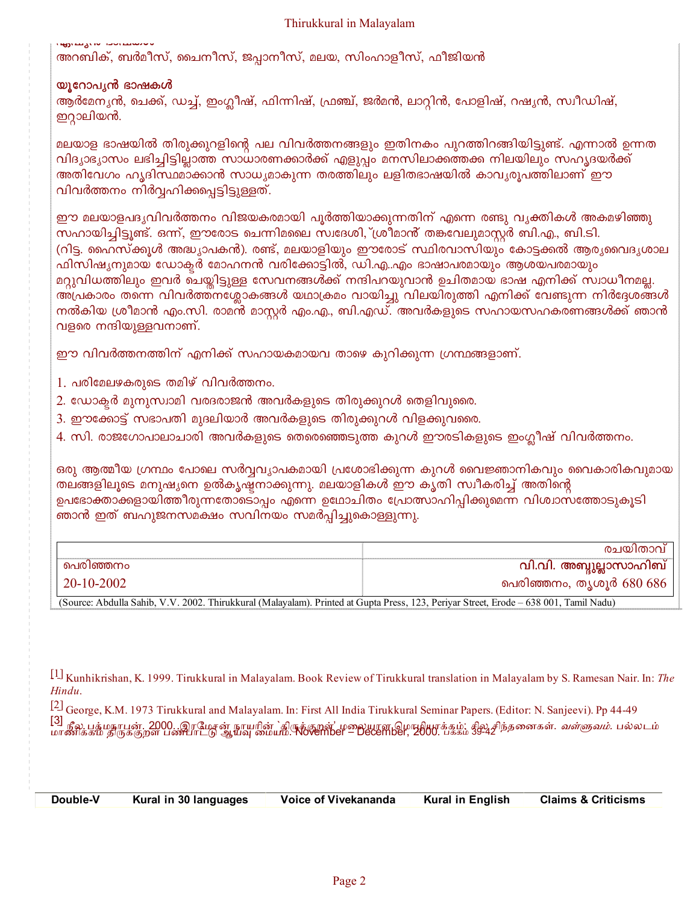ഏഷ്യൻ ഭാഷകൾ
അറബിക്, ബർമീസ്, ചൈനീസ്, ജപ്പാനീസ്, മലയ, സിംഹാളീസ്, ഫീജിയൻ

**യൂറോപ്യൻ ഭാഷകൾ**
ആർമേന്യൻ, ചെക്ക്, ഡച്ച്, ഇംഗ്ലീഷ്, ഫിന്നിഷ്, ഫ്രഞ്ച്, ജർമൻ, ലാറ്റിൻ, പോളിഷ്, റഷ്യൻ, സ്വീഡിഷ്, ഇറ്റാലിയൻ.

മലയാള ഭാഷയിൽ തിരുക്കുറളിന്റെ പല വിവർത്തനങ്ങളും ഇതിനകം പുറത്തിറങ്ങിയിട്ടുണ്ട്. എന്നാൽ ഉന്നത വിദ്യാഭ്യാസം ലഭിച്ചിട്ടില്ലാത്ത സാധാരണക്കാർക്ക് എളുപ്പം മനസിലാക്കത്തക്ക നിലയിലും സഹൃദയർക്ക് അതിവേഗം ഹൃദിസ്ഥമാക്കാൻ സാധ്യമാകുന്ന തരത്തിലും ലളിതഭാഷയിൽ കാവ്യരൂപത്തിലാണ് ഈ വിവർത്തനം നിർവ്വഹിക്കപ്പെട്ടിട്ടുള്ളത്.

ഈ മലയാളപദ്യവിവർത്തനം വിജയകരമായി പൂർത്തിയാക്കുന്നതിന് എന്നെ രണ്ടു വ്യക്തികൾ അകമഴിഞ്ഞു സഹായിച്ചിട്ടുണ്ട്. ഒന്ന്, ഈരോട ചെന്നിമലൈ സ്വദേശി, ശ്രീമാൻ തങ്കവേലുമാസ്റ്റർ ബി.എ., ബി.ടി. (റിട്ട. ഹൈസ്ക്കൂൾ അദ്ധ്യാപകൻ). രണ്ട്, മലയാളിയും ഈരോട് സ്ഥിരവാസിയും കോട്ടക്കൽ ആര്യവൈദ്യശാല ഫിസിഷ്യനുമായ ഡോക്ടർ മോഹനൻ വരിക്കോട്ടിൽ, ഡി.എ..എം ഭാഷാപരമായും ആശയപരമായും മറ്റുവിധത്തിലും ഇവർ ചെയ്തിട്ടുള്ള സേവനങ്ങൾക്ക് നന്ദിപറയുവാൻ ഉചിതമായ ഭാഷ എനിക്ക് സ്വാധീനമല്ല. അപ്രകാരം തന്നെ വിവർത്തനശ്ലോകങ്ങൾ യഥാക്രമം വായിച്ചു വിലയിരുത്തി എനിക്ക് വേണ്ടുന്ന നിർദ്ദേശങ്ങൾ നൽകിയ ശ്രീമാൻ എം.സി. രാമൻ മാസ്റ്റർ എം.എ., ബി.എഡ്. അവർകളുടെ സഹായസഹകരണങ്ങൾക്ക് ഞാൻ വളരെ നന്ദിയുള്ളവനാണ്.

ഈ വിവർത്തനത്തിന് എനിക്ക് സഹായകമായവ താഴെ കുറിക്കുന്ന ഗ്രന്ഥങ്ങളാണ്.

1. പരിമേലഴകരുടെ തമിഴ് വിവർത്തനം.
2. ഡോക്ടർ മുനുസ്വാമി വരദരാജൻ അവർകളുടെ തിരുക്കുറൾ തെളിവുരൈ.
3. ഈക്കോട്ട് സഭാപതി മുദലിയാർ അവർകളുടെ തിരുക്കുറൾ വിളക്കുവരൈ.
4. സി. രാജഗോപാലാചാരി അവർകളുടെ തെരെഞ്ഞെടുത്ത കുറൾ ഈരടികളുടെ ഇംഗ്ലീഷ് വിവർത്തനം.

ഒരു ആത്മീയ ഗ്രന്ഥം പോലെ സർവ്വവ്യാപകമായി പ്രശോഭിക്കുന്ന കുറൾ വൈജ്ഞാനികവും വൈകാരികവുമായ തലങ്ങളിലൂടെ മനുഷ്യനെ ഉൽകൃഷ്ടനാക്കുന്നു. മലയാളികൾ ഈ കൃതി സ്വീകരിച്ച് അതിന്റെ ഉപഭോക്താക്കളായിത്തീരുന്നതോടൊപ്പം എന്നെ ഉചിതം പ്രോത്സാഹിപ്പിക്കുമെന്ന വിശ്വാസത്തോടുകൂടി ഞാൻ ഇത് ബഹുജനസമക്ഷം സവിനയം സമർപ്പിച്ചുകൊള്ളുന്നു.

| | രചയിതാവ് |
|---|---|
| പെരിഞ്ഞനം | വി.വി. അബ്ദുല്ലാസാഹിബ് |
| 20-10-2002 | പെരിഞ്ഞനം, തൃശൂർ 680 686 |

(Source: Abdulla Sahib, V.V. 2002. Thirukkural (Malayalam). Printed at Gupta Press, 123, Periyar Street, Erode – 638 001, Tamil Nadu)

[1] Kunhikrishan, K. 1999. Tirukkural in Malayalam. Book Review of Tirukkural translation in Malayalam by S. Ramesan Nair. In: *The Hindu*.

[2] George, K.M. 1973 Tirukkural and Malayalam. In: First All India Tirukkural Seminar Papers. (Editor: N. Sanjeevi). Pp 44-49

[3] நீல. பத்மநாபன். 2000. இரமேசன் நாயரின் `திருக்குறள்' மலையாள மொழியாக்கம்: சில சிந்தனைகள். *வள்ளுவம்.* பல்லடம் மாணிக்கம் திருக்குறள் பண்பாட்டு ஆய்வு மையம். November – December, 2000. பக்கம் 39-42

Double-V | Kural in 30 languages | Voice of Vivekananda | Kural in English | Claims & Criticisms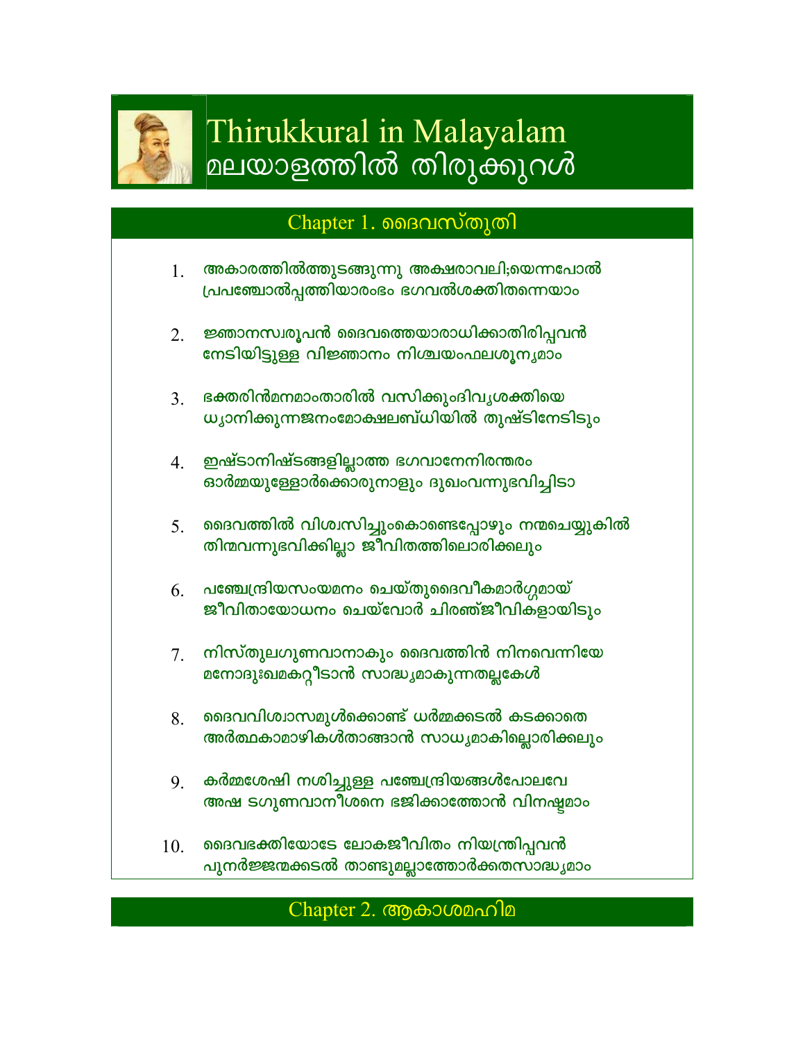# Thirukkural in Malayalam
# മലയാളത്തിൽ തിരുക്കുറൾ

## Chapter 1. ദൈവസ്തുതി

1. അകാരത്തിൽത്തുടങ്ങുന്നു അക്ഷരാവലി;യെന്നപോൽ
   പ്രപഞ്ചോൽപ്പത്തിയാരംഭം ഭഗവൽശക്തിതന്നെയാം

2. ജ്ഞാനസ്വരൂപൻ ദൈവത്തെയാരാധിക്കാതിരിപ്പവൻ
   നേടിയിട്ടുള്ള വിജ്ഞാനം നിശ്ചയംഫലശൂന്യമാം

3. ഭക്തരിൻമനമാംതാരിൽ വസിക്കുംദിവ്യശക്തിയെ
   ധ്യാനിക്കുന്നജനംമോക്ഷലബ്ധിയിൽ തുഷ്ടിനേടിടും

4. ഇഷ്ടാനിഷ്ടങ്ങളില്ലാത്ത ഭഗവാനേനിരന്തരം
   ഓർമ്മയുള്ളോർക്കൊരുനാളും ദുഖംവന്നുഭവിച്ചിടാ

5. ദൈവത്തിൽ വിശ്വസിച്ചുംകൊണ്ടെപ്പോഴും നന്മചെയ്യുകിൽ
   തിന്മവന്നുഭവിക്കില്ലാ ജീവിതത്തിലൊരിക്കലും

6. പഞ്ചേന്ദ്രിയസംയമനം ചെയ്തുദൈവീകമാർഗ്ഗമായ്
   ജീവിതായോധനം ചെയ്വോർ ചിരഞ്ജീവികളായിടും

7. നിസ്തുലഗുണവാനാകും ദൈവത്തിൻ നിനവെന്നിയേ
   മനോദുഃഖമകറ്റീടാൻ സാദ്ധ്യമാകുന്നതല്ലകേൾ

8. ദൈവവിശ്വാസമുൾക്കൊണ്ട് ധർമ്മക്കടൽ കടക്കാതെ
   അർത്ഥകാമാഴികൾതാണ്ടാൻ സാധ്യമാകില്ലൊരിക്കലും

9. കർമ്മശേഷി നശിച്ചുള്ള പഞ്ചേന്ദ്രിയങ്ങൾപോലവേ
   അഷ്ടഗുണവാനീശനെ ഭജിക്കാത്തോൻ വിനഷ്ടമാം

10. ദൈവഭക്തിയോടേ ലോകജീവിതം നിയന്ത്രിപ്പവൻ
    പുനർജ്ജന്മക്കടൽ താണ്ടുമല്ലാത്തോർക്കതസാദ്ധ്യമാം

## Chapter 2. ആകാശമഹിമ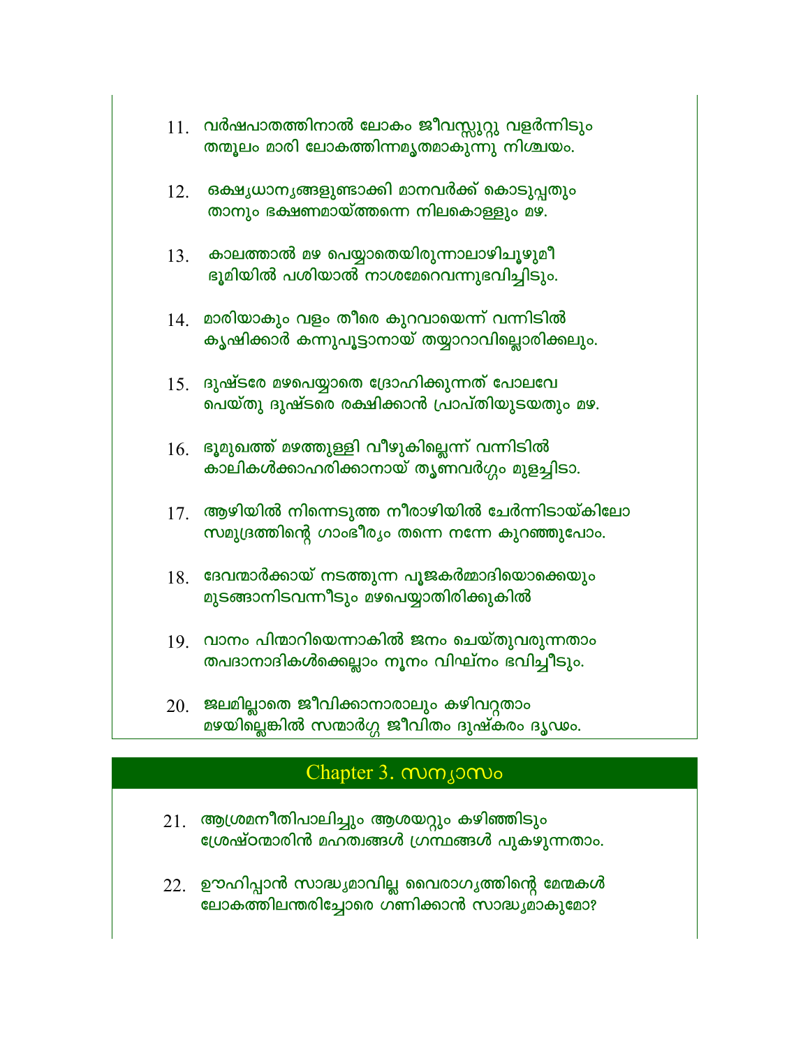11. വർഷപാതത്തിനാൽ ലോകം ജീവസ്സുറ്റു വളർന്നിടും
    തന്മൂലം മാരി ലോകത്തിന്നമൃതമാകുന്നു നിശ്ചയം.

12. ഒക്ഷ്യധാന്യങ്ങളുണ്ടാക്കി മാനവർക്ക് കൊടുപ്പതും
    താനും ഭക്ഷണമായ്ത്തന്നെ നിലകൊള്ളും മഴ.

13. കാലത്താൽ മഴ പെയ്യാതെയിരുന്നാലാഴിചൂഴുമീ
    ഭൂമിയിൽ പശിയാൽ നാശമേറെവന്നുഭവിച്ചിടും.

14. മാരിയാകും വളം തീരെ കുറവായെന്ന് വന്നിടിൽ
    കൃഷിക്കാർ കന്നുപൂട്ടാനായ് തയ്യാറാവില്ലൊരിക്കലും.

15. ദുഷ്ടരേ മഴപെയ്യാതെ ദ്രോഹിക്കുന്നത് പോലവേ
    പെയ്തു ദുഷ്ടരെ രക്ഷിക്കാൻ പ്രാപ്തിയുടയതും മഴ.

16. ഭൂമുഖത്ത് മഴത്തുള്ളി വീഴുകില്ലെന്ന് വന്നിടിൽ
    കാലികൾക്കാഹരിക്കാനായ് തൃണവർഗ്ഗം മുളച്ചിടാ.

17. ആഴിയിൽ നിന്നെടുത്ത നീരാഴിയിൽ ചേർന്നിടായ്കിലോ
    സമുദ്രത്തിന്റെ ഗാംഭീര്യം തന്നെ നന്നേ കുറഞ്ഞുപോം.

18. ദേവന്മാർക്കായ് നടത്തുന്ന പൂജകർമ്മാദിയൊക്കെയും
    മുടങ്ങാനിടവന്നീടും മഴപെയ്യാതിരിക്കുകിൽ

19. വാനം പിന്മാറിയെന്നാകിൽ ജനം ചെയ്തുവരുന്നതാം
    തപദാനാദികൾക്കെല്ലാം നൂനം വിഘ്നം ഭവിച്ചീടും.

20. ജലമില്ലാതെ ജീവിക്കാനാരാലും കഴിവറ്റതാം
    മഴയില്ലെങ്കിൽ സന്മാർഗ്ഗ ജീവിതം ദുഷ്കരം ദൃഢം.

## Chapter 3. സന്യാസം

21. ആശ്രമനീതിപാലിച്ചും ആശയറ്റും കഴിഞ്ഞിടും
    ശ്രേഷ്ഠന്മാരിൻ മഹത്വങ്ങൾ ഗ്രന്ഥങ്ങൾ പുകഴുന്നതാം.

22. ഊഹിപ്പാൻ സാദ്ധ്യമാവില്ല വൈരാഗ്യത്തിന്റെ മേന്മകൾ
    ലോകത്തിലന്തരിച്ചോരെ ഗണിക്കാൻ സാദ്ധ്യമാകുമോ?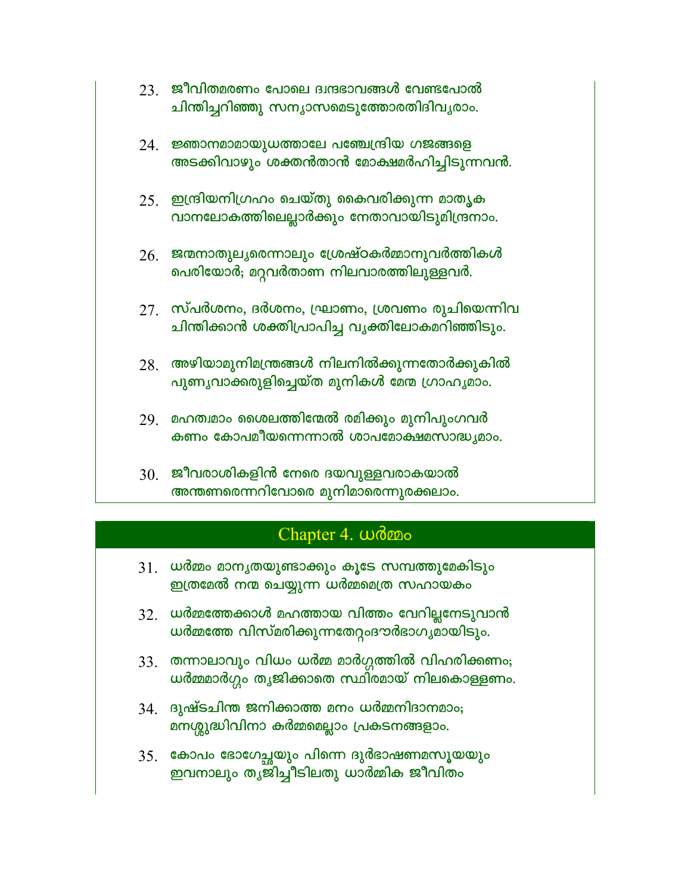23. ജീവിതമരണം പോലെ ദ്വന്ദ്വഭാവങ്ങൾ വേണ്ടപോൽ
ചിന്തിച്ചറിഞ്ഞു സന്യാസമെടുത്തോരതിദിവ്യരാം.

24. ജ്ഞാനമാമായുധത്താലേ പഞ്ചേന്ദ്രിയ ഗജങ്ങളെ
അടക്കിവാഴും ശക്തൻതാൻ മോക്ഷമർഹിച്ചിടുന്നവൻ.

25. ഇന്ദ്രിയനിഗ്രഹം ചെയ്തു കൈവരിക്കുന്ന മാതൃക
വാനലോകത്തിലെല്ലാർക്കും നേതാവായിടുമിന്ദ്രനാം.

26. ജന്മനാതുല്യരെന്നാലും ശ്രേഷ്ഠകർമ്മാനുവർത്തികൾ
പെരിയോർ; മറ്റവർതാണ നിലവാരത്തിലുള്ളവർ.

27. സ്പർശനം, ദർശനം, ഘ്രാണം, ശ്രവണം രുചിയെന്നിവ
ചിന്തിക്കാൻ ശക്തിപ്രാപിച്ച വ്യക്തിലോകമറിഞ്ഞിടും.

28. അഴിയാമുനിമന്ത്രങ്ങൾ നിലനിൽക്കുന്നതോർക്കുകിൽ
പുണ്യവാക്കരുളിച്ചെയ്ത മുനികൾ മേന്മ ഗ്രാഹ്യമാം.

29. മഹത്വമാം ശൈലത്തിന്മേൽ രമിക്കും മുനിപുംഗവർ
കണം കോപമീയന്നെന്നാൽ ശാപമോക്ഷമസാദ്ധ്യമാം.

30. ജീവരാശികളിൻ നേരെ ദയവുള്ളവരാകയാൽ
അന്തണരെന്നറിവോരെ മുനിമാരെന്നുരക്കലാം.

## Chapter 4. ധർമ്മം

31. ധർമ്മം മാന്യതയുണ്ടാക്കും കൂടേ സമ്പത്തുമേകിടും
ഇത്രമേൽ നന്മ ചെയ്യുന്ന ധർമ്മമെത്ര സഹായകം

32. ധർമ്മത്തേക്കാൾ മഹത്തായ വിത്തം വേറില്ലനേടുവാൻ
ധർമ്മത്തേ വിസ്മരിക്കുന്നതേറ്റംദൗർഭാഗ്യമായിടും.

33. തന്നാലാവും വിധം ധർമ്മ മാർഗ്ഗത്തിൽ വിഹരിക്കണം;
ധർമ്മമാർഗ്ഗം ത്യജിക്കാതെ സ്ഥിരമായ് നിലകൊള്ളണം.

34. ദുഷ്ടചിന്ത ജനിക്കാത്ത മനം ധർമ്മനിദാനമാം;
മനശ്ശുദ്ധിവിനാ കർമ്മമെല്ലാം പ്രകടനങ്ങളാം.

35. കോപം ഭോഗേച്ഛയും പിന്നെ ദുർഭാഷണമസൂയയും
ഇവനാലും ത്യജിച്ചീടിലതു ധാർമ്മിക ജീവിതം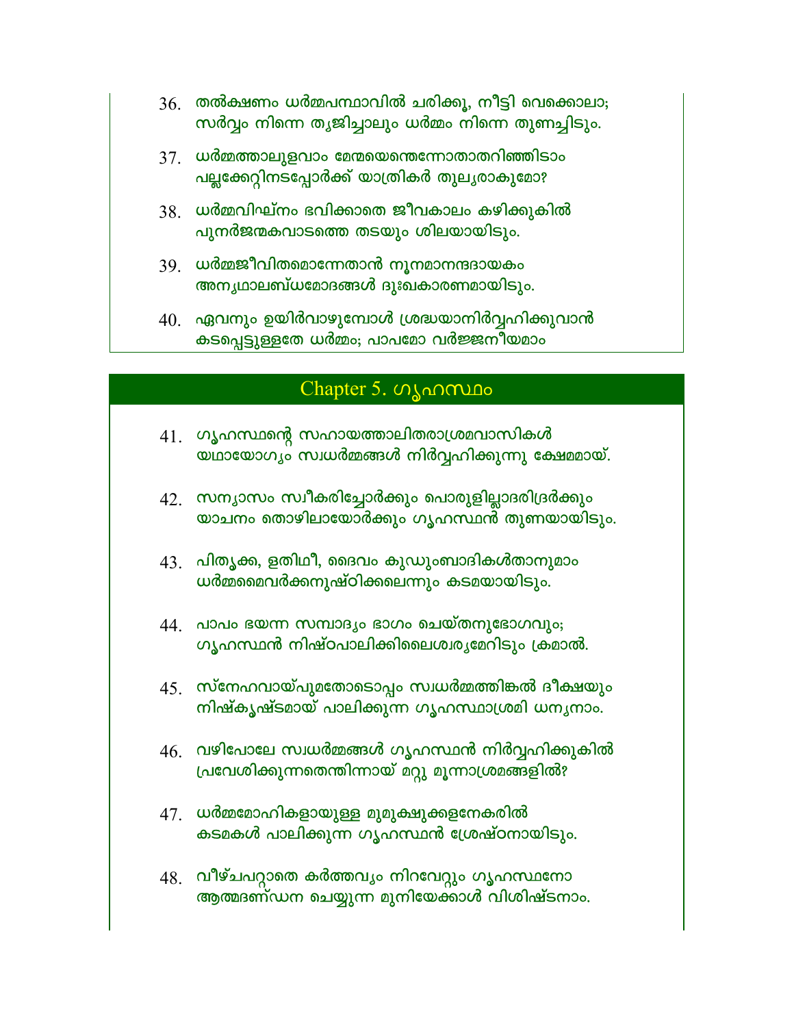36. തൽക്ഷണം ധർമ്മപന്ഥാവിൽ ചരിക്കൂ, നീട്ടി വെക്കൊലാ;  
സർവ്വം നിന്നെ ത്യജിച്ചാലും ധർമ്മം നിന്നെ തുണച്ചിടും.

37. ധർമ്മത്താലുളവാം മേന്മയെന്തെന്നോതാതറിഞ്ഞിടാം  
പല്ലക്കേറ്റിനടപ്പോർക്ക് യാത്രികർ തുല്യരാകുമോ?

38. ധർമ്മവിഘ്നം ഭവിക്കാതെ ജീവകാലം കഴിക്കുകിൽ  
പുനർജന്മകവാടത്തെ തടയും ശിലയായിടും.

39. ധർമ്മജീവിതമൊന്നേതാൻ നൂനമാനന്ദദായകം  
അന്യഥാലബ്ധമോദങ്ങൾ ദുഃഖകാരണമായിടും.

40. ഏവനും ഉയിർവാഴുമ്പോൾ ശ്രദ്ധയാനിർവ്വഹിക്കുവാൻ  
കടപ്പെട്ടുള്ളതേ ധർമ്മം; പാപമോ വർജ്ജനീയമാം

## Chapter 5. ഗൃഹസ്ഥം

41. ഗൃഹസ്ഥന്റെ സഹായത്താലിതരാശ്രമവാസികൾ  
യഥായോഗ്യം സ്വധർമ്മങ്ങൾ നിർവ്വഹിക്കുന്നു ക്ഷേമമായ്.

42. സന്യാസം സ്വീകരിച്ചോർക്കും പൊരുളില്ലാദരിദ്രർക്കും  
യാചനം തൊഴിലായോർക്കും ഗൃഹസ്ഥൻ തുണയായിടും.

43. പിതൃക്ക, ളതിഥീ, ദൈവം കുഡുംബാദികൾതാനുമാം  
ധർമ്മമൈവർക്കനുഷ്ഠിക്കലെന്നും കടമയായിടും.

44. പാപം ഭയന്ന സമ്പാദ്യം ഭാഗം ചെയ്തനുഭോഗവും;  
ഗൃഹസ്ഥൻ നിഷ്ഠപാലിക്കിലൈശ്വര്യമേറിടും ക്രമാൽ.

45. സ്നേഹവായ്പുമതോടൊപ്പം സ്വധർമ്മത്തിങ്കൽ ദീക്ഷയും  
നിഷ്കൃഷ്ടമായ് പാലിക്കുന്ന ഗൃഹസ്ഥാശ്രമി ധന്യനാം.

46. വഴിപോലേ സ്വധർമ്മങ്ങൾ ഗൃഹസ്ഥൻ നിർവ്വഹിക്കുകിൽ  
പ്രവേശിക്കുന്നതെന്തിന്നായ് മറ്റു മൂന്നാശ്രമങ്ങളിൽ?

47. ധർമ്മമോഹികളായുള്ള മുമുക്ഷുക്കളനേകരിൽ  
കടമകൾ പാലിക്കുന്ന ഗൃഹസ്ഥൻ ശ്രേഷ്ഠനായിടും.

48. വീഴ്ചപറ്റാതെ കർത്തവ്യം നിറവേറ്റും ഗൃഹസ്ഥനോ  
ആത്മദണ്ഡന ചെയ്യുന്ന മുനിയേക്കാൾ വിശിഷ്ടനാം.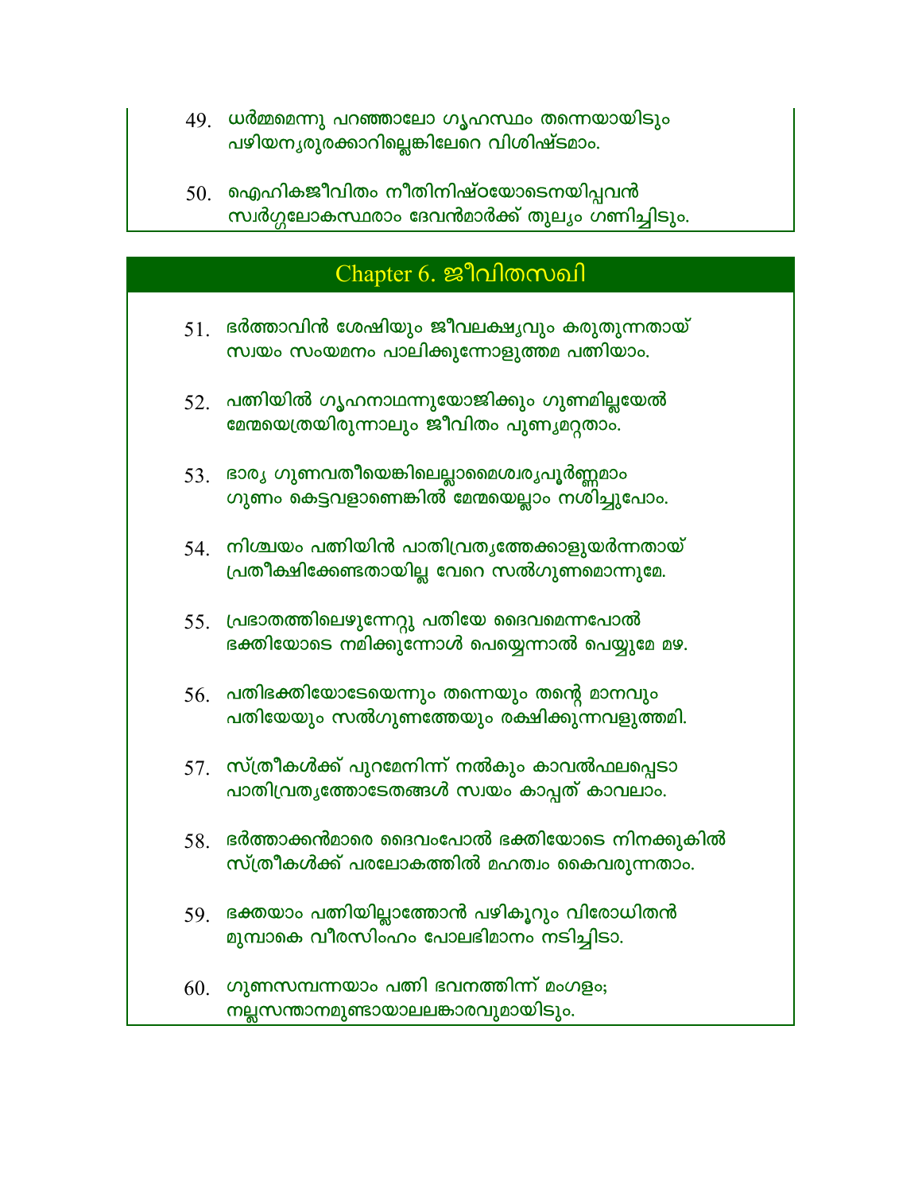49. ധർമ്മമെന്നു പറഞ്ഞാലോ ഗൃഹസ്ഥം തന്നെയായിടും
പഴിയന്യരുരക്കാറില്ലെങ്കിലേറെ വിശിഷ്ടമാം.

50. ഐഹികജീവിതം നീതിനിഷ്ഠയോടെനയിപ്പവൻ
സ്വർഗ്ഗലോകസ്ഥരാം ദേവൻമാർക്ക് തുല്യം ഗണിച്ചിടും.

## Chapter 6. ജീവിതസഖി

51. ഭർത്താവിൻ ശേഷിയും ജീവലക്ഷ്യവും കരുതുന്നതായ്
സ്വയം സംയമനം പാലിക്കുന്നോളുത്തമ പത്നിയാം.

52. പത്നിയിൽ ഗൃഹനാഥന്നുയോജിക്കും ഗുണമില്ലയേൽ
മേന്മയെത്രയിരുന്നാലും ജീവിതം പുണ്യമറ്റതാം.

53. ഭാര്യ ഗുണവതീയെങ്കിലെല്ലാമൈശ്വര്യപൂർണ്ണമാം
ഗുണം കെട്ടവളാണെങ്കിൽ മേന്മയെല്ലാം നശിച്ചുപോം.

54. നിശ്ചയം പത്നിയിൻ പാതിവ്രത്യത്തേക്കാളുയർന്നതായ്
പ്രതീക്ഷിക്കേണ്ടതായില്ല വേറെ സൽഗുണമൊന്നുമേ.

55. പ്രഭാതത്തിലെഴുന്നേറ്റു പതിയേ ദൈവമെന്നപോൽ
ഭക്തിയോടെ നമിക്കുന്നോൾ പെയ്യെന്നാൽ പെയ്യുമേ മഴ.

56. പതിഭക്തിയോടേയെന്നും തന്നെയും തന്റെ മാനവും
പതിയേയും സൽഗുണത്തേയും രക്ഷിക്കുന്നവളുത്തമി.

57. സ്ത്രീകൾക്ക് പുറമേനിന്ന് നൽകും കാവൽഫലപ്പെടാ
പാതിവ്രത്യത്തോടേതങ്ങൾ സ്വയം കാപ്പത് കാവലാം.

58. ഭർത്താക്കൻമാരെ ദൈവംപോൽ ഭക്തിയോടെ നിനക്കുകിൽ
സ്ത്രീകൾക്ക് പരലോകത്തിൽ മഹത്വം കൈവരുന്നതാം.

59. ഭക്തയാം പത്നിയില്ലാത്തോൻ പഴികൂറും വിരോധിതൻ
മുമ്പാകെ വീരസിംഹം പോലഭിമാനം നടിച്ചിടാ.

60. ഗുണസമ്പന്നയാം പത്നി ഭവനത്തിന്ന് മംഗളം;
നല്ലസന്താനമുണ്ടായാലലങ്കാരവുമായിടും.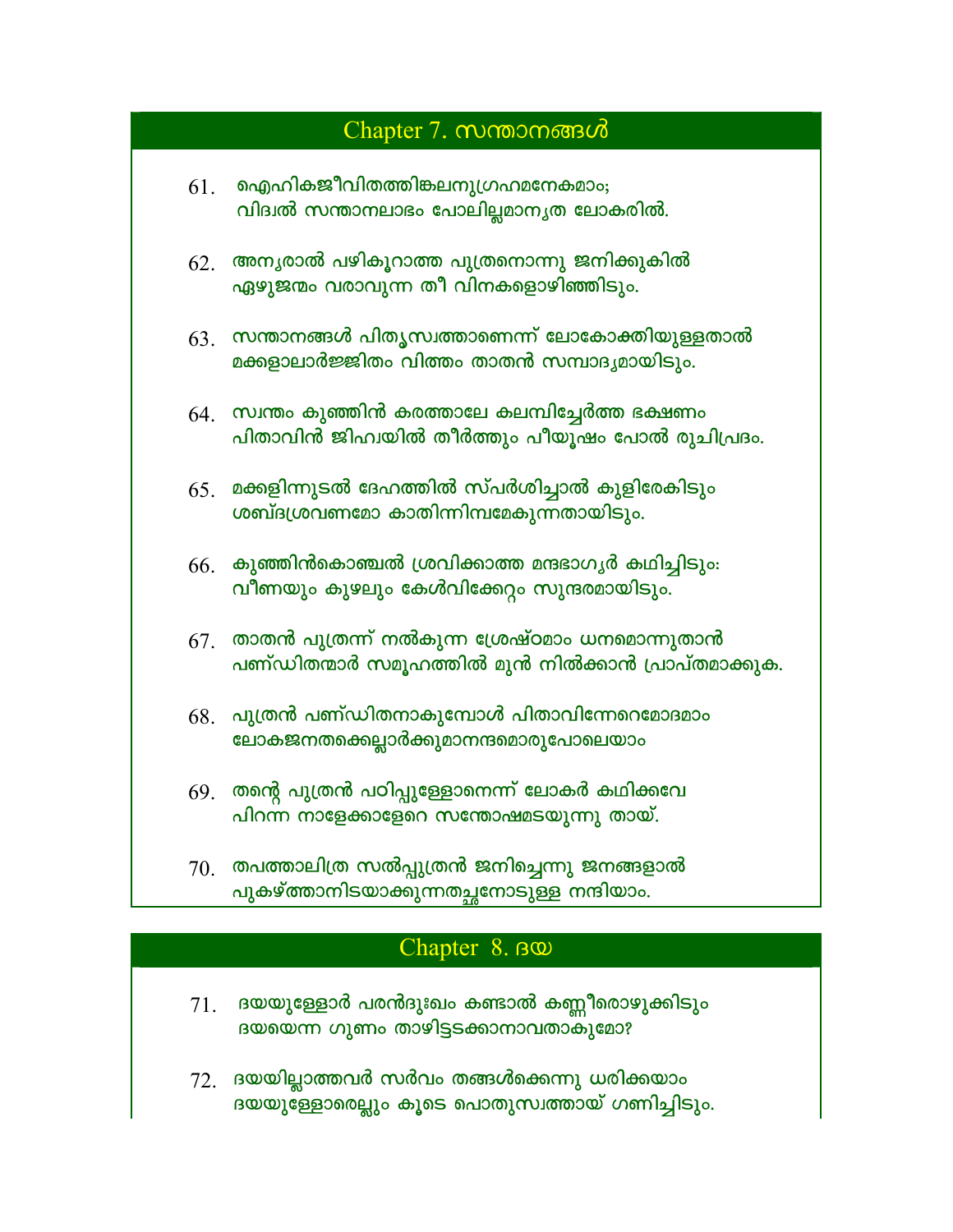## Chapter 7. സന്താനങ്ങൾ

61. ഐഹികജീവിതത്തിങ്കലനുഗ്രഹമനേകമാം;
    വിദ്വാൽ സന്താനലാഭം പോലില്ലമാന്യത ലോകരിൽ.

62. അന്യരാൽ പഴികൂറാത്ത പുത്രനൊന്നു ജനിക്കുകിൽ
    ഏഴുജന്മം വരാവുന്ന തീ വിനകളൊഴിഞ്ഞിടും.

63. സന്താനങ്ങൾ പിതൃസ്വത്താണെന്ന് ലോകോക്തിയുള്ളതാൽ
    മക്കളാലാർജ്ജിതം വിത്തം താതൻ സമ്പാദ്യമായിടും.

64. സ്വന്തം കുഞ്ഞിൻ കരത്താലേ കലമ്പിച്ചേർത്ത ഭക്ഷണം
    പിതാവിൻ ജിഹ്വയിൽ തീർത്തും പീയൂഷം പോൽ രുചിപ്രദം.

65. മക്കളിന്നുടൽ ദേഹത്തിൽ സ്പർശിച്ചാൽ കുളിരേകിടും
    ശബ്ദശ്രവണമോ കാതിന്നിമ്പമേകുന്നതായിടും.

66. കുഞ്ഞിൻകൊഞ്ചൽ ശ്രവിക്കാത്ത മന്ദഭാഗ്യർ കഥിച്ചിടും:
    വീണയും കുഴലും കേൾവിക്കേറ്റം സുന്ദരമായിടും.

67. താതൻ പുത്രന്ന് നൽകുന്ന ശ്രേഷ്ഠമാം ധനമൊന്നുതാൻ
    പണ്ഡിതന്മാർ സമൂഹത്തിൽ മുൻ നിൽക്കാൻ പ്രാപ്തമാക്കുക.

68. പുത്രൻ പണ്ഡിതനാകുമ്പോൾ പിതാവിന്നേറെമോദമാം
    ലോകജനതക്കെല്ലാർക്കുമാനന്ദമൊരുപോലെയാം

69. തന്റെ പുത്രൻ പഠിപ്പുള്ളോനെന്ന് ലോകർ കഥിക്കവേ
    പിറന്ന നാളേക്കാളേറെ സന്തോഷമടയുന്നു തായ്.

70. തപത്താലിത്ര സൽപ്പുത്രൻ ജനിച്ചെന്നു ജനങ്ങളാൽ
    പുകഴ്ത്താനിടയാക്കുന്നതച്ഛനോടുള്ള നന്ദിയാം.

## Chapter 8. ദയ

71. ദയയുള്ളോർ പരൻദുഃഖം കണ്ടാൽ കണ്ണീരൊഴുക്കിടും
    ദയയെന്ന ഗുണം താഴിട്ടടക്കാനാവതാകുമോ?

72. ദയയില്ലാത്തവർ സർവം തങ്ങൾക്കെന്നു ധരിക്കയാം
    ദയയുള്ളോരെല്ലും കൂടെ പൊതുസ്വത്തായ് ഗണിച്ചിടും.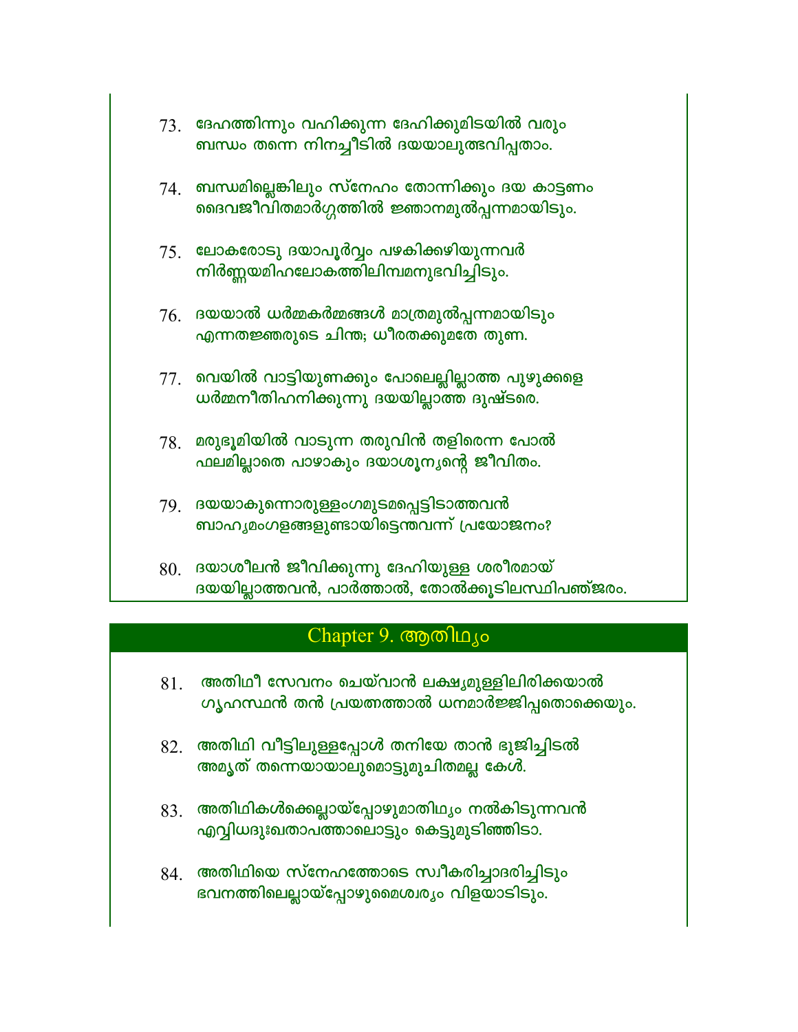73. ദേഹത്തിന്നും വഹിക്കുന്ന ദേഹിക്കുമിടയിൽ വരും
ബന്ധം തന്നെ നിനച്ചീടിൽ ദയയാലുത്ഭവിപ്പതാം.

74. ബന്ധമില്ലെങ്കിലും സ്നേഹം തോന്നിക്കും ദയ കാട്ടണം
ദൈവജീവിതമാർഗ്ഗത്തിൽ ജ്ഞാനമുൽപ്പന്നമായിടും.

75. ലോകരോടു ദയാപൂർവ്വം പഴകിക്കഴിയുന്നവർ
നിർണ്ണയമിഹലോകത്തിലിമ്പമനുഭവിച്ചിടും.

76. ദയയാൽ ധർമ്മകർമ്മങ്ങൾ മാത്രമുൽപ്പന്നമായിടും
എന്നതജ്ഞരുടെ ചിന്ത; ധീരതക്കുമതേ തുണ.

77. വെയിൽ വാട്ടിയുണക്കും പോലെല്ലില്ലാത്ത പുഴുക്കളെ
ധർമ്മനീതിഹനിക്കുന്നു ദയയില്ലാത്ത ദുഷ്ടരെ.

78. മരുഭൂമിയിൽ വാടുന്ന തരുവിൻ തളിരെന്ന പോൽ
ഫലമില്ലാതെ പാഴാകും ദയാശൂന്യന്റെ ജീവിതം.

79. ദയയാകുന്നൊരുള്ളംഗമുടമപ്പെട്ടിടാത്തവൻ
ബാഹ്യമംഗളങ്ങളുണ്ടായിട്ടെന്തവന്ന് പ്രയോജനം?

80. ദയാശീലൻ ജീവിക്കുന്നു ദേഹിയുള്ള ശരീരമായ്
ദയയില്ലാത്തവൻ, പാർത്താൽ, തോൽക്കൂടിലസ്ഥിപഞ്ജരം.

## Chapter 9. ആതിഥ്യം

81. അതിഥീ സേവനം ചെയ്‌വാൻ ലക്ഷ്യമുള്ളിലിരിക്കയാൽ
ഗൃഹസ്ഥൻ തൻ പ്രയത്നത്താൽ ധനമാർജ്ജിപ്പതൊക്കെയും.

82. അതിഥി വീട്ടിലുള്ളപ്പോൾ തനിയേ താൻ ഭുജിച്ചിടൽ
അമൃത് തന്നെയായാലുമൊട്ടുമുചിതമല്ല കേൾ.

83. അതിഥികൾക്കെല്ലായ്പ്പോഴുമാതിഥ്യം നൽകിടുന്നവൻ
എവ്വിധദുഃഖതാപത്താലൊട്ടും കെട്ടുമുടിഞ്ഞിടാ.

84. അതിഥിയെ സ്നേഹത്തോടെ സ്വീകരിച്ചാദരിച്ചിടും
ഭവനത്തിലെല്ലായ്പ്പോഴുമൈശ്വര്യം വിളയാടിടും.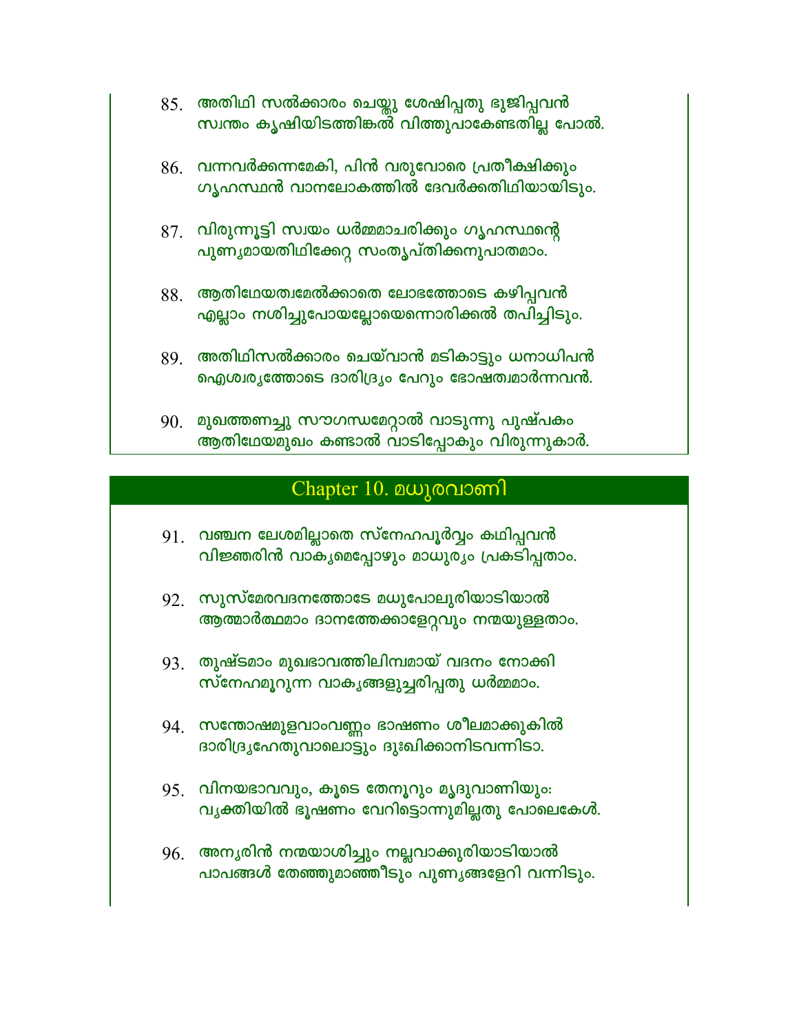85. അതിഥി സൽക്കാരം ചെയ്തു ശേഷിപ്പതു ഭുജിപ്പവൻ
സ്വന്തം കൃഷിയിടത്തിങ്കൽ വിത്തുപാകേണ്ടതില്ല പോൽ.

86. വന്നവർക്കന്നമേകി, പിൻ വരുവോരെ പ്രതീക്ഷിക്കും
ഗൃഹസ്ഥൻ വാനലോകത്തിൽ ദേവർക്കതിഥിയായിടും.

87. വിരുന്നൂട്ടി സ്വയം ധർമ്മമാചരിക്കും ഗൃഹസ്ഥന്റെ
പുണ്യമായതിഥിക്കേറ്റ സംതൃപ്തിക്കനുപാതമാം.

88. ആതിഥേയത്വമേൽക്കാതെ ലോഭത്തോടെ കഴിപ്പവൻ
എല്ലാം നശിച്ചുപോയല്ലോയെന്നൊരിക്കൽ തപിച്ചിടും.

89. അതിഥിസൽക്കാരം ചെയ്‌വാൻ മടികാട്ടും ധനാധിപൻ
ഐശ്വര്യത്തോടെ ദാരിദ്ര്യം പേറും ഭോഷത്വമാർന്നവൻ.

90. മുഖത്തണച്ചു സൗഗന്ധമേറ്റാൽ വാടുന്നു പുഷ്പകം
ആതിഥേയമുഖം കണ്ടാൽ വാടിപ്പോകും വിരുന്നുകാർ.

## Chapter 10. മധുരവാണി

91. വഞ്ചന ലേശമില്ലാതെ സ്നേഹപൂർവ്വം കഥിപ്പവൻ
വിജ്ഞരിൻ വാക്യമെപ്പോഴും മാധുര്യം പ്രകടിപ്പതാം.

92. സുസ്മേരവദനത്തോടേ മധുപോലുരിയാടിയാൽ
ആത്മാർത്ഥമാം ദാനത്തേക്കാളേറ്റവും നന്മയുള്ളതാം.

93. തുഷ്ടമാം മുഖഭാവത്തിലിമ്പമായ് വദനം നോക്കി
സ്നേഹമൂറുന്ന വാക്യങ്ങളുച്ചരിപ്പതു ധർമ്മമാം.

94. സന്തോഷമുളവാംവണ്ണം ഭാഷണം ശീലമാക്കുകിൽ
ദാരിദ്ര്യഹേതുവാലൊട്ടും ദുഃഖിക്കാനിടവന്നിടാ.

95. വിനയഭാവവും, കൂടെ തേനൂറും മൃദുവാണിയും:
വ്യക്തിയിൽ ഭൂഷണം വേറിട്ടൊന്നുമില്ലതു പോലെകേൾ.

96. അന്യരിൻ നന്മയാശിച്ചും നല്ലവാക്കുരിയാടിയാൽ
പാപങ്ങൾ തേഞ്ഞുമാഞ്ഞീടും പുണ്യങ്ങളേറി വന്നിടും.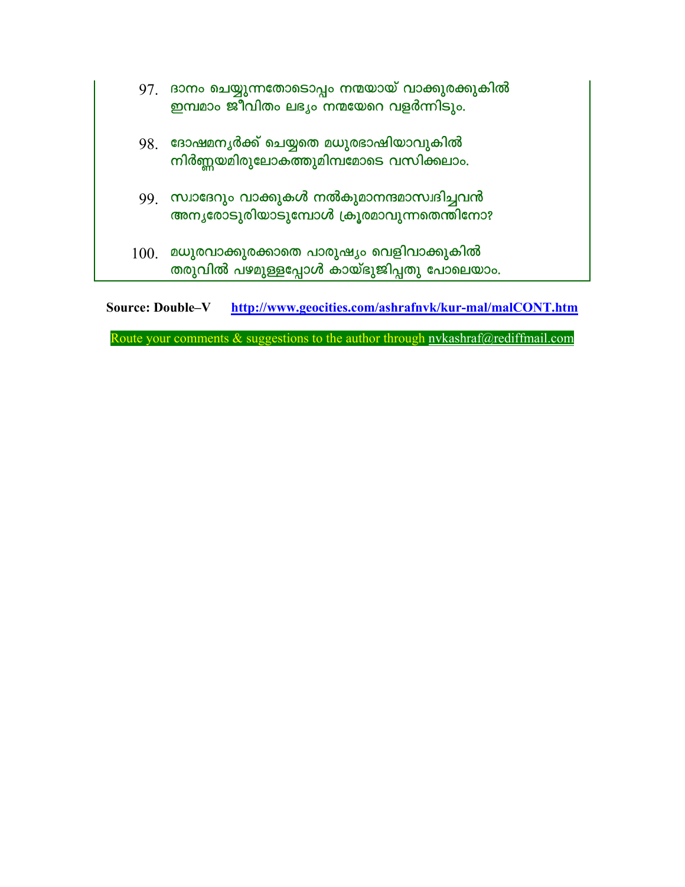97. ദാനം ചെയ്യുന്നതോടൊപ്പം നന്മയായ് വാക്കുരക്കുകിൽ
    ഇമ്പമാം ജീവിതം ലഭ്യം നന്മയേറെ വളർന്നിടും.

98. ദോഷമന്യർക്ക് ചെയ്യതെ മധുരഭാഷിയാവുകിൽ
    നിർണ്ണയമിരുലോകത്തുമിമ്പമോടെ വസിക്കലാം.

99. സ്വാദേറും വാക്കുകൾ നൽകുമാനന്ദമാസ്വദിച്ചവൻ
    അന്യരോടുരിയാടുമ്പോൾ ക്രൂരമാവുന്നതെന്തിനോ?

100. മധുരവാക്കുരക്കാതെ പാരുഷ്യം വെളിവാക്കുകിൽ
     തരുവിൽ പഴമുള്ളപ്പോൾ കായ്ഭുജിപ്പതു പോലെയാം.

**Source: Double–V** [http://www.geocities.com/ashrafnvk/kur-mal/malCONT.htm](http://www.geocities.com/ashrafnvk/kur-mal/malCONT.htm)

Route your comments & suggestions to the author through nvkashraf@rediffmail.com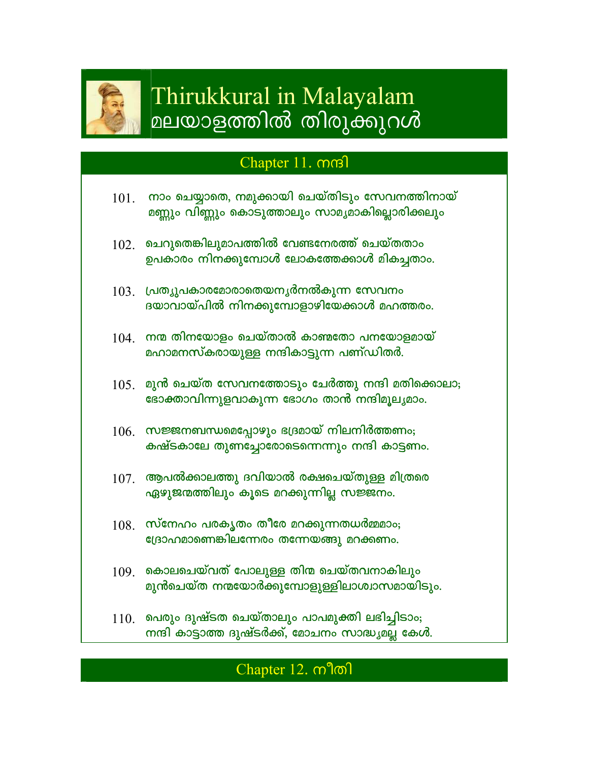# Thirukkural in Malayalam
# മലയാളത്തിൽ തിരുക്കുറൾ

## Chapter 11. നന്ദി

101. നാം ചെയ്യാതെ, നമുക്കായി ചെയ്തിടും സേവനത്തിനായ്
മണ്ണും വിണ്ണും കൊടുത്താലും സാമ്യമാകില്ലൊരിക്കലും

102. ചെറുതെങ്കിലുമാപത്തിൽ വേണ്ടനേരത്ത് ചെയ്തതാം
ഉപകാരം നിനക്കുമ്പോൾ ലോകത്തേക്കാൾ മികച്ചതാം.

103. പ്രത്യുപകാരമോരാതെയന്യർനൽകുന്ന സേവനം
ദയാവായ്പിൽ നിനക്കുമ്പോളാഴിയേക്കാൾ മഹത്തരം.

104. നന്മ തിനയോളം ചെയ്താൽ കാണ്മതോ പനയോളമായ്
മഹാമനസ്കരായുള്ള നന്ദികാട്ടുന്ന പണ്ഡിതർ.

105. മുൻ ചെയ്ത സേവനത്തോടും ചേർത്തു നന്ദി മതിക്കൊലാ;
ഭോക്താവിന്നുളവാകുന്ന ഭോഗം താൻ നന്ദിമൂല്യമാം.

106. സജ്ജനബന്ധമെപ്പോഴും ഭദ്രമായ് നിലനിർത്തണം;
കഷ്ടകാലേ തുണച്ചോരോടെന്നെന്നും നന്ദി കാട്ടണം.

107. ആപൽക്കാലത്തു ദവിയാൽ രക്ഷചെയ്തുള്ള മിത്രരെ
ഏഴുജന്മത്തിലും കൂടെ മറക്കുന്നില്ല സജ്ജനം.

108. സ്നേഹം പരകൃതം തീരേ മറക്കുന്നതധർമ്മമാം;
ദ്രോഹമാണെങ്കിലന്നേരം തന്നേയങ്ങു മറക്കണം.

109. കൊലചെയ്വത് പോലുള്ള തിന്മ ചെയ്തവനാകിലും
മുൻചെയ്ത നന്മയോർക്കുമ്പോളുള്ളിലാശ്വാസമായിടും.

110. പെരും ദുഷ്ടത ചെയ്താലും പാപമുക്തി ലഭിച്ചിടാം;
നന്ദി കാട്ടാത്ത ദുഷ്ടർക്ക്, മോചനം സാദ്ധ്യമല്ല കേൾ.

## Chapter 12. നീതി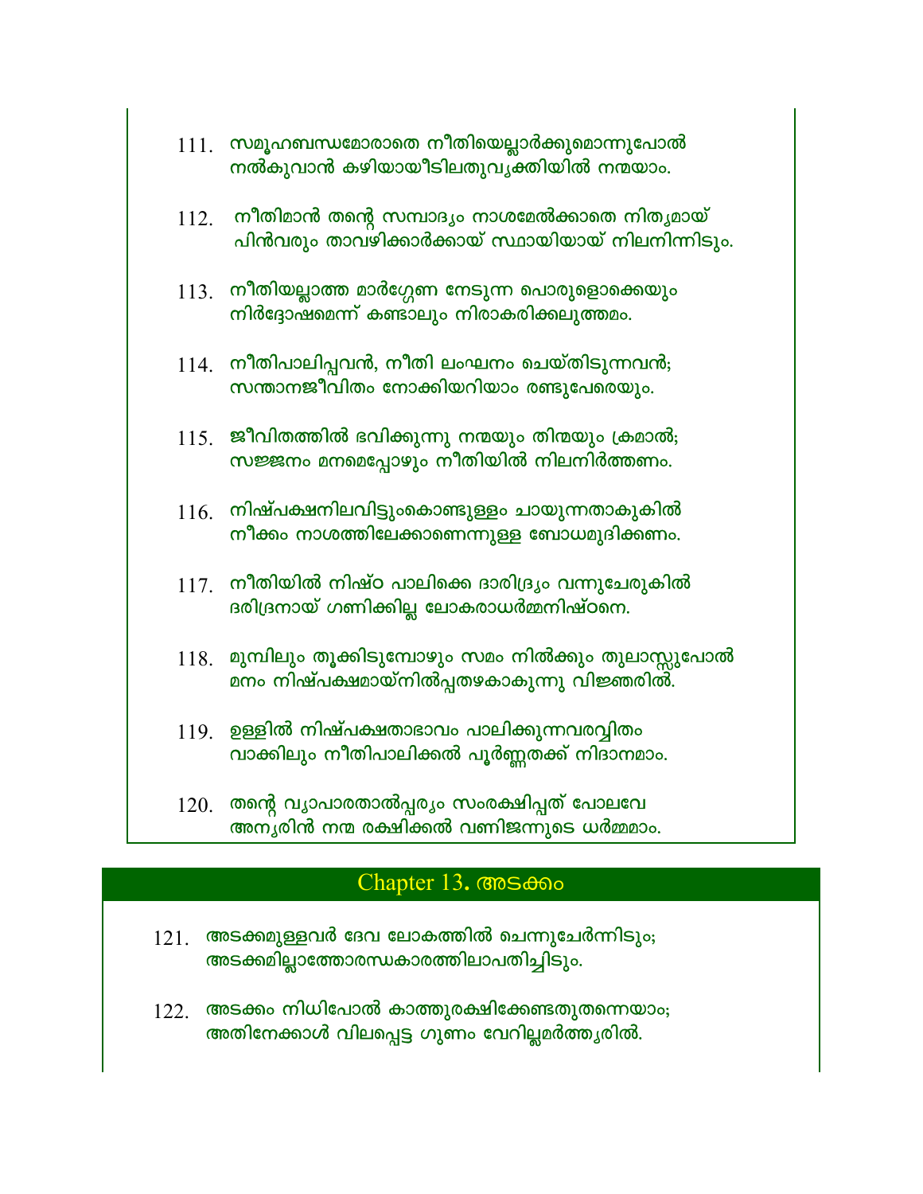111. സമൂഹബന്ധമോരാതെ നീതിയെല്ലാർക്കുമൊന്നുപോൽ
നൽകുവാൻ കഴിയായീടിലതുവ്യക്തിയിൽ നന്മയാം.

112. നീതിമാൻ തന്റെ സമ്പാദ്യം നാശമേൽക്കാതെ നിത്യമായ്
പിൻവരും താവഴിക്കാർക്കായ് സ്ഥായിയായ് നിലനിന്നിടും.

113. നീതിയല്ലാത്ത മാർഗ്ഗേണ നേടുന്ന പൊരുളൊക്കെയും
നിർദ്ദോഷമെന്ന് കണ്ടാലും നിരാകരിക്കലുത്തമം.

114. നീതിപാലിപ്പവൻ, നീതി ലംഘനം ചെയ്തിടുന്നവൻ;
സന്താനജീവിതം നോക്കിയറിയാം രണ്ടുപേരെയും.

115. ജീവിതത്തിൽ ഭവിക്കുന്നു നന്മയും തിന്മയും ക്രമാൽ;
സജ്ജനം മനമെപ്പോഴും നീതിയിൽ നിലനിർത്തണം.

116. നിഷ്പക്ഷനിലവിട്ടുംകൊണ്ടുള്ളം ചായുന്നതാകുകിൽ
നീക്കം നാശത്തിലേക്കാണെന്നുള്ള ബോധമുദിക്കണം.

117. നീതിയിൽ നിഷ്ഠ പാലിക്കെ ദാരിദ്ര്യം വന്നുചേരുകിൽ
ദരിദ്രനായ് ഗണിക്കില്ല ലോകരാധർമ്മനിഷ്ഠനെ.

118. മുമ്പിലും തൂക്കിടുമ്പോഴും സമം നിൽക്കും തുലാസ്സുപോൽ
മനം നിഷ്പക്ഷമായ്നിൽപ്പതഴകാകുന്നു വിജ്ഞരിൽ.

119. ഉള്ളിൽ നിഷ്പക്ഷതാഭാവം പാലിക്കുന്നവരവ്വിതം
വാക്കിലും നീതിപാലിക്കൽ പൂർണ്ണതക്ക് നിദാനമാം.

120. തന്റെ വ്യാപാരതാൽപ്പര്യം സംരക്ഷിപ്പത് പോലവേ
അന്യരിൻ നന്മ രക്ഷിക്കൽ വണിജന്നുടെ ധർമ്മമാം.

## Chapter 13. അടക്കം

121. അടക്കമുള്ളവർ ദേവ ലോകത്തിൽ ചെന്നുചേർന്നിടും;
അടക്കമില്ലാത്തോരന്ധകാരത്തിലാപതിച്ചിടും.

122. അടക്കം നിധിപോൽ കാത്തുരക്ഷിക്കേണ്ടതുതന്നെയാം;
അതിനേക്കാൾ വിലപ്പെട്ട ഗുണം വേറില്ലമർത്ത്യരിൽ.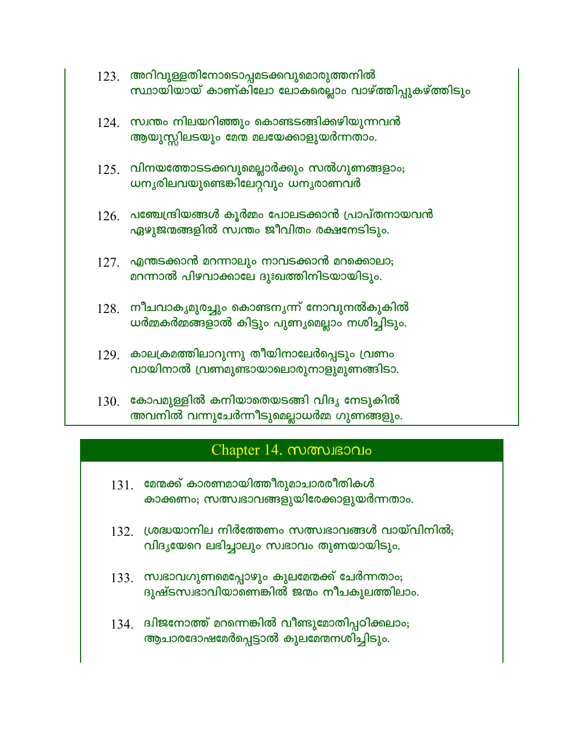123. അറിവുള്ളതിനോടൊപ്പമടക്കവുമൊരുത്തനിൽ
സ്ഥായിയായ് കാണ്കിലോ ലോകരെല്ലാം വാഴ്ത്തിപ്പുകഴ്ത്തിടും

124. സ്വന്തം നിലയറിഞ്ഞും കൊണ്ടടങ്ങിക്കഴിയുന്നവൻ
ആയുസ്സിലടയും മേന്മ മലയേക്കാളുയർന്നതാം.

125. വിനയത്തോടടക്കവുമെല്ലാർക്കും സൽഗുണങ്ങളാം;
ധന്യരിലവയുണ്ടെങ്കിലേറ്റവും ധന്യരാണവർ

126. പഞ്ചേന്ദ്രിയങ്ങൾ കൂർമ്മം പോലടക്കാൻ പ്രാപ്തനായവൻ
ഏഴുജന്മങ്ങളിൽ സ്വന്തം ജീവിതം രക്ഷനേടിടും.

127. എന്തടക്കാൻ മറന്നാലും നാവടക്കാൻ മറക്കൊലാ;
മറന്നാൽ പിഴവാക്കാലേ ദുഃഖത്തിനിടയായിടും.

128. നീചവാക്യമുരച്ചും കൊണ്ടന്യന്ന് നോവുനൽകുകിൽ
ധർമ്മകർമ്മങ്ങളാൽ കിട്ടും പുണ്യമെല്ലാം നശിച്ചിടും.

129. കാലക്രമത്തിലാറുന്നു തീയിനാലേർപ്പെടും വ്രണം
വായിനാൽ വ്രണമുണ്ടായാലൊരുനാളുമുണങ്ങിടാ.

130. കോപമുള്ളിൽ കനിയാതെയടങ്ങി വിദ്യ നേടുകിൽ
അവനിൽ വന്നുചേർന്നീടുമെല്ലാധർമ്മ ഗുണങ്ങളും.

## Chapter 14. സത്സ്വഭാവം

131. മേന്മക്ക് കാരണമായിത്തീരുമാചാരരീതികൾ
കാക്കണം; സത്സ്വഭാവങ്ങളുയിരേക്കാളുയർന്നതാം.

132. ശ്രദ്ധയാനില നിർത്തേണം സത്സ്വഭാവങ്ങൾ വായ്‌വിനിൽ;
വിദ്യയേറെ ലഭിച്ചാലും സ്വഭാവം തുണയായിടും.

133. സ്വഭാവഗുണമെപ്പോഴും കുലമേന്മക്ക് ചേർന്നതാം;
ദുഷ്ടസ്വഭാവിയാണെങ്കിൽ ജന്മം നീചകുലത്തിലാം.

134. ദ്വിജനോത്ത് മറന്നെങ്കിൽ വീണ്ടുമോതിപ്പഠിക്കലാം;
ആചാരദോഷമേർപ്പെട്ടാൽ കുലമേന്മനശിച്ചിടും.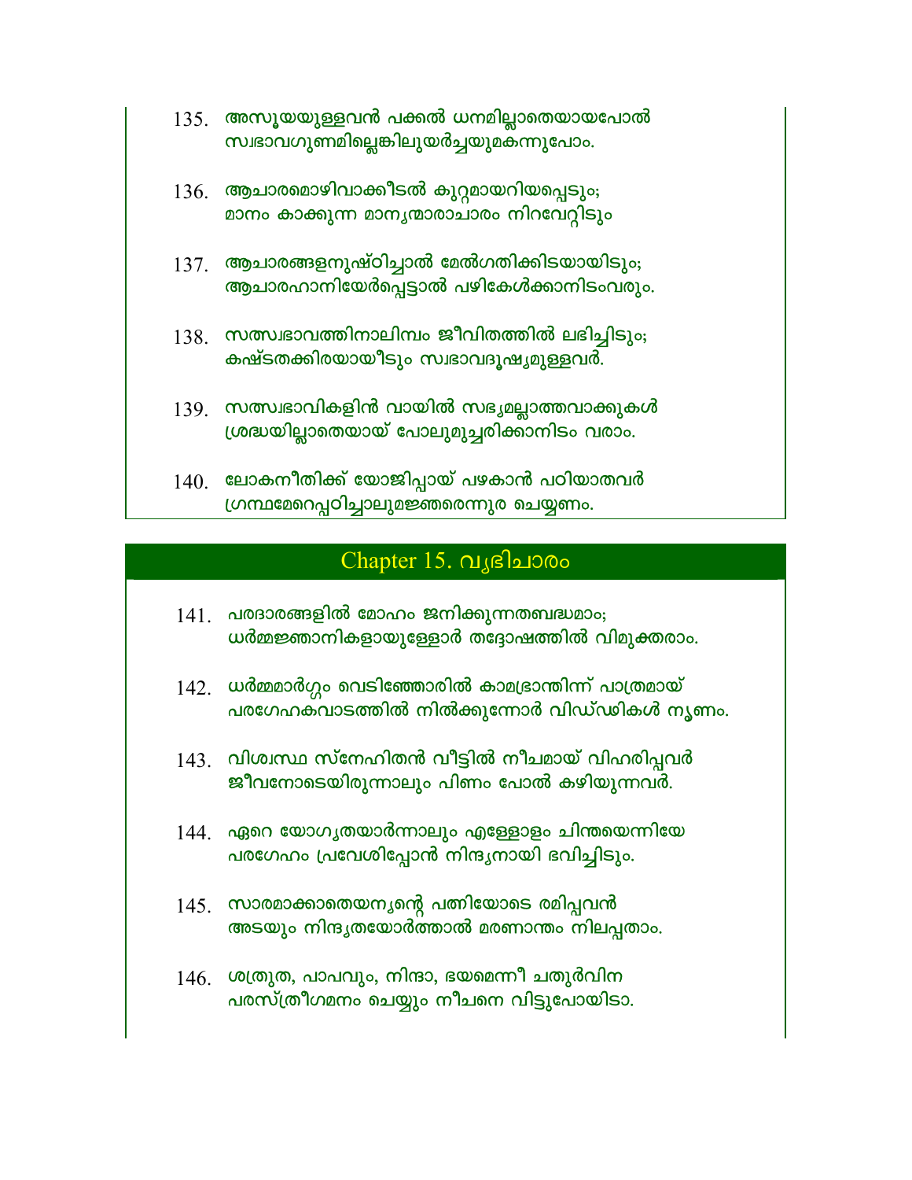135. അസൂയയുള്ളവൻ പക്കൽ ധനമില്ലാതെയായപോൽ
സ്വഭാവഗുണമില്ലെങ്കിലുയർച്ചയുമകന്നുപോം.

136. ആചാരമൊഴിവാക്കീടൽ കുറ്റമായറിയപ്പെടും;
മാനം കാക്കുന്ന മാന്യന്മാരാചാരം നിറവേറ്റിടും

137. ആചാരങ്ങളനുഷ്ഠിച്ചാൽ മേൽഗതിക്കിടയായിടും;
ആചാരഹാനിയേർപ്പെട്ടാൽ പഴികേൾക്കാനിടംവരും.

138. സത്സ്വഭാവത്തിനാലിമ്പം ജീവിതത്തിൽ ലഭിച്ചിടും;
കഷ്ടതക്കിരയായീടും സ്വഭാവദൂഷ്യമുള്ളവർ.

139. സത്സ്വഭാവികളിൻ വായിൽ സഭ്യമല്ലാത്തവാക്കുകൾ
ശ്രദ്ധയില്ലാതെയായ് പോലുമുച്ചരിക്കാനിടം വരാം.

140. ലോകനീതിക്ക് യോജിപ്പായ് പഴകാൻ പഠിയാതവർ
ഗ്രന്ഥമേറെപ്പഠിച്ചാലുമജ്ഞരെന്നുര ചെയ്യണം.

## Chapter 15. വ്യഭിചാരം

141. പരദാരങ്ങളിൽ മോഹം ജനിക്കുന്നതബദ്ധമാം;
ധർമ്മജ്ഞാനികളായുള്ളോർ തദ്ദോഷത്തിൽ വിമുക്തരാം.

142. ധർമ്മമാർഗ്ഗം വെടിഞ്ഞോരിൽ കാമഭ്രാന്തിന്ന് പാത്രമായ്
പരഗേഹകവാടത്തിൽ നിൽക്കുന്നോർ വിഡ്ഢികൾ നൃണം.

143. വിശ്വസ്ഥ സ്നേഹിതൻ വീട്ടിൽ നീചമായ് വിഹരിപ്പവർ
ജീവനോടെയിരുന്നാലും പിണം പോൽ കഴിയുന്നവർ.

144. ഏറെ യോഗ്യതയാർന്നാലും എള്ളോളം ചിന്തയെന്നിയേ
പരഗേഹം പ്രവേശിപ്പോൻ നിന്ദ്യനായി ഭവിച്ചിടും.

145. സാരമാക്കാതെയന്യന്റെ പത്നിയോടെ രമിപ്പവൻ
അടയും നിന്ദ്യതയോർത്താൽ മരണാന്തം നിലപ്പതാം.

146. ശത്രുത, പാപവും, നിന്ദാ, ഭയമെന്നീ ചതുർവിന
പരസ്ത്രീഗമനം ചെയ്യും നീചനെ വിട്ടുപോയിടാ.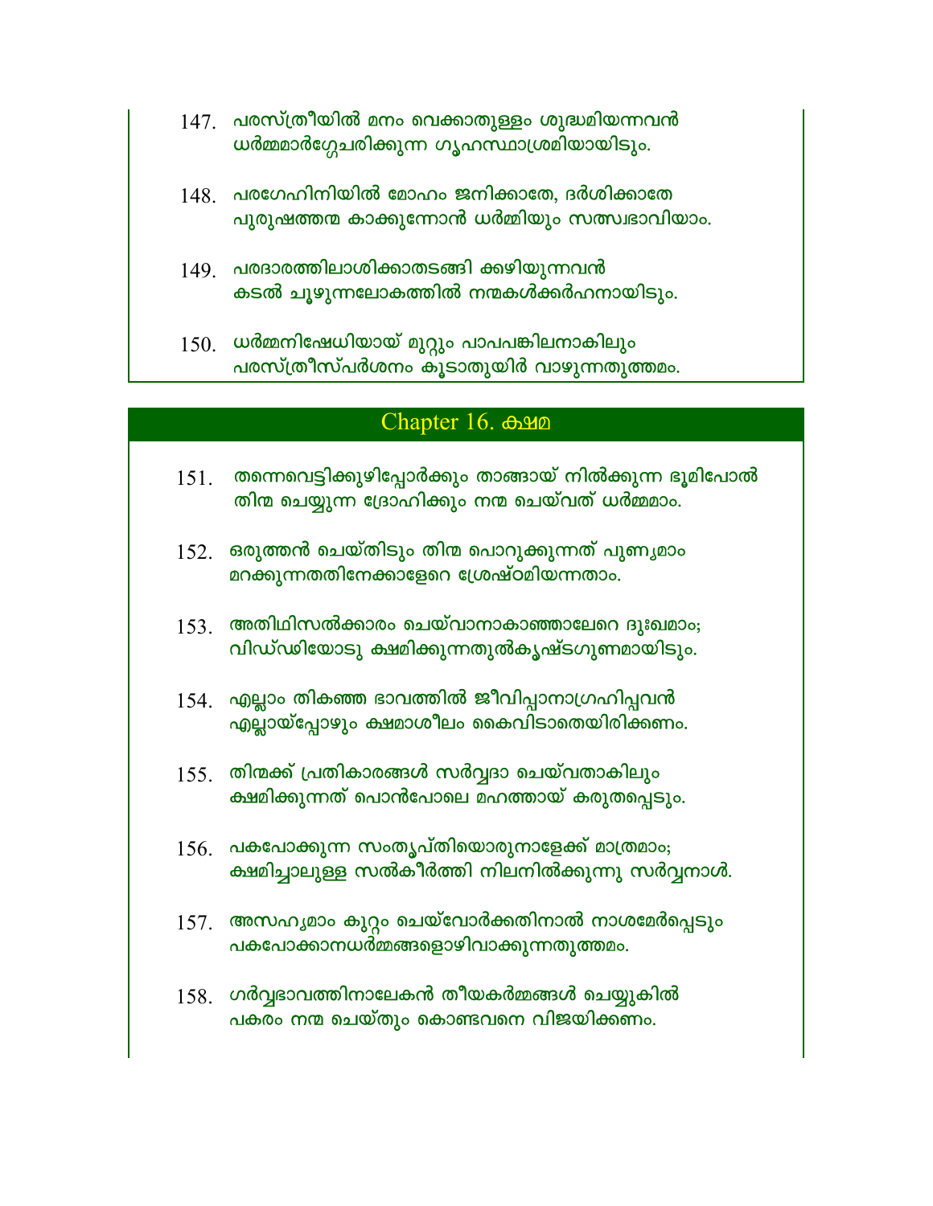147. പരസ്ത്രീയിൽ മനം വെക്കാതുള്ളം ശുദ്ധമിയന്നവൻ
ധർമ്മമാർഗ്ഗേചരിക്കുന്ന ഗൃഹസ്ഥാശ്രമിയായിടും.

148. പരഗേഹിനിയിൽ മോഹം ജനിക്കാതേ, ദർശിക്കാതേ
പുരുഷത്തന്മ കാക്കുന്നോൻ ധർമ്മിയും സത്സ്വഭാവിയാം.

149. പരദാരത്തിലാശിക്കാതടങ്ങി ക്കഴിയുന്നവൻ
കടൽ ചൂഴുന്നലോകത്തിൽ നന്മകൾക്കർഹനായിടും.

150. ധർമ്മനിഷേധിയായ് മുറ്റും പാപപങ്കിലനാകിലും
പരസ്ത്രീസ്പർശനം കൂടാതുയിർ വാഴുന്നതുത്തമം.

## Chapter 16. ക്ഷമ

151. തന്നെവെട്ടിക്കുഴിപ്പോർക്കും താങ്ങായ് നിൽക്കുന്ന ഭൂമിപോൽ
തിന്മ ചെയ്യുന്ന ദ്രോഹിക്കും നന്മ ചെയ്വത് ധർമ്മമാം.

152. ഒരുത്തൻ ചെയ്തിടും തിന്മ പൊറുക്കുന്നത് പുണ്യമാം
മറക്കുന്നതതിനേക്കാളേറെ ശ്രേഷ്ഠമിയന്നതാം.

153. അതിഥിസൽക്കാരം ചെയ്വാനാകാഞ്ഞാലേറെ ദുഃഖമാം;
വിഡ്ഢിയോടു ക്ഷമിക്കുന്നതുൽകൃഷ്ടഗുണമായിടും.

154. എല്ലാം തികഞ്ഞ ഭാവത്തിൽ ജീവിപ്പാനാഗ്രഹിപ്പവൻ
എല്ലായ്പ്പോഴും ക്ഷമാശീലം കൈവിടാതെയിരിക്കണം.

155. തിന്മക്ക് പ്രതികാരങ്ങൾ സർവ്വദാ ചെയ്വതാകിലും
ക്ഷമിക്കുന്നത് പൊൻപോലെ മഹത്തായ് കരുതപ്പെടും.

156. പകപോക്കുന്ന സംതൃപ്തിയൊരുനാളേക്ക് മാത്രമാം;
ക്ഷമിച്ചാലുള്ള സൽകീർത്തി നിലനിൽക്കുന്നു സർവ്വനാൾ.

157. അസഹ്യമാം കുറ്റം ചെയ്വോർക്കതിനാൽ നാശമേർപ്പെടും
പകപോക്കാനധർമ്മങ്ങളൊഴിവാക്കുന്നതുത്തമം.

158. ഗർവ്വഭാവത്തിനാലേകൻ തീയകർമ്മങ്ങൾ ചെയ്യുകിൽ
പകരം നന്മ ചെയ്തും കൊണ്ടവനെ വിജയിക്കണം.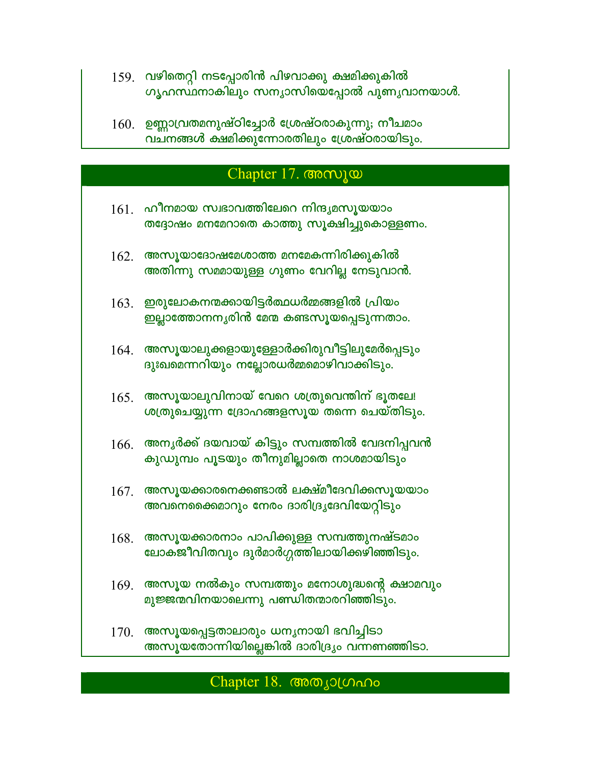159. വഴിതെറ്റി നടപ്പോരിൻ പിഴവാക്കു ക്ഷമിക്കുകിൽ
ഗൃഹസ്ഥനാകിലും സന്യാസിയെപ്പോൽ പുണ്യവാനയാൾ.

160. ഉണ്ണാവ്രതമനുഷ്ഠിച്ചോർ ശ്രേഷ്ഠരാകുന്നു; നീചമാം
വചനങ്ങൾ ക്ഷമിക്കുന്നോരതിലും ശ്രേഷ്ഠരായിടും.

## Chapter 17. അസൂയ

161. ഹീനമായ സ്വഭാവത്തിലേറെ നിന്ദ്യമസൂയയാം
തദ്ദോഷം മനമേറാതെ കാത്തു സൂക്ഷിച്ചുകൊള്ളണം.

162. അസൂയാദോഷമേശാത്ത മനമേകന്നിരിക്കുകിൽ
അതിന്നു സമമായുള്ള ഗുണം വേറില്ല നേടുവാൻ.

163. ഇരുലോകനന്മക്കായിട്ടർത്ഥധർമ്മങ്ങളിൽ പ്രിയം
ഇല്ലാത്തോനന്യരിൻ മേന്മ കണ്ടസൂയപ്പെടുന്നതാം.

164. അസൂയാലുക്കളായുള്ളോർക്കിരുവീട്ടിലുമേർപ്പെടും
ദുഃഖമെന്നറിയും നല്ലോരധർമ്മമൊഴിവാക്കിടും.

165. അസൂയാലുവിനായ് വേറെ ശത്രുവെന്തിന് ഭൂതലേ!
ശത്രുചെയ്യുന്ന ദ്രോഹങ്ങളസൂയ തന്നെ ചെയ്തിടും.

166. അന്യർക്ക് ദയവായ് കിട്ടും സമ്പത്തിൽ വേദനിപ്പവൻ
കുഡുമ്പം പൂടയും തീനുമില്ലാതെ നാശമായിടും

167. അസൂയക്കാരനെക്കണ്ടാൽ ലക്ഷ്മീദേവിക്കസൂയയാം
അവനെക്കൈമാറും നേരം ദാരിദ്ര്യദേവിയേറ്റിടും

168. അസൂയക്കാരനാം പാപിക്കുള്ള സമ്പത്തുനഷ്ടമാം
ലോകജീവിതവും ദുർമാർഗ്ഗത്തിലായിക്കഴിഞ്ഞിടും.

169. അസൂയ നൽകും സമ്പത്തും മനോശുദ്ധന്റെ ക്ഷാമവും
മുജ്ജന്മവിനയാലെന്നു പണ്ഡിതന്മാരറിഞ്ഞിടും.

170. അസൂയപ്പെട്ടതാലാരും ധന്യനായി ഭവിച്ചിടാ
അസൂയതോന്നിയില്ലെങ്കിൽ ദാരിദ്ര്യം വന്നണഞ്ഞിടാ.

## Chapter 18. അത്യാഗ്രഹം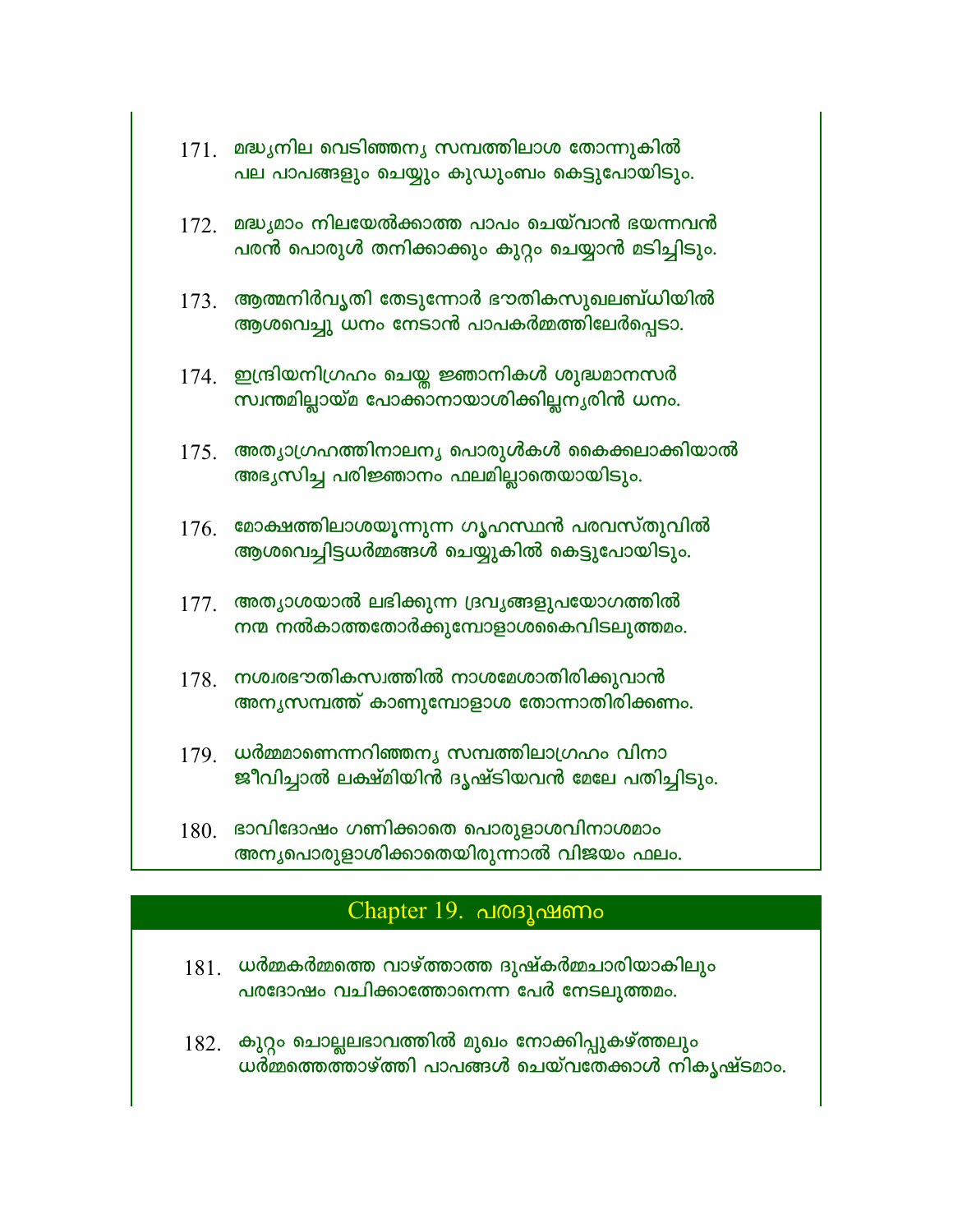171. മദ്ധ്യനില വെടിഞ്ഞന്യ സമ്പത്തിലാശ തോന്നുകിൽ
പല പാപങ്ങളും ചെയ്യും കുഡുംബം കെട്ടുപോയിടും.

172. മദ്ധ്യമാം നിലയേൽക്കാത്ത പാപം ചെയ്‌വാൻ ഭയന്നവൻ
പരൻ പൊരുൾ തനിക്കാക്കും കുറ്റം ചെയ്യാൻ മടിച്ചിടും.

173. ആത്മനിർവൃതി തേടുന്നോർ ഭൗതികസുഖലബ്ധിയിൽ
ആശവെച്ചു ധനം നേടാൻ പാപകർമ്മത്തിലേർപ്പെടാ.

174. ഇന്ദ്രിയനിഗ്രഹം ചെയ്ത ജ്ഞാനികൾ ശുദ്ധമാനസർ
സ്വന്തമില്ലായ്മ പോക്കാനായാശിക്കില്ലന്യരിൻ ധനം.

175. അത്യാഗ്രഹത്തിനാലന്യ പൊരുൾകൾ കൈക്കലാക്കിയാൽ
അഭ്യസിച്ച പരിജ്ഞാനം ഫലമില്ലാതെയായിടും.

176. മോക്ഷത്തിലാശയൂന്നുന്ന ഗൃഹസ്ഥൻ പരവസ്തുവിൽ
ആശവെച്ചിട്ടധർമ്മങ്ങൾ ചെയ്യുകിൽ കെട്ടുപോയിടും.

177. അത്യാശയാൽ ലഭിക്കുന്ന ദ്രവ്യങ്ങളുപയോഗത്തിൽ
നന്മ നൽകാത്തതോർക്കുമ്പോളാശകൈവിടലുത്തമം.

178. നശ്വരഭൗതികസ്വത്തിൽ നാശമേശാതിരിക്കുവാൻ
അന്യസമ്പത്ത് കാണുമ്പോളാശ തോന്നാതിരിക്കണം.

179. ധർമ്മമാണെന്നറിഞ്ഞന്യ സമ്പത്തിലാഗ്രഹം വിനാ
ജീവിച്ചാൽ ലക്ഷ്മിയിൻ ദൃഷ്ടിയവൻ മേലേ പതിച്ചിടും.

180. ഭാവിദോഷം ഗണിക്കാതെ പൊരുളാശവിനാശമാം
അന്യപൊരുളാശിക്കാതെയിരുന്നാൽ വിജയം ഫലം.

## Chapter 19. പരദൂഷണം

181. ധർമ്മകർമ്മത്തെ വാഴ്ത്താത്ത ദുഷ്കർമ്മചാരിയാകിലും
പരദോഷം വചിക്കാത്തോനെന്ന പേർ നേടലുത്തമം.

182. കുറ്റം ചൊല്ലലഭാവത്തിൽ മുഖം നോക്കിപ്പുകഴ്ത്തലും
ധർമ്മത്തെത്താഴ്ത്തി പാപങ്ങൾ ചെയ്‌വതേക്കാൾ നികൃഷ്ടമാം.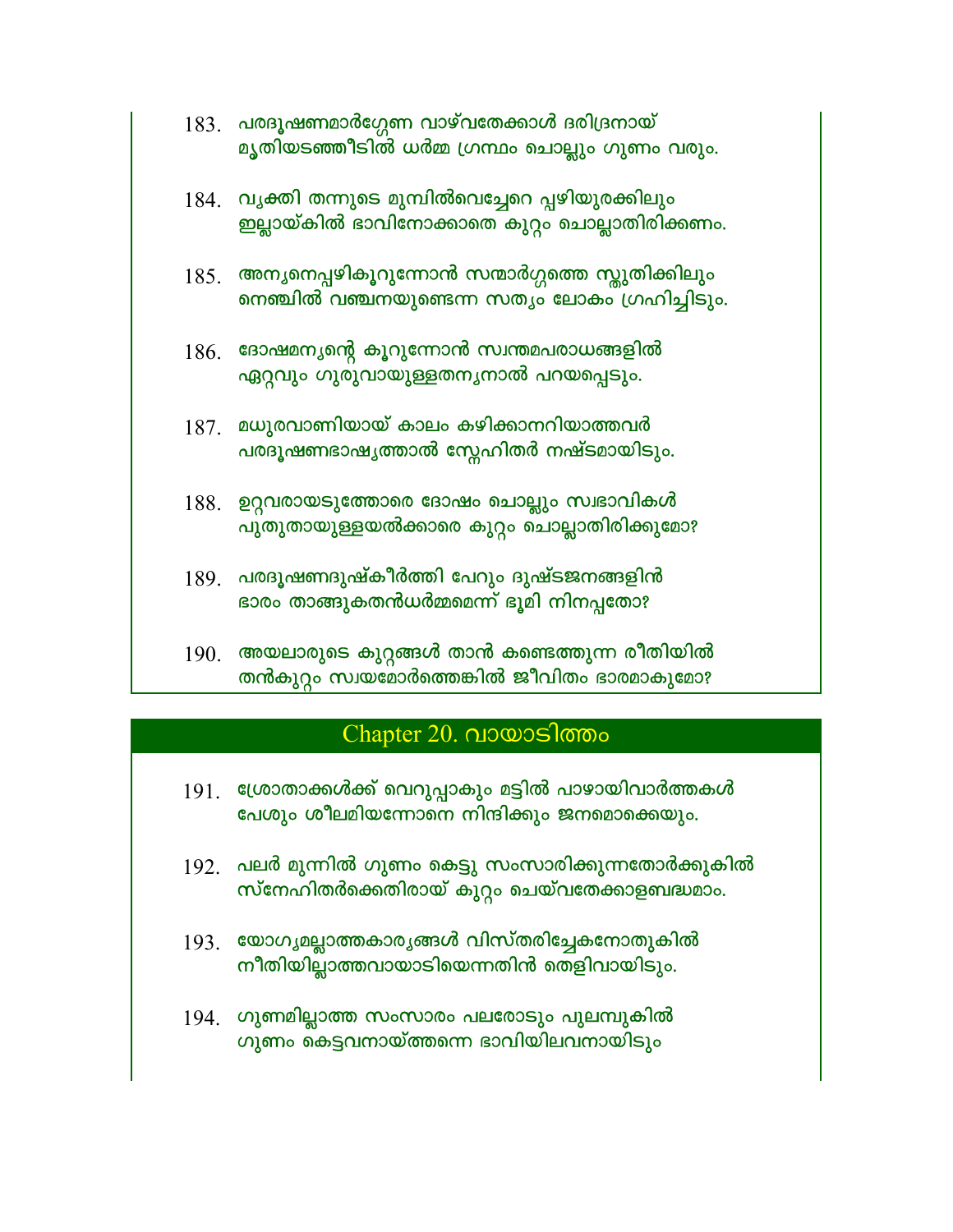183. പരദൂഷണമാർഗ്ഗേണ വാഴ്‌വതേക്കാൾ ദരിദ്രനായ്
മൃതിയടഞ്ഞീടിൽ ധർമ്മ ഗ്രന്ഥം ചൊല്ലും ഗുണം വരും.

184. വ്യക്തി തന്നുടെ മുമ്പിൽവെച്ചേറെ പ്പഴിയുരക്കിലും
ഇല്ലായ്കിൽ ഭാവിനോക്കാതെ കുറ്റം ചൊല്ലാതിരിക്കണം.

185. അന്യനെപ്പഴികൂറുന്നോൻ സന്മാർഗ്ഗത്തെ സ്തുതിക്കിലും
നെഞ്ചിൽ വഞ്ചനയുണ്ടെന്ന സത്യം ലോകം ഗ്രഹിച്ചിടും.

186. ദോഷമന്യന്റെ കൂറുന്നോൻ സ്വന്തമപരാധങ്ങളിൽ
ഏറ്റവും ഗുരുവായുള്ളതന്യനാൽ പറയപ്പെടും.

187. മധുരവാണിയായ് കാലം കഴിക്കാനറിയാത്തവർ
പരദൂഷണഭാഷ്യത്താൽ സ്നേഹിതർ നഷ്ടമായിടും.

188. ഉറ്റവരായടുത്തോരെ ദോഷം ചൊല്ലും സ്വഭാവികൾ
പുതുതായുള്ളയൽക്കാരെ കുറ്റം ചൊല്ലാതിരിക്കുമോ?

189. പരദൂഷണദുഷ്കീർത്തി പേറും ദുഷ്ടജനങ്ങളിൻ
ഭാരം താങ്ങുകതൻധർമ്മമെന്ന് ഭൂമി നിനപ്പതോ?

190. അയലാരുടെ കുറ്റങ്ങൾ താൻ കണ്ടെത്തുന്ന രീതിയിൽ
തൻകുറ്റം സ്വയമോർത്തെങ്കിൽ ജീവിതം ഭാരമാകുമോ?

## Chapter 20. വായാടിത്തം

191. ശ്രോതാക്കൾക്ക് വെറുപ്പാകും മട്ടിൽ പാഴായിവാർത്തകൾ
പേശും ശീലമിയന്നോനെ നിന്ദിക്കും ജനമൊക്കെയും.

192. പലർ മുന്നിൽ ഗുണം കെട്ടു സംസാരിക്കുന്നതോർക്കുകിൽ
സ്നേഹിതർക്കെതിരായ് കുറ്റം ചെയ്‌വതേക്കാളബദ്ധമാം.

193. യോഗ്യമല്ലാത്തകാര്യങ്ങൾ വിസ്തരിച്ചേകനോതുകിൽ
നീതിയില്ലാത്തവായാടിയെന്നതിൻ തെളിവായിടും.

194. ഗുണമില്ലാത്ത സംസാരം പലരോടും പുലമ്പുകിൽ
ഗുണം കെട്ടവനായ്ത്തന്നെ ഭാവിയിലവനായിടും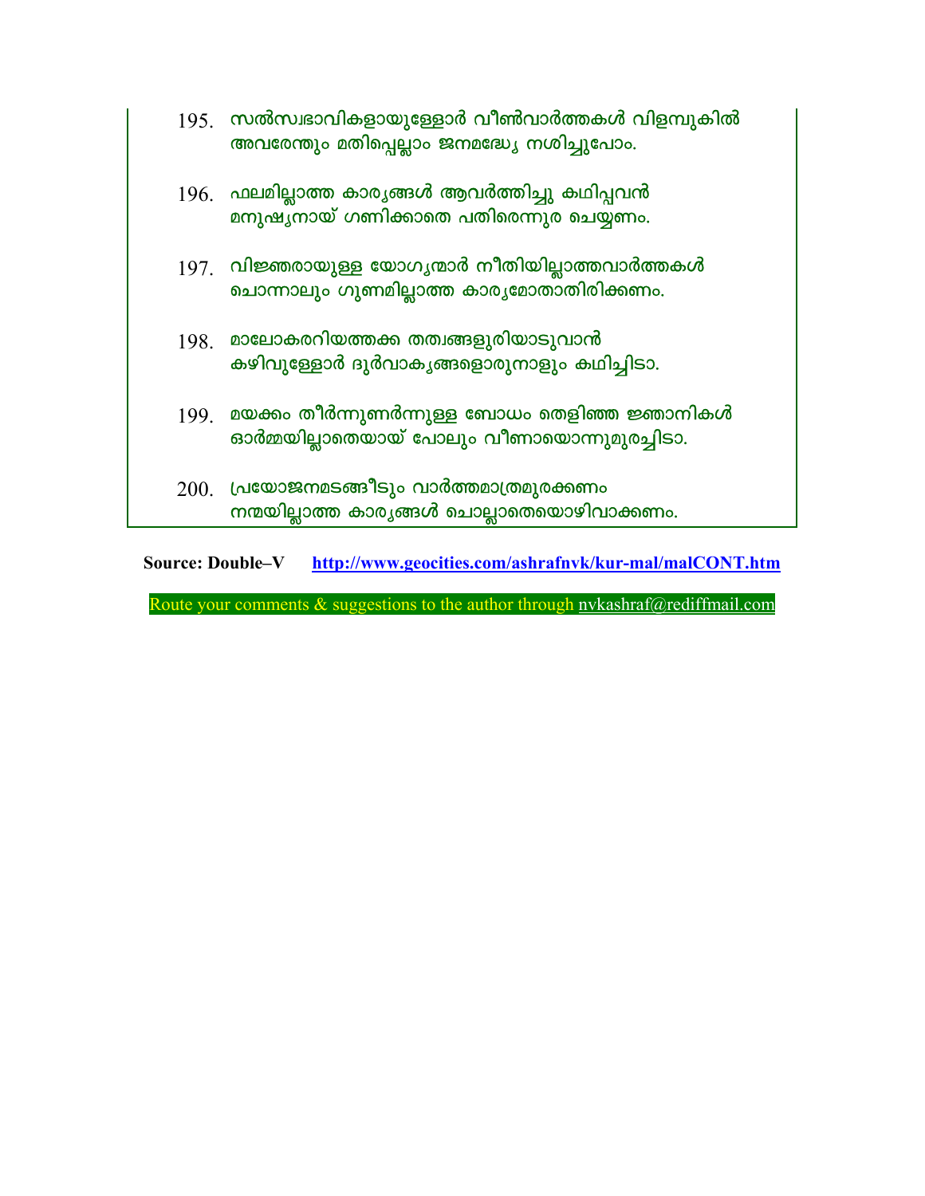195. സൽസ്വഭാവികളായുള്ളോർ വീൺവാർത്തകൾ വിളമ്പുകിൽ
അവരേന്തും മതിപ്പെല്ലാം ജനമദ്ധ്യേ നശിച്ചുപോം.

196. ഫലമില്ലാത്ത കാര്യങ്ങൾ ആവർത്തിച്ചു കഥിപ്പവൻ
മനുഷ്യനായ് ഗണിക്കാതെ പതിരെന്നുര ചെയ്യണം.

197. വിജ്ഞരായുള്ള യോഗ്യന്മാർ നീതിയില്ലാത്തവാർത്തകൾ
ചൊന്നാലും ഗുണമില്ലാത്ത കാര്യമോതാതിരിക്കണം.

198. മാലോകരറിയത്തക്ക തത്വങ്ങളുരിയാടുവാൻ
കഴിവുള്ളോർ ദുർവാക്യങ്ങളൊരുനാളും കഥിച്ചിടാ.

199. മയക്കം തീർന്നുണർന്നുള്ള ബോധം തെളിഞ്ഞ ജ്ഞാനികൾ
ഓർമ്മയില്ലാതെയായ് പോലും വീണായൊന്നുമുരച്ചിടാ.

200. പ്രയോജനമടങ്ങീടും വാർത്തമാത്രമുരക്കണം
നന്മയില്ലാത്ത കാര്യങ്ങൾ ചൊല്ലാതെയൊഴിവാക്കണം.

**Source: Double–V** **http://www.geocities.com/ashrafnvk/kur-mal/malCONT.htm**

Route your comments & suggestions to the author through nvkashraf@rediffmail.com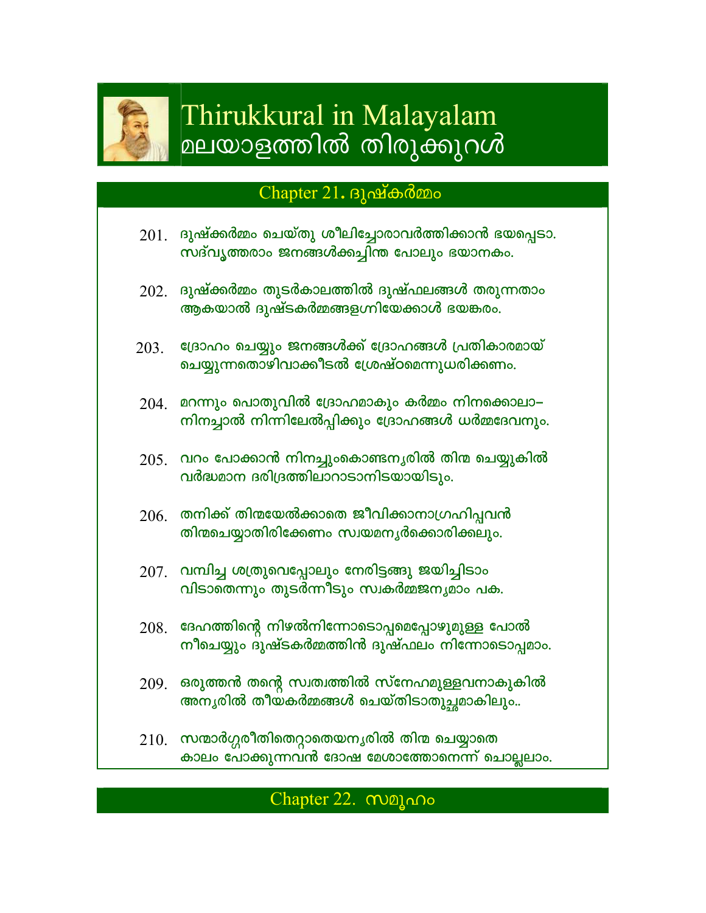# Thirukkural in Malayalam
# മലയാളത്തിൽ തിരുക്കുറൾ

## Chapter 21. ദുഷ്കർമ്മം

201. ദുഷ്ക്കർമ്മം ചെയ്തു ശീലിച്ചോരാവർത്തിക്കാൻ ഭയപ്പെടാ.
സദ്‌വൃത്തരാം ജനങ്ങൾക്കച്ചിന്ത പോലും ഭയാനകം.

202. ദുഷ്ക്കർമ്മം തുടർകാലത്തിൽ ദുഷ്ഫലങ്ങൾ തരുന്നതാം
ആകയാൽ ദുഷ്ടകർമ്മങ്ങളഗ്നിയേക്കാൾ ഭയങ്കരം.

203. ദ്രോഹം ചെയ്യും ജനങ്ങൾക്ക് ദ്രോഹങ്ങൾ പ്രതികാരമായ്
ചെയ്യുന്നതൊഴിവാക്കീടൽ ശ്രേഷ്ഠമെന്നുധരിക്കണം.

204. മറന്നും പൊതുവിൽ ദ്രോഹമാകും കർമ്മം നിനക്കൊലാ–
നിനച്ചാൽ നിന്നിലേൽപ്പിക്കും ദ്രോഹങ്ങൾ ധർമ്മദേവനും.

205. വറം പോക്കാൻ നിനച്ചുംകൊണ്ടന്യരിൽ തിന്മ ചെയ്യുകിൽ
വർദ്ധമാന ദരിദ്രത്തിലാറാടാനിടയായിടും.

206. തനിക്ക് തിന്മയേൽക്കാതെ ജീവിക്കാനാഗ്രഹിപ്പവൻ
തിന്മചെയ്യാതിരിക്കേണം സ്വയമന്യർക്കൊരിക്കലും.

207. വമ്പിച്ച ശത്രുവെപ്പോലും നേരിട്ടങ്ങു ജയിച്ചിടാം
വിടാതെന്നും തുടർന്നീടും സ്വകർമ്മജന്യമാം പക.

208. ദേഹത്തിന്റെ നിഴൽനിന്നോടൊപ്പമെപ്പോഴുമുള്ള പോൽ
നീചെയ്യും ദുഷ്ടകർമ്മത്തിൻ ദുഷ്ഫലം നിന്നോടൊപ്പമാം.

209. ഒരുത്തൻ തന്റെ സ്വത്വത്തിൽ സ്നേഹമുള്ളവനാകുകിൽ
അന്യരിൽ തീയകർമ്മങ്ങൾ ചെയ്തിടാതുച്ഛമാകിലും..

210. സന്മാർഗ്ഗരീതിതെറ്റാതെയന്യരിൽ തിന്മ ചെയ്യാതെ
കാലം പോക്കുന്നവൻ ദോഷ മേശാത്തോനെന്ന് ചൊല്ലലാം.

## Chapter 22. സമൂഹം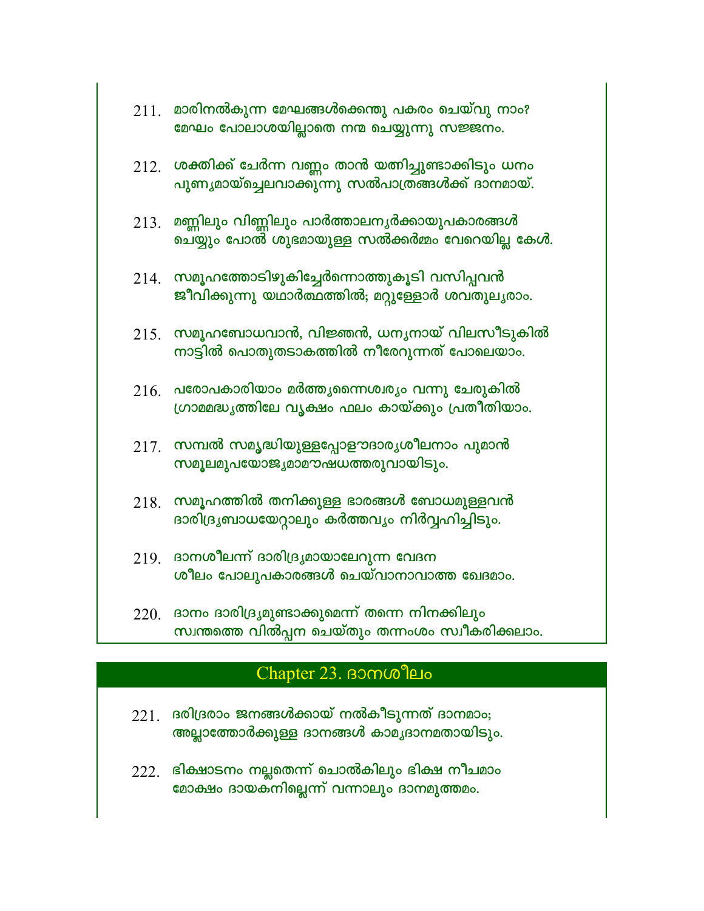211. മാരിനൽകുന്ന മേഘങ്ങൾക്കെന്തു പകരം ചെയ്‌വു നാം?
മേഘം പോലാശയില്ലാതെ നന്മ ചെയ്യുന്നു സജ്ജനം.

212. ശക്തിക്ക് ചേർന്ന വണ്ണം താൻ യത്നിച്ചുണ്ടാക്കിടും ധനം
പുണ്യമായ്ച്ചെലവാക്കുന്നു സൽപാത്രങ്ങൾക്ക് ദാനമായ്.

213. മണ്ണിലും വിണ്ണിലും പാർത്താലന്യർക്കായുപകാരങ്ങൾ
ചെയ്യും പോൽ ശുഭമായുള്ള സൽക്കർമ്മം വേറെയില്ല കേൾ.

214. സമൂഹത്തോടിഴുകിച്ചേർന്നൊത്തുകൂടി വസിപ്പവൻ
ജീവിക്കുന്നു യഥാർത്ഥത്തിൽ; മറ്റുള്ളോർ ശവതുല്യരാം.

215. സമൂഹബോധവാൻ, വിജ്ഞൻ, ധന്യനായ് വിലസീടുകിൽ
നാട്ടിൽ പൊതുതടാകത്തിൽ നീരേറുന്നത് പോലെയാം.

216. പരോപകാരിയാം മർത്ത്യന്നൈശ്വര്യം വന്നു ചേരുകിൽ
ഗ്രാമമദ്ധ്യത്തിലേ വൃക്ഷം ഫലം കായ്ക്കും പ്രതീതിയാം.

217. സമ്പൽ സമൃദ്ധിയുള്ളപ്പോളൗദാര്യശീലനാം പുമാൻ
സമൂലമുപയോജ്യമാമൗഷധത്തരുവായിടും.

218. സമൂഹത്തിൽ തനിക്കുള്ള ഭാരങ്ങൾ ബോധമുള്ളവൻ
ദാരിദ്ര്യബാധയേറ്റാലും കർത്തവ്യം നിർവ്വഹിച്ചിടും.

219. ദാനശീലന്ന് ദാരിദ്ര്യമായാലേറുന്ന വേദന
ശീലം പോലുപകാരങ്ങൾ ചെയ്‌വാനാവാത്ത ഖേദമാം.

220. ദാനം ദാരിദ്ര്യമുണ്ടാക്കുമെന്ന് തന്നെ നിനക്കിലും
സ്വന്തത്തെ വിൽപ്പന ചെയ്തും തന്നംശം സ്വീകരിക്കലാം.

## Chapter 23. ദാനശീലം

221. ദരിദ്രരാം ജനങ്ങൾക്കായ് നൽകീടുന്നത് ദാനമാം;
അല്ലാത്തോർക്കുള്ള ദാനങ്ങൾ കാമ്യദാനമതായിടും.

222. ഭിക്ഷാടനം നല്ലതെന്ന് ചൊൽകിലും ഭിക്ഷ നീചമാം
മോക്ഷം ദായകനില്ലെന്ന് വന്നാലും ദാനമുത്തമം.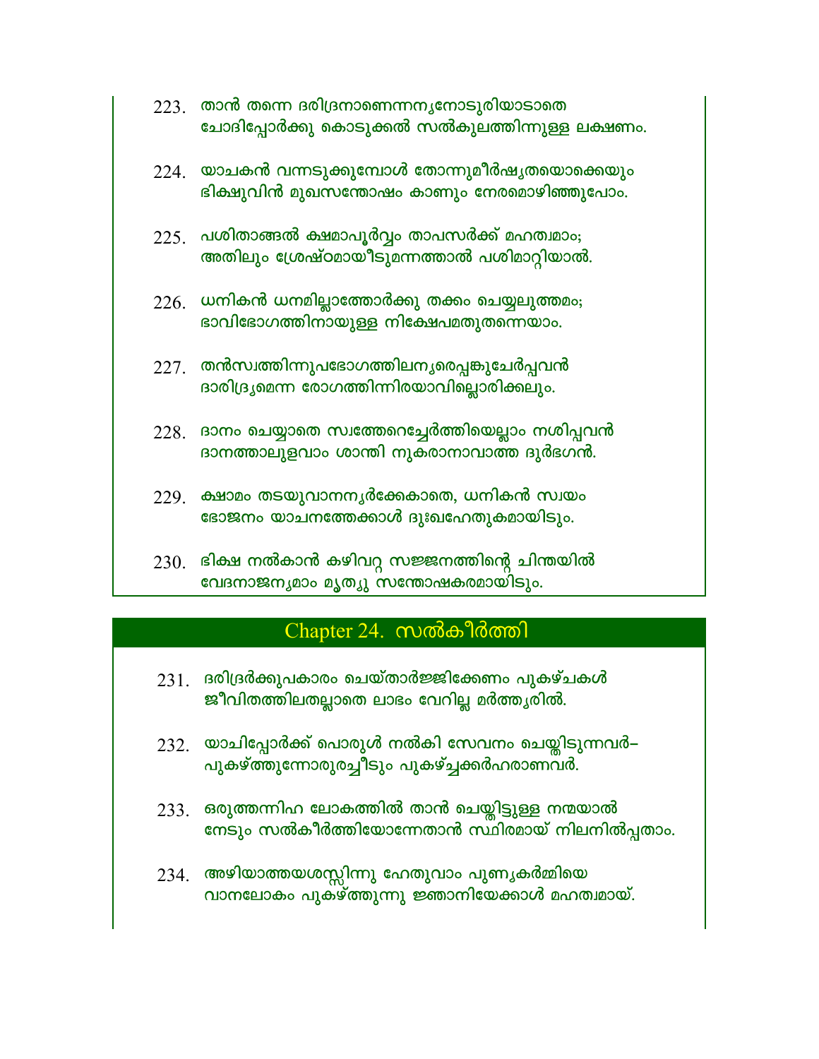223. താൻ തന്നെ ദരിദ്രനാണെന്നന്യനോടുരിയാടാതെ
ചോദിപ്പോർക്കു കൊടുക്കൽ സൽകുലത്തിന്നുള്ള ലക്ഷണം.

224. യാചകൻ വന്നടുക്കുമ്പോൾ തോന്നുമീർഷ്യതയൊക്കെയും
ഭിക്ഷുവിൻ മുഖസന്തോഷം കാണും നേരമൊഴിഞ്ഞുപോം.

225. പശിതാങ്ങൽ ക്ഷമാപൂർവ്വം താപസർക്ക് മഹത്വമാം;
അതിലും ശ്രേഷ്ഠമായീടുമന്നത്താൽ പശിമാറ്റിയാൽ.

226. ധനികൻ ധനമില്ലാത്തോർക്കു തക്കം ചെയ്യലുത്തമം;
ഭാവിഭോഗത്തിനായുള്ള നിക്ഷേപമതുതന്നെയാം.

227. തൻസ്വത്തിന്നുപഭോഗത്തിലന്യരെപ്പങ്കുചേർപ്പവൻ
ദാരിദ്ര്യമെന്ന രോഗത്തിന്നിരയാവില്ലൊരിക്കലും.

228. ദാനം ചെയ്യാതെ സ്വത്തേറെച്ചേർത്തിയെല്ലാം നശിപ്പവൻ
ദാനത്താലുളവാം ശാന്തി നുകരാനാവാത്ത ദുർഭഗൻ.

229. ക്ഷാമം തടയുവാനന്യർക്കേകാതെ, ധനികൻ സ്വയം
ഭോജനം യാചനത്തേക്കാൾ ദുഃഖഹേതുകമായിടും.

230. ഭിക്ഷ നൽകാൻ കഴിവറ്റ സജ്ജനത്തിന്റെ ചിന്തയിൽ
വേദനാജന്യമാം മൃത്യു സന്തോഷകരമായിടും.

## Chapter 24. സൽകീർത്തി

231. ദരിദ്രർക്കുപകാരം ചെയ്താർജ്ജിക്കേണം പുകഴ്ചകൾ
ജീവിതത്തിലതല്ലാതെ ലാഭം വേറില്ല മർത്ത്യരിൽ.

232. യാചിപ്പോർക്ക് പൊരുൾ നൽകി സേവനം ചെയ്തിടുന്നവർ–
പുകഴ്ത്തുന്നോരുരച്ചീടും പുകഴ്ച്ചക്കർഹരാണവർ.

233. ഒരുത്തന്നിഹ ലോകത്തിൽ താൻ ചെയ്തിട്ടുള്ള നന്മയാൽ
നേടും സൽകീർത്തിയൊന്നേതാൻ സ്ഥിരമായ് നിലനിൽപ്പതാം.

234. അഴിയാത്തയശസ്സിന്നു ഹേതുവാം പുണ്യകർമ്മിയെ
വാനലോകം പുകഴ്ത്തുന്നു ജ്ഞാനിയേക്കാൾ മഹത്വമായ്.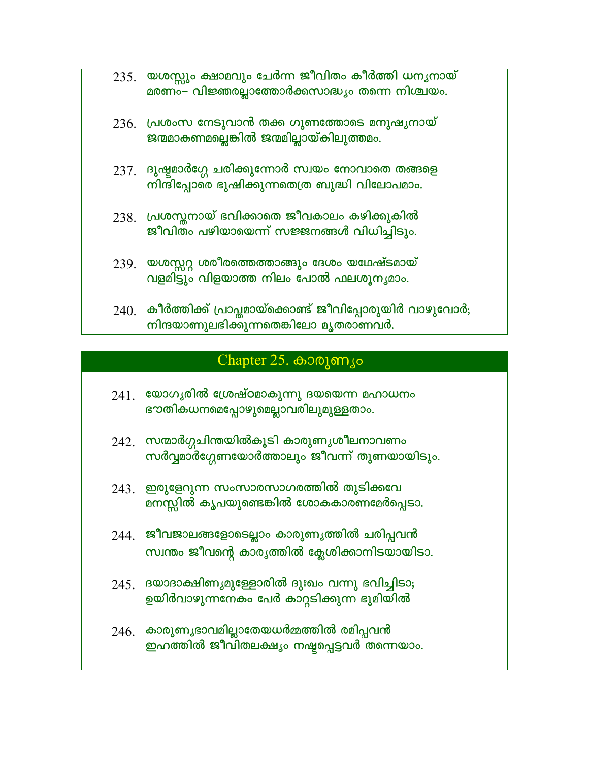235. യശസ്സും ക്ഷാമവും ചേർന്ന ജീവിതം കീർത്തി ധന്യനായ്
മരണം– വിജ്ഞരല്ലാത്തോർക്കസാദ്ധ്യം തന്നെ നിശ്ചയം.

236. പ്രശംസ നേടുവാൻ തക്ക ഗുണത്തോടെ മനുഷ്യനായ്
ജന്മമാകണമല്ലെങ്കിൽ ജന്മമില്ലായ്കിലുത്തമം.

237. ദുഷ്ടമാർഗ്ഗേ ചരിക്കുന്നോർ സ്വയം നോവാതെ തങ്ങളെ
നിന്ദിപ്പോരെ ദുഷിക്കുന്നതെത്ര ബുദ്ധി വിലോപമാം.

238. പ്രശസ്തനായ് ഭവിക്കാതെ ജീവകാലം കഴിക്കുകിൽ
ജീവിതം പഴിയായെന്ന് സജ്ജനങ്ങൾ വിധിച്ചിടും.

239. യശസ്സറ്റ ശരീരത്തെത്താങ്ങും ദേശം യഥേഷ്ടമായ്
വളമിട്ടും വിളയാത്ത നിലം പോൽ ഫലശൂന്യമാം.

240. കീർത്തിക്ക് പ്രാപ്തമായ്ക്കൊണ്ട് ജീവിപ്പോരുയിർ വാഴുവോർ;
നിന്ദയാണുലഭിക്കുന്നതെങ്കിലോ മൃതരാണവർ.

## Chapter 25. കാരുണ്യം

241. യോഗ്യരിൽ ശ്രേഷ്ഠമാകുന്നു ദയയെന്ന മഹാധനം
ഭൗതികധനമെപ്പോഴുമെല്ലാവരിലുമുള്ളതാം.

242. സന്മാർഗ്ഗചിന്തയിൽകൂടി കാരുണ്യശീലനാവണം
സർവ്വമാർഗ്ഗേണയോർത്താലും ജീവന്ന് തുണയായിടും.

243. ഇരുളേറുന്ന സംസാരസാഗരത്തിൽ തുടിക്കവേ
മനസ്സിൽ കൃപയുണ്ടെങ്കിൽ ശോകകാരണമേർപ്പെടാ.

244. ജീവജാലങ്ങളോടെല്ലാം കാരുണ്യത്തിൽ ചരിപ്പവൻ
സ്വന്തം ജീവന്റെ കാര്യത്തിൽ ക്ലേശിക്കാനിടയായിടാ.

245. ദയാദാക്ഷിണ്യമുള്ളോരിൽ ദുഃഖം വന്നു ഭവിച്ചിടാ;
ഉയിർവാഴുന്നനേകം പേർ കാറ്റടിക്കുന്ന ഭൂമിയിൽ

246. കാരുണ്യഭാവമില്ലാതേയധർമ്മത്തിൽ രമിപ്പവൻ
ഇഹത്തിൽ ജീവിതലക്ഷ്യം നഷ്ടപ്പെട്ടവർ തന്നെയാം.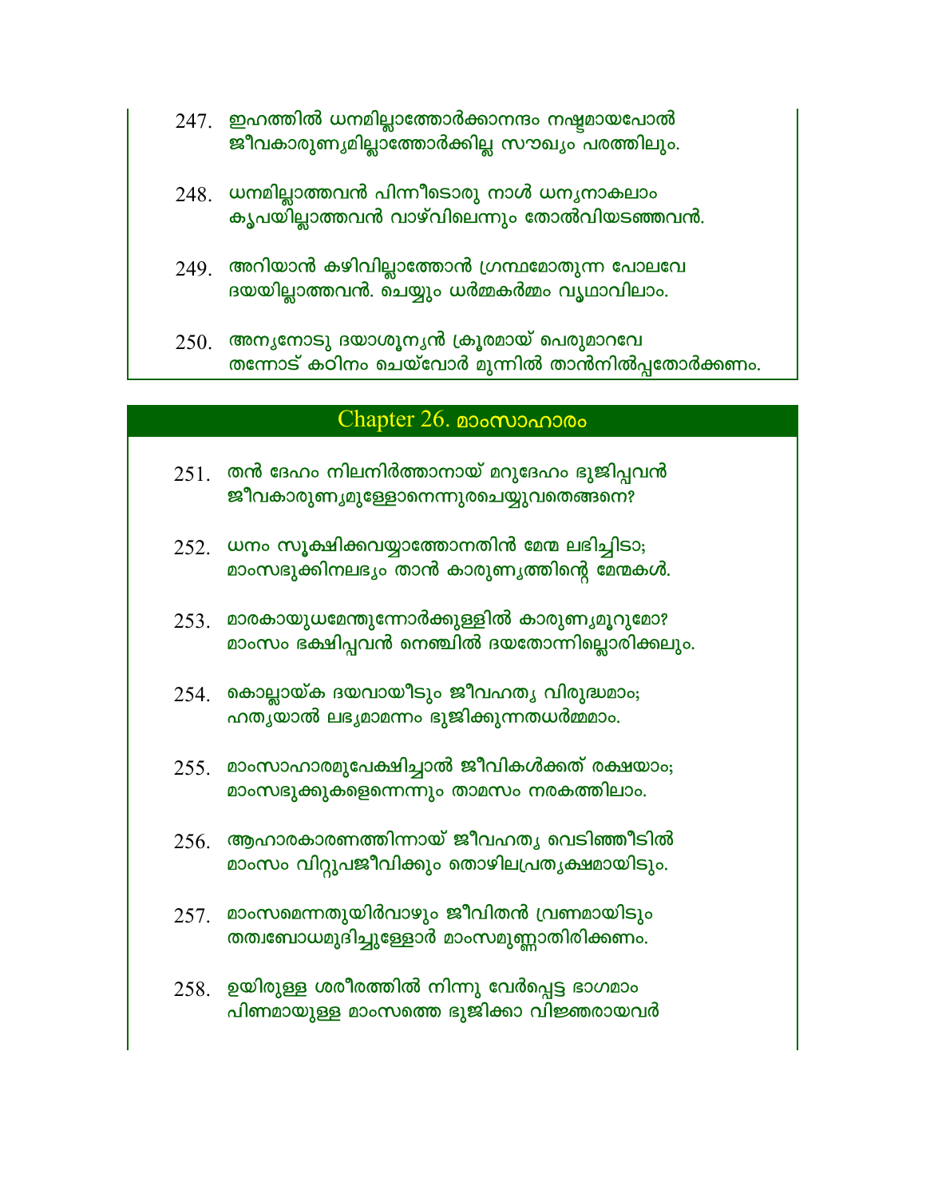247. ഇഹത്തിൽ ധനമില്ലാത്തോർക്കാനന്ദം നഷ്ടമായപോൽ
ജീവകാരുണ്യമില്ലാത്തോർക്കില്ല സൗഖ്യം പരത്തിലും.

248. ധനമില്ലാത്തവൻ പിന്നീടൊരു നാൾ ധന്യനാകലാം
കൃപയില്ലാത്തവൻ വാഴ്‌വിലെന്നും തോൽവിയടഞ്ഞവൻ.

249. അറിയാൻ കഴിവില്ലാത്തോൻ ഗ്രന്ഥമോതുന്ന പോലവേ
ദയയില്ലാത്തവൻ. ചെയ്യും ധർമ്മകർമ്മം വൃഥാവിലാം.

250. അന്യനോടു ദയാശൂന്യൻ ക്രൂരമായ് പെരുമാറവേ
തന്നോട് കഠിനം ചെയ്‌വോർ മുന്നിൽ താൻനിൽപ്പതോർക്കണം.

## Chapter 26. മാംസാഹാരം

251. തൻ ദേഹം നിലനിർത്താനായ് മറുദേഹം ഭുജിപ്പവൻ
ജീവകാരുണ്യമുള്ളോനെന്നുരചെയ്യുവതെങ്ങനെ?

252. ധനം സൂക്ഷിക്കവയ്യാത്തോനതിൻ മേന്മ ലഭിച്ചിടാ;
മാംസഭുക്കിനലഭ്യം താൻ കാരുണ്യത്തിന്റെ മേന്മകൾ.

253. മാരകായുധമേന്തുന്നോർക്കുള്ളിൽ കാരുണ്യമൂറുമോ?
മാംസം ഭക്ഷിപ്പവൻ നെഞ്ചിൽ ദയതോന്നില്ലൊരിക്കലും.

254. കൊല്ലായ്ക ദയവായീടും ജീവഹത്യ വിരുദ്ധമാം;
ഹത്യയാൽ ലഭ്യമാമന്നം ഭുജിക്കുന്നതധർമ്മമാം.

255. മാംസാഹാരമുപേക്ഷിച്ചാൽ ജീവികൾക്കത് രക്ഷയാം;
മാംസഭുക്കുകളെന്നെന്നും താമസം നരകത്തിലാം.

256. ആഹാരകാരണത്തിന്നായ് ജീവഹത്യ വെടിഞ്ഞീടിൽ
മാംസം വിറ്റുപജീവിക്കും തൊഴിലപ്രത്യക്ഷമായിടും.

257. മാംസമെന്നതുയിർവാഴും ജീവിതൻ വ്രണമായിടും
തത്വബോധമുദിച്ചുള്ളോർ മാംസമുണ്ണാതിരിക്കണം.

258. ഉയിരുള്ള ശരീരത്തിൽ നിന്നു വേർപ്പെട്ട ഭാഗമാം
പിണമായുള്ള മാംസത്തെ ഭുജിക്കാ വിജ്ഞരായവർ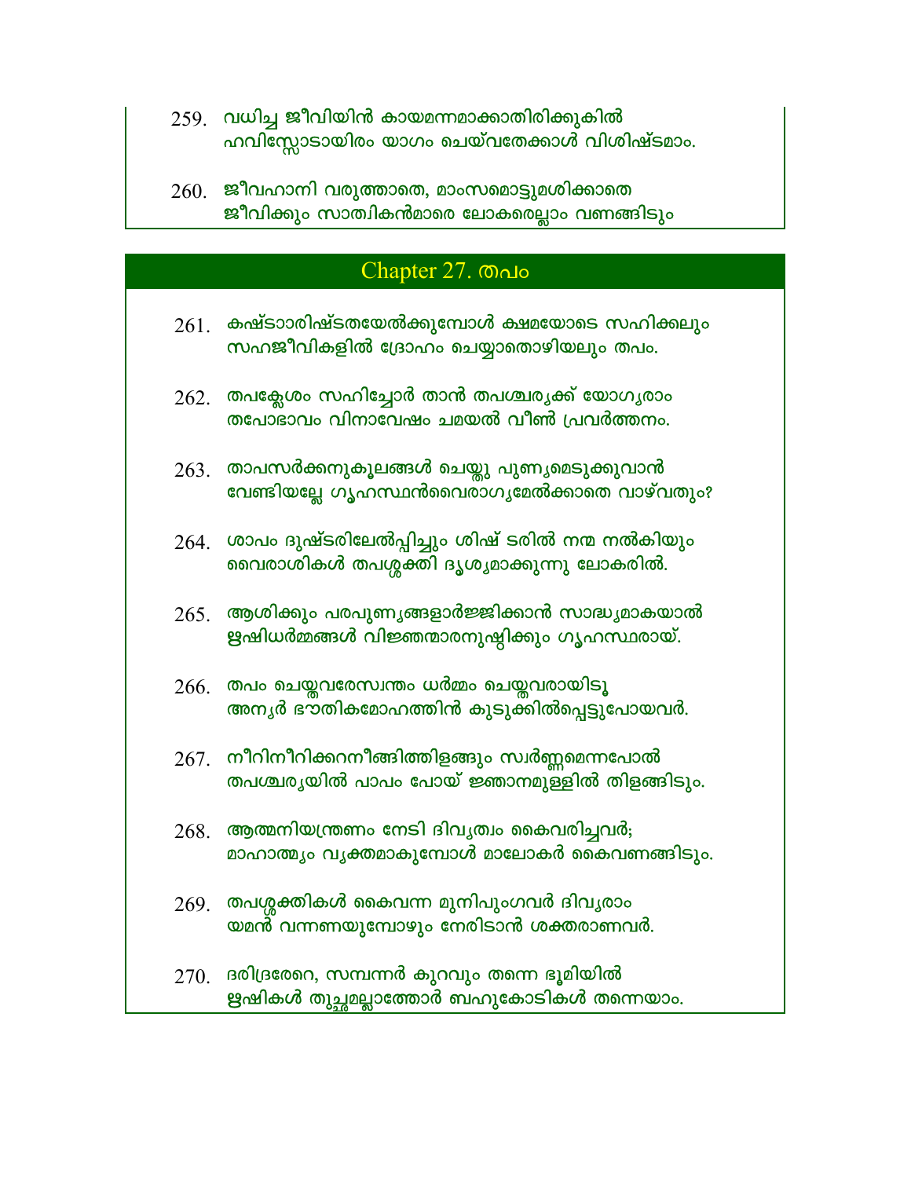259. വധിച്ച ജീവിയിൻ കായമന്നമാക്കാതിരിക്കുകിൽ
ഹവിസ്സോടായിരം യാഗം ചെയ്‌വതേക്കാൾ വിശിഷ്ടമാം.

260. ജീവഹാനി വരുത്താതെ, മാംസമൊട്ടുമശിക്കാതെ
ജീവിക്കും സാത്വികൻമാരെ ലോകരെല്ലാം വണങ്ങിടും

## Chapter 27. തപം

261. കഷ്ടാരിഷ്ടതയേൽക്കുമ്പോൾ ക്ഷമയോടെ സഹിക്കലും
സഹജീവികളിൽ ദ്രോഹം ചെയ്യാതൊഴിയലും തപം.

262. തപക്ലേശം സഹിച്ചോർ താൻ തപശ്ചര്യക്ക് യോഗ്യരാം
തപോഭാവം വിനാവേഷം ചമയൽ വീൺ പ്രവർത്തനം.

263. താപസർക്കനുകൂലങ്ങൾ ചെയ്തു പുണ്യമെടുക്കുവാൻ
വേണ്ടിയല്ലേ ഗൃഹസ്ഥൻവൈരാഗ്യമേൽക്കാതെ വാഴ്‌വതും?

264. ശാപം ദുഷ്ടരിലേൽപ്പിച്ചും ശിഷ് ടരിൽ നന്മ നൽകിയും
വൈരാശികൾ തപശ്ശക്തി ദൃശ്യമാക്കുന്നു ലോകരിൽ.

265. ആശിക്കും പരപുണ്യങ്ങളാർജ്ജിക്കാൻ സാദ്ധ്യമാകയാൽ
ഋഷിധർമ്മങ്ങൾ വിജ്ഞന്മാരനുഷ്ഠിക്കും ഗൃഹസ്ഥരായ്.

266. തപം ചെയ്തവരേസ്വന്തം ധർമ്മം ചെയ്തവരായിടൂ
അന്യർ ഭൗതികമോഹത്തിൻ കുടുക്കിൽപ്പെട്ടുപോയവർ.

267. നീറിനീറിക്കറനീങ്ങിത്തിളങ്ങും സ്വർണ്ണമെന്നപോൽ
തപശ്ചര്യയിൽ പാപം പോയ് ജ്ഞാനമുള്ളിൽ തിളങ്ങിടും.

268. ആത്മനിയന്ത്രണം നേടി ദിവ്യത്വം കൈവരിച്ചവർ;
മാഹാത്മ്യം വ്യക്തമാകുമ്പോൾ മാലോകർ കൈവണങ്ങിടും.

269. തപശ്ശക്തികൾ കൈവന്ന മുനിപുംഗവർ ദിവ്യരാം
യമൻ വന്നണയുമ്പോഴും നേരിടാൻ ശക്തരാണവർ.

270. ദരിദ്രരേറെ, സമ്പന്നർ കുറവും തന്നെ ഭൂമിയിൽ
ഋഷികൾ തുച്ഛമല്ലാത്തോർ ബഹുകോടികൾ തന്നെയാം.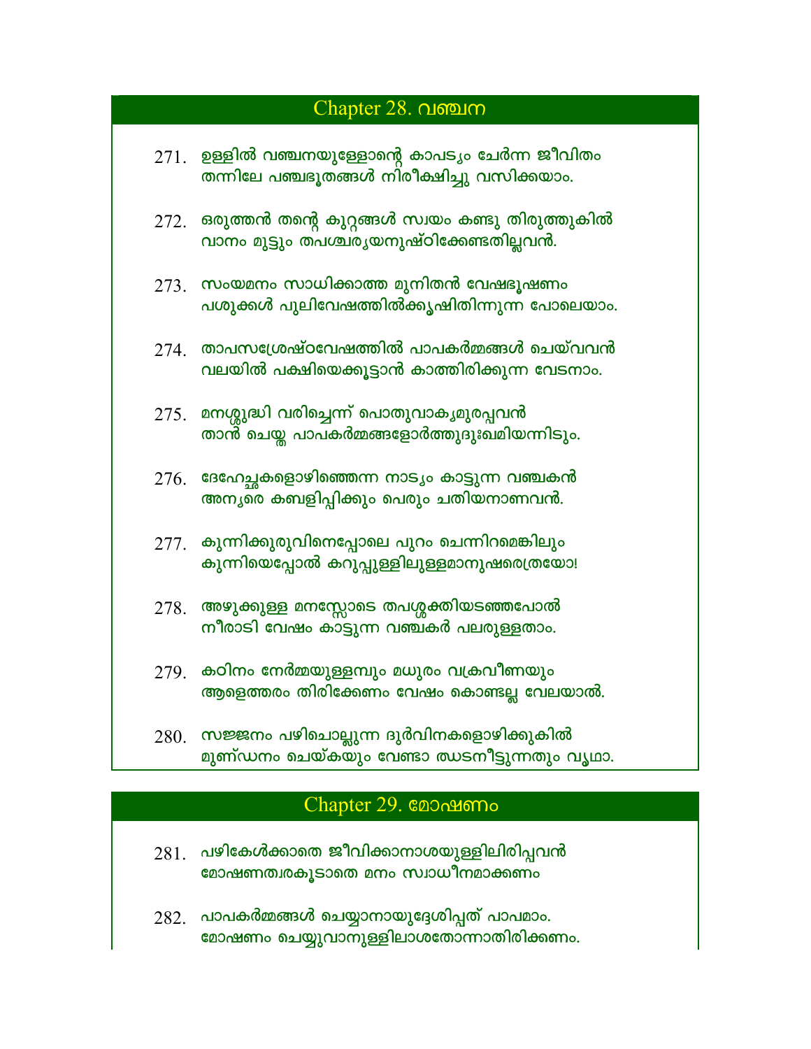## Chapter 28. വഞ്ചന

271. ഉള്ളിൽ വഞ്ചനയുള്ളോന്റെ കാപട്യം ചേർന്ന ജീവിതം
തന്നിലേ പഞ്ചഭൂതങ്ങൾ നിരീക്ഷിച്ചു വസിക്കയാം.

272. ഒരുത്തൻ തന്റെ കുറ്റങ്ങൾ സ്വയം കണ്ടു തിരുത്തുകിൽ
വാനം മുട്ടും തപശ്ചര്യയനുഷ്ഠിക്കേണ്ടതില്ലവൻ.

273. സംയമനം സാധിക്കാത്ത മുനിതൻ വേഷഭൂഷണം
പശുക്കൾ പുലിവേഷത്തിൽക്കൃഷിതിന്നുന്ന പോലെയാം.

274. താപസശ്രേഷ്ഠവേഷത്തിൽ പാപകർമ്മങ്ങൾ ചെയ്‌വവൻ
വലയിൽ പക്ഷിയെക്കൂട്ടാൻ കാത്തിരിക്കുന്ന വേടനാം.

275. മനശ്ശുദ്ധി വരിച്ചെന്ന് പൊതുവാക്യമുരപ്പവൻ
താൻ ചെയ്ത പാപകർമ്മങ്ങളോർത്തുദുഃഖമിയന്നിടും.

276. ദേഹേച്ഛകളൊഴിഞ്ഞെന്ന നാട്യം കാട്ടുന്ന വഞ്ചകൻ
അന്യരെ കബളിപ്പിക്കും പെരും ചതിയനാണവൻ.

277. കുന്നിക്കുരുവിനെപ്പോലെ പുറം ചെന്നിറമെങ്കിലും
കുന്നിയെപ്പോൽ കറുപ്പുള്ളിലുള്ളമാനുഷരെത്രയോ!

278. അഴുക്കുള്ള മനസ്സോടെ തപശ്ശക്തിയടഞ്ഞപോൽ
നീരാടി വേഷം കാട്ടുന്ന വഞ്ചകർ പലരുള്ളതാം.

279. കഠിനം നേർമ്മയുള്ളമ്പും മധുരം വക്രവീണയും
ആളെത്തരം തിരിക്കേണം വേഷം കൊണ്ടല്ല വേലയാൽ.

280. സജ്ജനം പഴിചൊല്ലുന്ന ദുർവിനകളൊഴിക്കുകിൽ
മുണ്ഡനം ചെയ്കയും വേണ്ടാ ജടനീട്ടുന്നതും വൃഥാ.

## Chapter 29. മോഷണം

281. പഴികേൾക്കാതെ ജീവിക്കാനാശയുള്ളിലിരിപ്പവൻ
മോഷണത്വരകൂടാതെ മനം സ്വാധീനമാക്കണം

282. പാപകർമ്മങ്ങൾ ചെയ്യാനായുദ്ദേശിപ്പത് പാപമാം.
മോഷണം ചെയ്യുവാനുള്ളിലാശതോന്നാതിരിക്കണം.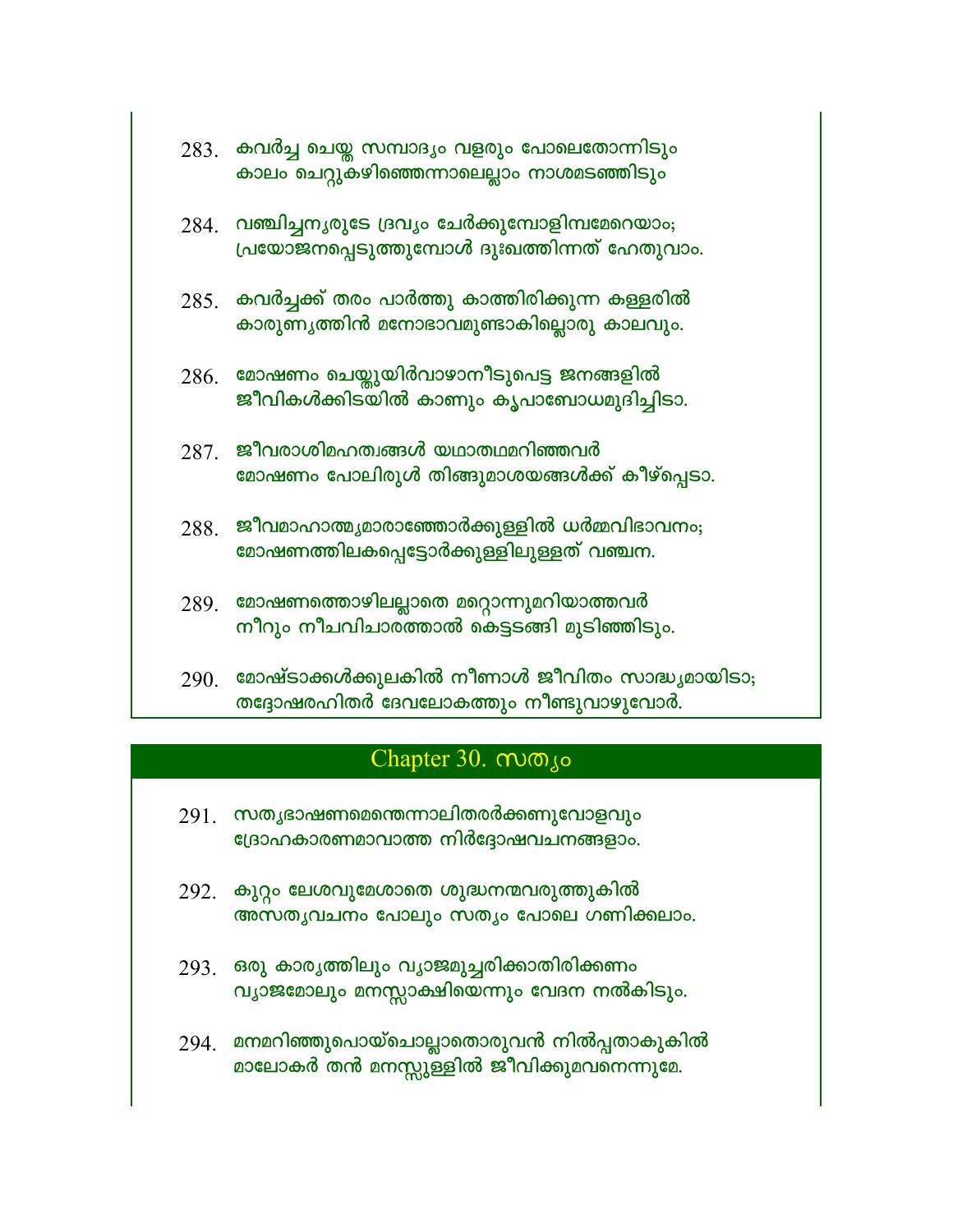283. കവർച്ച ചെയ്ത സമ്പാദ്യം വളരും പോലെതോന്നിടും
കാലം ചെറ്റുകഴിഞ്ഞെന്നാലെല്ലാം നാശമടഞ്ഞിടും

284. വഞ്ചിച്ചന്യരുടേ ദ്രവ്യം ചേർക്കുമ്പോളിമ്പമേറെയാം;
പ്രയോജനപ്പെടുത്തുമ്പോൾ ദുഃഖത്തിന്നത് ഹേതുവാം.

285. കവർച്ചക്ക് തരം പാർത്തു കാത്തിരിക്കുന്ന കള്ളരിൽ
കാരുണ്യത്തിൻ മനോഭാവമുണ്ടാകില്ലൊരു കാലവും.

286. മോഷണം ചെയ്തുയിർവാഴാനീടുപെട്ട ജനങ്ങളിൽ
ജീവികൾക്കിടയിൽ കാണും കൃപാബോധമുദിച്ചിടാ.

287. ജീവരാശിമഹത്വങ്ങൾ യഥാതഥമറിഞ്ഞവർ
മോഷണം പോലിരുൾ തിങ്ങുമാശയങ്ങൾക്ക് കീഴ്പ്പെടാ.

288. ജീവമാഹാത്മ്യമാരാഞ്ഞോർക്കുള്ളിൽ ധർമ്മവിഭാവനം;
മോഷണത്തിലകപ്പെട്ടോർക്കുള്ളിലുള്ളത് വഞ്ചന.

289. മോഷണത്തൊഴിലല്ലാതെ മറ്റൊന്നുമറിയാത്തവർ
നീറും നീചവിചാരത്താൽ കെട്ടടങ്ങി മുടിഞ്ഞിടും.

290. മോഷ്ടാക്കൾക്കുലകിൽ നീണാൾ ജീവിതം സാദ്ധ്യമായിടാ;
തദ്ദോഷരഹിതർ ദേവലോകത്തും നീണ്ടുവാഴുവോർ.

## Chapter 30. സത്യം

291. സത്യഭാഷണമെന്തെന്നാലിതരർക്കണുവോളവും
ദ്രോഹകാരണമാവാത്ത നിർദ്ദോഷവചനങ്ങളാം.

292. കുറ്റം ലേശവുമേശാതെ ശുദ്ധനന്മവരുത്തുകിൽ
അസത്യവചനം പോലും സത്യം പോലെ ഗണിക്കലാം.

293. ഒരു കാര്യത്തിലും വ്യാജമുച്ചരിക്കാതിരിക്കണം
വ്യാജമോലും മനസ്സാക്ഷിയെന്നും വേദന നൽകിടും.

294. മനമറിഞ്ഞുപൊയ്ചൊല്ലാതൊരുവൻ നിൽപ്പതാകുകിൽ
മാലോകർ തൻ മനസ്സുള്ളിൽ ജീവിക്കുമവനെന്നുമേ.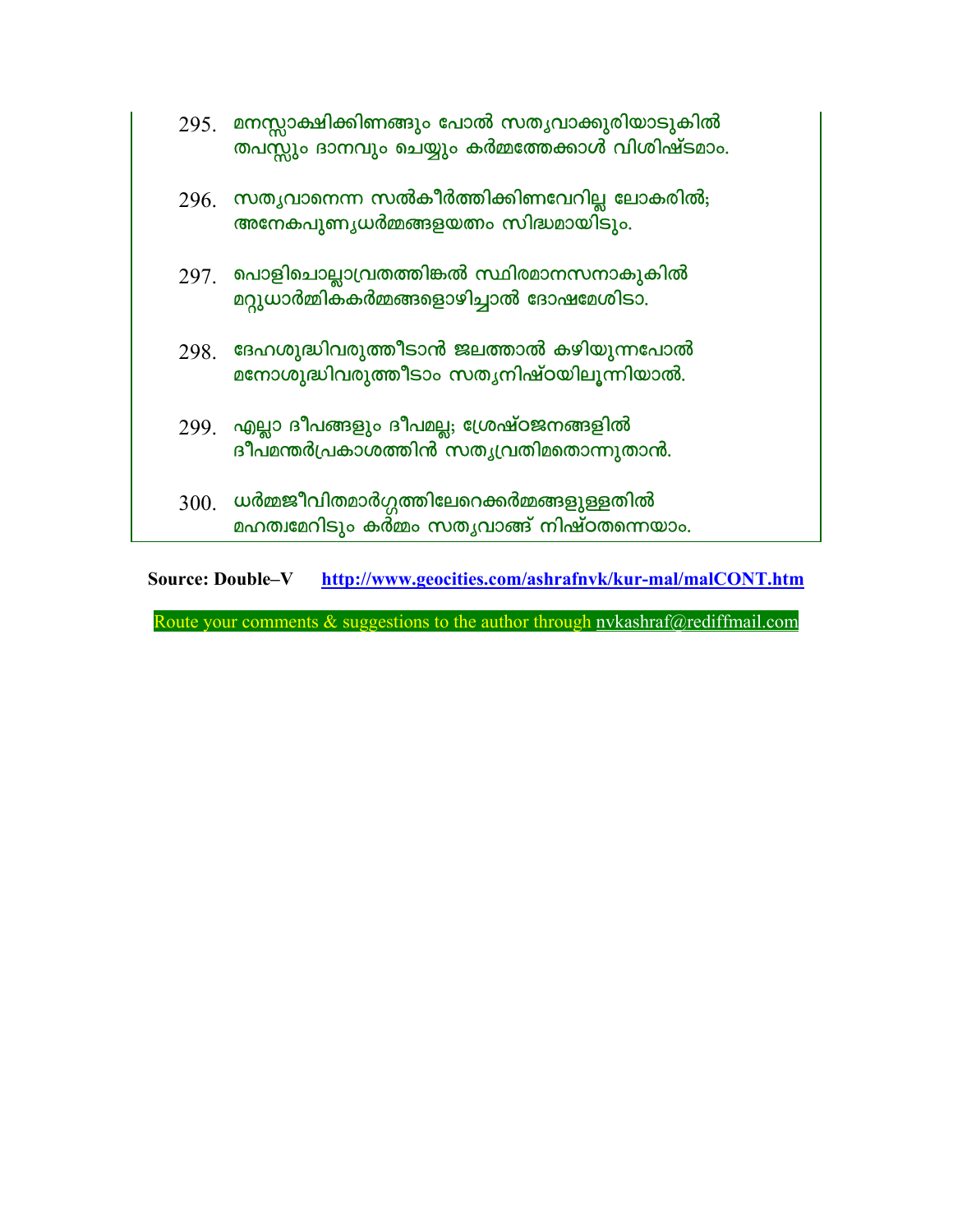295. മനസ്സാക്ഷിക്കിണങ്ങും പോൽ സത്യവാക്കുരിയാടുകിൽ
തപസ്സും ദാനവും ചെയ്യും കർമ്മത്തേക്കാൾ വിശിഷ്ടമാം.

296. സത്യവാനെന്ന സൽകീർത്തിക്കിണവേറില്ല ലോകരിൽ;
അനേകപുണ്യധർമ്മങ്ങളയത്നം സിദ്ധമായിടും.

297. പൊളിചൊല്ലാവ്രതത്തിങ്കൽ സ്ഥിരമാനസനാകുകിൽ
മറ്റുധാർമ്മികകർമ്മങ്ങളൊഴിച്ചാൽ ദോഷമേശിടാ.

298. ദേഹശുദ്ധിവരുത്തീടാൻ ജലത്താൽ കഴിയുന്നപോൽ
മനോശുദ്ധിവരുത്തീടാം സത്യനിഷ്ഠയിലൂന്നിയാൽ.

299. എല്ലാ ദീപങ്ങളും ദീപമല്ല; ശ്രേഷ്ഠജനങ്ങളിൽ
ദീപമന്തർപ്രകാശത്തിൻ സത്യവ്രതിമതൊന്നുതാൻ.

300. ധർമ്മജീവിതമാർഗ്ഗത്തിലേറെക്കർമ്മങ്ങളുള്ളതിൽ
മഹത്വമേറിടും കർമ്മം സത്യവാങ്ങ് നിഷ്ഠതന്നെയാം.

**Source: Double–V** [http://www.geocities.com/ashrafnvk/kur-mal/malCONT.htm](http://www.geocities.com/ashrafnvk/kur-mal/malCONT.htm)

Route your comments & suggestions to the author through nvkashraf@rediffmail.com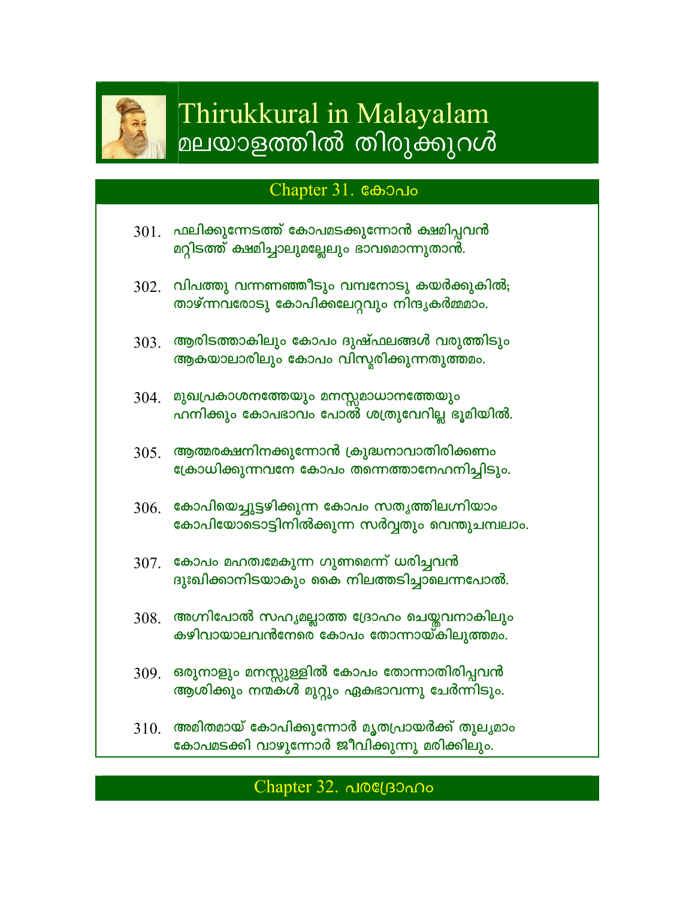# Thirukkural in Malayalam
# മലയാളത്തിൽ തിരുക്കുറൾ

## Chapter 31. കോപം

301. ഫലിക്കുന്നേടത്ത് കോപമടക്കുന്നോൻ ക്ഷമിപ്പവൻ
മറ്റിടത്ത് ക്ഷമിച്ചാലുമല്ലേലും ഭാവമൊന്നുതാൻ.

302. വിപത്തു വന്നണഞ്ഞീടും വമ്പനോടു കയർക്കുകിൽ;
താഴ്ന്നവരോടു കോപിക്കലേറ്റവും നിന്ദ്യകർമ്മമാം.

303. ആരിടത്താകിലും കോപം ദുഷ്ഫലങ്ങൾ വരുത്തിടും
ആകയാലാരിലും കോപം വിസ്മരിക്കുന്നതുത്തമം.

304. മുഖപ്രകാശനത്തേയും മനസ്സമാധാനത്തേയും
ഹനിക്കും കോപഭാവം പോൽ ശത്രുവേറില്ല ഭൂമിയിൽ.

305. ആത്മരക്ഷനിനക്കുന്നോൻ ക്രുദ്ധനാവാതിരിക്കണം
ക്രോധിക്കുന്നവനേ കോപം തന്നെത്താനേഹനിച്ചിടും.

306. കോപിയെച്ചുട്ടഴിക്കുന്ന കോപം സത്യത്തിലഗ്നിയാം
കോപിയോടൊട്ടിനിൽക്കുന്ന സർവ്വതും വെന്തുചമ്പലാം.

307. കോപം മഹത്വമേകുന്ന ഗുണമെന്ന് ധരിച്ചവൻ
ദുഃഖിക്കാനിടയാകും കൈ നിലത്തടിച്ചാലെന്നപോൽ.

308. അഗ്നിപോൽ സഹ്യമല്ലാത്ത ദ്രോഹം ചെയ്തവനാകിലും
കഴിവായാലവൻനേരെ കോപം തോന്നായ്കിലുത്തമം.

309. ഒരുനാളും മനസ്സുള്ളിൽ കോപം തോന്നാതിരിപ്പവൻ
ആശിക്കും നന്മകൾ മുറ്റും ഏകഭാവന്നു ചേർന്നിടും.

310. അമിതമായ് കോപിക്കുന്നോർ മൃതപ്രായർക്ക് തുല്യമാം
കോപമടക്കി വാഴുന്നോർ ജീവിക്കുന്നു മരിക്കിലും.

## Chapter 32. പരദ്രോഹം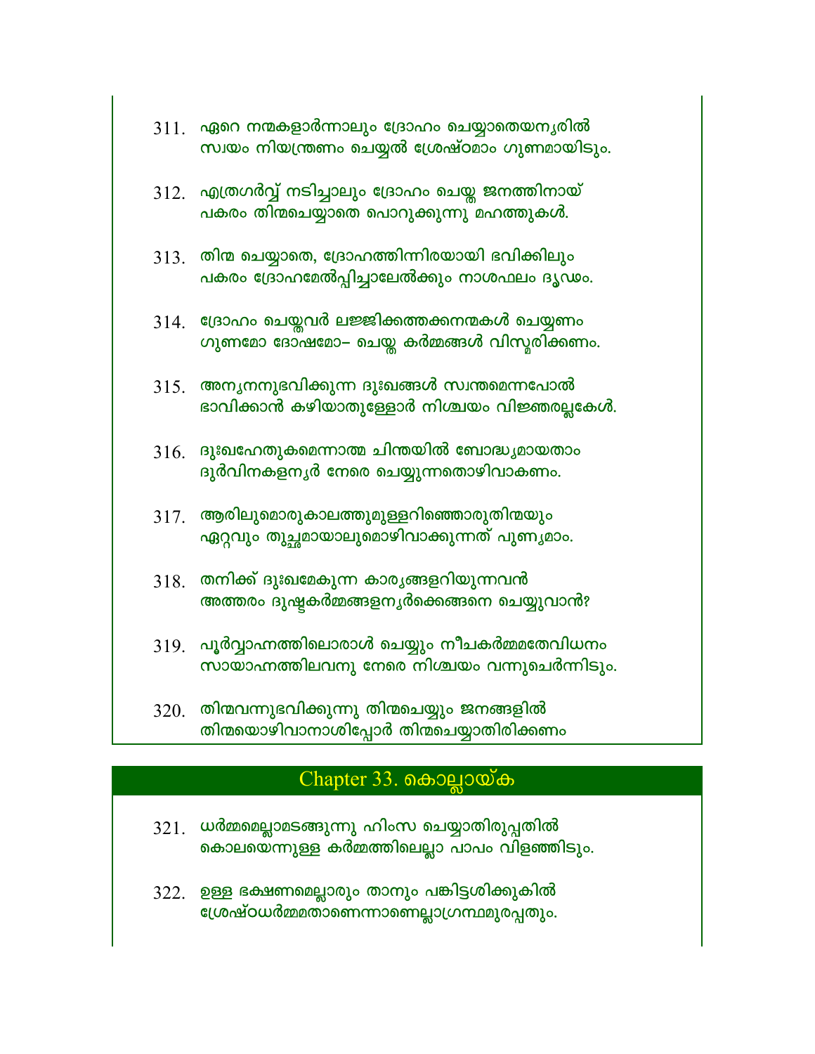311. ഏറെ നന്മകളാർന്നാലും ദ്രോഹം ചെയ്യാതെയന്യരിൽ
സ്വയം നിയന്ത്രണം ചെയ്യൽ ശ്രേഷ്ഠമാം ഗുണമായിടും.

312. എത്രഗർവ്വ് നടിച്ചാലും ദ്രോഹം ചെയ്ത ജനത്തിനായ്
പകരം തിന്മചെയ്യാതെ പൊറുക്കുന്നു മഹത്തുകൾ.

313. തിന്മ ചെയ്യാതെ, ദ്രോഹത്തിന്നിരയായി ഭവിക്കിലും
പകരം ദ്രോഹമേൽപ്പിച്ചാലേൽക്കും നാശഫലം ദൃഢം.

314. ദ്രോഹം ചെയ്തവർ ലജ്ജിക്കത്തക്കനന്മകൾ ചെയ്യണം
ഗുണമോ ദോഷമോ– ചെയ്ത കർമ്മങ്ങൾ വിസ്മരിക്കണം.

315. അന്യനനുഭവിക്കുന്ന ദുഃഖങ്ങൾ സ്വന്തമെന്നപോൽ
ഭാവിക്കാൻ കഴിയാതുള്ളോർ നിശ്ചയം വിജ്ഞരല്ലകേൾ.

316. ദുഃഖഹേതുകമെന്നാത്മ ചിന്തയിൽ ബോദ്ധ്യമായതാം
ദുർവിനകളന്യർ നേരെ ചെയ്യുന്നതൊഴിവാകണം.

317. ആരിലുമൊരുകാലത്തുമുള്ളറിഞ്ഞൊരുതിന്മയും
ഏറ്റവും തുച്ഛമായാലുമൊഴിവാക്കുന്നത് പുണ്യമാം.

318. തനിക്ക് ദുഃഖമേകുന്ന കാര്യങ്ങളറിയുന്നവൻ
അത്തരം ദുഷ്ടകർമ്മങ്ങളന്യർക്കെങ്ങനെ ചെയ്യുവാൻ?

319. പൂർവ്വാഹ്നത്തിലൊരാൾ ചെയ്യും നീചകർമ്മമതേവിധനം
സായാഹ്നത്തിലവനു നേരെ നിശ്ചയം വന്നുചെർന്നിടും.

320. തിന്മവന്നുഭവിക്കുന്നു തിന്മചെയ്യും ജനങ്ങളിൽ
തിന്മയൊഴിവാനാശിപ്പോർ തിന്മചെയ്യാതിരിക്കണം

## Chapter 33. കൊല്ലായ്ക

321. ധർമ്മമെല്ലാമടങ്ങുന്നു ഹിംസ ചെയ്യാതിരുപ്പതിൽ
കൊലയെന്നുള്ള കർമ്മത്തിലെല്ലാ പാപം വിളഞ്ഞിടും.

322. ഉള്ള ഭക്ഷണമെല്ലാരും താനും പങ്കിട്ടശിക്കുകിൽ
ശ്രേഷ്ഠധർമ്മമതാണെന്നാണെല്ലാഗ്രന്ഥമുരപ്പതും.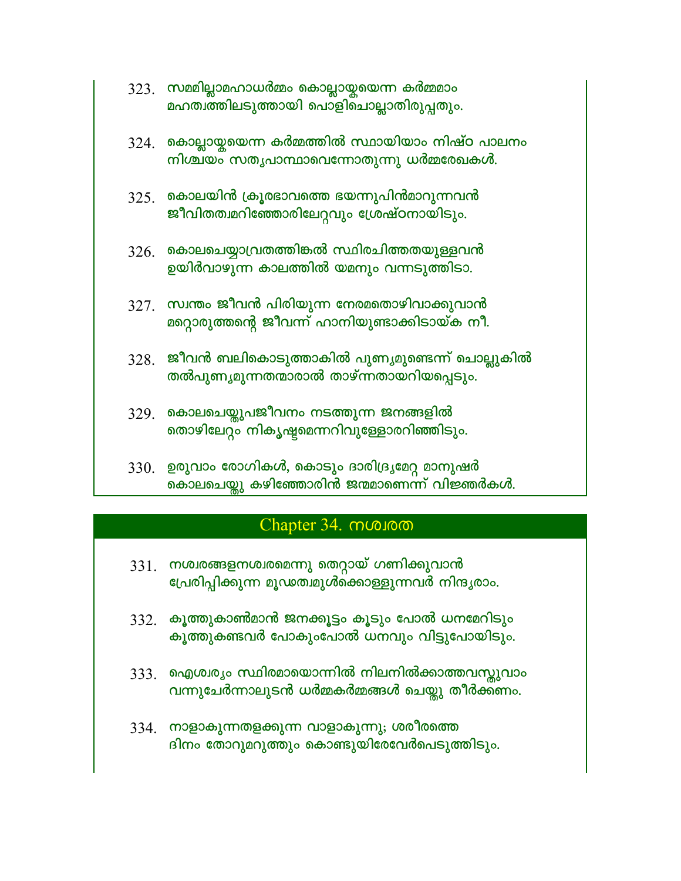323. സമമില്ലാമഹാധർമ്മം കൊല്ലായ്കയെന്ന കർമ്മമാം
മഹത്വത്തിലടുത്തായി പൊളിചൊല്ലാതിരുപ്പതും.

324. കൊല്ലായ്കയെന്ന കർമ്മത്തിൽ സ്ഥായിയാം നിഷ്ഠ പാലനം
നിശ്ചയം സത്യപാന്ഥാവെന്നോതുന്നു ധർമ്മരേഖകൾ.

325. കൊലയിൻ ക്രൂരഭാവത്തെ ഭയന്നുപിൻമാറുന്നവൻ
ജീവിതത്വമറിഞ്ഞോരിലേറ്റവും ശ്രേഷ്ഠനായിടും.

326. കൊലചെയ്യാവ്രതത്തിങ്കൽ സ്ഥിരചിത്തതയുള്ളവൻ
ഉയിർവാഴുന്ന കാലത്തിൽ യമനും വന്നടുത്തിടാ.

327. സ്വന്തം ജീവൻ പിരിയുന്ന നേരമതൊഴിവാക്കുവാൻ
മറ്റൊരുത്തന്റെ ജീവന്ന് ഹാനിയുണ്ടാക്കിടായ്ക നീ.

328. ജീവൻ ബലികൊടുത്താകിൽ പുണ്യമുണ്ടെന്ന് ചൊല്ലുകിൽ
തൽപുണ്യമുന്നതന്മാരാൽ താഴ്ന്നതായറിയപ്പെടും.

329. കൊലചെയ്തുപജീവനം നടത്തുന്ന ജനങ്ങളിൽ
തൊഴിലേറ്റം നികൃഷ്ടമെന്നറിവുള്ളോരറിഞ്ഞിടും.

330. ഉരുവാം രോഗികൾ, കൊടും ദാരിദ്ര്യമേറ്റ മാനുഷർ
കൊലചെയ്തു കഴിഞ്ഞോരിൻ ജന്മമാണെന്ന് വിജ്ഞർകൾ.

## Chapter 34. നശ്വരത

331. നശ്വരങ്ങളനശ്വരമെന്നു തെറ്റായ് ഗണിക്കുവാൻ
പ്രേരിപ്പിക്കുന്ന മൂഢത്വമുൾക്കൊള്ളുന്നവർ നിന്ദ്യരാം.

332. കൂത്തുകാൺമാൻ ജനക്കൂട്ടം കൂടും പോൽ ധനമേറിടും
കൂത്തുകണ്ടവർ പോകുംപോൽ ധനവും വിട്ടുപോയിടും.

333. ഐശ്വര്യം സ്ഥിരമായൊന്നിൽ നിലനിൽക്കാത്തവസ്തുവാം
വന്നുചേർന്നാലുടൻ ധർമ്മകർമ്മങ്ങൾ ചെയ്തു തീർക്കണം.

334. നാളാകുന്നതളക്കുന്ന വാളാകുന്നു; ശരീരത്തെ
ദിനം തോറുമറുത്തും കൊണ്ടുയിരേവേർപെടുത്തിടും.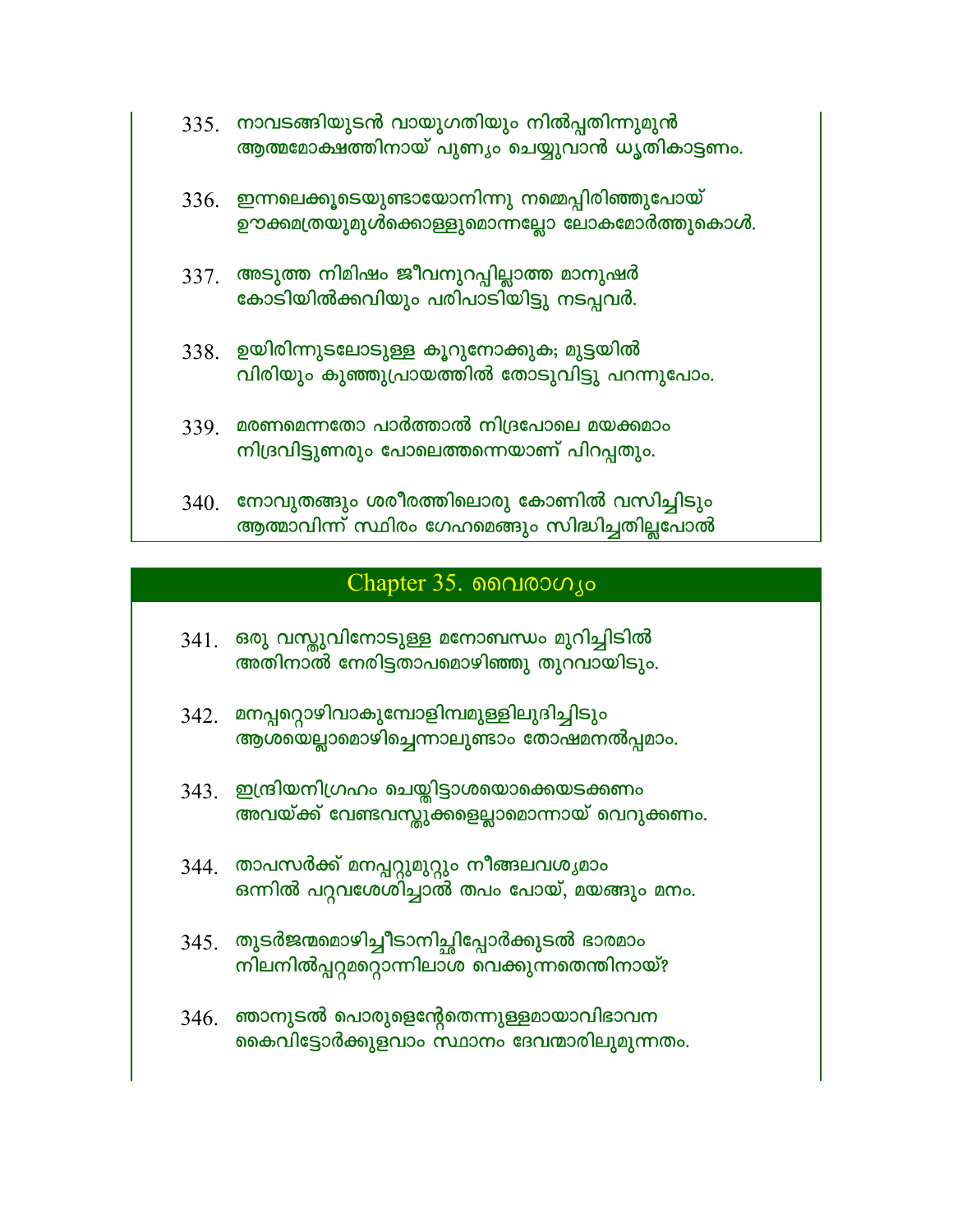335. നാവടങ്ങിയുടൻ വായുഗതിയും നിൽപ്പതിന്നുമുൻ
ആത്മമോക്ഷത്തിനായ് പുണ്യം ചെയ്യുവാൻ ധൃതികാട്ടണം.

336. ഇന്നലെക്കൂടെയുണ്ടായോനിന്നു നമ്മെപ്പിരിഞ്ഞുപോയ്
ഊക്കമത്രയുമുൾക്കൊള്ളുമൊന്നല്ലോ ലോകമോർത്തുകൊൾ.

337. അടുത്ത നിമിഷം ജീവനുറപ്പില്ലാത്ത മാനുഷർ
കോടിയിൽക്കവിയും പരിപാടിയിട്ടു നടപ്പവർ.

338. ഉയിരിന്നുടലോടുള്ള കൂറുനോക്കുക; മുട്ടയിൽ
വിരിയും കുഞ്ഞുപ്രായത്തിൽ തോടുവിട്ടു പറന്നുപോം.

339. മരണമെന്നതോ പാർത്താൽ നിദ്രപോലെ മയക്കമാം
നിദ്രവിട്ടുണരും പോലെത്തന്നെയാണ് പിറപ്പതും.

340. നോവുതങ്ങും ശരീരത്തിലൊരു കോണിൽ വസിച്ചിടും
ആത്മാവിന്ന് സ്ഥിരം ഗേഹമെങ്ങും സിദ്ധിച്ചതില്ലപോൽ

## Chapter 35. വൈരാഗ്യം

341. ഒരു വസ്തുവിനോടുള്ള മനോബന്ധം മുറിച്ചിടിൽ
അതിനാൽ നേരിട്ടതാപമൊഴിഞ്ഞു തുറവായിടും.

342. മനപ്പറ്റൊഴിവാകുമ്പോളിമ്പമുള്ളിലുദിച്ചിടും
ആശയെല്ലാമൊഴിച്ചെന്നാലുണ്ടാം തോഷമനൽപ്പമാം.

343. ഇന്ദ്രിയനിഗ്രഹം ചെയ്തിട്ടാശയൊക്കെയടക്കണം
അവയ്ക്ക് വേണ്ടവസ്തുക്കളെല്ലാമൊന്നായ് വെറുക്കണം.

344. താപസർക്ക് മനപ്പറ്റുമുറ്റും നീങ്ങലവശ്യമാം
ഒന്നിൽ പറ്റവശേശിച്ചാൽ തപം പോയ്, മയങ്ങും മനം.

345. തുടർജന്മമൊഴിച്ചീടാനിച്ഛിപ്പോർക്കുടൽ ഭാരമാം
നിലനിൽപ്പറ്റമറ്റൊന്നിലാശ വെക്കുന്നതെന്തിനായ്?

346. ഞാനുടൽ പൊരുളെന്റേതെന്നുള്ളമായാവിഭാവന
കൈവിട്ടോർക്കുളവാം സ്ഥാനം ദേവന്മാരിലുമുന്നതം.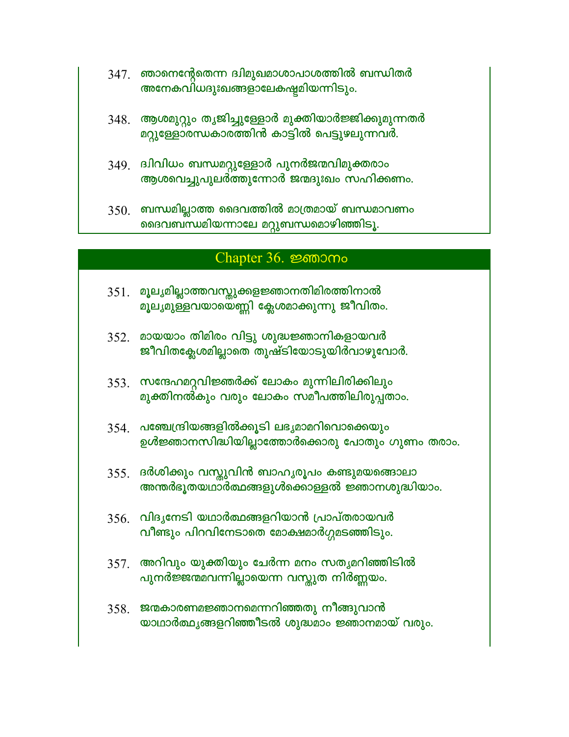347. ഞാനെന്റേതെന്ന ദ്വിമുഖമാശാപാശത്തിൽ ബന്ധിതർ
അനേകവിധദുഃഖങ്ങളാലേകഷ്ടമിയന്നിടും.

348. ആശമുറ്റും ത്യജിച്ചുള്ളോർ മുക്തിയാർജ്ജിക്കുമുന്നതർ
മറ്റുള്ളോരന്ധകാരത്തിൻ കാട്ടിൽ പെട്ടുഴലുന്നവർ.

349. ദ്വിവിധം ബന്ധമറ്റുള്ളോർ പുനർജന്മവിമുക്തരാം
ആശവെച്ചുപുലർത്തുന്നോർ ജന്മദുഃഖം സഹിക്കണം.

350. ബന്ധമില്ലാത്ത ദൈവത്തിൽ മാത്രമായ് ബന്ധമാവണം
ദൈവബന്ധമിയന്നാലേ മറ്റുബന്ധമൊഴിഞ്ഞിടൂ.

## Chapter 36. ജ്ഞാനം

351. മൂല്യമില്ലാത്തവസ്തുക്കളജ്ഞാനതിമിരത്തിനാൽ
മൂല്യമുള്ളവയായെണ്ണി ക്ലേശമാക്കുന്നു ജീവിതം.

352. മായയാം തിമിരം വിട്ടു ശുദ്ധജ്ഞാനികളായവർ
ജീവിതക്ലേശമില്ലാതെ തുഷ്ടിയോടുയിർവാഴുവോർ.

353. സന്ദേഹമറ്റവിജ്ഞർക്ക് ലോകം മുന്നിലിരിക്കിലും
മുക്തിനൽകും വരും ലോകം സമീപത്തിലിരുപ്പതാം.

354. പഞ്ചേന്ദ്രിയങ്ങളിൽക്കൂടി ലഭ്യമാമറിവൊക്കെയും
ഉൾജ്ഞാനസിദ്ധിയില്ലാത്തോർക്കൊരു പോതും ഗുണം തരാം.

355. ദർശിക്കും വസ്തുവിൻ ബാഹ്യരൂപം കണ്ടുമയങ്ങൊലാ
അന്തർഭൂതയഥാർത്ഥങ്ങളുൾക്കൊള്ളൽ ജ്ഞാനശുദ്ധിയാം.

356. വിദ്യനേടി യഥാർത്ഥങ്ങളറിയാൻ പ്രാപ്തരായവർ
വീണ്ടും പിറവിനേടാതെ മോക്ഷമാർഗ്ഗമടഞ്ഞിടും.

357. അറിവും യുക്തിയും ചേർന്ന മനം സത്യമറിഞ്ഞിടിൽ
പുനർജ്ജന്മമവന്നില്ലായെന്ന വസ്തുത നിർണ്ണയം.

358. ജന്മകാരണമജ്ഞാനമെന്നറിഞ്ഞതു നീങ്ങുവാൻ
യാഥാർത്ഥ്യങ്ങളറിഞ്ഞീടൽ ശുദ്ധമാം ജ്ഞാനമായ് വരും.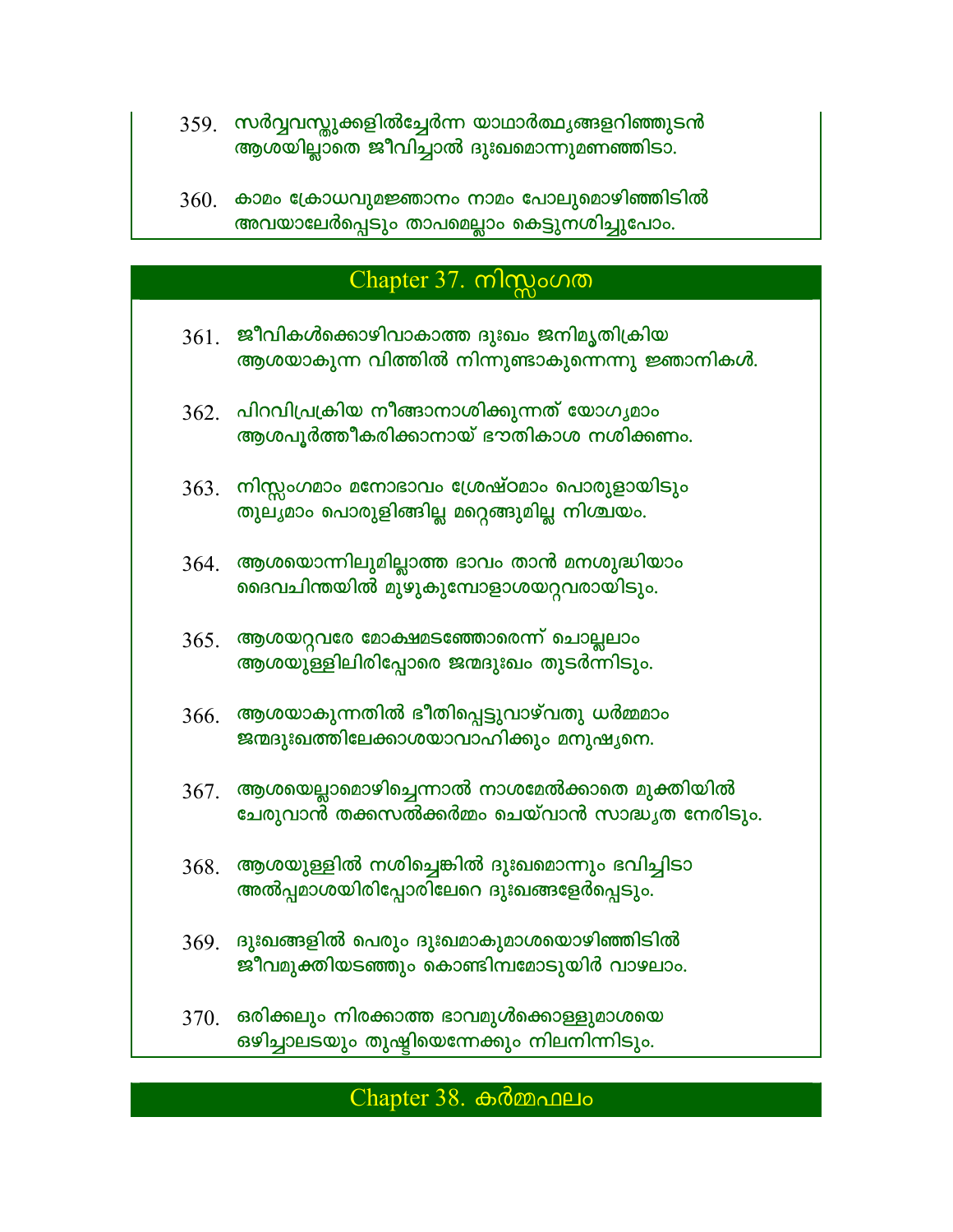359. സർവ്വവസ്തുക്കളിൽച്ചേർന്ന യാഥാർത്ഥ്യങ്ങളറിഞ്ഞുടൻ
ആശയില്ലാതെ ജീവിച്ചാൽ ദുഃഖമൊന്നുമണഞ്ഞിടാ.

360. കാമം ക്രോധവുമജ്ഞാനം നാമം പോലുമൊഴിഞ്ഞിടിൽ
അവയാലേർപ്പെടും താപമെല്ലാം കെട്ടുനശിച്ചുപോം.

## Chapter 37. നിസ്സംഗത

361. ജീവികൾക്കൊഴിവാകാത്ത ദുഃഖം ജനിമൃതിക്രിയ
ആശയാകുന്ന വിത്തിൽ നിന്നുണ്ടാകുന്നെന്നു ജ്ഞാനികൾ.

362. പിറവിപ്രക്രിയ നീങ്ങാനാശിക്കുന്നത് യോഗ്യമാം
ആശപൂർത്തീകരിക്കാനായ് ഭൗതികാശ നശിക്കണം.

363. നിസ്സംഗമാം മനോഭാവം ശ്രേഷ്ഠമാം പൊരുളായിടും
തുല്യമാം പൊരുളിങ്ങില്ല മറ്റെങ്ങുമില്ല നിശ്ചയം.

364. ആശയൊന്നിലുമില്ലാത്ത ഭാവം താൻ മനശുദ്ധിയാം
ദൈവചിന്തയിൽ മുഴുകുമ്പോളാശയറ്റവരായിടും.

365. ആശയറ്റവരേ മോക്ഷമടഞ്ഞോരെന്ന് ചൊല്ലലാം
ആശയുള്ളിലിരിപ്പോരെ ജന്മദുഃഖം തുടർന്നിടും.

366. ആശയാകുന്നതിൽ ഭീതിപ്പെട്ടുവാഴ്‌വതു ധർമ്മമാം
ജന്മദുഃഖത്തിലേക്കാശയാവാഹിക്കും മനുഷ്യനെ.

367. ആശയെല്ലാമൊഴിച്ചെന്നാൽ നാശമേൽക്കാതെ മുക്തിയിൽ
ചേരുവാൻ തക്കസൽക്കർമ്മം ചെയ്‌വാൻ സാദ്ധ്യത നേരിടും.

368. ആശയുള്ളിൽ നശിച്ചെങ്കിൽ ദുഃഖമൊന്നും ഭവിച്ചിടാ
അൽപ്പമാശയിരിപ്പോരിലേറെ ദുഃഖങ്ങളേർപ്പെടും.

369. ദുഃഖങ്ങളിൽ പെരും ദുഃഖമാകുമാശയൊഴിഞ്ഞിടിൽ
ജീവമുക്തിയടഞ്ഞും കൊണ്ടിമ്പമോടുയിർ വാഴലാം.

370. ഒരിക്കലും നിറക്കാത്ത ഭാവമുൾക്കൊള്ളുമാശയെ
ഒഴിച്ചാലടയും തുഷ്ടിയെന്നേക്കും നിലനിന്നിടും.

## Chapter 38. കർമ്മഫലം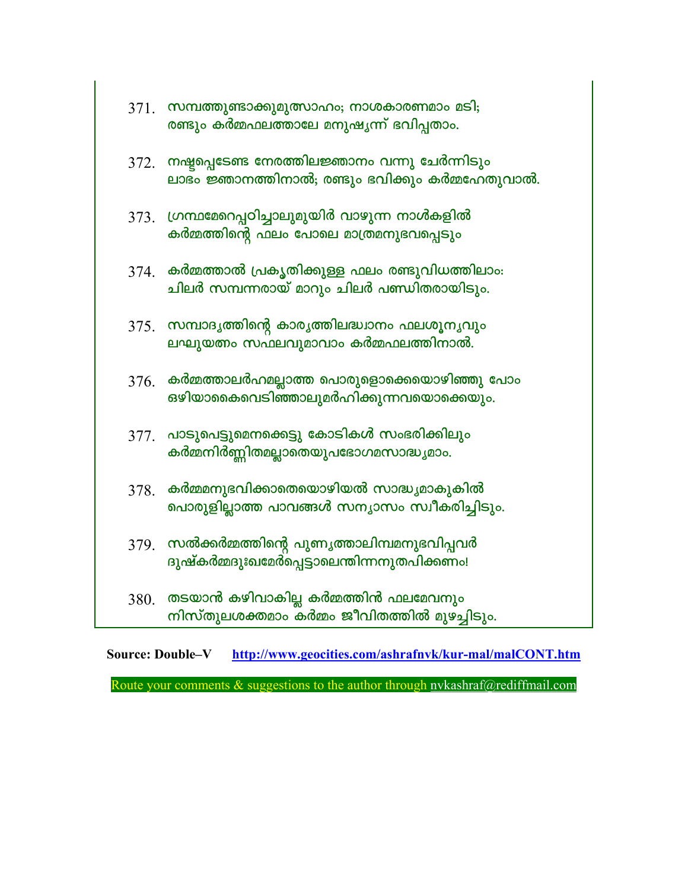371. സമ്പത്തുണ്ടാക്കുമുത്സാഹം; നാശകാരണമാം മടി;
രണ്ടും കർമ്മഫലത്താലേ മനുഷ്യന്ന് ഭവിപ്പതാം.

372. നഷ്ടപ്പെടേണ്ട നേരത്തിലജ്ഞാനം വന്നു ചേർന്നിടും
ലാഭം ജ്ഞാനത്തിനാൽ; രണ്ടും ഭവിക്കും കർമ്മഹേതുവാൽ.

373. ഗ്രന്ഥമേറെപ്പഠിച്ചാലുമുയിർ വാഴുന്ന നാൾകളിൽ
കർമ്മത്തിന്റെ ഫലം പോലെ മാത്രമനുഭവപ്പെടും

374. കർമ്മത്താൽ പ്രകൃതിക്കുള്ള ഫലം രണ്ടുവിധത്തിലാം:
ചിലർ സമ്പന്നരായ് മാറും ചിലർ പണ്ഡിതരായിടും.

375. സമ്പാദ്യത്തിന്റെ കാര്യത്തിലദ്ധ്വാനം ഫലശൂന്യവും
ലഘുയത്നം സഫലവുമാവാം കർമ്മഫലത്തിനാൽ.

376. കർമ്മത്താലർഹമല്ലാത്ത പൊരുളൊക്കെയൊഴിഞ്ഞു പോം
ഒഴിയാകൈവെടിഞ്ഞാലുമർഹിക്കുന്നവയൊക്കെയും.

377. പാടുപെട്ടുമെനക്കെട്ടു കോടികൾ സംഭരിക്കിലും
കർമ്മനിർണ്ണിതമല്ലാതെയുപഭോഗമസാദ്ധ്യമാം.

378. കർമ്മമനുഭവിക്കാതെയൊഴിയൽ സാദ്ധ്യമാകുകിൽ
പൊരുളില്ലാത്ത പാവങ്ങൾ സന്യാസം സ്വീകരിച്ചിടും.

379. സൽക്കർമ്മത്തിന്റെ പുണ്യത്താലിമ്പമനുഭവിപ്പവർ
ദുഷ്കർമ്മദുഃഖമേർപ്പെട്ടാലെന്തിന്നനുതപിക്കണം!

380. തടയാൻ കഴിവാകില്ല കർമ്മത്തിൻ ഫലമേവനും
നിസ്തുലശക്തമാം കർമ്മം ജീവിതത്തിൽ മുഴച്ചിടും.

**Source: Double–V** [http://www.geocities.com/ashrafnvk/kur-mal/malCONT.htm](http://www.geocities.com/ashrafnvk/kur-mal/malCONT.htm)

Route your comments & suggestions to the author through nvkashraf@rediffmail.com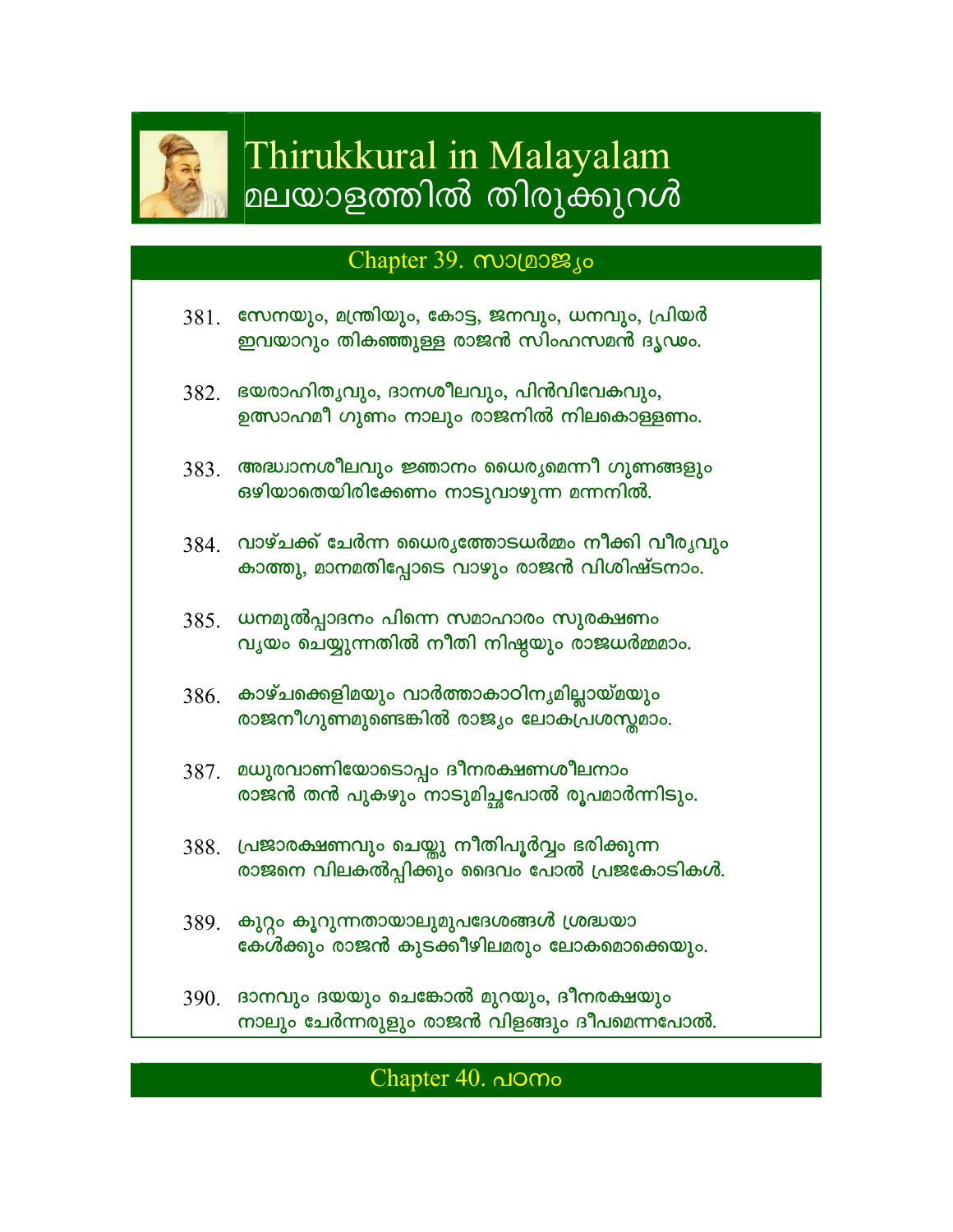# Thirukkural in Malayalam
# മലയാളത്തിൽ തിരുക്കുറൾ

## Chapter 39. സാമ്രാജ്യം

381. സേനയും, മന്ത്രിയും, കോട്ട, ജനവും, ധനവും, പ്രിയർ
ഇവയാറും തികഞ്ഞുള്ള രാജൻ സിംഹസമൻ ദൃഢം.

382. ഭയരാഹിത്യവും, ദാനശീലവും, പിൻവിവേകവും,
ഉത്സാഹമീ ഗുണം നാലും രാജനിൽ നിലകൊള്ളണം.

383. അദ്ധ്വാനശീലവും ജ്ഞാനം ധൈര്യമെന്നീ ഗുണങ്ങളും
ഒഴിയാതെയിരിക്കേണം നാടുവാഴുന്ന മന്നനിൽ.

384. വാഴ്ചക്ക് ചേർന്ന ധൈര്യത്തോടധർമ്മം നീക്കി വീര്യവും
കാത്തു, മാനമതിപ്പോടെ വാഴും രാജൻ വിശിഷ്ടനാം.

385. ധനമുൽപ്പാദനം പിന്നെ സമാഹാരം സുരക്ഷണം
വ്യയം ചെയ്യുന്നതിൽ നീതി നിഷ്ഠയും രാജധർമ്മമാം.

386. കാഴ്ചക്കെളിമയും വാർത്താകാഠിന്യമില്ലായ്മയും
രാജനീഗുണമുണ്ടെങ്കിൽ രാജ്യം ലോകപ്രശസ്തമാം.

387. മധുരവാണിയോടൊപ്പം ദീനരക്ഷണശീലനാം
രാജൻ തൻ പുകഴും നാടുമിച്ഛപോൽ രൂപമാർന്നിടും.

388. പ്രജാരക്ഷണവും ചെയ്തു നീതിപൂർവ്വം ഭരിക്കുന്ന
രാജനെ വിലകൽപ്പിക്കും ദൈവം പോൽ പ്രജകോടികൾ.

389. കുറ്റം കൂറുന്നതായാലുമുപദേശങ്ങൾ ശ്രദ്ധയാ
കേൾക്കും രാജൻ കുടക്കീഴിലമരും ലോകമൊക്കെയും.

390. ദാനവും ദയയും ചെങ്കോൽ മുറയും, ദീനരക്ഷയും
നാലും ചേർന്നരുളും രാജൻ വിളങ്ങും ദീപമെന്നപോൽ.

## Chapter 40. പഠനം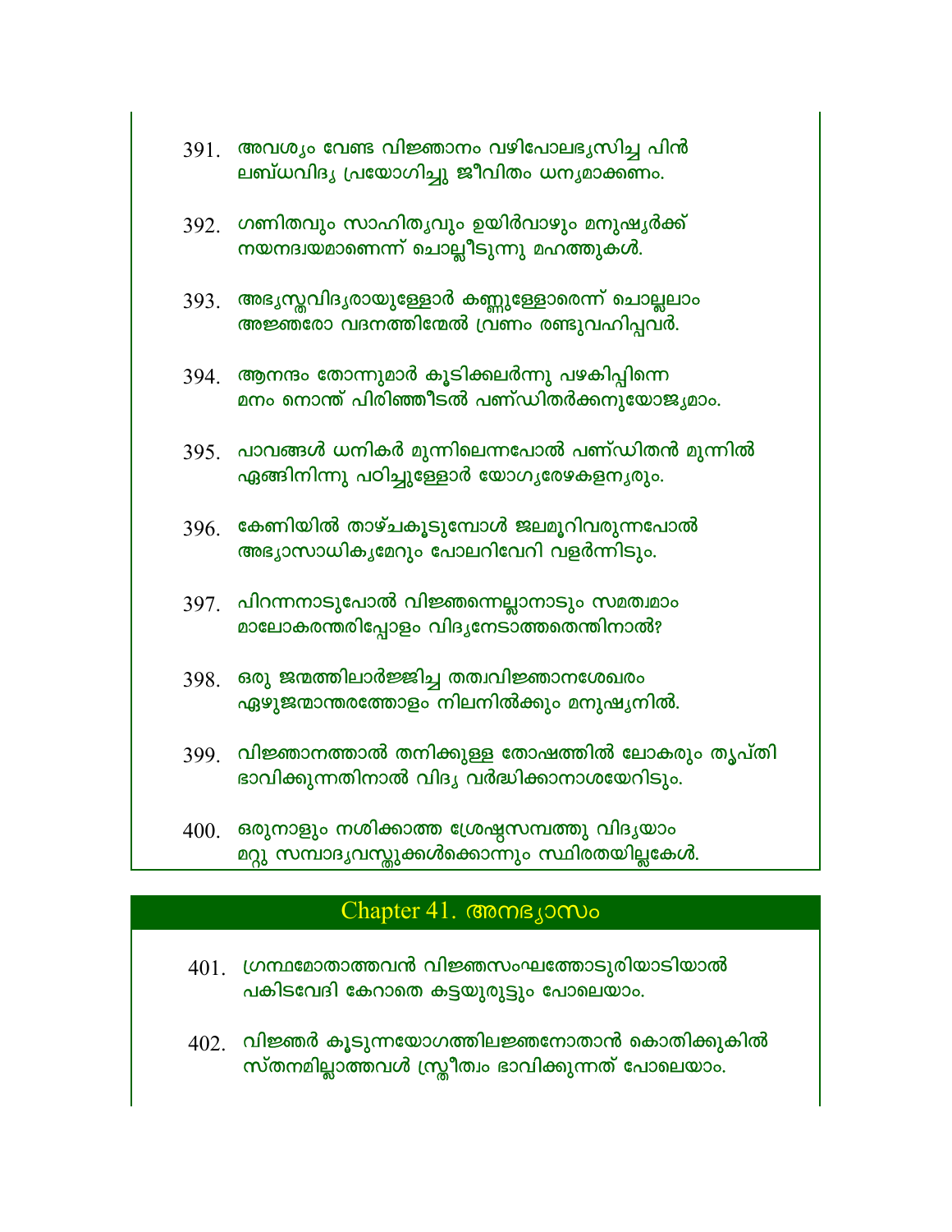391. അവശ്യം വേണ്ട വിജ്ഞാനം വഴിപോലഭ്യസിച്ച പിൻ
ലബ്ധവിദ്യ പ്രയോഗിച്ചു ജീവിതം ധന്യമാക്കണം.

392. ഗണിതവും സാഹിത്യവും ഉയിർവാഴും മനുഷ്യർക്ക്
നയനദ്വയമാണെന്ന് ചൊല്ലീടുന്നു മഹത്തുകൾ.

393. അഭ്യസ്തവിദ്യരായുള്ളോർ കണ്ണുള്ളോരെന്ന് ചൊല്ലലാം
അജ്ഞരോ വദനത്തിന്മേൽ വ്രണം രണ്ടുവഹിപ്പവർ.

394. ആനന്ദം തോന്നുമാർ കൂടിക്കലർന്നു പഴകിപ്പിന്നെ
മനം നൊന്ത് പിരിഞ്ഞീടൽ പണ്ഡിതർക്കനുയോജ്യമാം.

395. പാവങ്ങൾ ധനികർ മുന്നിലെന്നപോൽ പണ്ഡിതൻ മുന്നിൽ
ഏങ്ങിനിന്നു പഠിച്ചുള്ളോർ യോഗ്യരേഴകളന്യരും.

396. കേണിയിൽ താഴ്ചകൂടുമ്പോൾ ജലമൂറിവരുന്നപോൽ
അഭ്യാസാധിക്യമേറും പോലറിവേറി വളർന്നിടും.

397. പിറന്നനാടുപോൽ വിജ്ഞന്നെല്ലാനാടും സമത്വമാം
മാലോകരന്തരിപ്പോളം വിദ്യനേടാത്തതെന്തിനാൽ?

398. ഒരു ജന്മത്തിലാർജ്ജിച്ച തത്വവിജ്ഞാനശേഖരം
ഏഴുജന്മാന്തരത്തോളം നിലനിൽക്കും മനുഷ്യനിൽ.

399. വിജ്ഞാനത്താൽ തനിക്കുള്ള തോഷത്തിൽ ലോകരും തൃപ്തി
ഭാവിക്കുന്നതിനാൽ വിദ്യ വർദ്ധിക്കാനാശയേറിടും.

400. ഒരുനാളും നശിക്കാത്ത ശ്രേഷ്ഠസമ്പത്തു വിദ്യയാം
മറ്റു സമ്പാദ്യവസ്തുക്കൾക്കൊന്നും സ്ഥിരതയില്ലകേൾ.

## Chapter 41. അനഭ്യാസം

401. ഗ്രന്ഥമോതാത്തവൻ വിജ്ഞസംഘത്തോടുരിയാടിയാൽ
പകിടവേദി കേറാതെ കട്ടയുരുട്ടും പോലെയാം.

402. വിജ്ഞർ കൂടുന്നയോഗത്തിലജ്ഞനോതാൻ കൊതിക്കുകിൽ
സ്തനമില്ലാത്തവൾ സ്ത്രീത്വം ഭാവിക്കുന്നത് പോലെയാം.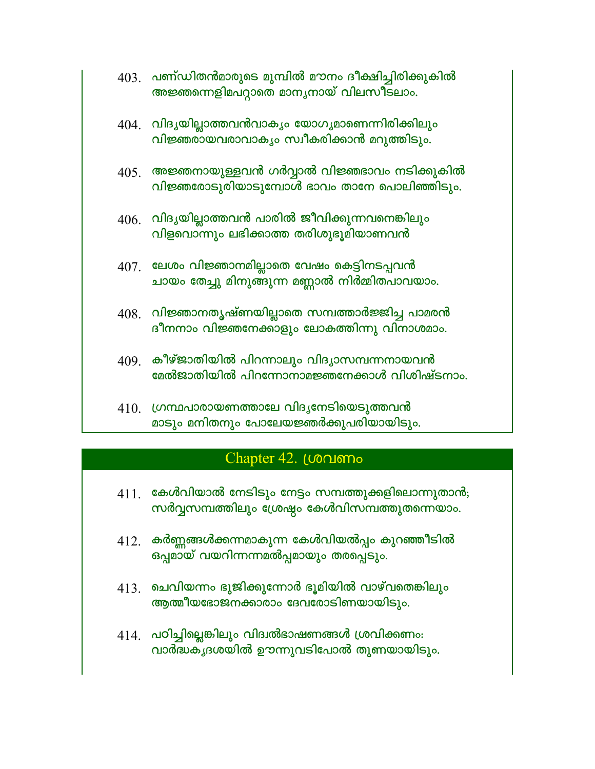403. പണ്ഡിതൻമാരുടെ മുമ്പിൽ മൗനം ദീക്ഷിച്ചിരിക്കുകിൽ
അജ്ഞന്നെളിമപറ്റാതെ മാന്യനായ് വിലസീടലാം.

404. വിദ്യയില്ലാത്തവൻവാക്യം യോഗ്യമാണെന്നിരിക്കിലും
വിജ്ഞരായവരാവാക്യം സ്വീകരിക്കാൻ മറുത്തിടും.

405. അജ്ഞനായുള്ളവൻ ഗർവ്വാൽ വിജ്ഞഭാവം നടിക്കുകിൽ
വിജ്ഞരോടുരിയാടുമ്പോൾ ഭാവം താനേ പൊലിഞ്ഞിടും.

406. വിദ്യയില്ലാത്തവൻ പാരിൽ ജീവിക്കുന്നവനെങ്കിലും
വിളവൊന്നും ലഭിക്കാത്ത തരിശുഭൂമിയാണവൻ

407. ലേശം വിജ്ഞാനമില്ലാതെ വേഷം കെട്ടിനടപ്പവൻ
ചായം തേച്ചു മിനുങ്ങുന്ന മണ്ണാൽ നിർമ്മിതപാവയാം.

408. വിജ്ഞാനതൃഷ്ണയില്ലാതെ സമ്പത്താർജ്ജിച്ച പാമരൻ
ദീനനാം വിജ്ഞനേക്കാളും ലോകത്തിന്നു വിനാശമാം.

409. കീഴ്ജാതിയിൽ പിറന്നാലും വിദ്യാസമ്പന്നനായവൻ
മേൽജാതിയിൽ പിറന്നോനാമജ്ഞനേക്കാൾ വിശിഷ്ടനാം.

410. ഗ്രന്ഥപാരായണത്താലേ വിദ്യനേടിയെടുത്തവൻ
മാടും മനിതനും പോലേയജ്ഞർക്കുപരിയായിടും.

## Chapter 42. ശ്രവണം

411. കേൾവിയാൽ നേടിടും നേട്ടം സമ്പത്തുക്കളിലൊന്നുതാൻ;
സർവ്വസമ്പത്തിലും ശ്രേഷ്ഠം കേൾവിസമ്പത്തുതന്നെയാം.

412. കർണ്ണങ്ങൾക്കന്നമാകുന്ന കേൾവിയൽപ്പം കുറഞ്ഞീടിൽ
ഒപ്പമായ് വയറിന്നന്നമൽപ്പമായും തരപ്പെടും.

413. ചെവിയന്നം ഭുജിക്കുന്നോർ ഭൂമിയിൽ വാഴ്വതെങ്കിലും
ആത്മീയഭോജനക്കാരാം ദേവരോടിണയായിടും.

414. പഠിച്ചില്ലെങ്കിലും വിദ്വൽഭാഷണങ്ങൾ ശ്രവിക്കണം:
വാർദ്ധക്യദശയിൽ ഊന്നുവടിപോൽ തുണയായിടും.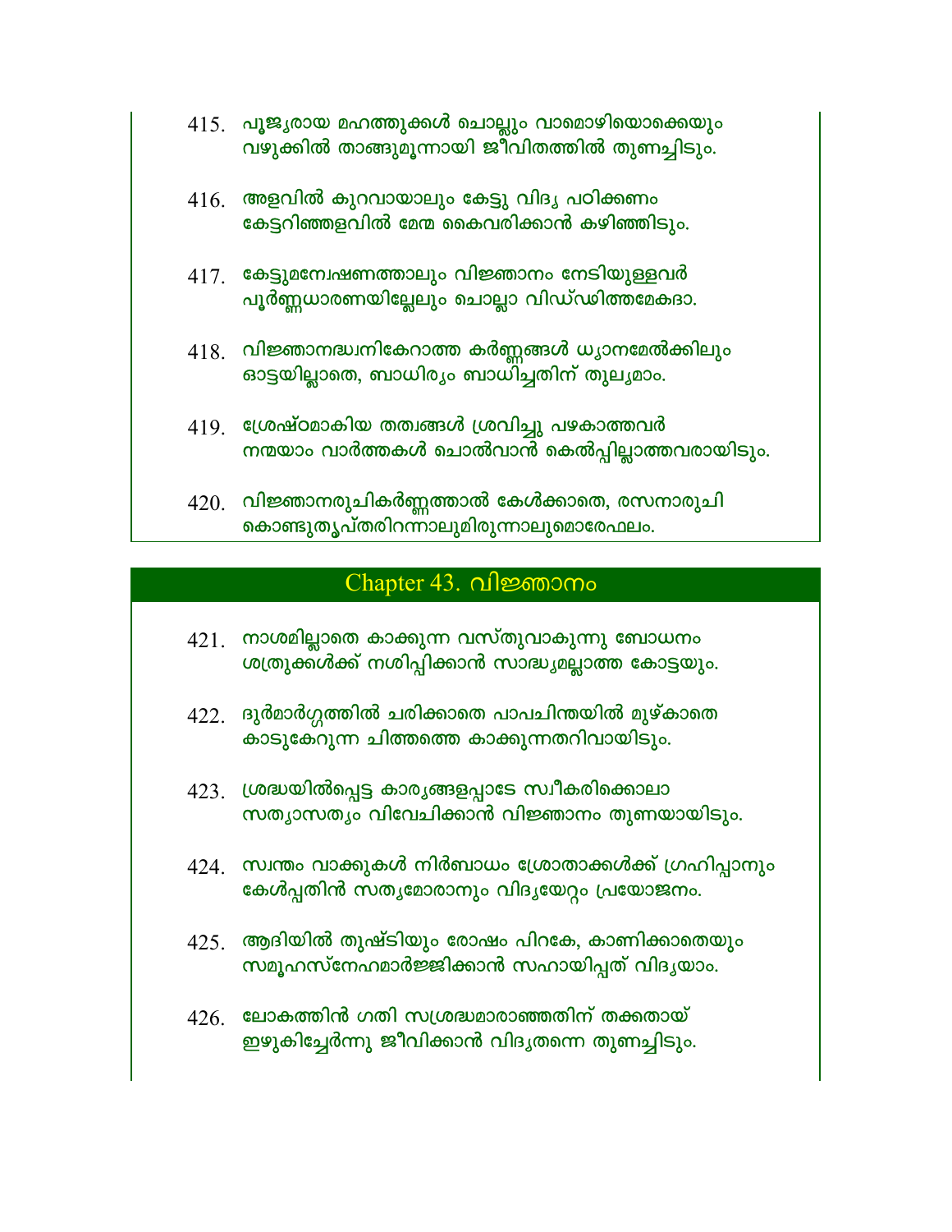415. പൂജ്യരായ മഹത്തുക്കൾ ചൊല്ലും വാമൊഴിയൊക്കെയും
വഴുക്കിൽ താങ്ങുമൂന്നായി ജീവിതത്തിൽ തുണച്ചിടും.

416. അളവിൽ കുറവായാലും കേട്ടു വിദ്യ പഠിക്കണം
കേട്ടറിഞ്ഞളവിൽ മേന്മ കൈവരിക്കാൻ കഴിഞ്ഞിടും.

417. കേട്ടുമന്വേഷണത്താലും വിജ്ഞാനം നേടിയുള്ളവർ
പൂർണ്ണധാരണയില്ലേലും ചൊല്ലാ വിഡ്ഢിത്തമേകദാ.

418. വിജ്ഞാനദ്ധ്വനികേറാത്ത കർണ്ണങ്ങൾ ധ്യാനമേൽക്കിലും
ഓട്ടയില്ലാതെ, ബാധിര്യം ബാധിച്ചതിന് തുല്യമാം.

419. ശ്രേഷ്ഠമാകിയ തത്വങ്ങൾ ശ്രവിച്ചു പഴകാത്തവർ
നന്മയാം വാർത്തകൾ ചൊൽവാൻ കെൽപ്പില്ലാത്തവരായിടും.

420. വിജ്ഞാനരുചികർണ്ണത്താൽ കേൾക്കാതെ, രസനാരുചി
കൊണ്ടുതൃപ്തരിറന്നാലുമിരുന്നാലുമൊരേഫലം.

## Chapter 43. വിജ്ഞാനം

421. നാശമില്ലാതെ കാക്കുന്ന വസ്തുവാകുന്നു ബോധനം
ശത്രുക്കൾക്ക് നശിപ്പിക്കാൻ സാദ്ധ്യമല്ലാത്ത കോട്ടയും.

422. ദുർമാർഗ്ഗത്തിൽ ചരിക്കാതെ പാപചിന്തയിൽ മുഴ്കാതെ
കാടുകേറുന്ന ചിത്തത്തെ കാക്കുന്നതറിവായിടും.

423. ശ്രദ്ധയിൽപ്പെട്ട കാര്യങ്ങളപ്പാടേ സ്വീകരിക്കൊലാ
സത്യാസത്യം വിവേചിക്കാൻ വിജ്ഞാനം തുണയായിടും.

424. സ്വന്തം വാക്കുകൾ നിർബാധം ശ്രോതാക്കൾക്ക് ഗ്രഹിപ്പാനും
കേൾപ്പതിൻ സത്യമോരാനും വിദ്യയേറ്റം പ്രയോജനം.

425. ആദിയിൽ തുഷ്ടിയും രോഷം പിറകേ, കാണിക്കാതെയും
സമൂഹസ്നേഹമാർജ്ജിക്കാൻ സഹായിപ്പത് വിദ്യയാം.

426. ലോകത്തിൻ ഗതി സശ്രദ്ധമാരാഞ്ഞതിന് തക്കതായ്
ഇഴുകിച്ചേർന്നു ജീവിക്കാൻ വിദ്യതന്നെ തുണച്ചിടും.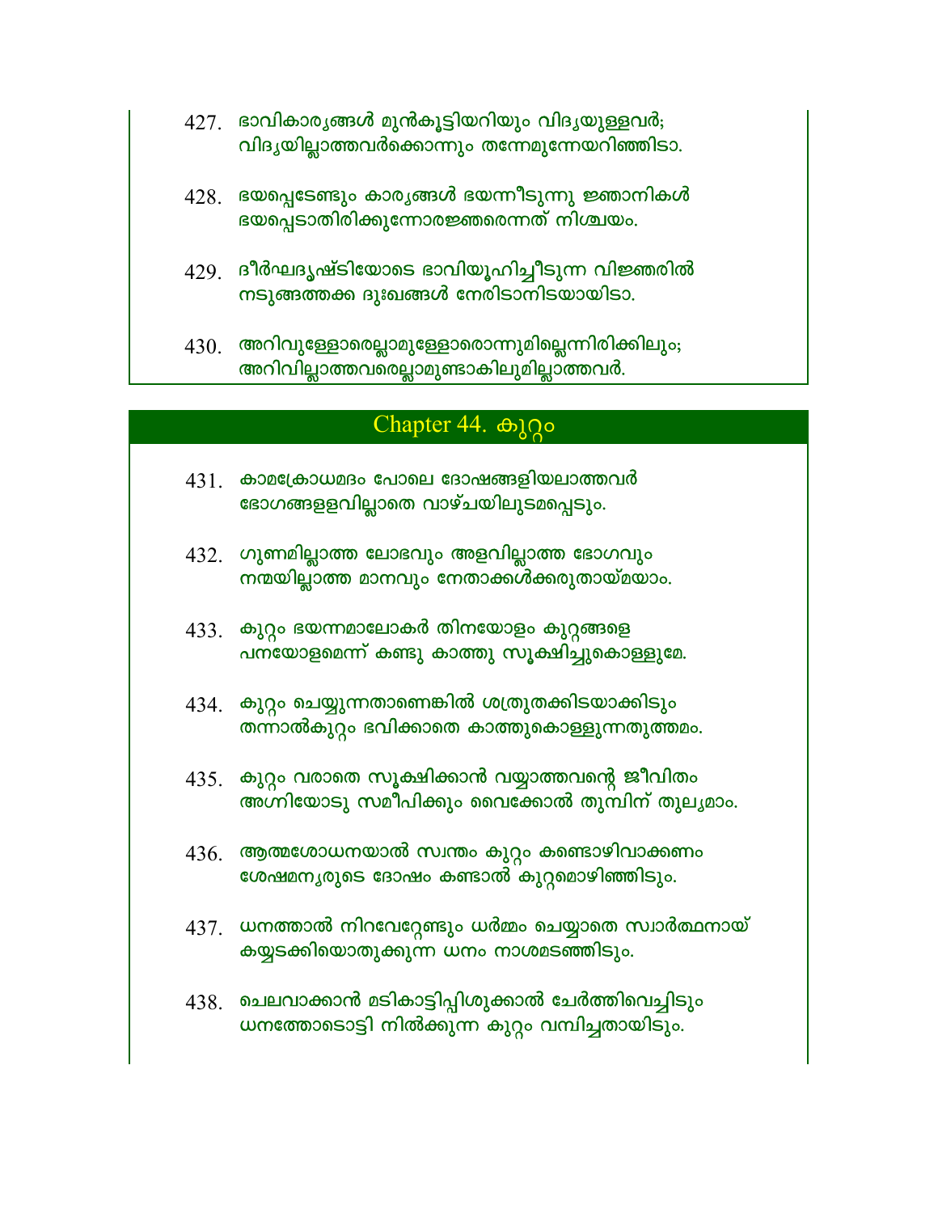427. ഭാവികാര്യങ്ങൾ മുൻകൂട്ടിയറിയും വിദ്യയുള്ളവർ;
വിദ്യയില്ലാത്തവർക്കൊന്നും തന്നേമുന്നേയറിഞ്ഞിടാ.

428. ഭയപ്പെടേണ്ടും കാര്യങ്ങൾ ഭയന്നീടുന്നു ജ്ഞാനികൾ
ഭയപ്പെടാതിരിക്കുന്നോരജ്ഞരെന്നത് നിശ്ചയം.

429. ദീർഘദൃഷ്ടിയോടെ ഭാവിയൂഹിച്ചീടുന്ന വിജ്ഞരിൽ
നടുങ്ങത്തക്ക ദുഃഖങ്ങൾ നേരിടാനിടയായിടാ.

430. അറിവുള്ളോരെല്ലാമുള്ളോരൊന്നുമില്ലെന്നിരിക്കിലും;
അറിവില്ലാത്തവരെല്ലാമുണ്ടാകിലുമില്ലാത്തവർ.

## Chapter 44. കുറ്റം

431. കാമക്രോധമദം പോലെ ദോഷങ്ങളിയലാത്തവർ
ഭോഗങ്ങളളവില്ലാതെ വാഴ്ചയിലുടമപ്പെടും.

432. ഗുണമില്ലാത്ത ലോഭവും അളവില്ലാത്ത ഭോഗവും
നന്മയില്ലാത്ത മാനവും നേതാക്കൾക്കരുതായ്മയാം.

433. കുറ്റം ഭയന്നമാലോകർ തിനയോളം കുറ്റങ്ങളെ
പനയോളമെന്ന് കണ്ടു കാത്തു സൂക്ഷിച്ചുകൊള്ളുമേ.

434. കുറ്റം ചെയ്യുന്നതാണെങ്കിൽ ശത്രുതക്കിടയാക്കിടും
തന്നാൽകുറ്റം ഭവിക്കാതെ കാത്തുകൊള്ളുന്നതുത്തമം.

435. കുറ്റം വരാതെ സൂക്ഷിക്കാൻ വയ്യാത്തവന്റെ ജീവിതം
അഗ്നിയോടു സമീപിക്കും വൈക്കോൽ തുമ്പിന് തുല്യമാം.

436. ആത്മശോധനയാൽ സ്വന്തം കുറ്റം കണ്ടൊഴിവാക്കണം
ശേഷമന്യരുടെ ദോഷം കണ്ടാൽ കുറ്റമൊഴിഞ്ഞിടും.

437. ധനത്താൽ നിറവേറ്റേണ്ടും ധർമ്മം ചെയ്യാതെ സ്വാർത്ഥനായ്
കയ്യടക്കിയൊതുക്കുന്ന ധനം നാശമടഞ്ഞിടും.

438. ചെലവാക്കാൻ മടികാട്ടിപ്പിശുക്കാൽ ചേർത്തിവെച്ചിടും
ധനത്തോടൊട്ടി നിൽക്കുന്ന കുറ്റം വമ്പിച്ചതായിടും.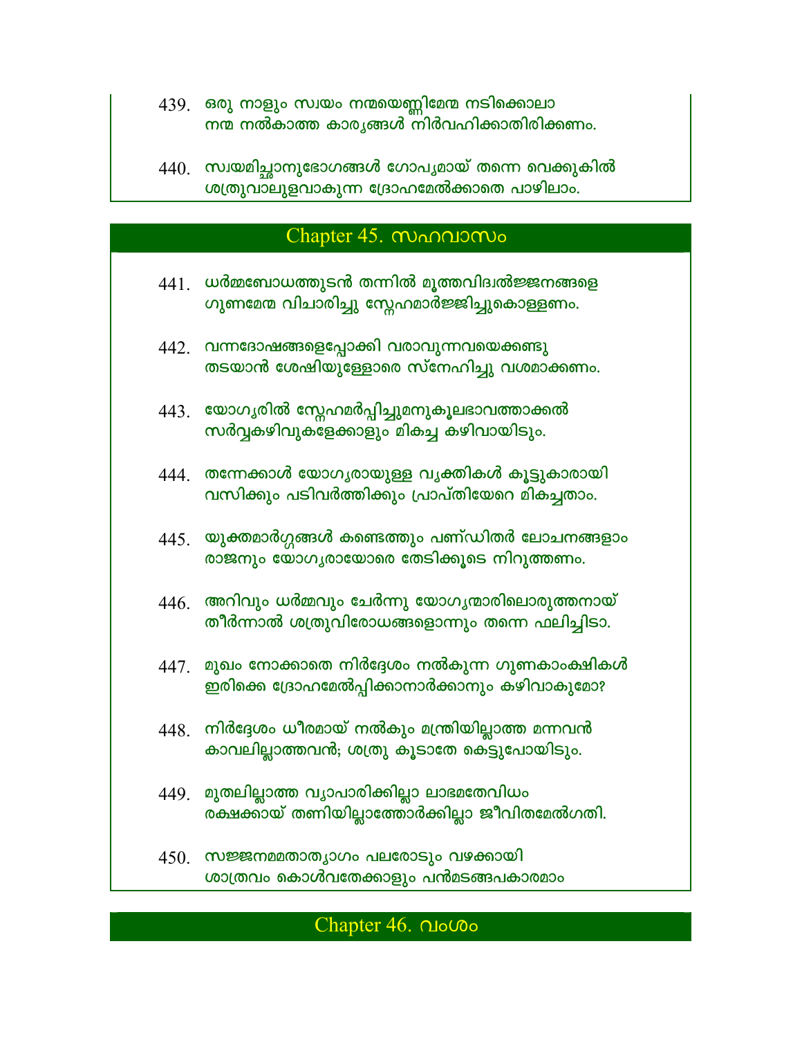439. ഒരു നാളും സ്വയം നന്മയെണ്ണിമേന്മ നടിക്കൊലാ
നന്മ നൽകാത്ത കാര്യങ്ങൾ നിർവഹിക്കാതിരിക്കണം.

440. സ്വയമിച്ഛാനുഭോഗങ്ങൾ ഗോപ്യമായ് തന്നെ വെക്കുകിൽ
ശത്രുവാലുളവാകുന്ന ദ്രോഹമേൽക്കാതെ പാഴിലാം.

## Chapter 45. സഹവാസം

441. ധർമ്മബോധത്തുടൻ തന്നിൽ മൂത്തവിദ്വൽജ്ജനങ്ങളെ
ഗുണമേന്മ വിചാരിച്ചു സ്നേഹമാർജ്ജിച്ചുകൊള്ളണം.

442. വന്നദോഷങ്ങളെപ്പോക്കി വരാവുന്നവയെക്കണ്ടു
തടയാൻ ശേഷിയുള്ളോരെ സ്നേഹിച്ചു വശമാക്കണം.

443. യോഗ്യരിൽ സ്നേഹമർപ്പിച്ചുമനുകൂലഭാവത്താക്കൽ
സർവ്വകഴിവുകളേക്കാളും മികച്ച കഴിവായിടും.

444. തന്നേക്കാൾ യോഗ്യരായുള്ള വ്യക്തികൾ കൂട്ടുകാരായി
വസിക്കും പടിവർത്തിക്കും പ്രാപ്തിയേറെ മികച്ചതാം.

445. യുക്തമാർഗ്ഗങ്ങൾ കണ്ടെത്തും പണ്ഡിതർ ലോചനങ്ങളാം
രാജനും യോഗ്യരായോരെ തേടിക്കൂടെ നിറുത്തണം.

446. അറിവും ധർമ്മവും ചേർന്നു യോഗ്യന്മാരിലൊരുത്തനായ്
തീർന്നാൽ ശത്രുവിരോധങ്ങളൊന്നും തന്നെ ഫലിച്ചിടാ.

447. മുഖം നോക്കാതെ നിർദ്ദേശം നൽകുന്ന ഗുണകാംക്ഷികൾ
ഇരിക്കെ ദ്രോഹമേൽപ്പിക്കാനാർക്കാനും കഴിവാകുമോ?

448. നിർദ്ദേശം ധീരമായ് നൽകും മന്ത്രിയില്ലാത്ത മന്നവൻ
കാവലില്ലാത്തവൻ; ശത്രു കൂടാതേ കെട്ടുപോയിടും.

449. മുതലില്ലാത്ത വ്യാപാരിക്കില്ലാ ലാഭമതേവിധം
രക്ഷക്കായ് തണിയില്ലാത്തോർക്കില്ലാ ജീവിതമേൽഗതി.

450. സജ്ജനമമതാത്യാഗം പലരോടും വഴക്കായി
ശാത്രവം കൊൾവതേക്കാളും പൻമടങ്ങപകാരമാം

## Chapter 46. വംശം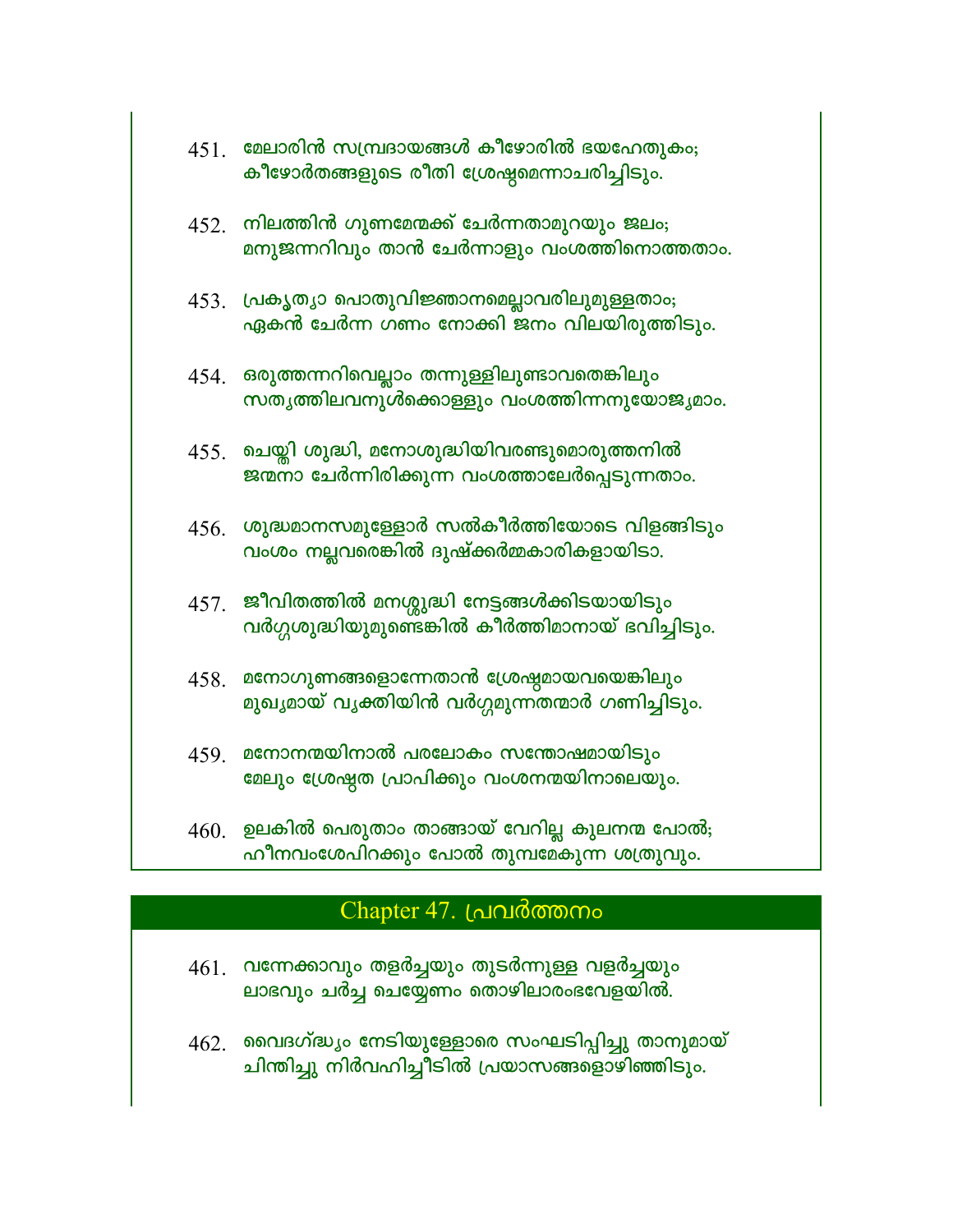451. മേലാരിൻ സമ്പ്രദായങ്ങൾ കീഴോരിൽ ഭയഹേതുകം;
കീഴോർതങ്ങളുടെ രീതി ശ്രേഷ്ഠമെന്നാചരിച്ചിടും.

452. നിലത്തിൻ ഗുണമേന്മക്ക് ചേർന്നതാമുറയും ജലം;
മനുജന്നറിവും താൻ ചേർന്നാളും വംശത്തിനൊത്തതാം.

453. പ്രകൃത്യാ പൊതുവിജ്ഞാനമെല്ലാവരിലുമുള്ളതാം;
ഏകൻ ചേർന്ന ഗണം നോക്കി ജനം വിലയിരുത്തിടും.

454. ഒരുത്തന്നറിവെല്ലാം തന്നുള്ളിലുണ്ടാവതെങ്കിലും
സത്യത്തിലവനുൾക്കൊള്ളും വംശത്തിന്നനുയോജ്യമാം.

455. ചെയ്തി ശുദ്ധി, മനോശുദ്ധിയിവരണ്ടുമൊരുത്തനിൽ
ജന്മനാ ചേർന്നിരിക്കുന്ന വംശത്താലേർപ്പെടുന്നതാം.

456. ശുദ്ധമാനസമുള്ളോർ സൽകീർത്തിയോടെ വിളങ്ങിടും
വംശം നല്ലവരെങ്കിൽ ദുഷ്ക്കർമ്മകാരികളായിടാ.

457. ജീവിതത്തിൽ മനശ്ശുദ്ധി നേട്ടങ്ങൾക്കിടയായിടും
വർഗ്ഗശുദ്ധിയുമുണ്ടെങ്കിൽ കീർത്തിമാനായ് ഭവിച്ചിടും.

458. മനോഗുണങ്ങളൊന്നേതാൻ ശ്രേഷ്ഠമായവയെങ്കിലും
മുഖ്യമായ് വ്യക്തിയിൻ വർഗ്ഗമുന്നതന്മാർ ഗണിച്ചിടും.

459. മനോനന്മയിനാൽ പരലോകം സന്തോഷമായിടും
മേലും ശ്രേഷ്ഠത പ്രാപിക്കും വംശനന്മയിനാലെയും.

460. ഉലകിൽ പെരുതാം താങ്ങായ് വേറില്ല കുലനന്മ പോൽ;
ഹീനവംശേപിറക്കും പോൽ തുമ്പമേകുന്ന ശത്രുവും.

## Chapter 47. പ്രവർത്തനം

461. വന്നേക്കാവും തളർച്ചയും തുടർന്നുള്ള വളർച്ചയും
ലാഭവും ചർച്ച ചെയ്യേണം തൊഴിലാരംഭവേളയിൽ.

462. വൈദഗ്ദ്ധ്യം നേടിയുള്ളോരെ സംഘടിപ്പിച്ചു താനുമായ്
ചിന്തിച്ചു നിർവഹിച്ചീടിൽ പ്രയാസങ്ങളൊഴിഞ്ഞിടും.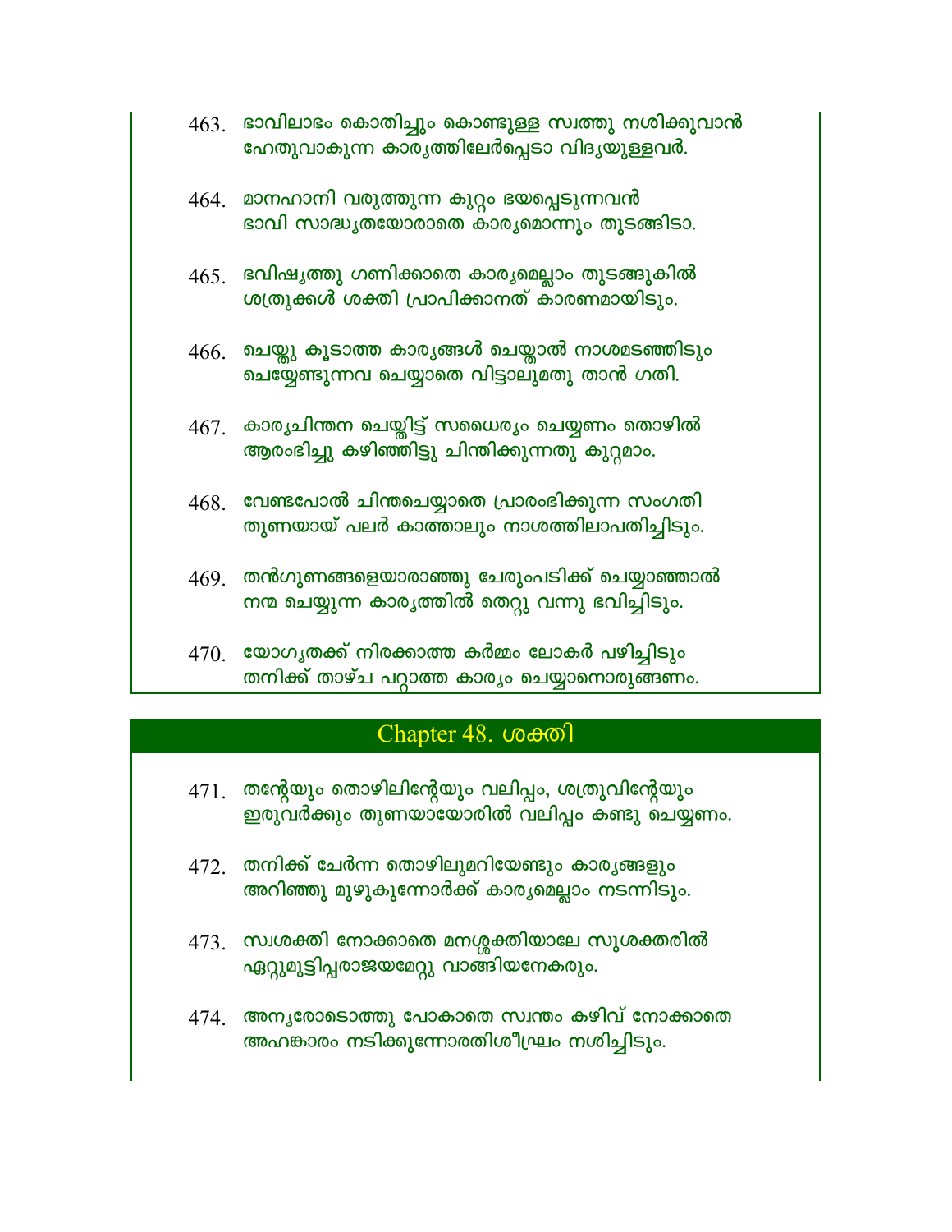463. ഭാവിലാഭം കൊതിച്ചും കൊണ്ടുള്ള സ്വത്തു നശിക്കുവാൻ
ഹേതുവാകുന്ന കാര്യത്തിലേർപ്പെടാ വിദ്യയുള്ളവർ.

464. മാനഹാനി വരുത്തുന്ന കുറ്റം ഭയപ്പെടുന്നവൻ
ഭാവി സാദ്ധ്യതയോരാതെ കാര്യമൊന്നും തുടങ്ങിടാ.

465. ഭവിഷ്യത്തു ഗണിക്കാതെ കാര്യമെല്ലാം തുടങ്ങുകിൽ
ശത്രുക്കൾ ശക്തി പ്രാപിക്കാനത് കാരണമായിടും.

466. ചെയ്തു കൂടാത്ത കാര്യങ്ങൾ ചെയ്താൽ നാശമടഞ്ഞിടും
ചെയ്യേണ്ടുന്നവ ചെയ്യാതെ വിട്ടാലുമതു താൻ ഗതി.

467. കാര്യചിന്തന ചെയ്തിട്ട് സധൈര്യം ചെയ്യണം തൊഴിൽ
ആരംഭിച്ചു കഴിഞ്ഞിട്ടു ചിന്തിക്കുന്നതു കുറ്റമാം.

468. വേണ്ടപോൽ ചിന്തചെയ്യാതെ പ്രാരംഭിക്കുന്ന സംഗതി
തുണയായ് പലർ കാത്താലും നാശത്തിലാപതിച്ചിടും.

469. തൻഗുണങ്ങളെയാരാഞ്ഞു ചേരുംപടിക്ക് ചെയ്യാഞ്ഞാൽ
നന്മ ചെയ്യുന്ന കാര്യത്തിൽ തെറ്റു വന്നു ഭവിച്ചിടും.

470. യോഗ്യതക്ക് നിരക്കാത്ത കർമ്മം ലോകർ പഴിച്ചിടും
തനിക്ക് താഴ്ച പറ്റാത്ത കാര്യം ചെയ്യാനൊരുങ്ങണം.

## Chapter 48. ശക്തി

471. തന്റേയും തൊഴിലിന്റേയും വലിപ്പം, ശത്രുവിന്റേയും
ഇരുവർക്കും തുണയായോരിൽ വലിപ്പം കണ്ടു ചെയ്യണം.

472. തനിക്ക് ചേർന്ന തൊഴിലുമറിയേണ്ടും കാര്യങ്ങളും
അറിഞ്ഞു മുഴുകുന്നോർക്ക് കാര്യമെല്ലാം നടന്നിടും.

473. സ്വശക്തി നോക്കാതെ മനശ്ശക്തിയാലേ സുശക്തരിൽ
ഏറ്റുമുട്ടിപ്പരാജയമേറ്റു വാങ്ങിയനേകരും.

474. അന്യരോടൊത്തു പോകാതെ സ്വന്തം കഴിവ് നോക്കാതെ
അഹങ്കാരം നടിക്കുന്നോരതിശീഘ്രം നശിച്ചിടും.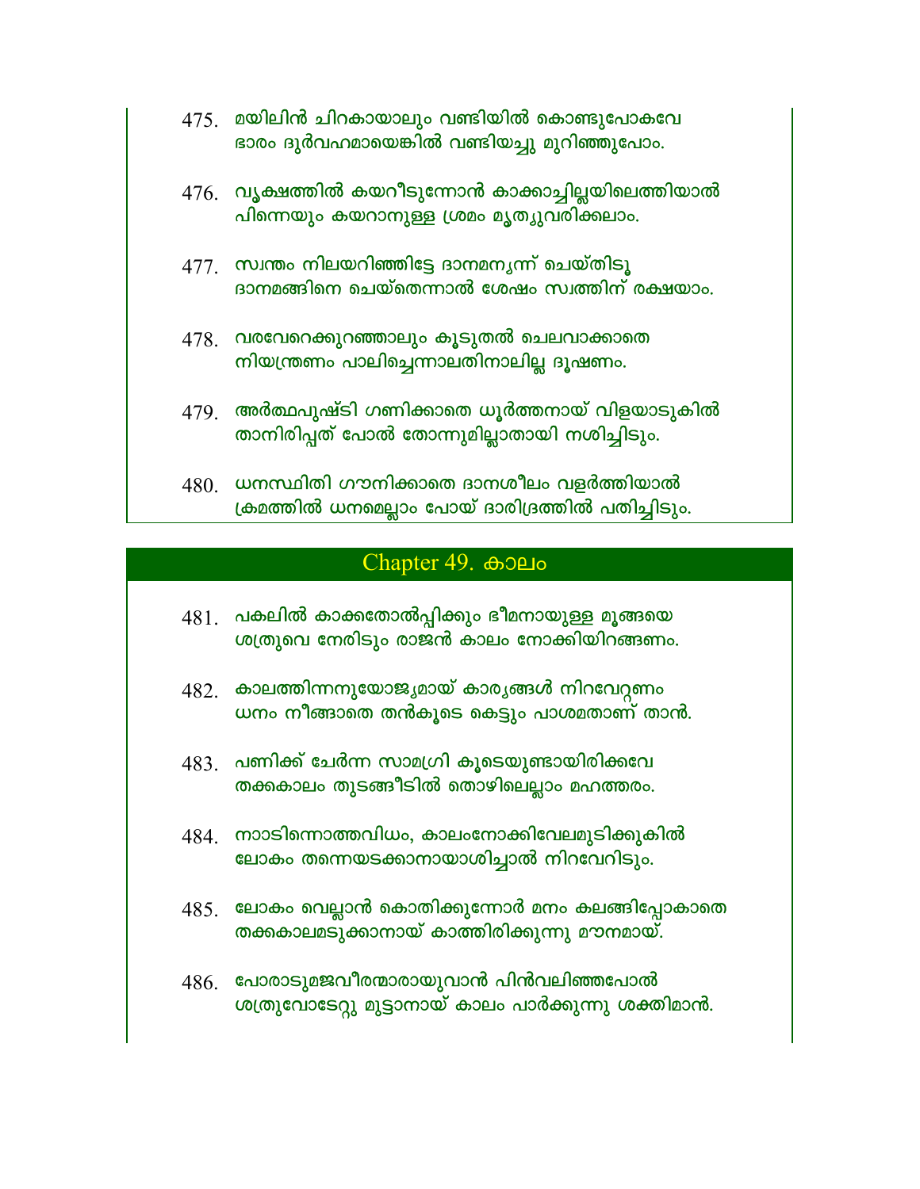475. മയിലിൻ ചിറകായാലും വണ്ടിയിൽ കൊണ്ടുപോകവേ
ഭാരം ദുർവഹമായെങ്കിൽ വണ്ടിയച്ചു മുറിഞ്ഞുപോം.

476. വൃക്ഷത്തിൽ കയറീടുന്നോൻ കാക്കാച്ചില്ലയിലെത്തിയാൽ
പിന്നെയും കയറാനുള്ള ശ്രമം മൃത്യുവരിക്കലാം.

477. സ്വന്തം നിലയറിഞ്ഞിട്ടേ ദാനമന്യന്ന് ചെയ്തിടൂ
ദാനമങ്ങിനെ ചെയ്തെന്നാൽ ശേഷം സ്വത്തിന് രക്ഷയാം.

478. വരവേറെക്കുറഞ്ഞാലും കൂടുതൽ ചെലവാക്കാതെ
നിയന്ത്രണം പാലിച്ചെന്നാലതിനാലില്ല ദൂഷണം.

479. അർത്ഥപുഷ്ടി ഗണിക്കാതെ ധൂർത്തനായ് വിളയാടുകിൽ
താനിരിപ്പത് പോൽ തോന്നുമില്ലാതായി നശിച്ചിടും.

480. ധനസ്ഥിതി ഗൗനിക്കാതെ ദാനശീലം വളർത്തിയാൽ
ക്രമത്തിൽ ധനമെല്ലാം പോയ് ദാരിദ്രത്തിൽ പതിച്ചിടും.

## Chapter 49. കാലം

481. പകലിൽ കാക്കതോൽപ്പിക്കും ഭീമനായുള്ള മൂങ്ങയെ
ശത്രുവെ നേരിടും രാജൻ കാലം നോക്കിയിറങ്ങണം.

482. കാലത്തിന്നനുയോജ്യമായ് കാര്യങ്ങൾ നിറവേറ്റണം
ധനം നീങ്ങാതെ തൻകൂടെ കെട്ടും പാശമതാണ് താൻ.

483. പണിക്ക് ചേർന്ന സാമഗ്രി കൂടെയുണ്ടായിരിക്കവേ
തക്കകാലം തുടങ്ങീടിൽ തൊഴിലെല്ലാം മഹത്തരം.

484. നാടിന്നൊത്തവിധം, കാലംനോക്കിവേലമുടിക്കുകിൽ
ലോകം തന്നെയടക്കാനായാശിച്ചാൽ നിറവേറിടും.

485. ലോകം വെല്ലാൻ കൊതിക്കുന്നോർ മനം കലങ്ങിപ്പോകാതെ
തക്കകാലമടുക്കാനായ് കാത്തിരിക്കുന്നു മൗനമായ്.

486. പോരാടുമജവീരന്മാരായുവാൻ പിൻവലിഞ്ഞപോൽ
ശത്രുവോടേറ്റു മുട്ടാനായ് കാലം പാർക്കുന്നു ശക്തിമാൻ.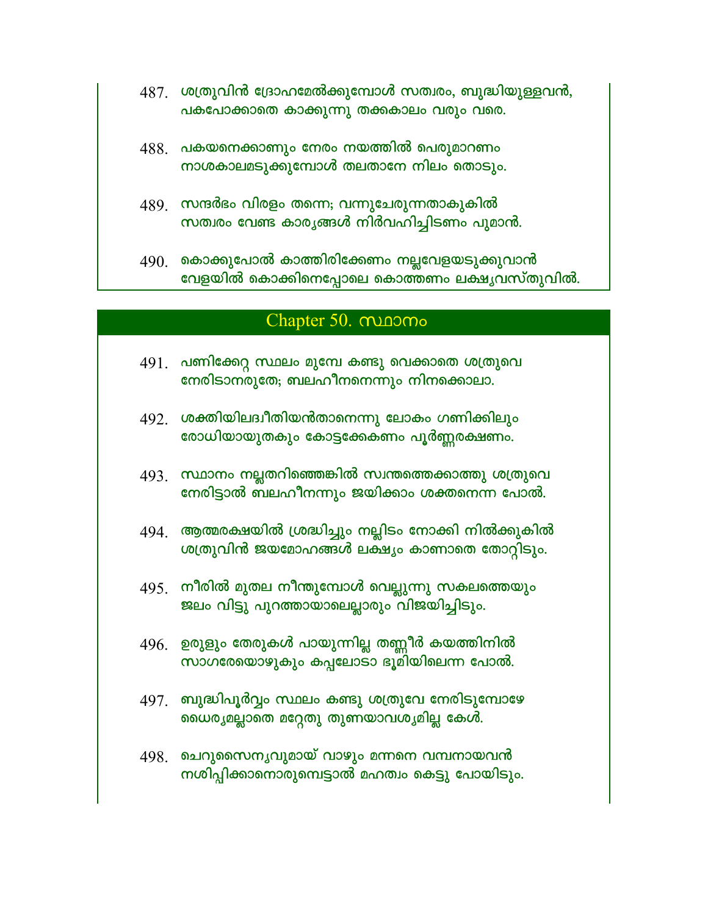487. ശത്രുവിൻ ദ്രോഹമേൽക്കുമ്പോൾ സത്വരം, ബുദ്ധിയുള്ളവൻ,
പകപോക്കാതെ കാക്കുന്നു തക്കകാലം വരും വരെ.

488. പകയനെക്കാണും നേരം നയത്തിൽ പെരുമാറണം
നാശകാലമടുക്കുമ്പോൾ തലതാനേ നിലം തൊടും.

489. സന്ദർഭം വിരളം തന്നെ; വന്നുചേരുന്നതാകുകിൽ
സത്വരം വേണ്ട കാര്യങ്ങൾ നിർവഹിച്ചിടണം പുമാൻ.

490. കൊക്കുപോൽ കാത്തിരിക്കേണം നല്ലവേളയടുക്കുവാൻ
വേളയിൽ കൊക്കിനെപ്പോലെ കൊത്തണം ലക്ഷ്യവസ്തുവിൽ.

## Chapter 50. സ്ഥാനം

491. പണിക്കേറ്റ സ്ഥലം മുമ്പേ കണ്ടു വെക്കാതെ ശത്രുവെ
നേരിടാനരുതേ; ബലഹീനനെന്നും നിനക്കൊലാ.

492. ശക്തിയിലദ്വിതീയൻതാനെന്നു ലോകം ഗണിക്കിലും
രോധിയായുതകും കോട്ടക്കേകണം പൂർണ്ണരക്ഷണം.

493. സ്ഥാനം നല്ലതറിഞ്ഞെങ്കിൽ സ്വന്തത്തെക്കാത്തു ശത്രുവെ
നേരിട്ടാൽ ബലഹീനന്നും ജയിക്കാം ശക്തനെന്ന പോൽ.

494. ആത്മരക്ഷയിൽ ശ്രദ്ധിച്ചും നല്ലിടം നോക്കി നിൽക്കുകിൽ
ശത്രുവിൻ ജയമോഹങ്ങൾ ലക്ഷ്യം കാണാതെ തോറ്റിടും.

495. നീരിൽ മുതല നീന്തുമ്പോൾ വെല്ലുന്നു സകലത്തെയും
ജലം വിട്ടു പുറത്തായാലെല്ലാരും വിജയിച്ചിടും.

496. ഉരുളും തേരുകൾ പായുന്നില്ല തണ്ണീർ കയത്തിനിൽ
സാഗരേയൊഴുകും കപ്പലോടാ ഭൂമിയിലെന്ന പോൽ.

497. ബുദ്ധിപൂർവ്വം സ്ഥലം കണ്ടു ശത്രുവേ നേരിടുമ്പോഴേ
ധൈര്യമല്ലാതെ മറ്റേതു തുണയാവശ്യമില്ല കേൾ.

498. ചെറുസൈന്യവുമായ് വാഴും മന്നനെ വമ്പനായവൻ
നശിപ്പിക്കാനൊരുമ്പെട്ടാൽ മഹത്വം കെട്ടു പോയിടും.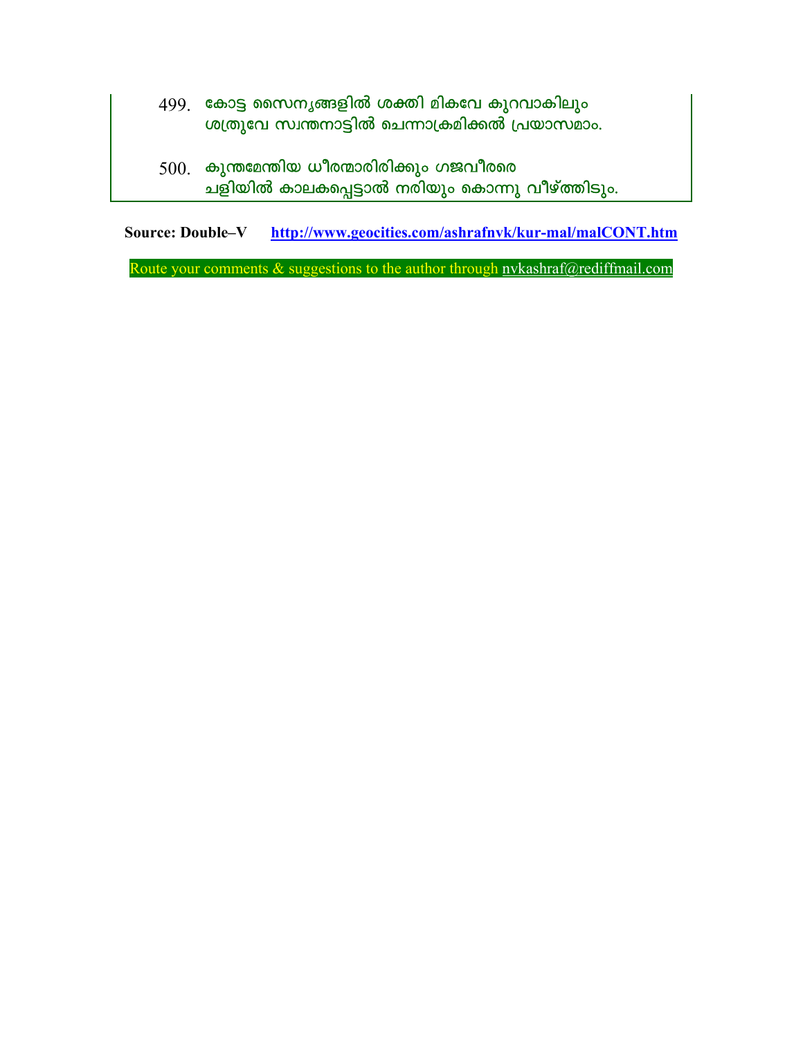499. കോട്ട സൈന്യങ്ങളിൽ ശക്തി മികവേ കുറവാകിലും
ശത്രുവേ സ്വന്തനാട്ടിൽ ചെന്നാക്രമിക്കൽ പ്രയാസമാം.

500. കുന്തമേന്തിയ ധീരന്മാരിരിക്കും ഗജവീരരെ
ചളിയിൽ കാലകപ്പെട്ടാൽ നരിയും കൊന്നു വീഴ്ത്തിടും.

**Source: Double–V** **http://www.geocities.com/ashrafnvk/kur-mal/malCONT.htm**

Route your comments & suggestions to the author through nvkashraf@rediffmail.com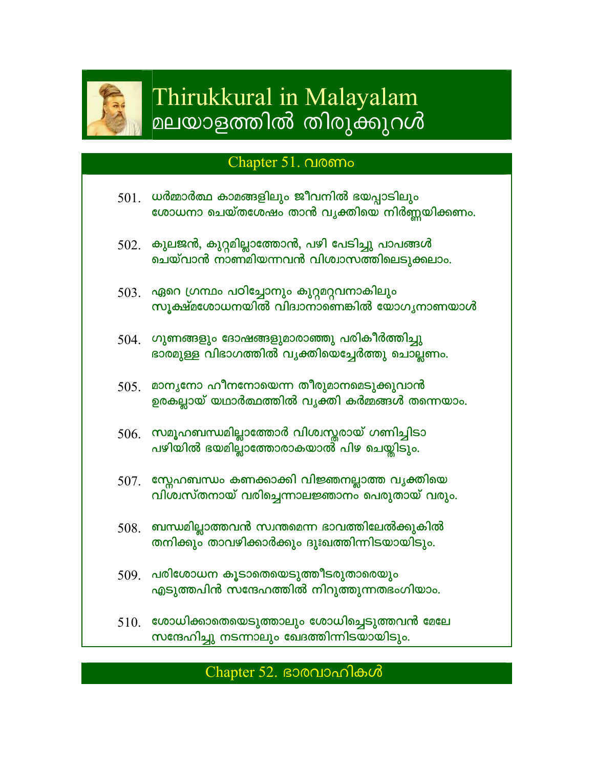# Thirukkural in Malayalam
# മലയാളത്തിൽ തിരുക്കുറൾ

## Chapter 51. വരണം

501. ധർമ്മാർത്ഥ കാമങ്ങളിലും ജീവനിൽ ഭയപ്പാടിലും
ശോധനാ ചെയ്തശേഷം താൻ വ്യക്തിയെ നിർണ്ണയിക്കണം.

502. കുലജൻ, കുറ്റമില്ലാത്തോൻ, പഴി പേടിച്ചു പാപങ്ങൾ
ചെയ്‌വാൻ നാണമിയന്നവൻ വിശ്വാസത്തിലെടുക്കലാം.

503. ഏറെ ഗ്രന്ഥം പഠിച്ചോനും കുറ്റമറ്റവനാകിലും
സൂക്ഷ്മശോധനയിൽ വിദ്വാനാണെങ്കിൽ യോഗ്യനാണയാൾ

504. ഗുണങ്ങളും ദോഷങ്ങളുമാരാഞ്ഞു പരികീർത്തിച്ചു
ഭാരമുള്ള വിഭാഗത്തിൽ വ്യക്തിയെച്ചേർത്തു ചൊല്ലണം.

505. മാന്യനോ ഹീനനോയെന്ന തീരുമാനമെടുക്കുവാൻ
ഉരകല്ലായ് യഥാർത്ഥത്തിൽ വ്യക്തി കർമ്മങ്ങൾ തന്നെയാം.

506. സമൂഹബന്ധമില്ലാത്തോർ വിശ്വസ്തരായ് ഗണിച്ചിടാ
പഴിയിൽ ഭയമില്ലാത്തോരാകയാൽ പിഴ ചെയ്തിടും.

507. സ്നേഹബന്ധം കണക്കാക്കി വിജ്ഞനല്ലാത്ത വ്യക്തിയെ
വിശ്വസ്തനായ് വരിച്ചെന്നാലജ്ഞാനം പെരുതായ് വരും.

508. ബന്ധമില്ലാത്തവൻ സ്വന്തമെന്ന ഭാവത്തിലേൽക്കുകിൽ
തനിക്കും താവഴിക്കാർക്കും ദുഃഖത്തിന്നിടയായിടും.

509. പരിശോധന കൂടാതെയെടുത്തീടരുതാരെയും
എടുത്തപിൻ സന്ദേഹത്തിൽ നിറുത്തുന്നതഭംഗിയാം.

510. ശോധിക്കാതെയെടുത്താലും ശോധിച്ചെടുത്തവൻ മേലേ
സന്ദേഹിച്ചു നടന്നാലും ഖേദത്തിന്നിടയായിടും.

## Chapter 52. ഭാരവാഹികൾ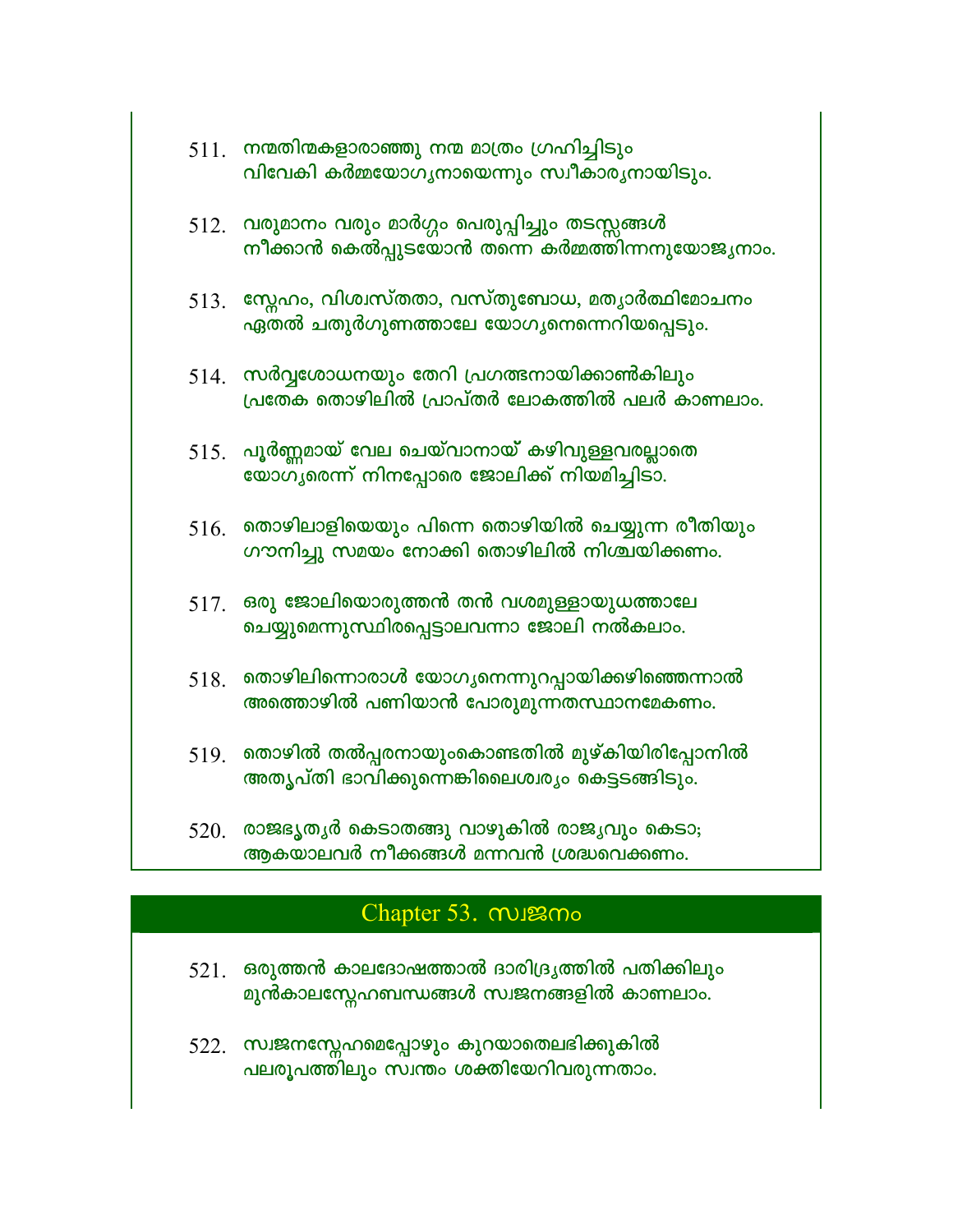511. നന്മതിന്മകളാരാഞ്ഞു നന്മ മാത്രം ഗ്രഹിച്ചിടും
വിവേകി കർമ്മയോഗ്യനായെന്നും സ്വീകാര്യനായിടും.

512. വരുമാനം വരും മാർഗ്ഗം പെരുപ്പിച്ചും തടസ്സങ്ങൾ
നീക്കാൻ കെൽപ്പുടയോൻ തന്നെ കർമ്മത്തിന്നനുയോജ്യനാം.

513. സ്നേഹം, വിശ്വസ്തതാ, വസ്തുബോധ, മത്യാർത്ഥിമോചനം
ഏതൽ ചതുർഗുണത്താലേ യോഗ്യനെന്നെറിയപ്പെടും.

514. സർവ്വശോധനയും തേറി പ്രഗത്ഭനായിക്കാൺകിലും
പ്രതേക തൊഴിലിൽ പ്രാപ്തർ ലോകത്തിൽ പലർ കാണലാം.

515. പൂർണ്ണമായ് വേല ചെയ്വാനായ് കഴിവുള്ളവരല്ലാതെ
യോഗ്യരെന്ന് നിനപ്പോരെ ജോലിക്ക് നിയമിച്ചിടാ.

516. തൊഴിലാളിയെയും പിന്നെ തൊഴിയിൽ ചെയ്യുന്ന രീതിയും
ഗൗനിച്ചു സമയം നോക്കി തൊഴിലിൽ നിശ്ചയിക്കണം.

517. ഒരു ജോലിയൊരുത്തൻ തൻ വശമുള്ളായുധത്താലേ
ചെയ്യുമെന്നുസ്ഥിരപ്പെട്ടാലവന്നാ ജോലി നൽകലാം.

518. തൊഴിലിന്നൊരാൾ യോഗ്യനെന്നുറപ്പായിക്കഴിഞ്ഞെന്നാൽ
അത്തൊഴിൽ പണിയാൻ പോരുമുന്നതസ്ഥാനമേകണം.

519. തൊഴിൽ തൽപ്പരനായുംകൊണ്ടതിൽ മുഴ്കിയിരിപ്പോനിൽ
അതൃപ്തി ഭാവിക്കുന്നെങ്കിലൈശ്വര്യം കെട്ടടങ്ങിടും.

520. രാജഭൃത്യർ കെടാതങ്ങു വാഴുകിൽ രാജ്യവും കെടാ;
ആകയാലവർ നീക്കങ്ങൾ മന്നവൻ ശ്രദ്ധവെക്കണം.

## Chapter 53. സ്വജനം

521. ഒരുത്തൻ കാലദോഷത്താൽ ദാരിദ്ര്യത്തിൽ പതിക്കിലും
മുൻകാലസ്നേഹബന്ധങ്ങൾ സ്വജനങ്ങളിൽ കാണലാം.

522. സ്വജനസ്നേഹമെപ്പോഴും കുറയാതെലഭിക്കുകിൽ
പലരൂപത്തിലും സ്വന്തം ശക്തിയേറിവരുന്നതാം.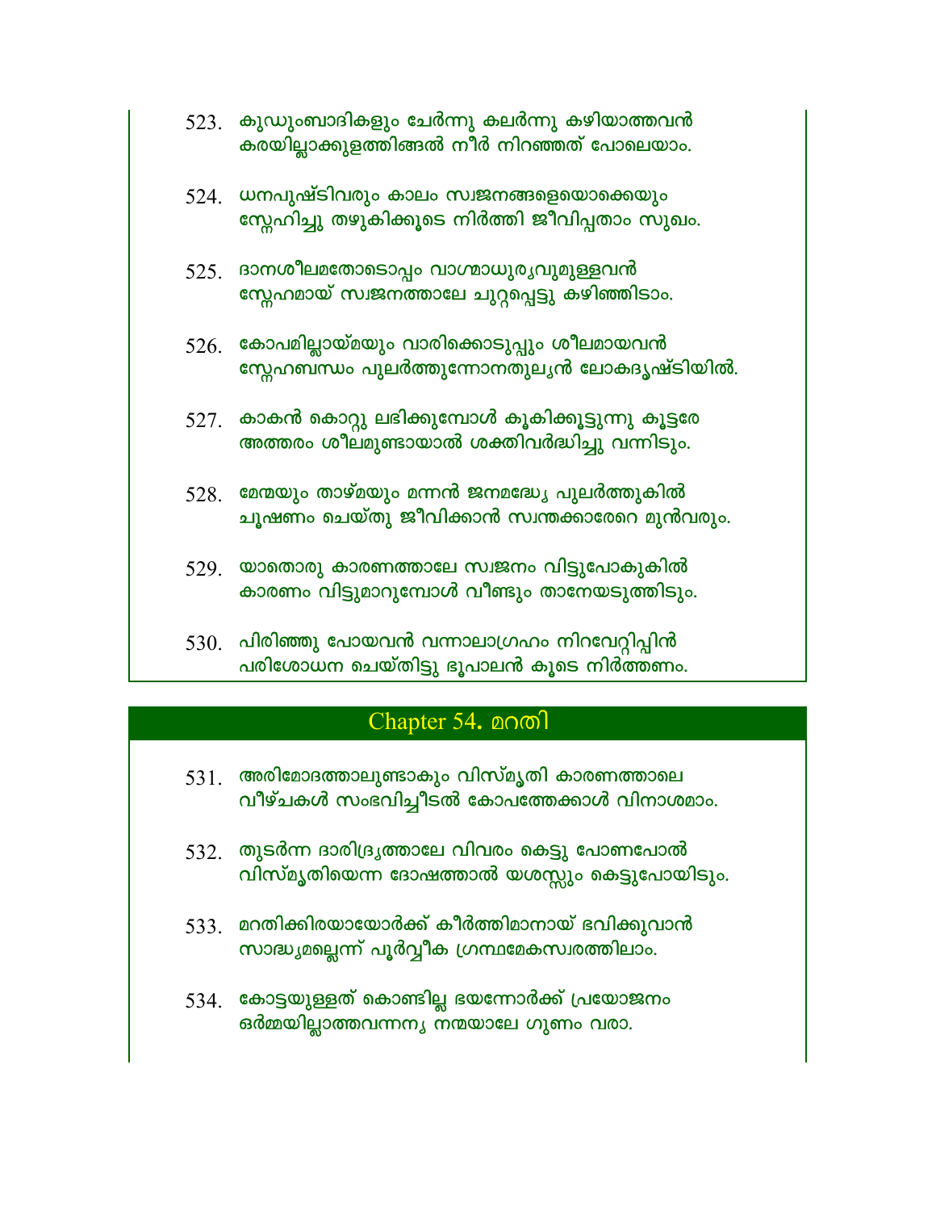523. കുഡുംബാദികളും ചേർന്നു കലർന്നു കഴിയാത്തവൻ
കരയില്ലാക്കുളത്തിങ്ങൽ നീർ നിറഞ്ഞത് പോലെയാം.

524. ധനപുഷ്ടിവരും കാലം സ്വജനങ്ങളെയൊക്കെയും
സ്നേഹിച്ചു തഴുകിക്കൂടെ നിർത്തി ജീവിപ്പതാം സുഖം.

525. ദാനശീലമതോടൊപ്പം വാഗ്മാധുര്യവുമുള്ളവൻ
സ്നേഹമായ് സ്വജനത്താലേ ചുറ്റപ്പെട്ടു കഴിഞ്ഞിടാം.

526. കോപമില്ലായ്മയും വാരിക്കൊടുപ്പും ശീലമായവൻ
സ്നേഹബന്ധം പുലർത്തുന്നോനതുല്യൻ ലോകദൃഷ്ടിയിൽ.

527. കാകൻ കൊറ്റു ലഭിക്കുമ്പോൾ കൂകിക്കൂട്ടുന്നു കൂട്ടരേ
അത്തരം ശീലമുണ്ടായാൽ ശക്തിവർദ്ധിച്ചു വന്നിടും.

528. മേന്മയും താഴ്മയും മന്നൻ ജനമദ്ധ്യേ പുലർത്തുകിൽ
ചൂഷണം ചെയ്തു ജീവിക്കാൻ സ്വന്തക്കാരേറെ മുൻവരും.

529. യാതൊരു കാരണത്താലേ സ്വജനം വിട്ടുപോകുകിൽ
കാരണം വിട്ടുമാറുമ്പോൾ വീണ്ടും താനേയടുത്തിടും.

530. പിരിഞ്ഞു പോയവൻ വന്നാലാഗ്രഹം നിറവേറ്റിപ്പിൻ
പരിശോധന ചെയ്തിട്ടു ഭൂപാലൻ കൂടെ നിർത്തണം.

## Chapter 54. മറതി

531. അരിമോദത്താലുണ്ടാകും വിസ്മൃതി കാരണത്താലെ
വീഴ്ചകൾ സംഭവിച്ചീടൽ കോപത്തേക്കാൾ വിനാശമാം.

532. തുടർന്ന ദാരിദ്ര്യത്താലേ വിവരം കെട്ടു പോണപോൽ
വിസ്മൃതിയെന്ന ദോഷത്താൽ യശസ്സും കെട്ടുപോയിടും.

533. മറതിക്കിരയായോർക്ക് കീർത്തിമാനായ് ഭവിക്കുവാൻ
സാദ്ധ്യമല്ലെന്ന് പൂർവ്വീക ഗ്രന്ഥമേകസ്വരത്തിലാം.

534. കോട്ടയുള്ളത് കൊണ്ടില്ല ഭയന്നോർക്ക് പ്രയോജനം
ഓർമ്മയില്ലാത്തവന്നന്യ നന്മയാലേ ഗുണം വരാ.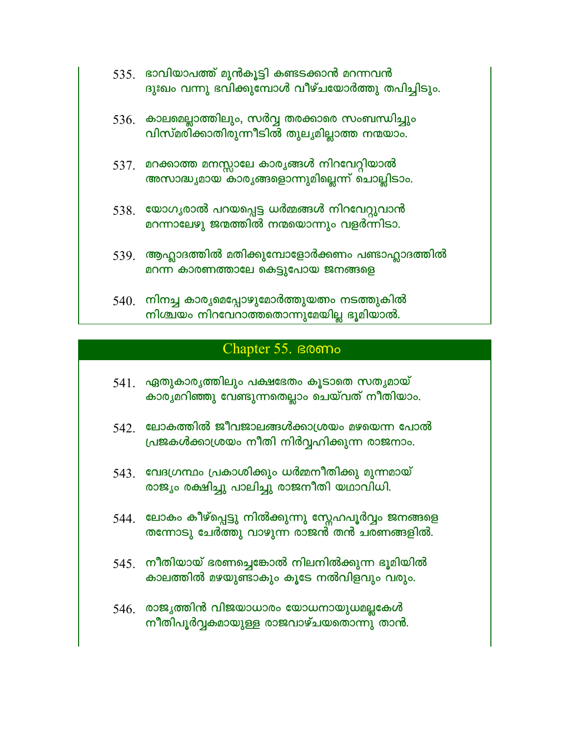535. ഭാവിയാപത്ത് മുൻകൂട്ടി കണ്ടടക്കാൻ മറന്നവൻ
ദുഃഖം വന്നു ഭവിക്കുമ്പോൾ വീഴ്ചയോർത്തു തപിച്ചിടും.

536. കാലമെല്ലാത്തിലും, സർവ്വ തരക്കാരെ സംബന്ധിച്ചും
വിസ്മരിക്കാതിരുന്നീടിൽ തുല്യമില്ലാത്ത നന്മയാം.

537. മറക്കാത്ത മനസ്സാലേ കാര്യങ്ങൾ നിറവേറ്റിയാൽ
അസാദ്ധ്യമായ കാര്യങ്ങളൊന്നുമില്ലെന്ന് ചൊല്ലിടാം.

538. യോഗ്യരാൽ പറയപ്പെട്ട ധർമ്മങ്ങൾ നിറവേറ്റുവാൻ
മറന്നാലേഴു ജന്മത്തിൽ നന്മയൊന്നും വളർന്നിടാ.

539. ആഹ്ലാദത്തിൽ മതിക്കുമ്പോളോർക്കണം പണ്ടാഹ്ലാദത്തിൽ
മറന്ന കാരണത്താലേ കെട്ടുപോയ ജനങ്ങളെ

540. നിനച്ച കാര്യമെപ്പോഴുമോർത്തുയത്നം നടത്തുകിൽ
നിശ്ചയം നിറവേറാത്തതൊന്നുമേയില്ല ഭൂമിയാൽ.

## Chapter 55. ഭരണം

541. ഏതുകാര്യത്തിലും പക്ഷഭേതം കൂടാതെ സത്യമായ്
കാര്യമറിഞ്ഞു വേണ്ടുന്നതെല്ലാം ചെയ്വത് നീതിയാം.

542. ലോകത്തിൽ ജീവജാലങ്ങൾക്കാശ്രയം മഴയെന്ന പോൽ
പ്രജകൾക്കാശ്രയം നീതി നിർവ്വഹിക്കുന്ന രാജനാം.

543. വേദഗ്രന്ഥം പ്രകാശിക്കും ധർമ്മനീതിക്കു മുന്നമായ്
രാജ്യം രക്ഷിച്ചു പാലിച്ചു രാജനീതി യഥാവിധി.

544. ലോകം കീഴ്പ്പെട്ടു നിൽക്കുന്നു സ്നേഹപൂർവ്വം ജനങ്ങളെ
തന്നോടു ചേർത്തു വാഴുന്ന രാജൻ തൻ ചരണങ്ങളിൽ.

545. നീതിയായ് ഭരണച്ചെങ്കോൽ നിലനിൽക്കുന്ന ഭൂമിയിൽ
കാലത്തിൽ മഴയുണ്ടാകും കൂടേ നൽവിളവും വരും.

546. രാജ്യത്തിൻ വിജയാധാരം യോധനായുധമല്ലകേൾ
നീതിപൂർവ്വകമായുള്ള രാജവാഴ്ചയതൊന്നു താൻ.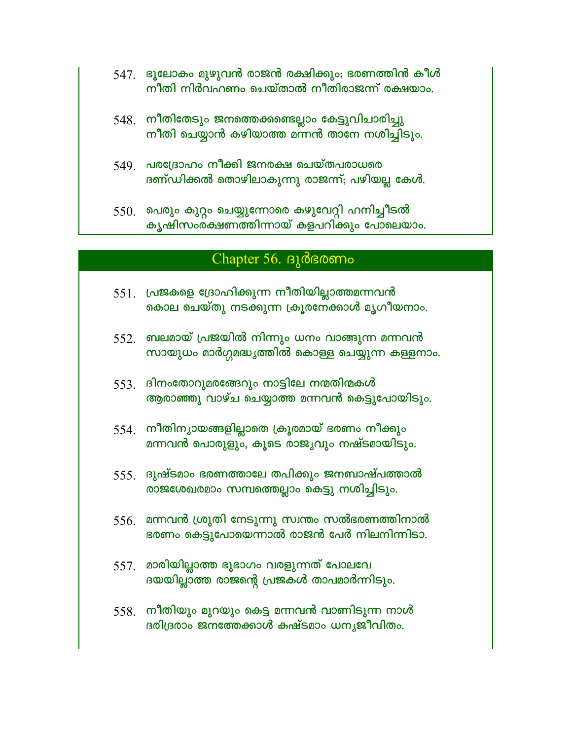547. ഭൂലോകം മുഴുവൻ രാജൻ രക്ഷിക്കും; ഭരണത്തിൻ കീൾ
നീതി നിർവഹണം ചെയ്താൽ നീതിരാജന്ന് രക്ഷയാം.

548. നീതിതേടും ജനത്തെക്കണ്ടെല്ലാം കേട്ടുവിചാരിച്ചു
നീതി ചെയ്യാൻ കഴിയാത്ത മന്നൻ താനേ നശിച്ചിടും.

549. പരദ്രോഹം നീക്കി ജനരക്ഷ ചെയ്തപരാധരെ
ദണ്ഡിക്കൽ തൊഴിലാകുന്നു രാജന്ന്; പഴിയല്ല കേൾ.

550. പെരും കുറ്റം ചെയ്യുന്നോരെ കഴുവേറ്റി ഹനിച്ചീടൽ
കൃഷിസംരക്ഷണത്തിന്നായ് കളപറിക്കും പോലെയാം.

## Chapter 56. ദുർഭരണം

551. പ്രജകളെ ദ്രോഹിക്കുന്ന നീതിയില്ലാത്തമന്നവൻ
കൊല ചെയ്തു നടക്കുന്ന ക്രൂരനേക്കാൾ മൃഗീയനാം.

552. ബലമായ് പ്രജയിൽ നിന്നും ധനം വാങ്ങുന്ന മന്നവൻ
സായുധം മാർഗ്ഗമദ്ധ്യത്തിൽ കൊള്ള ചെയ്യുന്ന കള്ളനാം.

553. ദിനംതോറുമരങ്ങേറും നാട്ടിലേ നന്മതിന്മകൾ
ആരാഞ്ഞു വാഴ്ച ചെയ്യാത്ത മന്നവൻ കെട്ടുപോയിടും.

554. നീതിന്യായങ്ങളില്ലാതെ ക്രൂരമായ് ഭരണം നീക്കും
മന്നവൻ പൊരുളും, കൂടെ രാജ്യവും നഷ്ടമായിടും.

555. ദുഷ്ടമാം ഭരണത്താലേ തപിക്കും ജനബാഷ്പത്താൽ
രാജശേഖരമാം സമ്പത്തെല്ലാം കെട്ടു നശിച്ചിടും.

556. മന്നവൻ ശ്രുതി നേടുന്നു സ്വന്തം സൽഭരണത്തിനാൽ
ഭരണം കെട്ടുപോയെന്നാൽ രാജൻ പേർ നിലനിന്നിടാ.

557. മാരിയില്ലാത്ത ഭൂഭാഗം വരളുന്നത് പോലവേ
ദയയില്ലാത്ത രാജന്റെ പ്രജകൾ താപമാർന്നിടും.

558. നീതിയും മുറയും കെട്ട മന്നവൻ വാണിടുന്ന നാൾ
ദരിദ്രരാം ജനത്തേക്കാൾ കഷ്ടമാം ധന്യജീവിതം.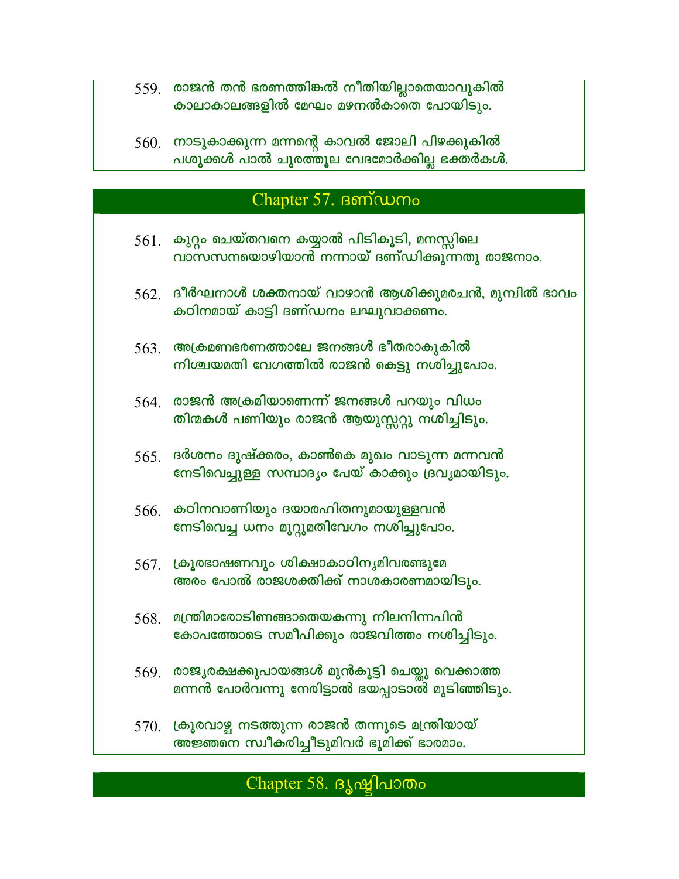559. രാജൻ തൻ ഭരണത്തിങ്കൽ നീതിയില്ലാതെയാവുകിൽ
കാലാകാലങ്ങളിൽ മേഘം മഴനൽകാതെ പോയിടും.

560. നാടുകാക്കുന്ന മന്നന്റെ കാവൽ ജോലി പിഴക്കുകിൽ
പശുക്കൾ പാൽ ചുരത്തൂല വേദമോർക്കില്ല ഭക്തർകൾ.

## Chapter 57. ദണ്ഡനം

561. കുറ്റം ചെയ്തവനെ കയ്യാൽ പിടികൂടി, മനസ്സിലെ
വാസനയൊഴിയാൻ നന്നായ് ദണ്ഡിക്കുന്നതു രാജനാം.

562. ദീർഘനാൾ ശക്തനായ് വാഴാൻ ആശിക്കുമരചൻ, മുമ്പിൽ ഭാവം
കഠിനമായ് കാട്ടി ദണ്ഡനം ലഘുവാക്കണം.

563. അക്രമണഭരണത്താലേ ജനങ്ങൾ ഭീതരാകുകിൽ
നിശ്ചയമതി വേഗത്തിൽ രാജൻ കെട്ടു നശിച്ചുപോം.

564. രാജൻ അക്രമിയാണെന്ന് ജനങ്ങൾ പറയും വിധം
തിന്മകൾ പണിയും രാജൻ ആയുസ്സറ്റു നശിച്ചിടും.

565. ദർശനം ദുഷ്ക്കരം, കാൺകെ മുഖം വാടുന്ന മന്നവൻ
നേടിവെച്ചുള്ള സമ്പാദ്യം പേയ് കാക്കും ദ്രവ്യമായിടും.

566. കഠിനവാണിയും ദയാരഹിതനുമായുള്ളവൻ
നേടിവെച്ച ധനം മുറ്റുമതിവേഗം നശിച്ചുപോം.

567. ക്രൂരഭാഷണവും ശിക്ഷാകാഠിന്യമിവരണ്ടുമേ
അരം പോൽ രാജശക്തിക്ക് നാശകാരണമായിടും.

568. മന്ത്രിമാരോടിണങ്ങാതെയകന്നു നിലനിന്നപിൻ
കോപത്തോടെ സമീപിക്കും രാജവിത്തം നശിച്ചിടും.

569. രാജ്യരക്ഷക്കുപായങ്ങൾ മുൻകൂട്ടി ചെയ്തു വെക്കാത്ത
മന്നൻ പോർവന്നു നേരിട്ടാൽ ഭയപ്പാടാൽ മുടിഞ്ഞിടും.

570. ക്രൂരവാഴ്ച നടത്തുന്ന രാജൻ തന്നുടെ മന്ത്രിയായ്
അജ്ഞനെ സ്വീകരിച്ചീടുമിവർ ഭൂമിക്ക് ഭാരമാം.

## Chapter 58. ദൃഷ്ടിപാതം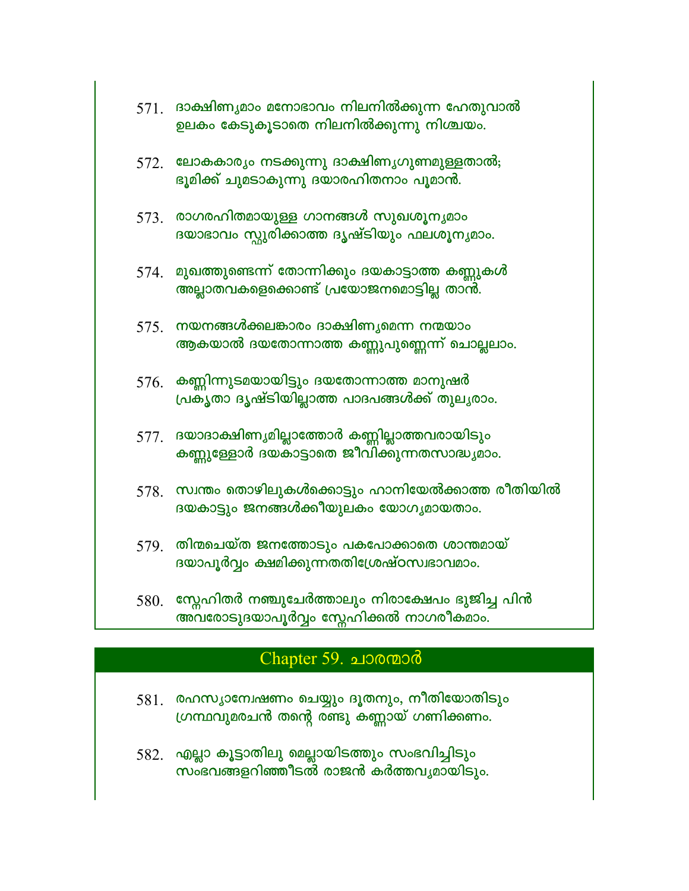571. ദാക്ഷിണ്യമാം മനോഭാവം നിലനിൽക്കുന്ന ഹേതുവാൽ
ഉലകം കേടുകൂടാതെ നിലനിൽക്കുന്നു നിശ്ചയം.

572. ലോകകാര്യം നടക്കുന്നു ദാക്ഷിണ്യഗുണമുള്ളതാൽ;
ഭൂമിക്ക് ചുമടാകുന്നു ദയാരഹിതനാം പൂമാൻ.

573. രാഗരഹിതമായുള്ള ഗാനങ്ങൾ സുഖശൂന്യമാം
ദയാഭാവം സ്ഫുരിക്കാത്ത ദൃഷ്ടിയും ഫലശൂന്യമാം.

574. മുഖത്തുണ്ടെന്ന് തോന്നിക്കും ദയകാട്ടാത്ത കണ്ണുകൾ
അല്ലാതവകളെക്കൊണ്ട് പ്രയോജനമൊട്ടില്ല താൻ.

575. നയനങ്ങൾക്കലങ്കാരം ദാക്ഷിണ്യമെന്ന നന്മയാം
ആകയാൽ ദയതോന്നാത്ത കണ്ണുപുണ്ണെന്ന് ചൊല്ലലാം.

576. കണ്ണിന്നുടമയായിട്ടും ദയതോന്നാത്ത മാനുഷർ
പ്രകൃതാ ദൃഷ്ടിയില്ലാത്ത പാദപങ്ങൾക്ക് തുല്യരാം.

577. ദയാദാക്ഷിണ്യമില്ലാത്തോർ കണ്ണില്ലാത്തവരായിടും
കണ്ണുള്ളോർ ദയകാട്ടാതെ ജീവിക്കുന്നതസാദ്ധ്യമാം.

578. സ്വന്തം തൊഴിലുകൾക്കൊട്ടും ഹാനിയേൽക്കാത്ത രീതിയിൽ
ദയകാട്ടും ജനങ്ങൾക്കീയുലകം യോഗ്യമായതാം.

579. തിന്മചെയ്ത ജനത്തോടും പകപോക്കാതെ ശാന്തമായ്
ദയാപൂർവ്വം ക്ഷമിക്കുന്നതതിശ്രേഷ്ഠസ്വഭാവമാം.

580. സ്നേഹിതർ നഞ്ചുചേർത്താലും നിരാക്ഷേപം ഭുജിച്ച പിൻ
അവരോടുദയാപൂർവ്വം സ്നേഹിക്കൽ നാഗരീകമാം.

## Chapter 59. ചാരന്മാർ

581. രഹസ്യാന്വേഷണം ചെയ്യും ദൂതനും, നീതിയോതിടും
ഗ്രന്ഥവുമരചൻ തന്റെ രണ്ടു കണ്ണായ് ഗണിക്കണം.

582. എല്ലാ കൂട്ടാതിലു മെല്ലായിടത്തും സംഭവിച്ചിടും
സംഭവങ്ങളറിഞ്ഞീടൽ രാജൻ കർത്തവ്യമായിടും.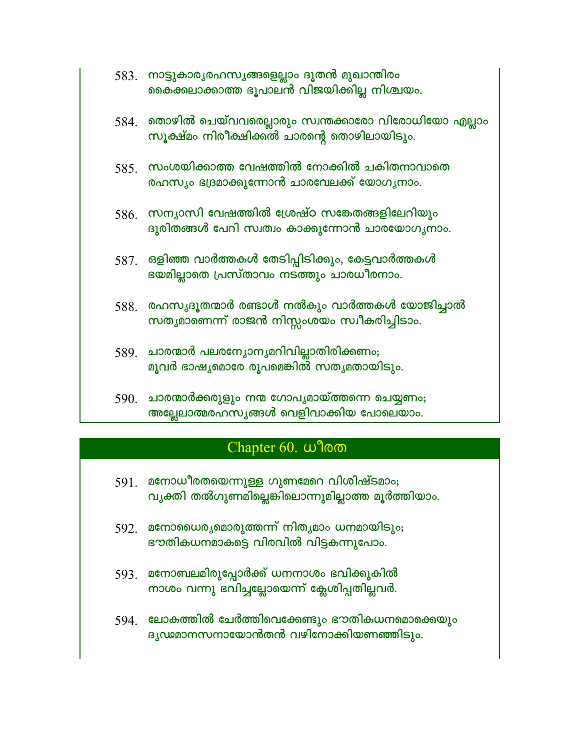583. നാട്ടുകാര്യരഹസ്യങ്ങളെല്ലാം ദൂതൻ മുഖാന്തിരം
കൈക്കലാക്കാത്ത ഭൂപാലൻ വിജയിക്കില്ല നിശ്ചയം.

584. തൊഴിൽ ചെയ്‌വവരെല്ലാരും സ്വന്തക്കാരോ വിരോധിയോ എല്ലാം
സൂക്ഷ്മം നിരീക്ഷിക്കൽ ചാരന്റെ തൊഴിലായിടും.

585. സംശയിക്കാത്ത വേഷത്തിൽ നോക്കിൽ ചകിതനാവാതെ
രഹസ്യം ഭദ്രമാക്കുന്നോൻ ചാരവേലക്ക് യോഗ്യനാം.

586. സന്യാസി വേഷത്തിൽ ശ്രേഷ്ഠ സങ്കേതങ്ങളിലേറിയും
ദുരിതങ്ങൾ പേറി സ്വത്വം കാക്കുന്നോൻ ചാരയോഗ്യനാം.

587. ഒളിഞ്ഞ വാർത്തകൾ തേടിപ്പിടിക്കും, കേട്ടവാർത്തകൾ
ഭയമില്ലാതെ പ്രസ്താവം നടത്തും ചാരധീരനാം.

588. രഹസ്യദൂതന്മാർ രണ്ടാൾ നൽകും വാർത്തകൾ യോജിച്ചാൽ
സത്യമാണെന്ന് രാജൻ നിസ്സംശയം സ്വീകരിച്ചിടാം.

589. ചാരന്മാർ പലരന്യോന്യമറിവില്ലാതിരിക്കണം;
മൂവർ ഭാഷ്യമൊരേ രൂപമെങ്കിൽ സത്യമതായിടും.

590. ചാരന്മാർക്കരുളും നന്മ ഗോപ്യമായ്ത്തന്നെ ചെയ്യണം;
അല്ലേലാത്മരഹസ്യങ്ങൾ വെളിവാക്കിയ പോലെയാം.

## Chapter 60. ധീരത

591. മനോധീരതയെന്നുള്ള ഗുണമേറെ വിശിഷ്ടമാം;
വ്യക്തി തൽഗുണമില്ലെങ്കിലൊന്നുമില്ലാത്ത മൂർത്തിയാം.

592. മനോധൈര്യമൊരുത്തന്ന് നിത്യമാം ധനമായിടും;
ഭൗതികധനമാകട്ടെ വിരവിൽ വിട്ടകന്നുപോം.

593. മനോബലമിരുപ്പോർക്ക് ധനനാശം ഭവിക്കുകിൽ
നാശം വന്നു ഭവിച്ചല്ലോയെന്ന് ക്ലേശിപ്പതില്ലവർ.

594. ലോകത്തിൽ ചേർത്തിവെക്കേണ്ടും ഭൗതികധനമൊക്കെയും
ദൃഢമാനസനായോൻതൻ വഴിനോക്കിയണഞ്ഞിടും.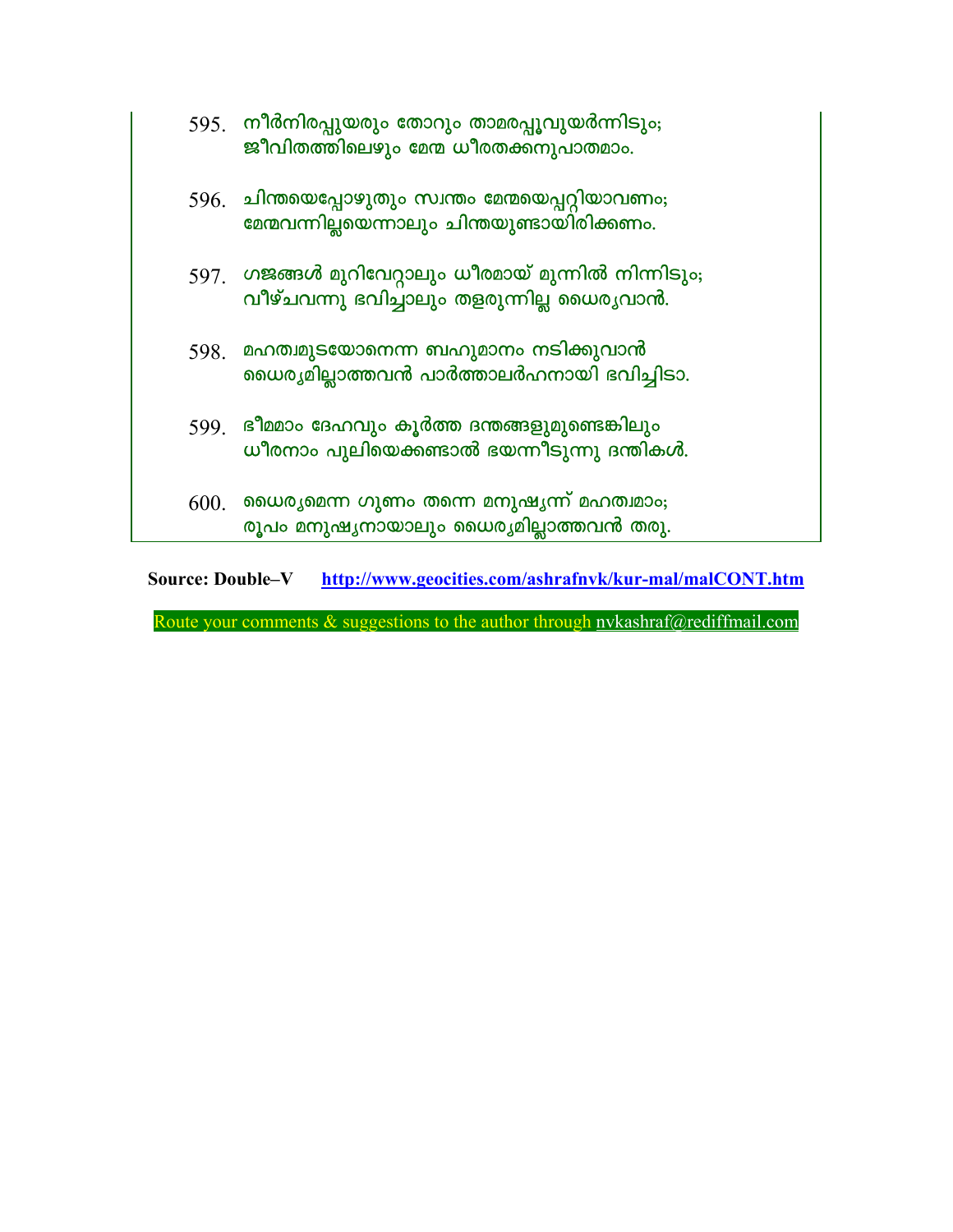595. നീർനിരപ്പുയരും തോറും താമരപ്പൂവുയർന്നിടും;
ജീവിതത്തിലെഴും മേന്മ ധീരതക്കനുപാതമാം.

596. ചിന്തയെപ്പോഴുതും സ്വന്തം മേന്മയെപ്പറ്റിയാവണം;
മേന്മവന്നില്ലയെന്നാലും ചിന്തയുണ്ടായിരിക്കണം.

597. ഗജങ്ങൾ മുറിവേറ്റാലും ധീരമായ് മുന്നിൽ നിന്നിടും;
വീഴ്ചവന്നു ഭവിച്ചാലും തളരുന്നില്ല ധൈര്യവാൻ.

598. മഹത്വമുടയോനെന്ന ബഹുമാനം നടിക്കുവാൻ
ധൈര്യമില്ലാത്തവൻ പാർത്താലർഹനായി ഭവിച്ചിടാ.

599. ഭീമമാം ദേഹവും കൂർത്ത ദന്തങ്ങളുമുണ്ടെങ്കിലും
ധീരനാം പുലിയെക്കണ്ടാൽ ഭയന്നീടുന്നു ദന്തികൾ.

600. ധൈര്യമെന്ന ഗുണം തന്നെ മനുഷ്യന്ന് മഹത്വമാം;
രൂപം മനുഷ്യനായാലും ധൈര്യമില്ലാത്തവൻ തരു.

**Source: Double–V** http://www.geocities.com/ashrafnvk/kur-mal/malCONT.htm

Route your comments & suggestions to the author through nvkashraf@rediffmail.com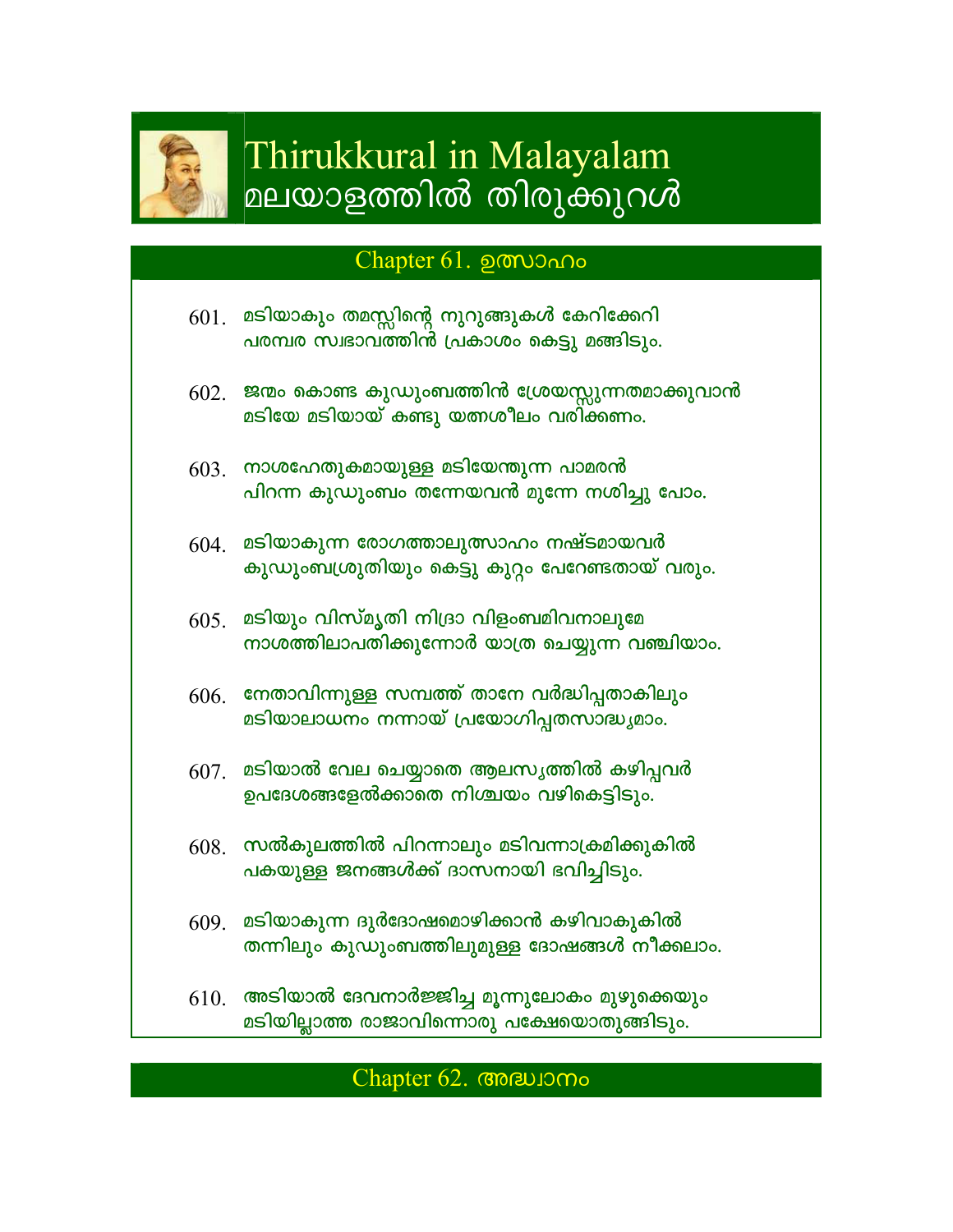# Thirukkural in Malayalam
# മലയാളത്തിൽ തിരുക്കുറൾ

## Chapter 61. ഉത്സാഹം

601. മടിയാകും തമസ്സിന്റെ നുറുങ്ങുകൾ കേറിക്കേറി
പരമ്പര സ്വഭാവത്തിൻ പ്രകാശം കെട്ടു മങ്ങിടും.

602. ജന്മം കൊണ്ട കുഡുംബത്തിൻ ശ്രേയസ്സുന്നതമാക്കുവാൻ
മടിയേ മടിയായ് കണ്ടു യത്നശീലം വരിക്കണം.

603. നാശഹേതുകമായുള്ള മടിയേന്തുന്ന പാമരൻ
പിറന്ന കുഡുംബം തന്നേയവൻ മുന്നേ നശിച്ചു പോം.

604. മടിയാകുന്ന രോഗത്താലുത്സാഹം നഷ്ടമായവർ
കുഡുംബശ്രുതിയും കെട്ടു കുറ്റം പേറേണ്ടതായ് വരും.

605. മടിയും വിസ്മൃതി നിദ്രാ വിളംബമിവനാലുമേ
നാശത്തിലാപതിക്കുന്നോർ യാത്ര ചെയ്യുന്ന വഞ്ചിയാം.

606. നേതാവിന്നുള്ള സമ്പത്ത് താനേ വർദ്ധിപ്പതാകിലും
മടിയാലാധനം നന്നായ് പ്രയോഗിപ്പതസാദ്ധ്യമാം.

607. മടിയാൽ വേല ചെയ്യാതെ ആലസ്യത്തിൽ കഴിപ്പവർ
ഉപദേശങ്ങളേൽക്കാതെ നിശ്ചയം വഴികെട്ടിടും.

608. സൽകുലത്തിൽ പിറന്നാലും മടിവന്നാക്രമിക്കുകിൽ
പകയുള്ള ജനങ്ങൾക്ക് ദാസനായി ഭവിച്ചിടും.

609. മടിയാകുന്ന ദുർദോഷമൊഴിക്കാൻ കഴിവാകുകിൽ
തന്നിലും കുഡുംബത്തിലുമുള്ള ദോഷങ്ങൾ നീക്കലാം.

610. അടിയാൽ ദേവനാർജ്ജിച്ച മൂന്നുലോകം മുഴുക്കെയും
മടിയില്ലാത്ത രാജാവിന്നൊരു പക്ഷേയൊതുങ്ങിടും.

## Chapter 62. അദ്ധ്വാനം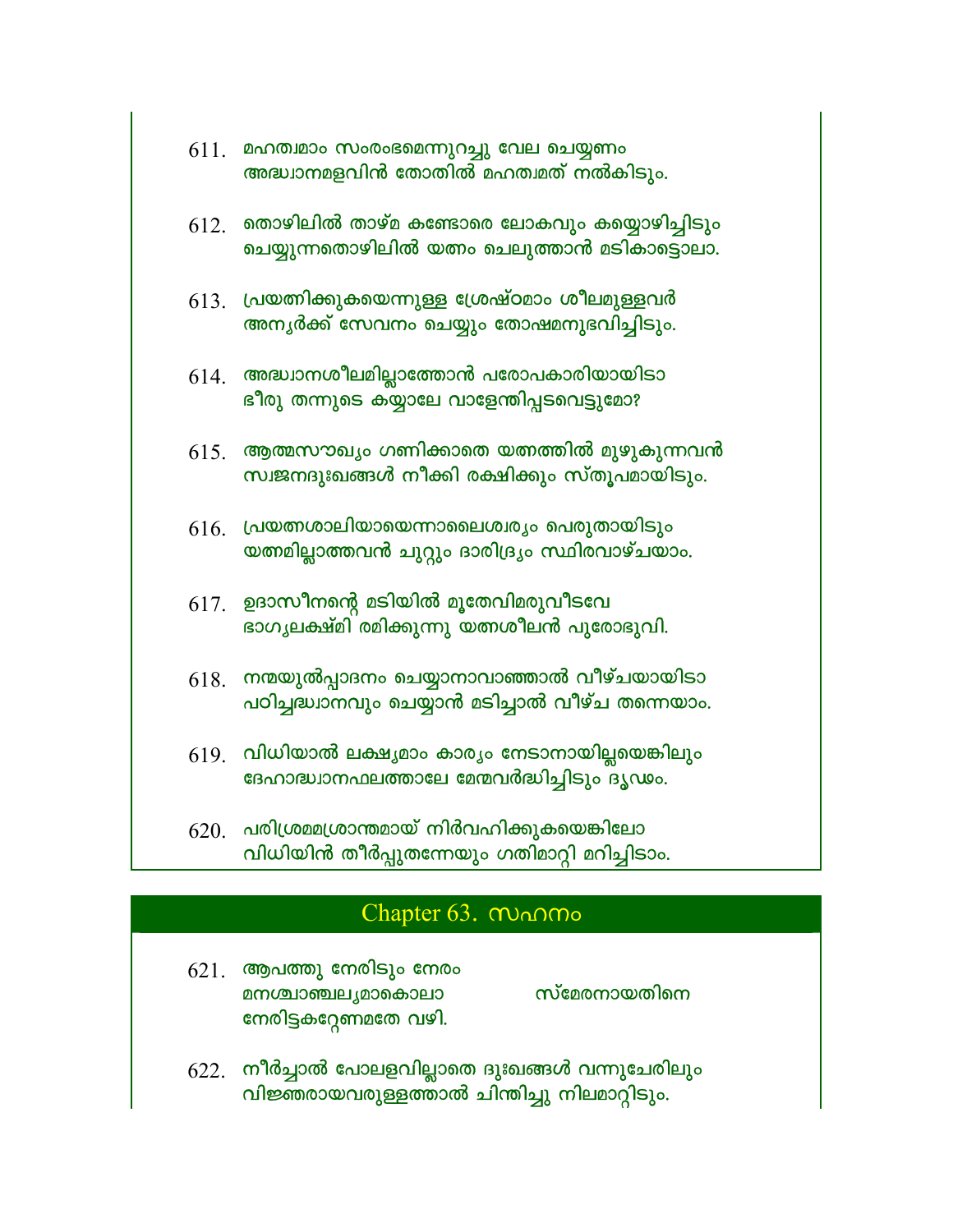611. മഹത്വമാം സംരംഭമെന്നുറച്ചു വേല ചെയ്യണം
അദ്ധ്വാനമളവിൻ തോതിൽ മഹത്വമത് നൽകിടും.

612. തൊഴിലിൽ താഴ്മ കണ്ടോരെ ലോകവും കയ്യൊഴിച്ചിടും
ചെയ്യുന്നതൊഴിലിൽ യത്നം ചെലുത്താൻ മടികാട്ടൊലാ.

613. പ്രയത്നിക്കുകയെന്നുള്ള ശ്രേഷ്ഠമാം ശീലമുള്ളവർ
അന്യർക്ക് സേവനം ചെയ്യും തോഷമനുഭവിച്ചിടും.

614. അദ്ധ്വാനശീലമില്ലാത്തോൻ പരോപകാരിയായിടാ
ഭീരു തന്നുടെ കയ്യാലേ വാളേന്തിപ്പടവെട്ടുമോ?

615. ആത്മസൗഖ്യം ഗണിക്കാതെ യത്നത്തിൽ മുഴുകുന്നവൻ
സ്വജനദുഃഖങ്ങൾ നീക്കി രക്ഷിക്കും സ്തൂപമായിടും.

616. പ്രയത്നശാലിയായെന്നാലൈശ്വര്യം പെരുതായിടും
യത്നമില്ലാത്തവൻ ചുറ്റും ദാരിദ്ര്യം സ്ഥിരവാഴ്ചയാം.

617. ഉദാസീനന്റെ മടിയിൽ മൂതേവിമരുവീടവേ
ഭാഗ്യലക്ഷ്മി രമിക്കുന്നു യത്നശീലൻ പുരോഭുവി.

618. നന്മയുൽപ്പാദനം ചെയ്യാനാവാഞ്ഞാൽ വീഴ്ചയായിടാ
പഠിച്ചദ്ധ്വാനവും ചെയ്യാൻ മടിച്ചാൽ വീഴ്ച തന്നെയാം.

619. വിധിയാൽ ലക്ഷ്യമാം കാര്യം നേടാനായില്ലയെങ്കിലും
ദേഹാദ്ധ്വാനഫലത്താലേ മേന്മവർദ്ധിച്ചിടും ദൃഢം.

620. പരിശ്രമമശ്രാന്തമായ് നിർവഹിക്കുകയെങ്കിലോ
വിധിയിൻ തീർപ്പുതന്നേയും ഗതിമാറ്റി മറിച്ചിടാം.

## Chapter 63. സഹനം

621. ആപത്തു നേരിടും നേരം
മനശ്ചാഞ്ചല്യമാകൊലാ സ്മേരനായതിനെ
നേരിട്ടകറ്റേണമതേ വഴി.

622. നീർച്ചാൽ പോലളവില്ലാതെ ദുഃഖങ്ങൾ വന്നുചേരിലും
വിജ്ഞരായവരുള്ളത്താൽ ചിന്തിച്ചു നിലമാറ്റിടും.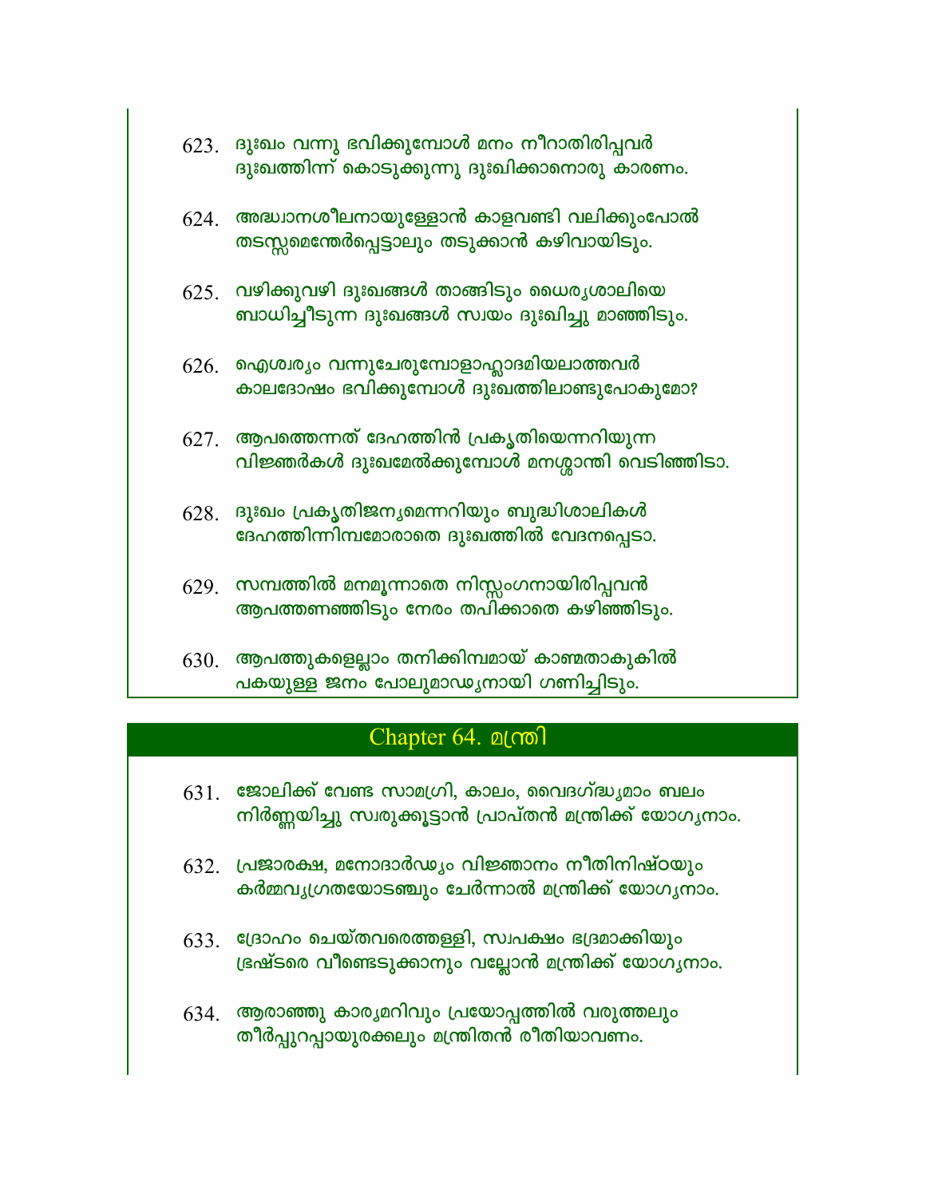623. ദുഃഖം വന്നു ഭവിക്കുമ്പോൾ മനം നീറാതിരിപ്പവർ
ദുഃഖത്തിന്ന് കൊടുക്കുന്നു ദുഃഖിക്കാനൊരു കാരണം.

624. അദ്ധ്വാനശീലനായുള്ളോൻ കാളവണ്ടി വലിക്കുംപോൽ
തടസ്സമെന്തേർപ്പെട്ടാലും തടുക്കാൻ കഴിവായിടും.

625. വഴിക്കുവഴി ദുഃഖങ്ങൾ താങ്ങിടും ധൈര്യശാലിയെ
ബാധിച്ചീടുന്ന ദുഃഖങ്ങൾ സ്വയം ദുഃഖിച്ചു മാഞ്ഞിടും.

626. ഐശ്വര്യം വന്നുചേരുമ്പോളാഹ്ലാദമിയലാത്തവർ
കാലദോഷം ഭവിക്കുമ്പോൾ ദുഃഖത്തിലാണ്ടുപോകുമോ?

627. ആപത്തെന്നത് ദേഹത്തിൻ പ്രകൃതിയെന്നറിയുന്ന
വിജ്ഞർകൾ ദുഃഖമേൽക്കുമ്പോൾ മനശ്ശാന്തി വെടിഞ്ഞിടാ.

628. ദുഃഖം പ്രകൃതിജന്യമെന്നറിയും ബുദ്ധിശാലികൾ
ദേഹത്തിന്നിമ്പമോരാതെ ദുഃഖത്തിൽ വേദനപ്പെടാ.

629. സമ്പത്തിൽ മനമൂന്നാതെ നിസ്സംഗനായിരിപ്പവൻ
ആപത്തണഞ്ഞിടും നേരം തപിക്കാതെ കഴിഞ്ഞിടും.

630. ആപത്തുകളെല്ലാം തനിക്കിമ്പമായ് കാണ്മതാകുകിൽ
പകയുള്ള ജനം പോലുമാഢ്യനായി ഗണിച്ചിടും.

## Chapter 64. മന്ത്രി

631. ജോലിക്ക് വേണ്ട സാമഗ്രി, കാലം, വൈദഗ്ദ്ധ്യമാം ബലം
നിർണ്ണയിച്ചു സ്വരുക്കൂട്ടാൻ പ്രാപ്തൻ മന്ത്രിക്ക് യോഗ്യനാം.

632. പ്രജാരക്ഷ, മനോദാർഢ്യം വിജ്ഞാനം നീതിനിഷ്ഠയും
കർമ്മവ്യഗ്രതയോടഞ്ചും ചേർന്നാൽ മന്ത്രിക്ക് യോഗ്യനാം.

633. ദ്രോഹം ചെയ്തവരെത്തള്ളി, സ്വപക്ഷം ഭദ്രമാക്കിയും
ഭ്രഷ്ടരെ വീണ്ടെടുക്കാനും വല്ലോൻ മന്ത്രിക്ക് യോഗ്യനാം.

634. ആരാഞ്ഞു കാര്യമറിവും പ്രയോഗത്തിൽ വരുത്തലും
തീർപ്പുറപ്പായുരക്കലും മന്ത്രിതൻ രീതിയാവണം.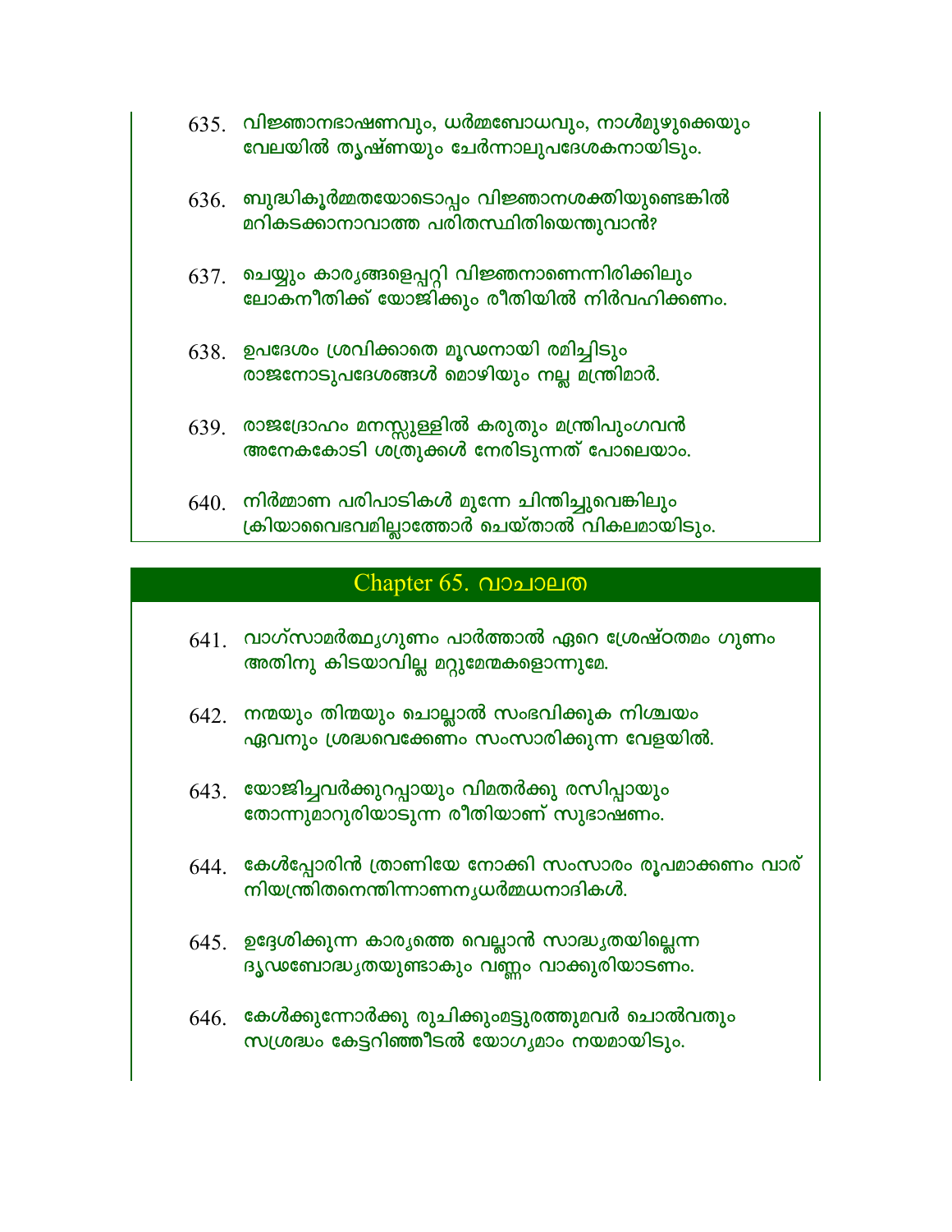635. വിജ്ഞാനഭാഷണവും, ധർമ്മബോധവും, നാൾമുഴുക്കെയും
വേലയിൽ തൃഷ്ണയും ചേർന്നാലുപദേശകനായിടും.

636. ബുദ്ധികൂർമ്മതയോടൊപ്പം വിജ്ഞാനശക്തിയുണ്ടെങ്കിൽ
മറികടക്കാനാവാത്ത പരിതസ്ഥിതിയെന്തുവാൻ?

637. ചെയ്യും കാര്യങ്ങളെപ്പറ്റി വിജ്ഞനാണെന്നിരിക്കിലും
ലോകനീതിക്ക് യോജിക്കും രീതിയിൽ നിർവഹിക്കണം.

638. ഉപദേശം ശ്രവിക്കാതെ മൂഢനായി രമിച്ചിടും
രാജനോടുപദേശങ്ങൾ മൊഴിയും നല്ല മന്ത്രിമാർ.

639. രാജദ്രോഹം മനസ്സുള്ളിൽ കരുതും മന്ത്രിപുംഗവൻ
അനേകകോടി ശത്രുക്കൾ നേരിടുന്നത് പോലെയാം.

640. നിർമ്മാണ പരിപാടികൾ മുന്നേ ചിന്തിച്ചുവെങ്കിലും
ക്രിയാവൈഭവമില്ലാത്തോർ ചെയ്താൽ വികലമായിടും.

## Chapter 65. വാചാലത

641. വാഗ്സാമർത്ഥ്യഗുണം പാർത്താൽ ഏറെ ശ്രേഷ്ഠതമം ഗുണം
അതിനു കിടയാവില്ല മറ്റുമേന്മകളൊന്നുമേ.

642. നന്മയും തിന്മയും ചൊല്ലാൽ സംഭവിക്കുക നിശ്ചയം
ഏവനും ശ്രദ്ധവെക്കേണം സംസാരിക്കുന്ന വേളയിൽ.

643. യോജിച്ചവർക്കുറപ്പായും വിമതർക്കു രസിപ്പായും
തോന്നുമാറുരിയാടുന്ന രീതിയാണ് സുഭാഷണം.

644. കേൾപ്പോരിൻ ത്രാണിയേ നോക്കി സംസാരം രൂപമാക്കണം വാര്
നിയന്ത്രിതനെന്തിന്നാണന്യധർമ്മധനാദികൾ.

645. ഉദ്ദേശിക്കുന്ന കാര്യത്തെ വെല്ലാൻ സാദ്ധ്യതയില്ലെന്ന
ദൃഢബോദ്ധ്യതയുണ്ടാകും വണ്ണം വാക്കുരിയാടണം.

646. കേൾക്കുന്നോർക്കു രുചിക്കുംമട്ടുരത്തുമവർ ചൊൽവതും
സശ്രദ്ധം കേട്ടറിഞ്ഞീടൽ യോഗ്യമാം നയമായിടും.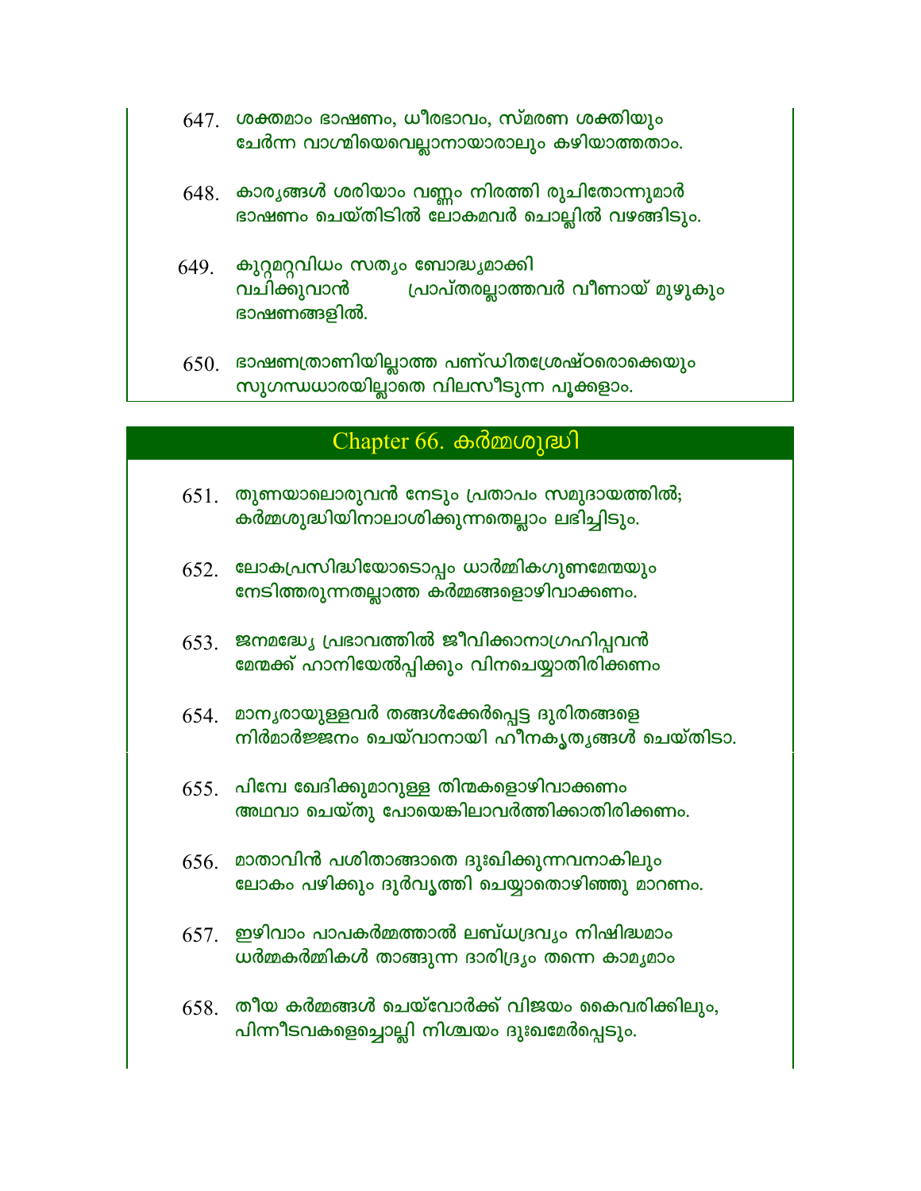647. ശക്തമാം ഭാഷണം, ധീരഭാവം, സ്മരണ ശക്തിയും
ചേർന്ന വാഗ്മിയെവെല്ലാനായാരാലും കഴിയാത്തതാം.

648. കാര്യങ്ങൾ ശരിയാം വണ്ണം നിരത്തി രുചിതോന്നുമാർ
ഭാഷണം ചെയ്തിടിൽ ലോകമവർ ചൊല്ലിൽ വഴങ്ങിടും.

649. കുറ്റമറ്റവിധം സത്യം ബോദ്ധ്യമാക്കി
വചിക്കുവാൻ പ്രാപ്തരല്ലാത്തവർ വീണായ് മുഴുകും
ഭാഷണങ്ങളിൽ.

650. ഭാഷണത്രാണിയില്ലാത്ത പണ്ഡിതശ്രേഷ്ഠരൊക്കെയും
സുഗന്ധധാരയില്ലാതെ വിലസീടുന്ന പൂക്കളാം.

## Chapter 66. കർമ്മശുദ്ധി

651. തുണയാലൊരുവൻ നേടും പ്രതാപം സമുദായത്തിൽ;
കർമ്മശുദ്ധിയിനാലാശിക്കുന്നതെല്ലാം ലഭിച്ചിടും.

652. ലോകപ്രസിദ്ധിയോടൊപ്പം ധാർമ്മികഗുണമേന്മയും
നേടിത്തരുന്നതല്ലാത്ത കർമ്മങ്ങളൊഴിവാക്കണം.

653. ജനമദ്ധ്യേ പ്രഭാവത്തിൽ ജീവിക്കാനാഗ്രഹിപ്പവൻ
മേന്മക്ക് ഹാനിയേൽപ്പിക്കും വിനചെയ്യാതിരിക്കണം

654. മാന്യരായുള്ളവർ തങ്ങൾക്കേർപ്പെട്ട ദുരിതങ്ങളെ
നിർമാർജ്ജനം ചെയ്വാനായി ഹീനകൃത്യങ്ങൾ ചെയ്തിടാ.

655. പിമ്പേ ഖേദിക്കുമാറുള്ള തിന്മകളൊഴിവാക്കണം
അഥവാ ചെയ്തു പോയെങ്കിലാവർത്തിക്കാതിരിക്കണം.

656. മാതാവിൻ പശിതാങ്ങാതെ ദുഃഖിക്കുന്നവനാകിലും
ലോകം പഴിക്കും ദുർവൃത്തി ചെയ്യാതൊഴിഞ്ഞു മാറണം.

657. ഇഴിവാം പാപകർമ്മത്താൽ ലബ്ധദ്രവ്യം നിഷിദ്ധമാം
ധർമ്മകർമ്മികൾ താങ്ങുന്ന ദാരിദ്ര്യം തന്നെ കാമ്യമാം

658. തീയ കർമ്മങ്ങൾ ചെയ്വോർക്ക് വിജയം കൈവരിക്കിലും,
പിന്നീടവകളെച്ചൊല്ലി നിശ്ചയം ദുഃഖമേർപ്പെടും.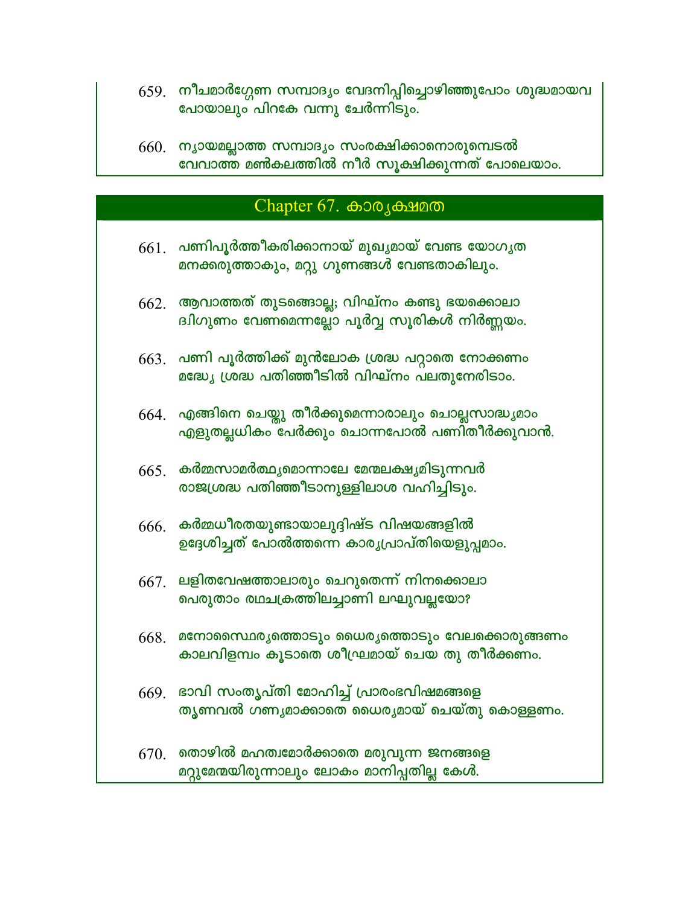659. നീചമാർഗ്ഗേണ സമ്പാദ്യം വേദനിപ്പിച്ചൊഴിഞ്ഞുപോം ശുദ്ധമായവ പോയാലും പിറകേ വന്നു ചേർന്നിടും.

660. ന്യായമല്ലാത്ത സമ്പാദ്യം സംരക്ഷിക്കാനൊരുമ്പെടൽ വേവാത്ത മൺകലത്തിൽ നീർ സൂക്ഷിക്കുന്നത് പോലെയാം.

## Chapter 67. കാര്യക്ഷമത

661. പണിപൂർത്തീകരിക്കാനായ് മുഖ്യമായ് വേണ്ട യോഗ്യത മനക്കരുത്താകും, മറ്റു ഗുണങ്ങൾ വേണ്ടതാകിലും.

662. ആവാത്തത് തുടങ്ങൊല്ല; വിഘ്നം കണ്ടു ഭയക്കൊലാ ദ്വിഗുണം വേണമെന്നല്ലോ പൂർവ്വ സൂരികൾ നിർണ്ണയം.

663. പണി പൂർത്തിക്ക് മുൻലോക ശ്രദ്ധ പറ്റാതെ നോക്കണം മദ്ധ്യേ ശ്രദ്ധ പതിഞ്ഞീടിൽ വിഘ്നം പലതുനേരിടാം.

664. എങ്ങിനെ ചെയ്തു തീർക്കുമെന്നാരാലും ചൊല്ലസാദ്ധ്യമാം എളുതല്ലധികം പേർക്കും ചൊന്നപോൽ പണിതീർക്കുവാൻ.

665. കർമ്മസാമർത്ഥ്യമൊന്നാലേ മേന്മലക്ഷ്യമിടുന്നവർ രാജശ്രദ്ധ പതിഞ്ഞീടാനുള്ളിലാശ വഹിച്ചിടും.

666. കർമ്മധീരതയുണ്ടായാലുദ്ദിഷ്ട വിഷയങ്ങളിൽ ഉദ്ദേശിച്ചത് പോൽത്തന്നെ കാര്യപ്രാപ്തിയെളുപ്പമാം.

667. ലളിതവേഷത്താലാരും ചെറുതെന്ന് നിനക്കൊലാ പെരുതാം രഥചക്രത്തിലച്ചാണി ലഘുവല്ലയോ?

668. മനോസ്ഥൈര്യത്തൊടും ധൈര്യത്തൊടും വേലക്കൊരുങ്ങണം കാലവിളമ്പം കൂടാതെ ശീഘ്രമായ് ചെയ തു തീർക്കണം.

669. ഭാവി സംതൃപ്തി മോഹിച്ച് പ്രാരംഭവിഷമങ്ങളെ തൃണവൽ ഗണ്യമാക്കാതെ ധൈര്യമായ് ചെയ്തു കൊള്ളണം.

670. തൊഴിൽ മഹത്വമോർക്കാതെ മരുവുന്ന ജനങ്ങളെ മറ്റുമേന്മയിരുന്നാലും ലോകം മാനിപ്പതില്ല കേൾ.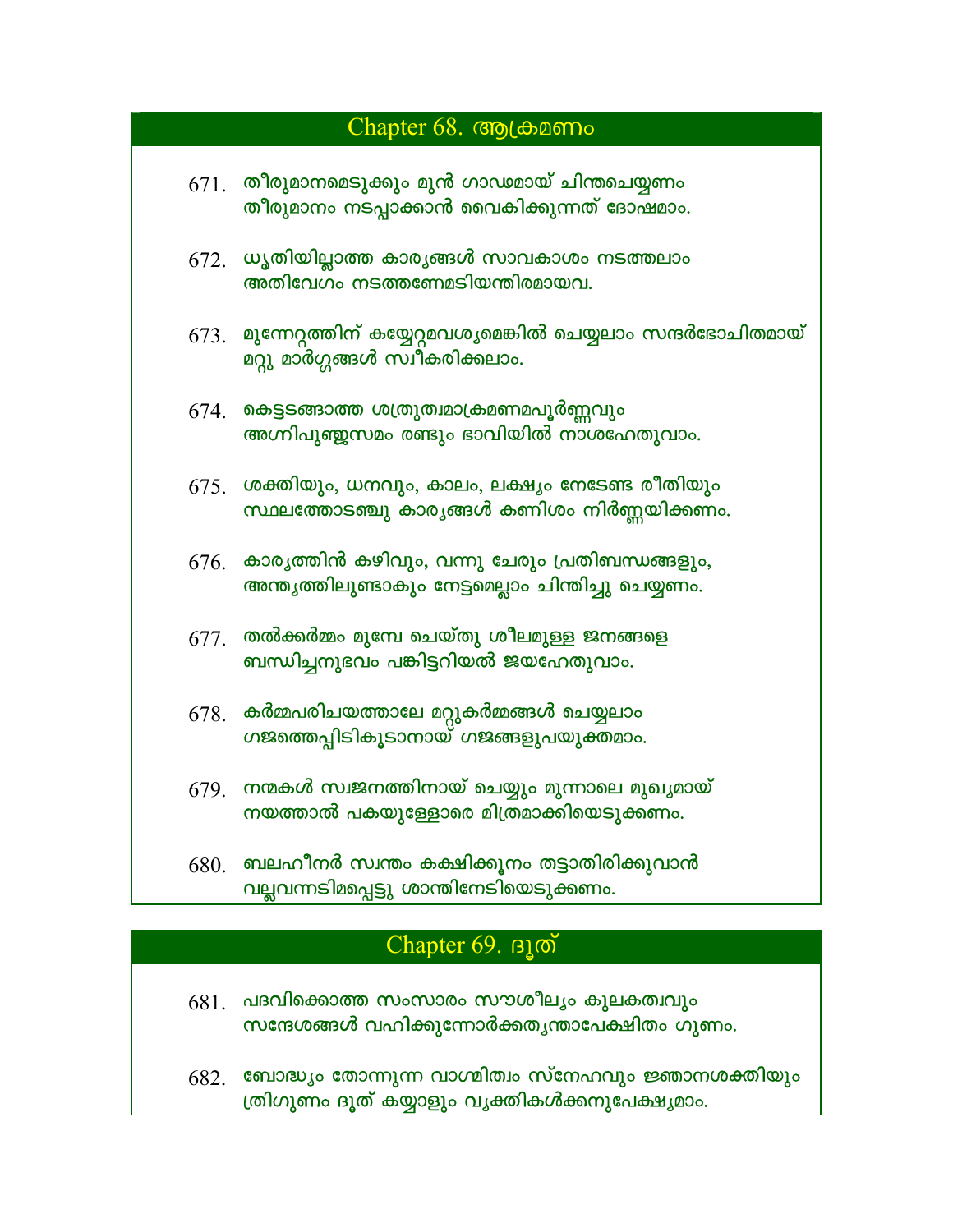## Chapter 68. ആക്രമണം

671. തീരുമാനമെടുക്കും മുൻ ഗാഢമായ് ചിന്തചെയ്യണം
തീരുമാനം നടപ്പാക്കാൻ വൈകിക്കുന്നത് ദോഷമാം.

672. ധൃതിയില്ലാത്ത കാര്യങ്ങൾ സാവകാശം നടത്തലാം
അതിവേഗം നടത്തണേമടിയന്തിരമായവ.

673. മുന്നേറ്റത്തിന് കയ്യേറ്റമവശ്യമെങ്കിൽ ചെയ്യലാം സന്ദർഭോചിതമായ്
മറ്റു മാർഗ്ഗങ്ങൾ സ്വീകരിക്കലാം.

674. കെട്ടടങ്ങാത്ത ശത്രുത്വമാക്രമണമപൂർണ്ണവും
അഗ്നിപുഞ്ജസമം രണ്ടും ഭാവിയിൽ നാശഹേതുവാം.

675. ശക്തിയും, ധനവും, കാലം, ലക്ഷ്യം നേടേണ്ട രീതിയും
സ്ഥലത്തോടഞ്ചു കാര്യങ്ങൾ കണിശം നിർണ്ണയിക്കണം.

676. കാര്യത്തിൻ കഴിവും, വന്നു ചേരും പ്രതിബന്ധങ്ങളും,
അന്ത്യത്തിലുണ്ടാകും നേട്ടമെല്ലാം ചിന്തിച്ചു ചെയ്യണം.

677. തൽക്കർമ്മം മുമ്പേ ചെയ്തു ശീലമുള്ള ജനങ്ങളെ
ബന്ധിച്ചനുഭവം പങ്കിട്ടറിയൽ ജയഹേതുവാം.

678. കർമ്മപരിചയത്താലേ മറ്റുകർമ്മങ്ങൾ ചെയ്യലാം
ഗജത്തെപ്പിടികൂടാനായ് ഗജങ്ങളുപയുക്തമാം.

679. നന്മകൾ സ്വജനത്തിനായ് ചെയ്യും മുന്നാലെ മുഖ്യമായ്
നയത്താൽ പകയുള്ളോരെ മിത്രമാക്കിയെടുക്കണം.

680. ബലഹീനർ സ്വന്തം കക്ഷിക്കൂനം തട്ടാതിരിക്കുവാൻ
വല്ലവന്നടിമപ്പെട്ടു ശാന്തിനേടിയെടുക്കണം.

## Chapter 69. ദൂത്

681. പദവിക്കൊത്ത സംസാരം സൗശീല്യം കുലകത്വവും
സന്ദേശങ്ങൾ വഹിക്കുന്നോർക്കത്യന്താപേക്ഷിതം ഗുണം.

682. ബോദ്ധ്യം തോന്നുന്ന വാഗ്മിത്വം സ്നേഹവും ജ്ഞാനശക്തിയും
ത്രിഗുണം ദൂത് കയ്യാളും വ്യക്തികൾക്കനുപേക്ഷ്യമാം.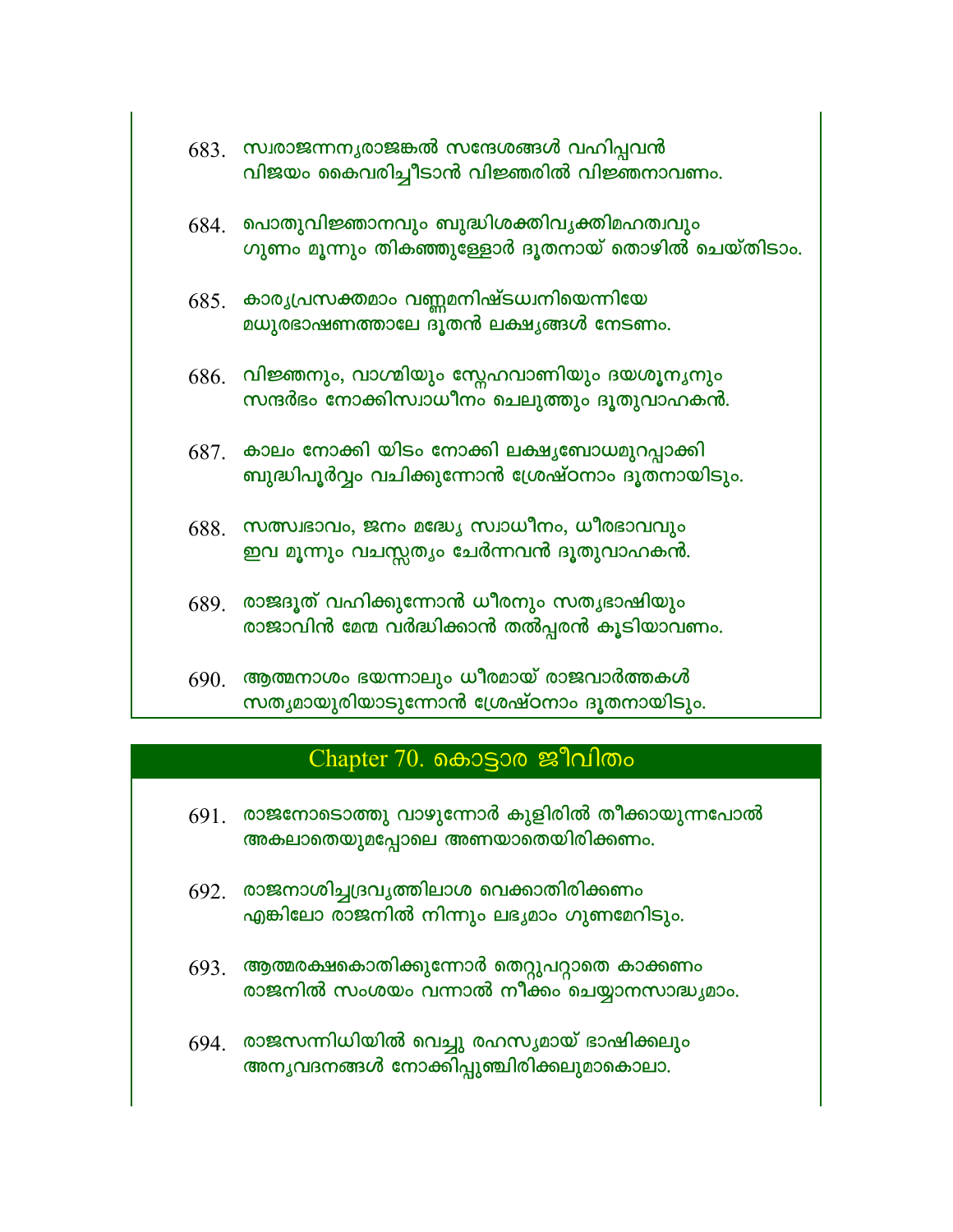683. സ്വരാജന്നന്യരാജങ്കൽ സന്ദേശങ്ങൾ വഹിപ്പവൻ
വിജയം കൈവരിച്ചീടാൻ വിജ്ഞരിൽ വിജ്ഞനാവണം.

684. പൊതുവിജ്ഞാനവും ബുദ്ധിശക്തിവ്യക്തിമഹത്വവും
ഗുണം മൂന്നും തികഞ്ഞുള്ളോർ ദൂതനായ് തൊഴിൽ ചെയ്തിടാം.

685. കാര്യപ്രസക്തമാം വണ്ണമനിഷ്ടധ്വനിയെന്നിയേ
മധുരഭാഷണത്താലേ ദൂതൻ ലക്ഷ്യങ്ങൾ നേടണം.

686. വിജ്ഞനും, വാഗ്മിയും സ്നേഹവാണിയും ദയശൂന്യനും
സന്ദർഭം നോക്കിസ്വാധീനം ചെലുത്തും ദൂതുവാഹകൻ.

687. കാലം നോക്കി യിടം നോക്കി ലക്ഷ്യബോധമുറപ്പാക്കി
ബുദ്ധിപൂർവ്വം വചിക്കുന്നോൻ ശ്രേഷ്ഠനാം ദൂതനായിടും.

688. സത്സ്വഭാവം, ജനം മദ്ധ്യേ സ്വാധീനം, ധീരഭാവവും
ഇവ മൂന്നും വചസ്സത്യം ചേർന്നവൻ ദൂതുവാഹകൻ.

689. രാജദൂത് വഹിക്കുന്നോൻ ധീരനും സത്യഭാഷിയും
രാജാവിൻ മേന്മ വർദ്ധിക്കാൻ തൽപ്പരൻ കൂടിയാവണം.

690. ആത്മനാശം ഭയന്നാലും ധീരമായ് രാജവാർത്തകൾ
സത്യമായുരിയാടുന്നോൻ ശ്രേഷ്ഠനാം ദൂതനായിടും.

## Chapter 70. കൊട്ടാര ജീവിതം

691. രാജനോടൊത്തു വാഴുന്നോർ കുളിരിൽ തീക്കായുന്നപോൽ
അകലാതെയുമപ്പോലെ അണയാതെയിരിക്കണം.

692. രാജനാശിച്ചദ്രവ്യത്തിലാശ വെക്കാതിരിക്കണം
എങ്കിലോ രാജനിൽ നിന്നും ലഭ്യമാം ഗുണമേറിടും.

693. ആത്മരക്ഷകൊതിക്കുന്നോർ തെറ്റുപറ്റാതെ കാക്കണം
രാജനിൽ സംശയം വന്നാൽ നീക്കം ചെയ്യാനസാദ്ധ്യമാം.

694. രാജസന്നിധിയിൽ വെച്ചു രഹസ്യമായ് ഭാഷിക്കലും
അന്യവദനങ്ങൾ നോക്കിപ്പുഞ്ചിരിക്കലുമാകൊലാ.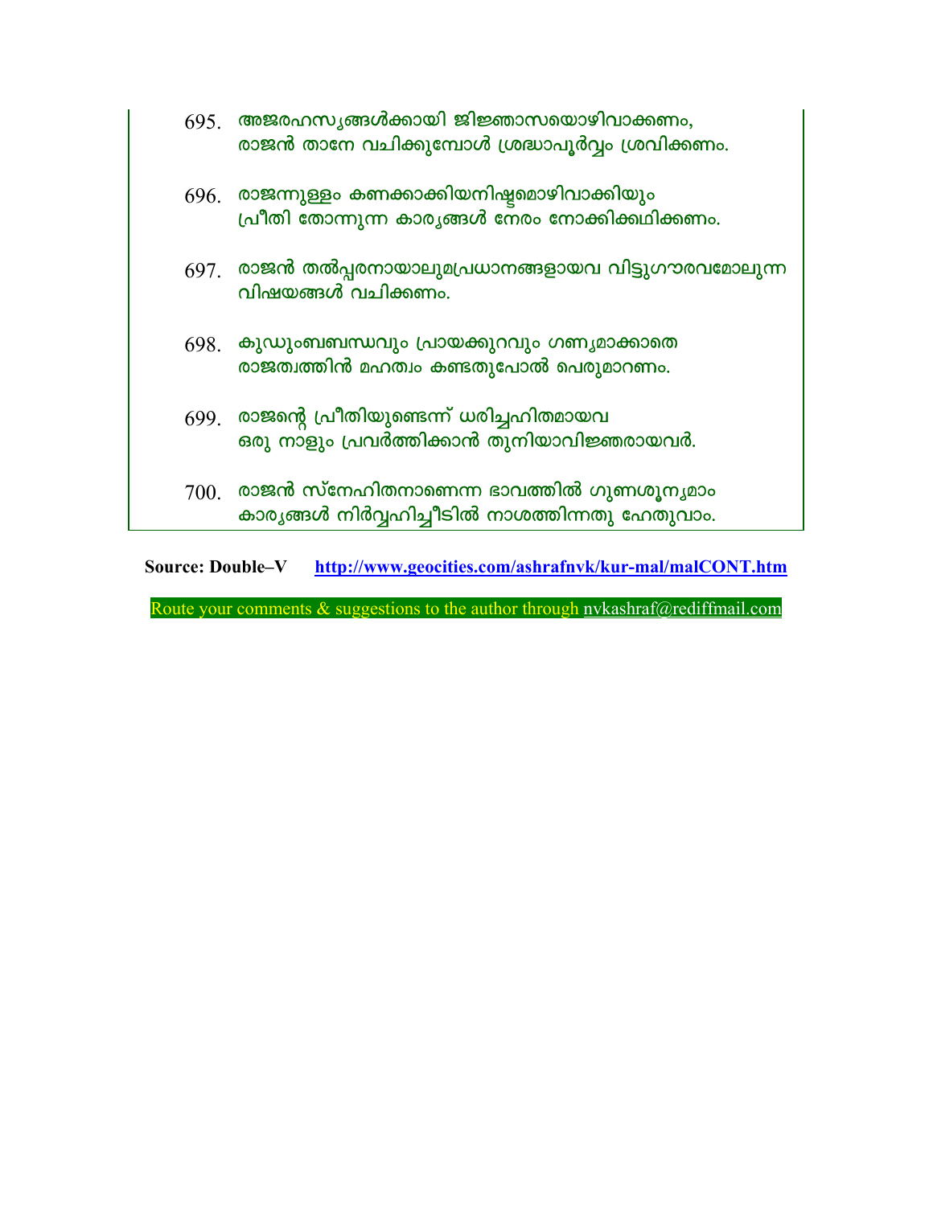695. അജരഹസ്യങ്ങൾക്കായി ജിജ്ഞാസയൊഴിവാക്കണം,
രാജൻ താനേ വചിക്കുമ്പോൾ ശ്രദ്ധാപൂർവ്വം ശ്രവിക്കണം.

696. രാജന്നുള്ളം കണക്കാക്കിയനിഷ്ടമൊഴിവാക്കിയും
പ്രീതി തോന്നുന്ന കാര്യങ്ങൾ നേരം നോക്കിക്കഥിക്കണം.

697. രാജൻ തൽപ്പരനായാലുമപ്രധാനങ്ങളായവ വിട്ടുഗൗരവമോലുന്ന
വിഷയങ്ങൾ വചിക്കണം.

698. കുഡുംബബന്ധവും പ്രായക്കുറവും ഗണ്യമാക്കാതെ
രാജത്വത്തിൻ മഹത്വം കണ്ടതുപോൽ പെരുമാറണം.

699. രാജന്റെ പ്രീതിയുണ്ടെന്ന് ധരിച്ചഹിതമായവ
ഒരു നാളും പ്രവർത്തിക്കാൻ തുനിയാവിജ്ഞരായവർ.

700. രാജൻ സ്നേഹിതനാണെന്ന ഭാവത്തിൽ ഗുണശൂന്യമാം
കാര്യങ്ങൾ നിർവ്വഹിച്ചീടിൽ നാശത്തിന്നതു ഹേതുവാം.

**Source: Double–V** http://www.geocities.com/ashrafnvk/kur-mal/malCONT.htm

Route your comments & suggestions to the author through nvkashraf@rediffmail.com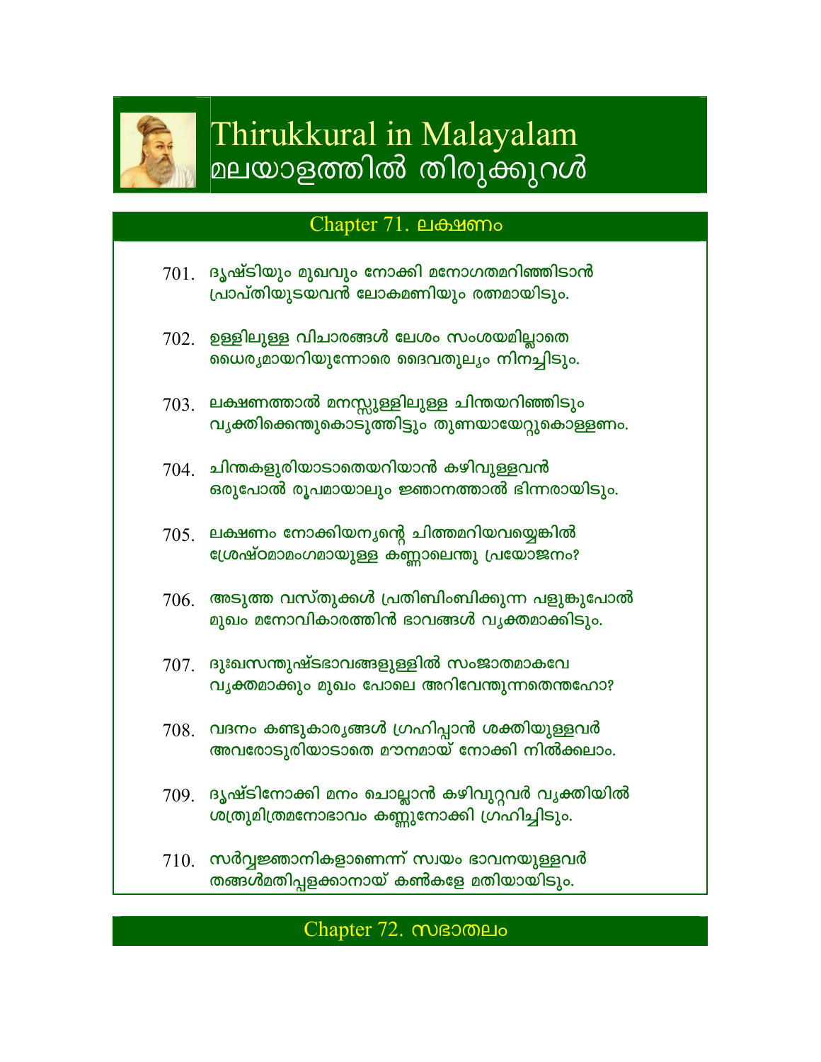# Thirukkural in Malayalam
# മലയാളത്തിൽ തിരുക്കുറൾ

## Chapter 71. ലക്ഷണം

701. ദൃഷ്ടിയും മുഖവും നോക്കി മനോഗതമറിഞ്ഞിടാൻ
പ്രാപ്തിയുടയവൻ ലോകമണിയും രത്നമായിടും.

702. ഉള്ളിലുള്ള വിചാരങ്ങൾ ലേശം സംശയമില്ലാതെ
ധൈര്യമായറിയുന്നോരെ ദൈവതുല്യം നിനച്ചിടും.

703. ലക്ഷണത്താൽ മനസ്സുള്ളിലുള്ള ചിന്തയറിഞ്ഞിടും
വ്യക്തിക്കെന്തുകൊടുത്തിട്ടും തുണയായേറ്റുകൊള്ളണം.

704. ചിന്തകളുരിയാടാതെയറിയാൻ കഴിവുള്ളവൻ
ഒരുപോൽ രൂപമായാലും ജ്ഞാനത്താൽ ഭിന്നരായിടും.

705. ലക്ഷണം നോക്കിയന്യന്റെ ചിത്തമറിയവയ്യെങ്കിൽ
ശ്രേഷ്ഠമാമംഗമായുള്ള കണ്ണാലെന്തു പ്രയോജനം?

706. അടുത്ത വസ്തുക്കൾ പ്രതിബിംബിക്കുന്ന പളുങ്കുപോൽ
മുഖം മനോവികാരത്തിൻ ഭാവങ്ങൾ വ്യക്തമാക്കിടും.

707. ദുഃഖസന്തുഷ്ടഭാവങ്ങളുള്ളിൽ സംജാതമാകവേ
വ്യക്തമാക്കും മുഖം പോലെ അറിവേന്തുന്നതെന്തഹോ?

708. വദനം കണ്ടുകാര്യങ്ങൾ ഗ്രഹിപ്പാൻ ശക്തിയുള്ളവർ
അവരോടുരിയാടാതെ മൗനമായ് നോക്കി നിൽക്കലാം.

709. ദൃഷ്ടിനോക്കി മനം ചൊല്ലാൻ കഴിവുറ്റവർ വ്യക്തിയിൽ
ശത്രുമിത്രമനോഭാവം കണ്ണുനോക്കി ഗ്രഹിച്ചിടും.

710. സർവ്വജ്ഞാനികളാണെന്ന് സ്വയം ഭാവനയുള്ളവർ
തങ്ങൾമതിപ്പളക്കാനായ് കൺകളേ മതിയായിടും.

## Chapter 72. സഭാതലം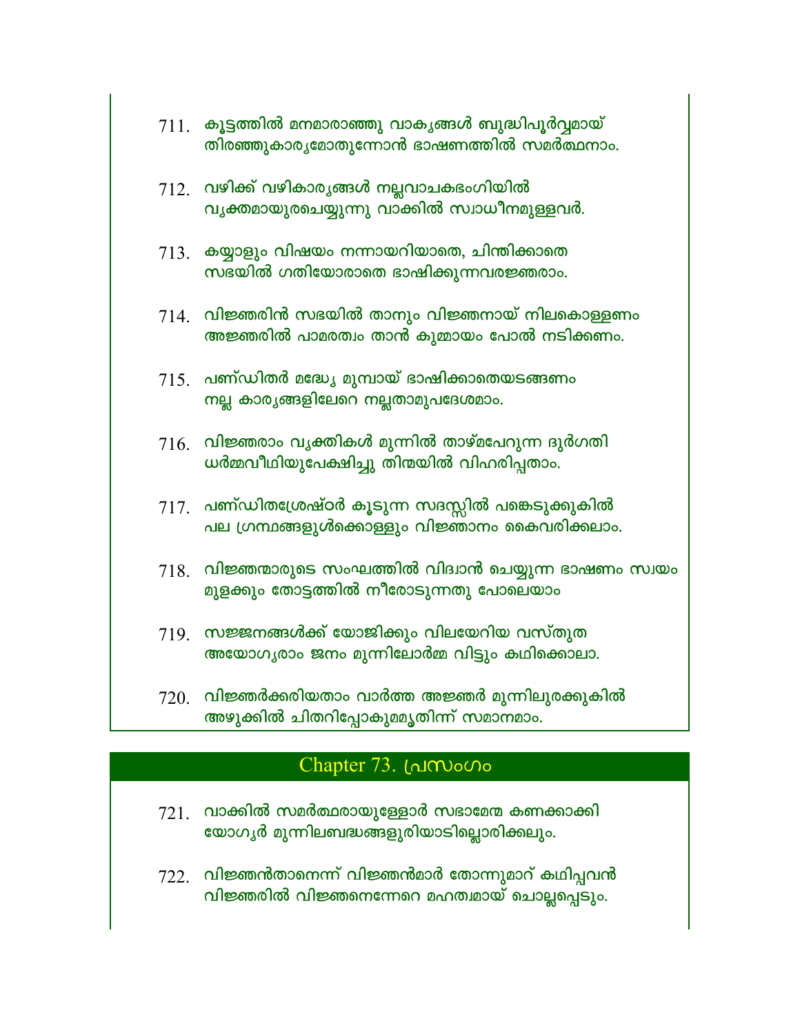711. കൂട്ടത്തിൽ മനമാരാഞ്ഞു വാക്യങ്ങൾ ബുദ്ധിപൂർവ്വമായ്
തിരഞ്ഞുകാര്യമോതുന്നോൻ ഭാഷണത്തിൽ സമർത്ഥനാം.

712. വഴിക്ക് വഴികാര്യങ്ങൾ നല്ലവാചകഭംഗിയിൽ
വ്യക്തമായുരചെയ്യുന്നു വാക്കിൽ സ്വാധീനമുള്ളവർ.

713. കയ്യാളും വിഷയം നന്നായറിയാതെ, ചിന്തിക്കാതെ
സഭയിൽ ഗതിയോരാതെ ഭാഷിക്കുന്നവരജ്ഞരാം.

714. വിജ്ഞരിൻ സഭയിൽ താനും വിജ്ഞനായ് നിലകൊള്ളണം
അജ്ഞരിൽ പാമരത്വം താൻ കുമ്മായം പോൽ നടിക്കണം.

715. പണ്ഡിതർ മദ്ധ്യേ മുമ്പായ് ഭാഷിക്കാതെയടങ്ങണം
നല്ല കാര്യങ്ങളിലേറെ നല്ലതാമുപദേശമാം.

716. വിജ്ഞരാം വ്യക്തികൾ മുന്നിൽ താഴ്മപേറുന്ന ദുർഗതി
ധർമ്മവീഥിയുപേക്ഷിച്ചു തിന്മയിൽ വിഹരിപ്പതാം.

717. പണ്ഡിതശ്രേഷ്ഠർ കൂടുന്ന സദസ്സിൽ പങ്കെടുക്കുകിൽ
പല ഗ്രന്ഥങ്ങളുൾക്കൊള്ളും വിജ്ഞാനം കൈവരിക്കലാം.

718. വിജ്ഞന്മാരുടെ സംഘത്തിൽ വിദ്വാൻ ചെയ്യുന്ന ഭാഷണം സ്വയം
മുളക്കും തോട്ടത്തിൽ നീരോടുന്നതു പോലെയാം

719. സജ്ജനങ്ങൾക്ക് യോജിക്കും വിലയേറിയ വസ്തുത
അയോഗ്യരാം ജനം മുന്നിലോർമ്മ വിട്ടും കഥിക്കൊലാ.

720. വിജ്ഞർക്കറിയതാം വാർത്ത അജ്ഞർ മുന്നിലുരക്കുകിൽ
അഴുക്കിൽ ചിതറിപ്പോകുമമൃതിന്ന് സമാനമാം.

## Chapter 73. പ്രസംഗം

721. വാക്കിൽ സമർത്ഥരായുള്ളോർ സഭാമേന്മ കണക്കാക്കി
യോഗ്യർ മുന്നിലബദ്ധങ്ങളുരിയാടില്ലൊരിക്കലും.

722. വിജ്ഞൻതാനെന്ന് വിജ്ഞൻമാർ തോന്നുമാറ് കഥിപ്പവൻ
വിജ്ഞരിൽ വിജ്ഞനെന്നേറെ മഹത്വമായ് ചൊല്ലപ്പെടും.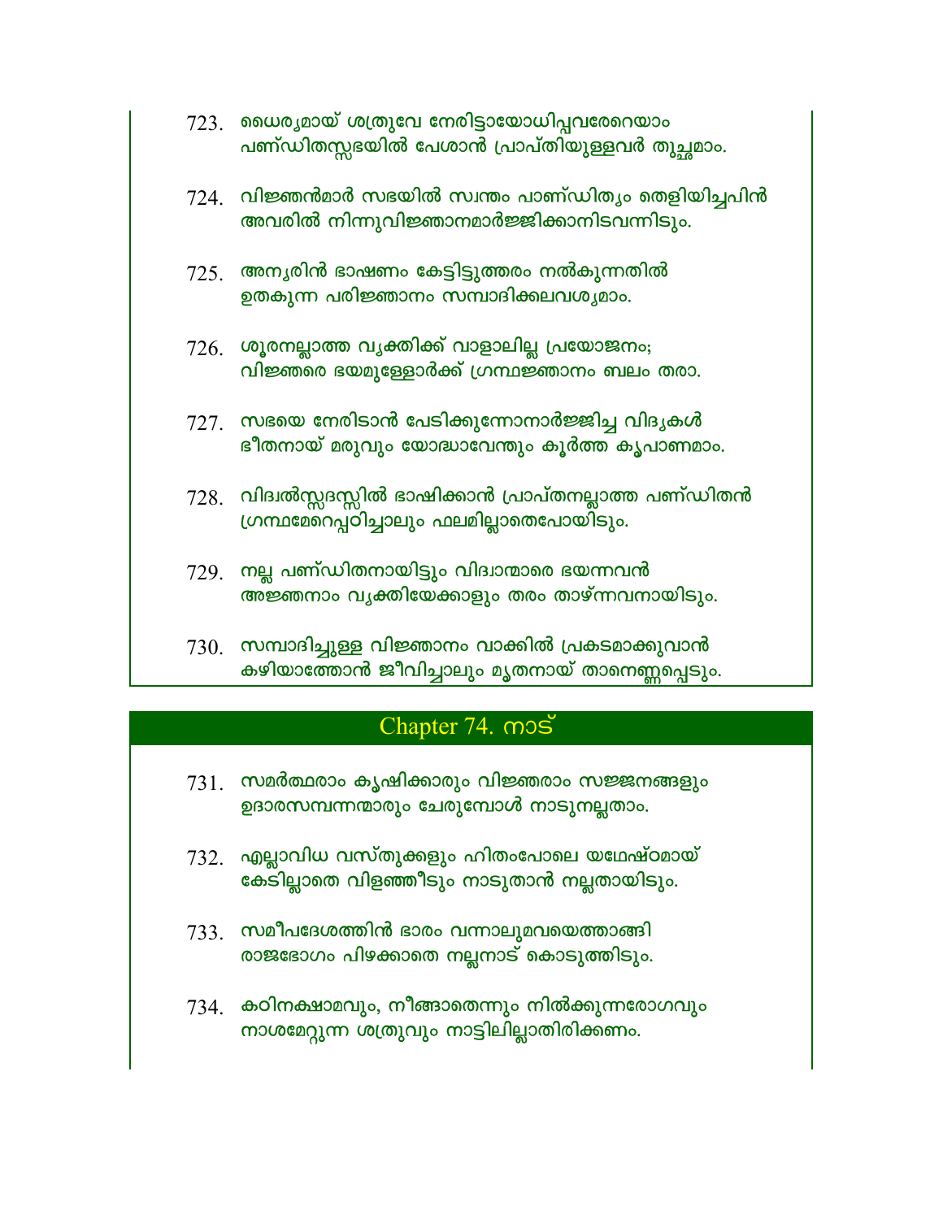723. ധൈര്യമായ് ശത്രുവേ നേരിട്ടായോധിപ്പവരേറെയാം
പണ്ഡിതസ്സഭയിൽ പേശാൻ പ്രാപ്തിയുള്ളവർ തുച്ഛമാം.

724. വിജ്ഞൻമാർ സഭയിൽ സ്വന്തം പാണ്ഡിത്യം തെളിയിച്ചപിൻ
അവരിൽ നിന്നുവിജ്ഞാനമാർജ്ജിക്കാനിടവന്നിടും.

725. അന്യരിൻ ഭാഷണം കേട്ടിട്ടുത്തരം നൽകുന്നതിൽ
ഉതകുന്ന പരിജ്ഞാനം സമ്പാദിക്കലവശ്യമാം.

726. ശൂരനല്ലാത്ത വ്യക്തിക്ക് വാളാലില്ല പ്രയോജനം;
വിജ്ഞരെ ഭയമുള്ളോർക്ക് ഗ്രന്ഥജ്ഞാനം ബലം തരാ.

727. സഭയെ നേരിടാൻ പേടിക്കുന്നോനാർജ്ജിച്ച വിദ്യകൾ
ഭീതനായ് മരുവും യോദ്ധാവേന്തും കൂർത്ത കൃപാണമാം.

728. വിദ്വൽസ്സദസ്സിൽ ഭാഷിക്കാൻ പ്രാപ്തനല്ലാത്ത പണ്ഡിതൻ
ഗ്രന്ഥമേറെപ്പഠിച്ചാലും ഫലമില്ലാതെപോയിടും.

729. നല്ല പണ്ഡിതനായിട്ടും വിദ്വാന്മാരെ ഭയന്നവൻ
അജ്ഞനാം വ്യക്തിയേക്കാളും തരം താഴ്ന്നവനായിടും.

730. സമ്പാദിച്ചുള്ള വിജ്ഞാനം വാക്കിൽ പ്രകടമാക്കുവാൻ
കഴിയാത്തോൻ ജീവിച്ചാലും മൃതനായ് താനെണ്ണപ്പെടും.

## Chapter 74. നാട്

731. സമർത്ഥരാം കൃഷിക്കാരും വിജ്ഞരാം സജ്ജനങ്ങളും
ഉദാരസമ്പന്നന്മാരും ചേരുമ്പോൾ നാടുനല്ലതാം.

732. എല്ലാവിധ വസ്തുക്കളും ഹിതംപോലെ യഥേഷ്ഠമായ്
കേടില്ലാതെ വിളഞ്ഞീടും നാടുതാൻ നല്ലതായിടും.

733. സമീപദേശത്തിൻ ഭാരം വന്നാലുമവയെത്താങ്ങി
രാജഭോഗം പിഴക്കാതെ നല്ലനാട് കൊടുത്തിടും.

734. കഠിനക്ഷാമവും, നീങ്ങാതെന്നും നിൽക്കുന്നരോഗവും
നാശമേറ്റുന്ന ശത്രുവും നാട്ടിലില്ലാതിരിക്കണം.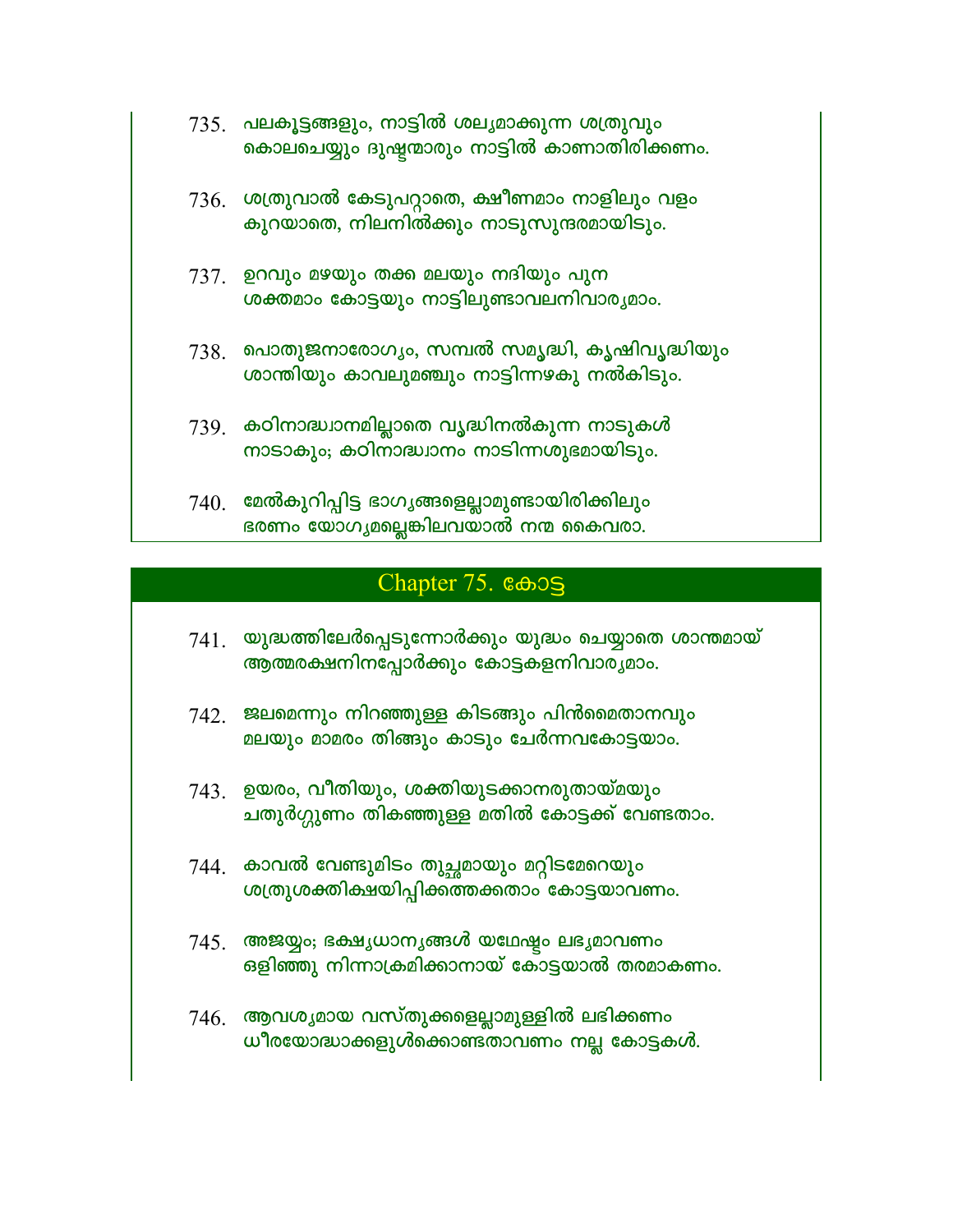735. പലകൂട്ടങ്ങളും, നാട്ടിൽ ശല്യമാക്കുന്ന ശത്രുവും
കൊലചെയ്യും ദുഷ്ടന്മാരും നാട്ടിൽ കാണാതിരിക്കണം.

736. ശത്രുവാൽ കേടുപറ്റാതെ, ക്ഷീണമാം നാളിലും വളം
കുറയാതെ, നിലനിൽക്കും നാടുസുന്ദരമായിടും.

737. ഉറവും മഴയും തക്ക മലയും നദിയും പുന
ശക്തമാം കോട്ടയും നാട്ടിലുണ്ടാവലനിവാര്യമാം.

738. പൊതുജനാരോഗ്യം, സമ്പൽ സമൃദ്ധി, കൃഷിവൃദ്ധിയും
ശാന്തിയും കാവലുമഞ്ചും നാട്ടിന്നഴകു നൽകിടും.

739. കഠിനാദ്ധ്വാനമില്ലാതെ വൃദ്ധിനൽകുന്ന നാടുകൾ
നാടാകും; കഠിനാദ്ധ്വാനം നാടിന്നശുഭമായിടും.

740. മേൽകുറിപ്പിട്ട ഭാഗ്യങ്ങളെല്ലാമുണ്ടായിരിക്കിലും
ഭരണം യോഗ്യമല്ലെങ്കിലവയാൽ നന്മ കൈവരാ.

## Chapter 75. കോട്ട

741. യുദ്ധത്തിലേർപ്പെടുന്നോർക്കും യുദ്ധം ചെയ്യാതെ ശാന്തമായ്
ആത്മരക്ഷനിനപ്പോർക്കും കോട്ടകളനിവാര്യമാം.

742. ജലമെന്നും നിറഞ്ഞുള്ള കിടങ്ങും പിൻമൈതാനവും
മലയും മാമരം തിങ്ങും കാടും ചേർന്നവകോട്ടയാം.

743. ഉയരം, വീതിയും, ശക്തിയുടക്കാനരുതായ്മയും
ചതുർഗ്ഗുണം തികഞ്ഞുള്ള മതിൽ കോട്ടക്ക് വേണ്ടതാം.

744. കാവൽ വേണ്ടുമിടം തുച്ഛമായും മറ്റിടമേറെയും
ശത്രുശക്തിക്ഷയിപ്പിക്കത്തക്കതാം കോട്ടയാവണം.

745. അജയ്യം; ഭക്ഷ്യധാന്യങ്ങൾ യഥേഷ്ടം ലഭ്യമാവണം
ഒളിഞ്ഞു നിന്നാക്രമിക്കാനായ് കോട്ടയാൽ തരമാകണം.

746. ആവശ്യമായ വസ്തുക്കളെല്ലാമുള്ളിൽ ലഭിക്കണം
ധീരയോദ്ധാക്കളുൾക്കൊണ്ടതാവണം നല്ല കോട്ടകൾ.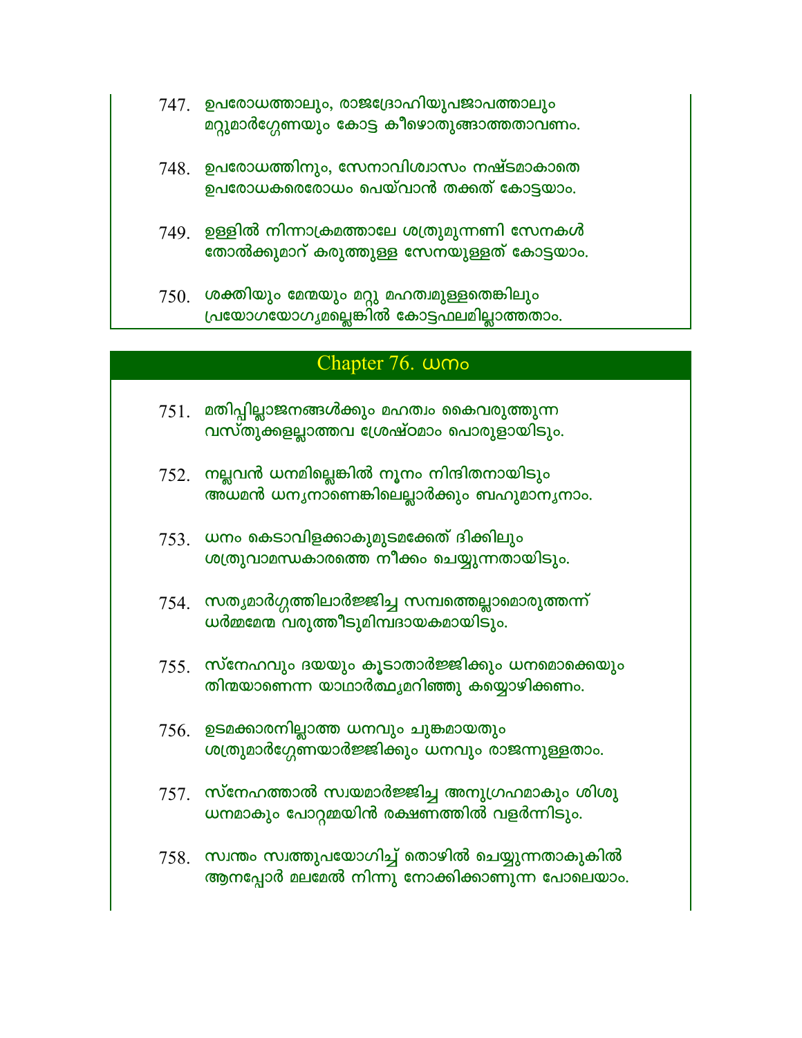747. ഉപരോധത്താലും, രാജദ്രോഹിയുപജാപത്താലും
മറ്റുമാർഗ്ഗേണയും കോട്ട കീഴൊതുങ്ങാത്തതാവണം.

748. ഉപരോധത്തിനും, സേനാവിശ്വാസം നഷ്ടമാകാതെ
ഉപരോധകരെരോധം പെയ്‌വാൻ തക്കത് കോട്ടയാം.

749. ഉള്ളിൽ നിന്നാക്രമത്താലേ ശത്രുമുന്നണി സേനകൾ
തോൽക്കുമാറ് കരുത്തുള്ള സേനയുള്ളത് കോട്ടയാം.

750. ശക്തിയും മേന്മയും മറ്റു മഹത്വമുള്ളതെങ്കിലും
പ്രയോഗയോഗ്യമല്ലെങ്കിൽ കോട്ടഫലമില്ലാത്തതാം.

## Chapter 76. ധനം

751. മതിപ്പില്ലാജനങ്ങൾക്കും മഹത്വം കൈവരുത്തുന്ന
വസ്തുക്കളല്ലാത്തവ ശ്രേഷ്ഠമാം പൊരുളായിടും.

752. നല്ലവൻ ധനമില്ലെങ്കിൽ നൂനം നിന്ദിതനായിടും
അധമൻ ധന്യനാണെങ്കിലെല്ലാർക്കും ബഹുമാന്യനാം.

753. ധനം കെടാവിളക്കാകുമുടമക്കേത് ദിക്കിലും
ശത്രുവാമന്ധകാരത്തെ നീക്കം ചെയ്യുന്നതായിടും.

754. സത്യമാർഗ്ഗത്തിലാർജ്ജിച്ച സമ്പത്തെല്ലാമൊരുത്തന്ന്
ധർമ്മമേന്മ വരുത്തീടുമിമ്പദായകമായിടും.

755. സ്നേഹവും ദയയും കൂടാതാർജ്ജിക്കും ധനമൊക്കെയും
തിന്മയാണെന്ന യാഥാർത്ഥ്യമറിഞ്ഞു കയ്യൊഴിക്കണം.

756. ഉടമക്കാരനില്ലാത്ത ധനവും ചുങ്കമായതും
ശത്രുമാർഗ്ഗേണയാർജ്ജിക്കും ധനവും രാജന്നുള്ളതാം.

757. സ്നേഹത്താൽ സ്വയമാർജ്ജിച്ച അനുഗ്രഹമാകും ശിശു
ധനമാകും പോറ്റമ്മയിൻ രക്ഷണത്തിൽ വളർന്നിടും.

758. സ്വന്തം സ്വത്തുപയോഗിച്ച് തൊഴിൽ ചെയ്യുന്നതാകുകിൽ
ആനപ്പോർ മലമേൽ നിന്നു നോക്കിക്കാണുന്ന പോലെയാം.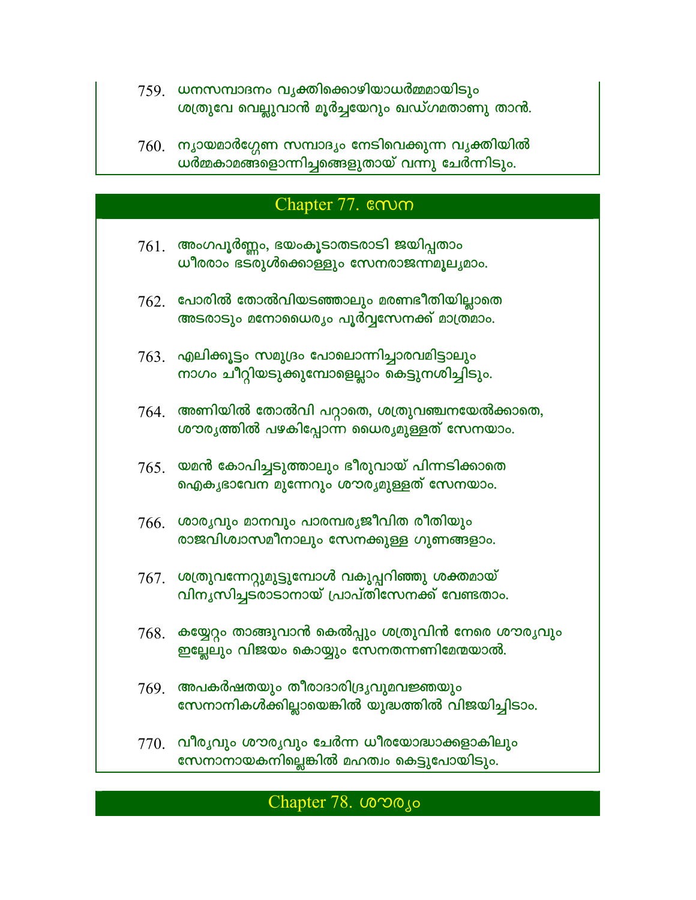759. ധനസമ്പാദനം വ്യക്തിക്കൊഴിയാധർമ്മമായിടും
ശത്രുവേ വെല്ലുവാൻ മൂർച്ചയേറും ഖഡ്ഗമതാണു താൻ.

760. ന്യായമാർഗ്ഗേണ സമ്പാദ്യം നേടിവെക്കുന്ന വ്യക്തിയിൽ
ധർമ്മകാമങ്ങളൊന്നിച്ചങ്ങെളുതായ് വന്നു ചേർന്നിടും.

## Chapter 77. സേന

761. അംഗപൂർണ്ണം, ഭയംകൂടാതടരാടി ജയിപ്പതാം
ധീരരാം ഭടരുൾക്കൊള്ളും സേനരാജന്നമൂല്യമാം.

762. പോരിൽ തോൽവിയടഞ്ഞാലും മരണഭീതിയില്ലാതെ
അടരാടും മനോധൈര്യം പൂർവ്വസേനക്ക് മാത്രമാം.

763. എലിക്കൂട്ടം സമുദ്രം പോലൊന്നിച്ചാരവമിട്ടാലും
നാഗം ചീറ്റിയടുക്കുമ്പോളെല്ലാം കെട്ടുനശിച്ചിടും.

764. അണിയിൽ തോൽവി പറ്റാതെ, ശത്രുവഞ്ചനയേൽക്കാതെ,
ശൗര്യത്തിൽ പഴകിപ്പോന്ന ധൈര്യമുള്ളത് സേനയാം.

765. യമൻ കോപിച്ചടുത്താലും ഭീരുവായ് പിന്നടിക്കാതെ
ഐക്യഭാവേന മുന്നേറും ശൗര്യമുള്ളത് സേനയാം.

766. ശാര്യവും മാനവും പാരമ്പര്യജീവിത രീതിയും
രാജവിശ്വാസമീനാലും സേനക്കുള്ള ഗുണങ്ങളാം.

767. ശത്രുവന്നേറ്റുമുട്ടുമ്പോൾ വകുപ്പറിഞ്ഞു ശക്തമായ്
വിന്യസിച്ചടരാടാനായ് പ്രാപ്തിസേനക്ക് വേണ്ടതാം.

768. കയ്യേറ്റം താങ്ങുവാൻ കെൽപ്പും ശത്രുവിൻ നേരെ ശൗര്യവും
ഇല്ലേലും വിജയം കൊയ്യും സേനതന്നണിമേന്മയാൽ.

769. അപകർഷതയും തീരാദാരിദ്ര്യവുമവജ്ഞയും
സേനാനികൾക്കില്ലായെങ്കിൽ യുദ്ധത്തിൽ വിജയിച്ചിടാം.

770. വീര്യവും ശൗര്യവും ചേർന്ന ധീരയോദ്ധാക്കളാകിലും
സേനാനായകനില്ലെങ്കിൽ മഹത്വം കെട്ടുപോയിടും.

## Chapter 78. ശൗര്യം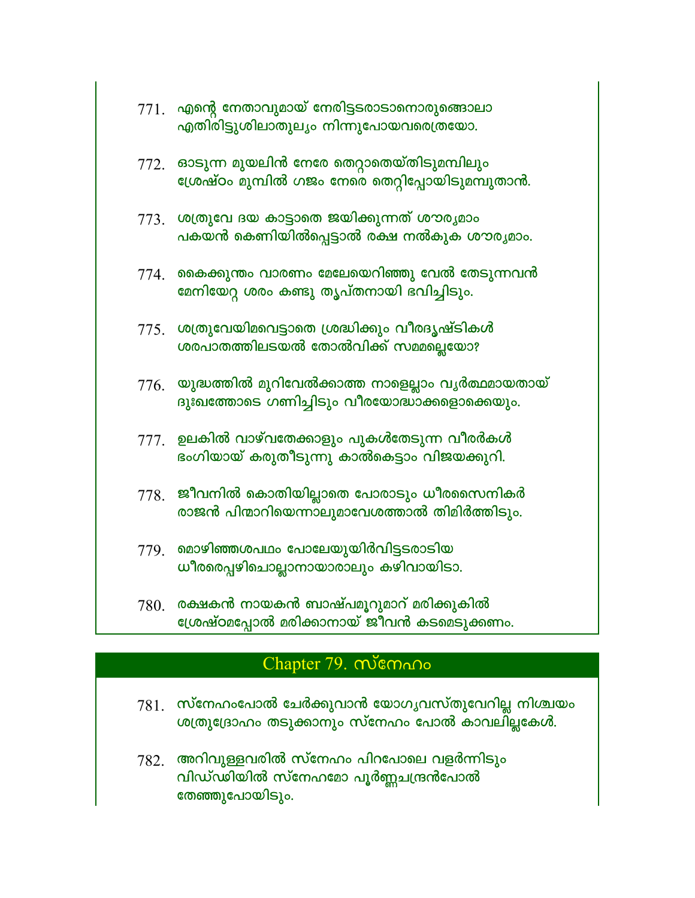771. എന്റെ നേതാവുമായ് നേരിട്ടടരാടാനൊരുങ്ങോലാ
എതിരിട്ടുശിലാതുല്യം നിന്നുപോയവരെത്രയോ.

772. ഓടുന്ന മുയലിൻ നേരേ തെറ്റാതെയ്തിടുമമ്പിലും
ശ്രേഷ്ഠം മുമ്പിൽ ഗജം നേരെ തെറ്റിപ്പോയിടുമമ്പുതാൻ.

773. ശത്രുവേ ദയ കാട്ടാതെ ജയിക്കുന്നത് ശൗര്യമാം
പകയൻ കെണിയിൽപ്പെട്ടാൽ രക്ഷ നൽകുക ശൗര്യമാം.

774. കൈക്കുന്തം വാരണം മേലേയെറിഞ്ഞു വേൽ തേടുന്നവൻ
മേനിയേറ്റ ശരം കണ്ടു തൃപ്തനായി ഭവിച്ചിടും.

775. ശത്രുവേയിമവെട്ടാതെ ശ്രദ്ധിക്കും വീരദൃഷ്ടികൾ
ശരപാതത്തിലടയൽ തോൽവിക്ക് സമമല്ലെയോ?

776. യുദ്ധത്തിൽ മുറിവേൽക്കാത്ത നാളെല്ലാം വ്യർത്ഥമായതായ്
ദുഃഖത്തോടെ ഗണിച്ചിടും വീരയോദ്ധാക്കളൊക്കെയും.

777. ഉലകിൽ വാഴ്‌വതേക്കാളും പുകൾതേടുന്ന വീരർകൾ
ഭംഗിയായ് കരുതീടുന്നു കാൽകെട്ടാം വിജയക്കുറി.

778. ജീവനിൽ കൊതിയില്ലാതെ പോരാടും ധീരസൈനികർ
രാജൻ പിന്മാറിയെന്നാലുമാവേശത്താൽ തിമിർത്തിടും.

779. മൊഴിഞ്ഞശപഥം പോലേയുയിർവിട്ടടരാടിയ
ധീരരെപ്പഴിചൊല്ലാനായാരാലും കഴിവായിടാ.

780. രക്ഷകൻ നായകൻ ബാഷ്പമൂറുമാറ് മരിക്കുകിൽ
ശ്രേഷ്ഠമപ്പോൽ മരിക്കാനായ് ജീവൻ കടമെടുക്കണം.

## Chapter 79. സ്നേഹം

781. സ്നേഹംപോൽ ചേർക്കുവാൻ യോഗ്യവസ്തുവേറില്ല നിശ്ചയം
ശത്രുദ്രോഹം തടുക്കാനും സ്നേഹം പോൽ കാവലില്ലകേൾ.

782. അറിവുള്ളവരിൽ സ്നേഹം പിറപോലെ വളർന്നിടും
വിഡ്ഢിയിൽ സ്നേഹമോ പൂർണ്ണചന്ദ്രൻപോൽ
തേഞ്ഞുപോയിടും.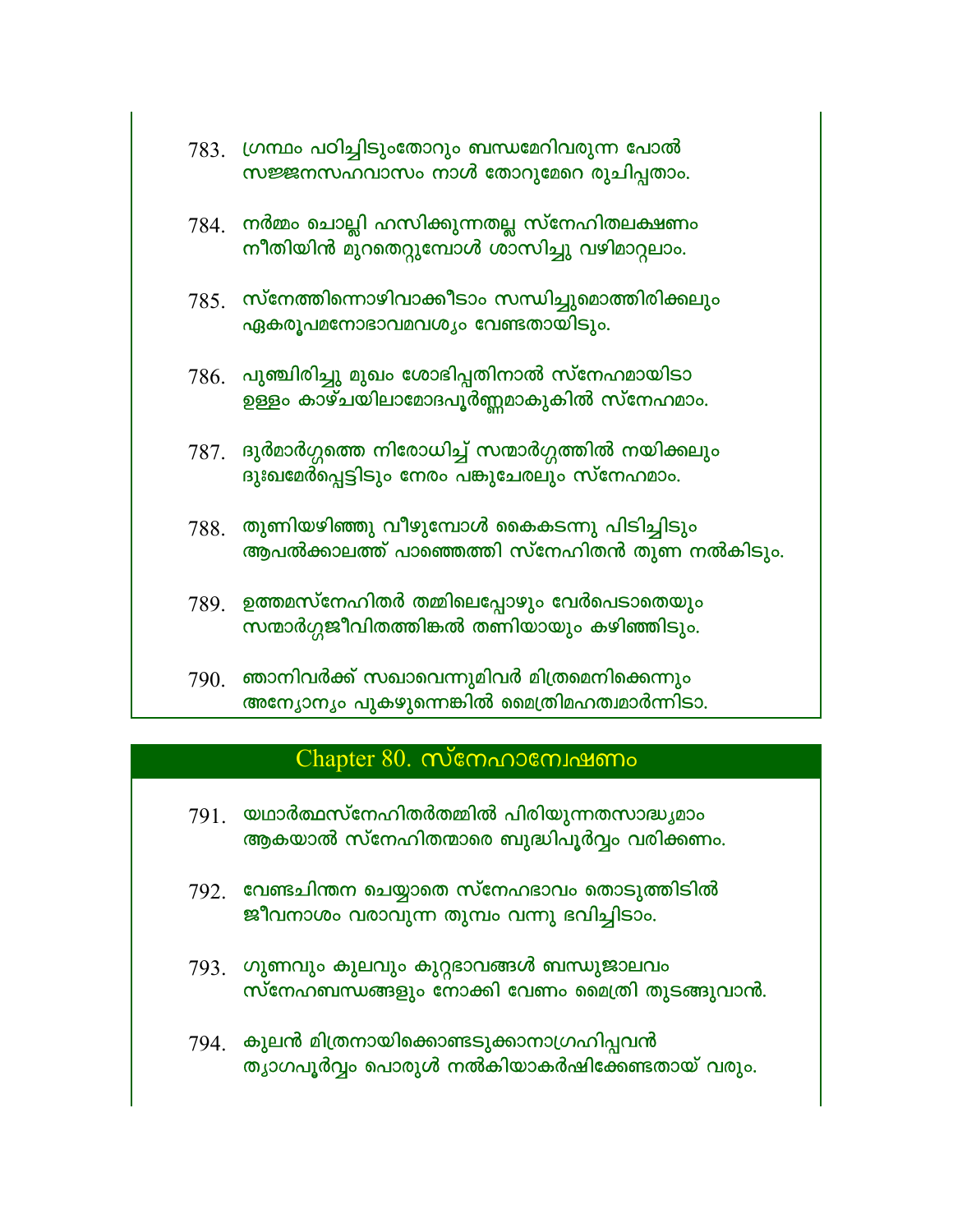783. ഗ്രന്ഥം പഠിച്ചിടുംതോറും ബന്ധമേറിവരുന്ന പോൽ
സജ്ജനസഹവാസം നാൾ തോറുമേറെ രുചിപ്പതാം.

784. നർമ്മം ചൊല്ലി ഹസിക്കുന്നതല്ല സ്നേഹിതലക്ഷണം
നീതിയിൻ മുറതെറ്റുമ്പോൾ ശാസിച്ചു വഴിമാറ്റലാം.

785. സ്നേത്തിന്നൊഴിവാക്കീടാം സന്ധിച്ചുമൊത്തിരിക്കലും
ഏകരൂപമനോഭാവമവശ്യം വേണ്ടതായിടും.

786. പുഞ്ചിരിച്ചു മുഖം ശോഭിപ്പതിനാൽ സ്നേഹമായിടാ
ഉള്ളം കാഴ്ചയിലാമോദപൂർണ്ണമാകുകിൽ സ്നേഹമാം.

787. ദുർമാർഗ്ഗത്തെ നിരോധിച്ച് സന്മാർഗ്ഗത്തിൽ നയിക്കലും
ദുഃഖമേർപ്പെട്ടിടും നേരം പങ്കുചേരലും സ്നേഹമാം.

788. തുണിയഴിഞ്ഞു വീഴുമ്പോൾ കൈകടന്നു പിടിച്ചിടും
ആപൽക്കാലത്ത് പാഞ്ഞെത്തി സ്നേഹിതൻ തുണ നൽകിടും.

789. ഉത്തമസ്നേഹിതർ തമ്മിലെപ്പോഴും വേർപെടാതെയും
സന്മാർഗ്ഗജീവിതത്തിങ്കൽ തണിയായും കഴിഞ്ഞിടും.

790. ഞാനിവർക്ക് സഖാവെന്നുമിവർ മിത്രമെനിക്കെന്നും
അന്യോന്യം പുകഴുന്നെങ്കിൽ മൈത്രിമഹത്വമാർന്നിടാ.

## Chapter 80. സ്നേഹാന്വേഷണം

791. യഥാർത്ഥസ്നേഹിതർതമ്മിൽ പിരിയുന്നതസാദ്ധ്യമാം
ആകയാൽ സ്നേഹിതന്മാരെ ബുദ്ധിപൂർവ്വം വരിക്കണം.

792. വേണ്ടചിന്തന ചെയ്യാതെ സ്നേഹഭാവം തൊടുത്തിടിൽ
ജീവനാശം വരാവുന്ന തുമ്പം വന്നു ഭവിച്ചിടാം.

793. ഗുണവും കുലവും കുറ്റഭാവങ്ങൾ ബന്ധുജാലവും
സ്നേഹബന്ധങ്ങളും നോക്കി വേണം മൈത്രി തുടങ്ങുവാൻ.

794. കുലൻ മിത്രനായിക്കൊണ്ടടുക്കാനാഗ്രഹിപ്പവൻ
ത്യാഗപൂർവ്വം പൊരുൾ നൽകിയാകർഷിക്കേണ്ടതായ് വരും.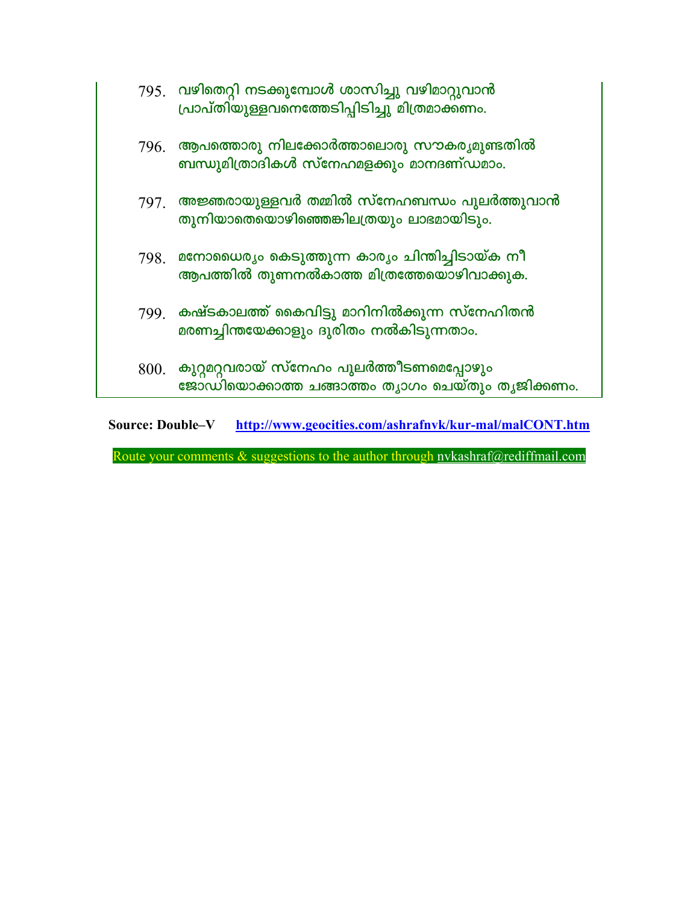795. വഴിതെറ്റി നടക്കുമ്പോൾ ശാസിച്ചു വഴിമാറ്റുവാൻ
പ്രാപ്തിയുള്ളവനെത്തേടിപ്പിടിച്ചു മിത്രമാക്കണം.

796. ആപത്തൊരു നിലക്കോർത്താലൊരു സൗകര്യമുണ്ടതിൽ
ബന്ധുമിത്രാദികൾ സ്നേഹമളക്കും മാനദണ്ഡമാം.

797. അജ്ഞരായുള്ളവർ തമ്മിൽ സ്നേഹബന്ധം പുലർത്തുവാൻ
തുനിയാതെയൊഴിഞ്ഞെങ്കിലത്രയും ലാഭമായിടും.

798. മനോധൈര്യം കെടുത്തുന്ന കാര്യം ചിന്തിച്ചിടായ്ക നീ
ആപത്തിൽ തുണനൽകാത്ത മിത്രത്തേയൊഴിവാക്കുക.

799. കഷ്ടകാലത്ത് കൈവിട്ടു മാറിനിൽക്കുന്ന സ്നേഹിതൻ
മരണച്ചിന്തയേക്കാളും ദുരിതം നൽകിടുന്നതാം.

800. കുറ്റമറ്റവരായ് സ്നേഹം പുലർത്തീടണമെപ്പോഴും
ജോഡിയൊക്കാത്ത ചങ്ങാത്തം ത്യാഗം ചെയ്തും ത്യജിക്കണം.

**Source: Double–V** http://www.geocities.com/ashrafnvk/kur-mal/malCONT.htm

Route your comments & suggestions to the author through nvkashraf@rediffmail.com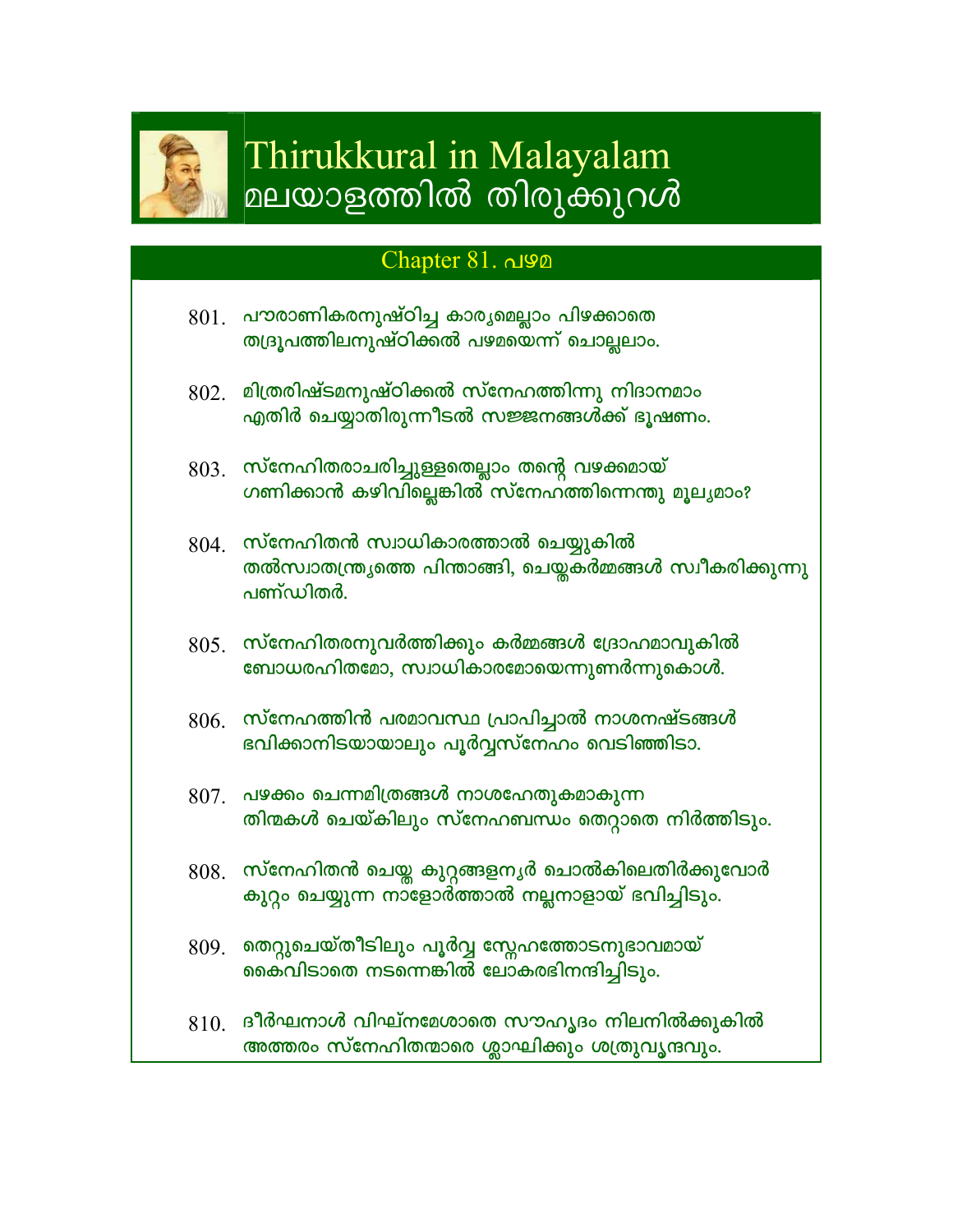# Thirukkural in Malayalam
# മലയാളത്തിൽ തിരുക്കുറൾ

## Chapter 81. പഴമ

801. പൗരാണികരനുഷ്ഠിച്ച കാര്യമെല്ലാം പിഴക്കാതെ
തദ്രൂപത്തിലനുഷ്ഠിക്കൽ പഴമയെന്ന് ചൊല്ലലാം.

802. മിത്രരിഷ്ടമനുഷ്ഠിക്കൽ സ്നേഹത്തിന്നു നിദാനമാം
എതിർ ചെയ്യാതിരുന്നീടൽ സജ്ജനങ്ങൾക്ക് ഭൂഷണം.

803. സ്നേഹിതരാചരിച്ചുള്ളതെല്ലാം തന്റെ വഴക്കമായ്
ഗണിക്കാൻ കഴിവില്ലെങ്കിൽ സ്നേഹത്തിന്നെന്തു മൂല്യമാം?

804. സ്നേഹിതൻ സ്വാധികാരത്താൽ ചെയ്യുകിൽ
തൽസ്വാതന്ത്ര്യത്തെ പിന്താങ്ങി, ചെയ്തകർമ്മങ്ങൾ സ്വീകരിക്കുന്നു
പണ്ഡിതർ.

805. സ്നേഹിതരനുവർത്തിക്കും കർമ്മങ്ങൾ ദ്രോഹമാവുകിൽ
ബോധരഹിതമോ, സ്വാധികാരമോയെന്നുണർന്നുകൊൾ.

806. സ്നേഹത്തിൻ പരമാവസ്ഥ പ്രാപിച്ചാൽ നാശനഷ്ടങ്ങൾ
ഭവിക്കാനിടയായാലും പൂർവ്വസ്നേഹം വെടിഞ്ഞിടാ.

807. പഴക്കം ചെന്നമിത്രങ്ങൾ നാശഹേതുകമാകുന്ന
തിന്മകൾ ചെയ്കിലും സ്നേഹബന്ധം തെറ്റാതെ നിർത്തിടും.

808. സ്നേഹിതൻ ചെയ്ത കുറ്റങ്ങളന്യർ ചൊൽകിലെതിർക്കുവോർ
കുറ്റം ചെയ്യുന്ന നാളോർത്താൽ നല്ലനാളായ് ഭവിച്ചിടും.

809. തെറ്റുചെയ്തീടിലും പൂർവ്വ സ്നേഹത്തോടനുഭാവമായ്
കൈവിടാതെ നടന്നെങ്കിൽ ലോകരഭിനന്ദിച്ചിടും.

810. ദീർഘനാൾ വിഘ്നമേശാതെ സൗഹൃദം നിലനിൽക്കുകിൽ
അത്തരം സ്നേഹിതന്മാരെ ശ്ലാഘിക്കും ശത്രുവൃന്ദവും.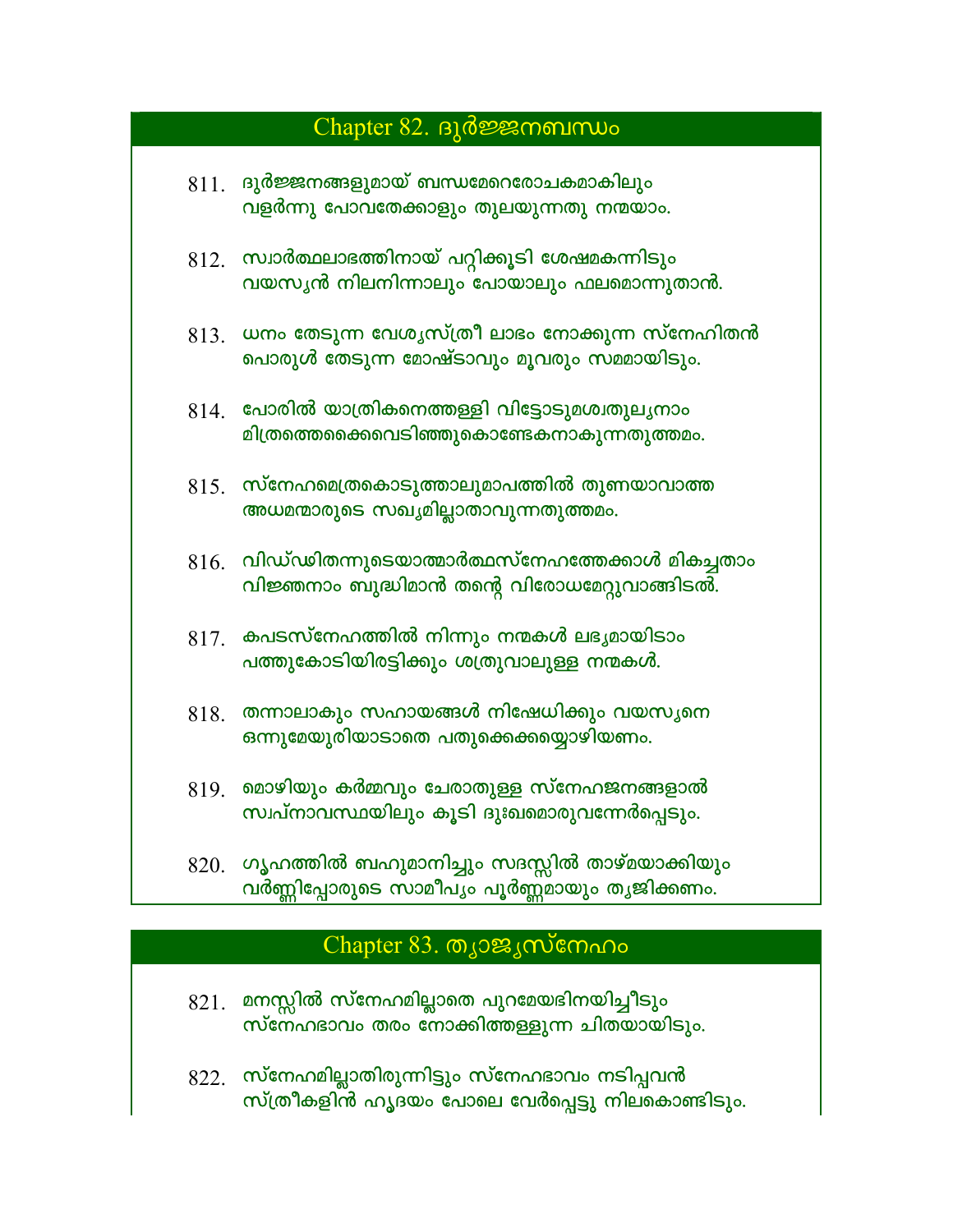## Chapter 82. ദുർജ്ജനബന്ധം

811. ദുർജ്ജനങ്ങളുമായ് ബന്ധമേറെരോചകമാകിലും
വളർന്നു പോവതേക്കാളും തുലയുന്നതു നന്മയാം.

812. സ്വാർത്ഥലാഭത്തിനായ് പറ്റിക്കൂടി ശേഷമകന്നിടും
വയസ്യൻ നിലനിന്നാലും പോയാലും ഫലമൊന്നുതാൻ.

813. ധനം തേടുന്ന വേശ്യസ്ത്രീ ലാഭം നോക്കുന്ന സ്നേഹിതൻ
പൊരുൾ തേടുന്ന മോഷ്ടാവും മൂവരും സമമായിടും.

814. പോരിൽ യാത്രികനെത്തള്ളി വിട്ടോടുമശ്വതുല്യനാം
മിത്രത്തെക്കൈവെടിഞ്ഞുകൊണ്ടേകനാകുന്നതുത്തമം.

815. സ്നേഹമൈത്രകൊടുത്താലുമാപത്തിൽ തുണയാവാത്ത
അധമന്മാരുടെ സഖ്യമില്ലാതാവുന്നതുത്തമം.

816. വിഡ്ഢിതന്നുടെയാത്മാർത്ഥസ്നേഹത്തേക്കാൾ മികച്ചതാം
വിജ്ഞനാം ബുദ്ധിമാൻ തന്റെ വിരോധമേറ്റുവാങ്ങിടൽ.

817. കപടസ്നേഹത്തിൽ നിന്നും നന്മകൾ ലഭ്യമായിടാം
പത്തുകോടിയിരട്ടിക്കും ശത്രുവാലുള്ള നന്മകൾ.

818. തന്നാലാകും സഹായങ്ങൾ നിഷേധിക്കും വയസ്യനെ
ഒന്നുമേയുരിയാടാതെ പതുക്കെക്കയ്യൊഴിയണം.

819. മൊഴിയും കർമ്മവും ചേരാതുള്ള സ്നേഹജനങ്ങളാൽ
സ്വപ്നാവസ്ഥയിലും കൂടി ദുഃഖമൊരുവന്നേർപ്പെടും.

820. ഗൃഹത്തിൽ ബഹുമാനിച്ചും സദസ്സിൽ താഴ്മയാക്കിയും
വർണ്ണിപ്പോരുടെ സാമീപ്യം പൂർണ്ണമായും ത്യജിക്കണം.

## Chapter 83. ത്യാജ്യസ്നേഹം

821. മനസ്സിൽ സ്നേഹമില്ലാതെ പുറമേയഭിനയിച്ചീടും
സ്നേഹഭാവം തരം നോക്കിത്തള്ളുന്ന ചിതയായിടും.

822. സ്നേഹമില്ലാതിരുന്നിട്ടും സ്നേഹഭാവം നടിപ്പവൻ
സ്ത്രീകളിൻ ഹൃദയം പോലെ വേർപ്പെട്ടു നിലകൊണ്ടിടും.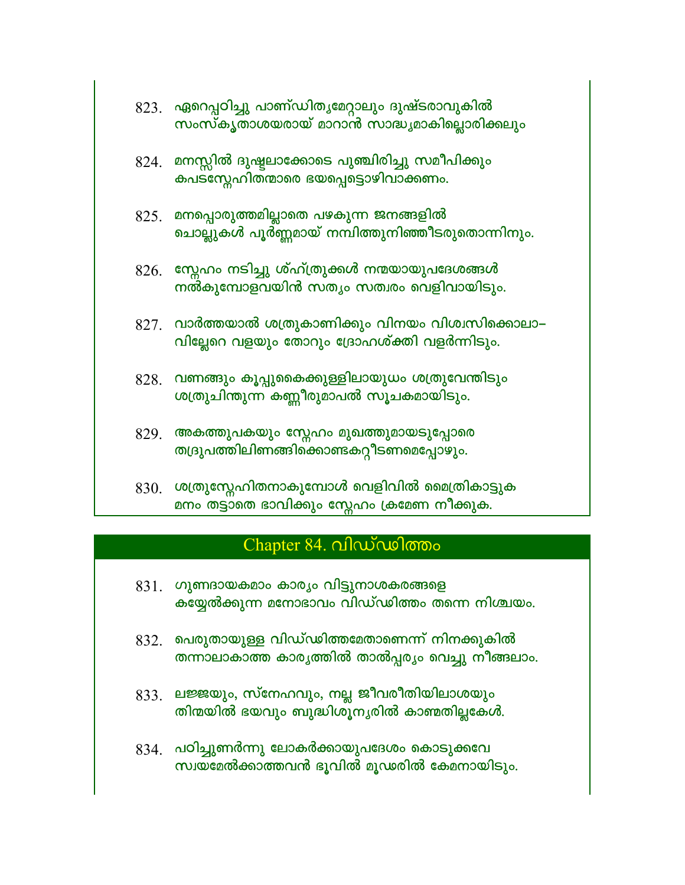823. ഏറെപ്പഠിച്ചു പാണ്ഡിത്യമേറ്റാലും ദുഷ്ടരാവുകിൽ
സംസ്കൃതാശയരായ് മാറാൻ സാദ്ധ്യമാകില്ലൊരിക്കലും

824. മനസ്സിൽ ദുഷ്ടലാക്കോടെ പുഞ്ചിരിച്ചു സമീപിക്കും
കപടസ്നേഹിതന്മാരെ ഭയപ്പെട്ടൊഴിവാക്കണം.

825. മനപ്പൊരുത്തമില്ലാതെ പഴകുന്ന ജനങ്ങളിൽ
ചൊല്ലുകൾ പൂർണ്ണമായ് നമ്പിത്തുനിഞ്ഞീടരുതൊന്നിനും.

826. സ്നേഹം നടിച്ചു ശ്ഹ്ത്രുക്കൾ നന്മയായുപദേശങ്ങൾ
നൽകുമ്പോളവയിൻ സത്യം സത്വരം വെളിവായിടും.

827. വാർത്തയാൽ ശത്രുകാണിക്കും വിനയം വിശ്വസിക്കൊലാ–
വില്ലേറെ വളയും തോറും ദ്രോഹശ്ക്തി വളർന്നിടും.

828. വണങ്ങും കൂപ്പുകൈക്കുള്ളിലായുധം ശത്രുവേന്തിടും
ശത്രുചിന്തുന്ന കണ്ണീരുമാപൽ സൂചകമായിടും.

829. അകത്തുപകയും സ്നേഹം മുഖത്തുമായടുപ്പോരെ
തദ്രുപത്തിലിണങ്ങിക്കൊണ്ടകറ്റീടണമെപ്പോഴും.

830. ശത്രുസ്നേഹിതനാകുമ്പോൾ വെളിവിൽ മൈത്രികാട്ടുക
മനം തട്ടാതെ ഭാവിക്കും സ്നേഹം ക്രമേണ നീക്കുക.

## Chapter 84. വിഡ്ഢിത്തം

831. ഗുണദായകമാം കാര്യം വിട്ടുനാശകരങ്ങളെ
കയ്യേൽക്കുന്ന മനോഭാവം വിഡ്ഢിത്തം തന്നെ നിശ്ചയം.

832. പെരുതായുള്ള വിഡ്ഢിത്തമേതാണെന്ന് നിനക്കുകിൽ
തന്നാലാകാത്ത കാര്യത്തിൽ താൽപ്പര്യം വെച്ചു നീങ്ങലാം.

833. ലജ്ജയും, സ്നേഹവും, നല്ല ജീവരീതിയിലാശയും
തിന്മയിൽ ഭയവും ബുദ്ധിശൂന്യരിൽ കാണ്മതില്ലകേൾ.

834. പഠിച്ചുണർന്നു ലോകർക്കായുപദേശം കൊടുക്കവേ
സ്വയമേൽക്കാത്തവൻ ഭൂവിൽ മൂഢരിൽ കേമനായിടും.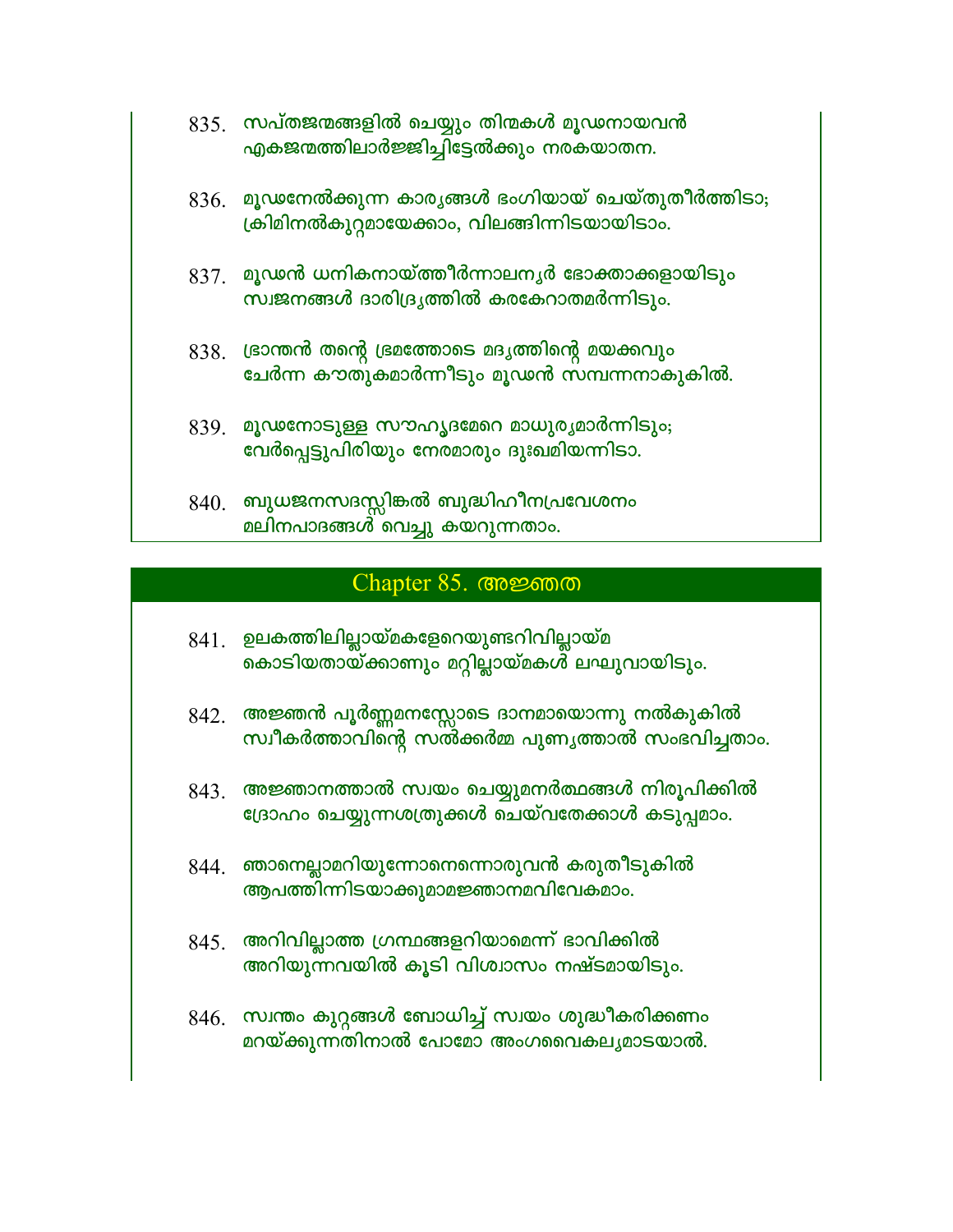835. സപ്തജന്മങ്ങളിൽ ചെയ്യും തിന്മകൾ മൂഢനായവൻ
എകജന്മത്തിലാർജ്ജിച്ചിട്ടേൽക്കും നരകയാതന.

836. മൂഢനേൽക്കുന്ന കാര്യങ്ങൾ ഭംഗിയായ് ചെയ്തുതീർത്തിടാ;
ക്രിമിനൽകുറ്റമായേക്കാം, വിലങ്ങിന്നിടയായിടാം.

837. മൂഢൻ ധനികനായ്ത്തീർന്നാലന്യർ ഭോക്താക്കളായിടും
സ്വജനങ്ങൾ ദാരിദ്ര്യത്തിൽ കരകേറാതമർന്നിടും.

838. ഭ്രാന്തൻ തന്റെ ഭ്രമത്തോടെ മദ്യത്തിന്റെ മയക്കവും
ചേർന്ന കൗതുകമാർന്നീടും മൂഢൻ സമ്പന്നനാകുകിൽ.

839. മൂഢനോടുള്ള സൗഹൃദമേറെ മാധുര്യമാർന്നിടും;
വേർപ്പെട്ടുപിരിയും നേരമാരും ദുഃഖമിയന്നിടാ.

840. ബുധജനസദസ്സിങ്കൽ ബുദ്ധിഹീനപ്രവേശനം
മലിനപാദങ്ങൾ വെച്ചു കയറുന്നതാം.

## Chapter 85. അജ്ഞത

841. ഉലകത്തിലില്ലായ്മകളേറെയുണ്ടറിവില്ലായ്മ
കൊടിയതായ്ക്കാണും മറ്റില്ലായ്മകൾ ലഘുവായിടും.

842. അജ്ഞൻ പൂർണ്ണമനസ്സോടെ ദാനമായൊന്നു നൽകുകിൽ
സ്വീകർത്താവിന്റെ സൽക്കർമ്മ പുണ്യത്താൽ സംഭവിച്ചതാം.

843. അജ്ഞാനത്താൽ സ്വയം ചെയ്യുമനർത്ഥങ്ങൾ നിരൂപിക്കിൽ
ദ്രോഹം ചെയ്യുന്നശത്രുക്കൾ ചെയ്വതേക്കാൾ കടുപ്പമാം.

844. ഞാനെല്ലാമറിയുന്നോനെന്നൊരുവൻ കരുതീടുകിൽ
ആപത്തിന്നിടയാക്കുമാമജ്ഞാനമവിവേകമാം.

845. അറിവില്ലാത്ത ഗ്രന്ഥങ്ങളറിയാമെന്ന് ഭാവിക്കിൽ
അറിയുന്നവയിൽ കൂടി വിശ്വാസം നഷ്ടമായിടും.

846. സ്വന്തം കുറ്റങ്ങൾ ബോധിച്ച് സ്വയം ശുദ്ധീകരിക്കണം
മറയ്ക്കുന്നതിനാൽ പോമോ അംഗവൈകല്യമാടയാൽ.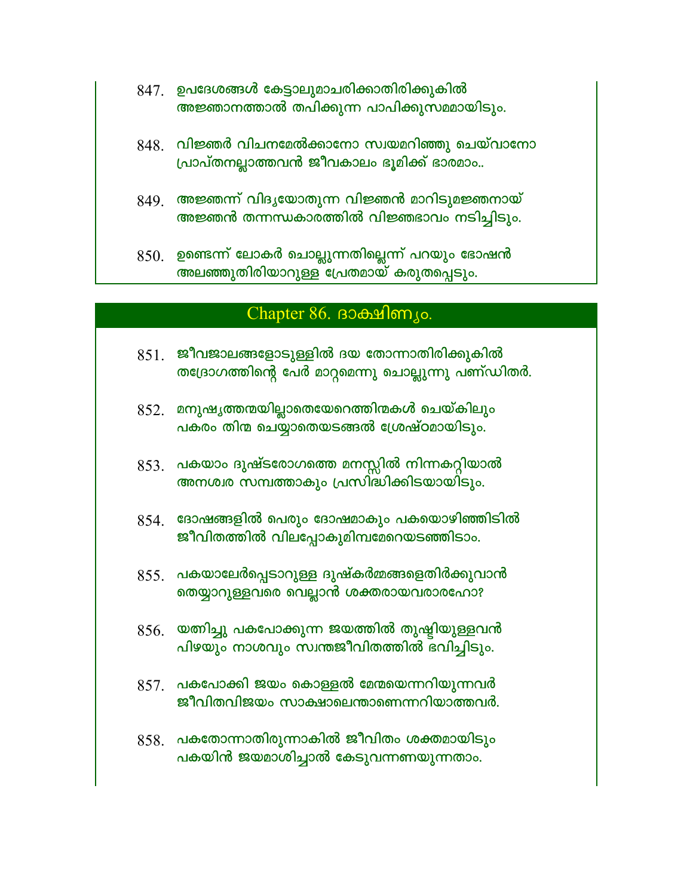847. ഉപദേശങ്ങൾ കേട്ടാലുമാചരിക്കാതിരിക്കുകിൽ
അജ്ഞാനത്താൽ തപിക്കുന്ന പാപിക്കുസമമായിടും.

848. വിജ്ഞർ വിചനമേൽക്കാനോ സ്വയമറിഞ്ഞു ചെയ്വാനോ
പ്രാപ്തനല്ലാത്തവൻ ജീവകാലം ഭൂമിക്ക് ഭാരമാം..

849. അജ്ഞന്ന് വിദ്യയോതുന്ന വിജ്ഞൻ മാറിടുമജ്ഞനായ്
അജ്ഞൻ തന്നന്ധകാരത്തിൽ വിജ്ഞഭാവം നടിച്ചിടും.

850. ഉണ്ടെന്ന് ലോകർ ചൊല്ലുന്നതില്ലെന്ന് പറയും ഭോഷൻ
അലഞ്ഞുതിരിയാറുള്ള പ്രേതമായ് കരുതപ്പെടും.

## Chapter 86. ദാക്ഷിണ്യം.

851. ജീവജാലങ്ങളോടുള്ളിൽ ദയ തോന്നാതിരിക്കുകിൽ
തദ്രോഗത്തിന്റെ പേർ മാറ്റമെന്നു ചൊല്ലുന്നു പണ്ഡിതർ.

852. മനുഷ്യത്തമയില്ലാതെയേറെത്തിന്മകൾ ചെയ്കിലും
പകരം തിന്മ ചെയ്യാതെയടങ്ങൽ ശ്രേഷ്ഠമായിടും.

853. പകയാം ദുഷ്ടരോഗത്തെ മനസ്സിൽ നിന്നകറ്റിയാൽ
അനശ്വര സമ്പത്താകും പ്രസിദ്ധിക്കിടയായിടും.

854. ദോഷങ്ങളിൽ പെരും ദോഷമാകും പകയൊഴിഞ്ഞിടിൽ
ജീവിതത്തിൽ വിലപ്പോകുമിമ്പമേറെയടഞ്ഞിടാം.

855. പകയാലേർപ്പെടാറുള്ള ദുഷ്കർമ്മങ്ങളെതിർക്കുവാൻ
തെയ്യാറുള്ളവരെ വെല്ലാൻ ശക്തരായവരാരഹോ?

856. യത്നിച്ചു പകപോക്കുന്ന ജയത്തിൽ തുഷ്ടിയുള്ളവൻ
പിഴയും നാശവും സ്വന്തജീവിതത്തിൽ ഭവിച്ചിടും.

857. പകപോക്കി ജയം കൊള്ളൽ മേന്മയെന്നറിയുന്നവർ
ജീവിതവിജയം സാക്ഷാലെന്താണെന്നറിയാത്തവർ.

858. പകതോന്നാതിരുന്നാകിൽ ജീവിതം ശക്തമായിടും
പകയിൻ ജയമാശിച്ചാൽ കേടുവന്നണയുന്നതാം.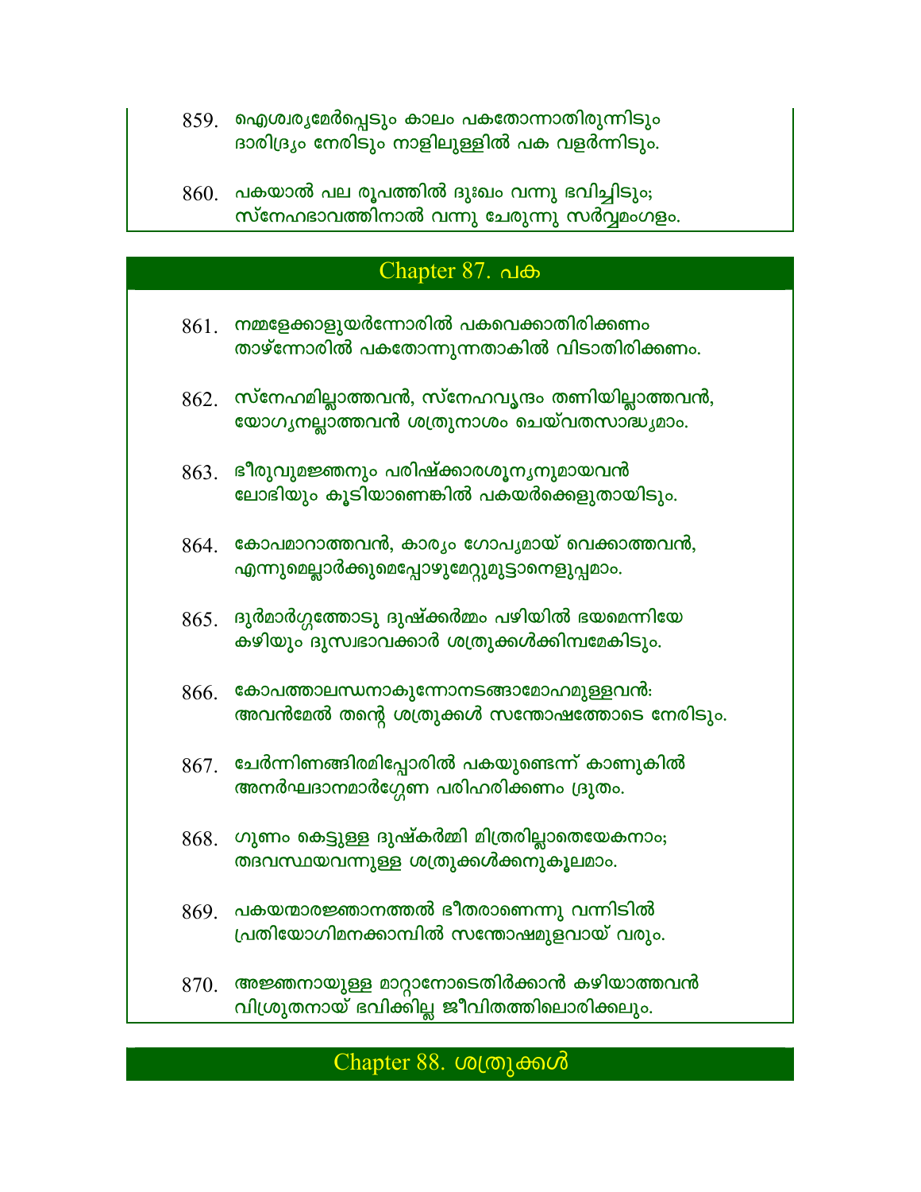859. ഐശ്വര്യമേർപ്പെടും കാലം പകതോന്നാതിരുന്നിടും
ദാരിദ്ര്യം നേരിടും നാളിലുള്ളിൽ പക വളർന്നിടും.

860. പകയാൽ പല രൂപത്തിൽ ദുഃഖം വന്നു ഭവിച്ചിടും;
സ്നേഹഭാവത്തിനാൽ വന്നു ചേരുന്നു സർവ്വമംഗളം.

## Chapter 87. പക

861. നമ്മളേക്കാളുയർന്നോരിൽ പകവെക്കാതിരിക്കണം
താഴ്ന്നോരിൽ പകതോന്നുന്നതാകിൽ വിടാതിരിക്കണം.

862. സ്നേഹമില്ലാത്തവൻ, സ്നേഹവൃന്ദം തണിയില്ലാത്തവൻ,
യോഗ്യനല്ലാത്തവൻ ശത്രുനാശം ചെയ്‌വതസാദ്ധ്യമാം.

863. ഭീരുവുമജ്ഞനും പരിഷ്ക്കാരശൂന്യനുമായവൻ
ലോഭിയും കൂടിയാണെങ്കിൽ പകയർക്കെളുതായിടും.

864. കോപമാറാത്തവൻ, കാര്യം ഗോപ്യമായ് വെക്കാത്തവൻ,
എന്നുമെല്ലാർക്കുമെപ്പോഴുമേറ്റുമുട്ടാനെളുപ്പമാം.

865. ദുർമാർഗ്ഗത്തോടു ദുഷ്ക്കർമ്മം പഴിയിൽ ഭയമെന്നിയേ
കഴിയും ദുസ്വഭാവക്കാർ ശത്രുക്കൾക്കിമ്പമേകിടും.

866. കോപത്താലന്ധനാകുന്നോനടങ്ങാമോഹമുള്ളവൻ:
അവൻമേൽ തന്റെ ശത്രുക്കൾ സന്തോഷത്തോടെ നേരിടും.

867. ചേർന്നിണങ്ങിരമിപ്പോരിൽ പകയുണ്ടെന്ന് കാണുകിൽ
അനർഘദാനമാർഗ്ഗേണ പരിഹരിക്കണം ദ്രുതം.

868. ഗുണം കെട്ടുള്ള ദുഷ്കർമ്മി മിത്രരില്ലാതെയേകനാം;
തദവസ്ഥയവന്നുള്ള ശത്രുക്കൾക്കനുകൂലമാം.

869. പകയന്മാരജ്ഞാനത്തൽ ഭീതരാണെന്നു വന്നിടിൽ
പ്രതിയോഗിമനക്കാമ്പിൽ സന്തോഷമുളവായ് വരും.

870. അജ്ഞനായുള്ള മാറ്റാനോടെതിർക്കാൻ കഴിയാത്തവൻ
വിശ്രുതനായ് ഭവിക്കില്ല ജീവിതത്തിലൊരിക്കലും.

## Chapter 88. ശത്രുക്കൾ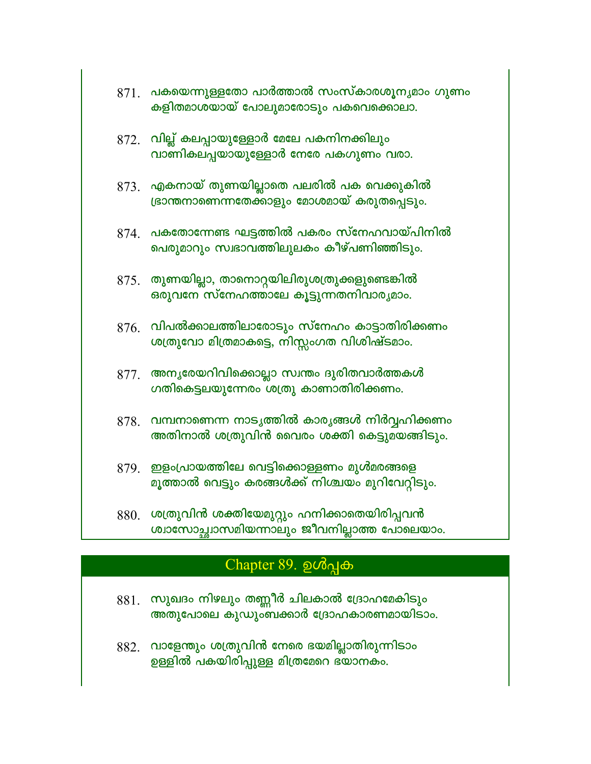871. പകയെന്നുള്ളതോ പാർത്താൽ സംസ്കാരശൂന്യമാം ഗുണം
കളിതമാശയായ് പോലുമാരോടും പകവെക്കൊലാ.

872. വില്ല് കലപ്പായുള്ളോർ മേലേ പകനിനക്കിലും
വാണികലപ്പയായുള്ളോർ നേരേ പകഗുണം വരാ.

873. എകനായ് തുണയില്ലാതെ പലരിൽ പക വെക്കുകിൽ
ഭ്രാന്തനാണെന്നതേക്കാളും മോശമായ് കരുതപ്പെടും.

874. പകതോന്നേണ്ട ഘട്ടത്തിൽ പകരം സ്നേഹവായ്പിനിൽ
പെരുമാറും സ്വഭാവത്തിലുലകം കീഴ്പണിഞ്ഞിടും.

875. തുണയില്ലാ, താനൊറ്റയിലിരുശത്രുക്കളുണ്ടെങ്കിൽ
ഒരുവനേ സ്നേഹത്താലേ കൂട്ടുന്നതനിവാര്യമാം.

876. വിപൽക്കാലത്തിലാരോടും സ്നേഹം കാട്ടാതിരിക്കണം
ശത്രുവോ മിത്രമാകട്ടെ, നിസ്സംഗത വിശിഷ്ടമാം.

877. അന്യരേയറിവിക്കൊല്ലാ സ്വന്തം ദുരിതവാർത്തകൾ
ഗതികെട്ടലയുന്നേരം ശത്രു കാണാതിരിക്കണം.

878. വമ്പനാണെന്ന നാട്യത്തിൽ കാര്യങ്ങൾ നിർവ്വഹിക്കണം
അതിനാൽ ശത്രുവിൻ വൈരം ശക്തി കെട്ടുമയങ്ങിടും.

879. ഇളംപ്രായത്തിലേ വെട്ടിക്കൊള്ളണം മുൾമരങ്ങളെ
മൂത്താൽ വെട്ടും കരങ്ങൾക്ക് നിശ്ചയം മുറിവേറ്റിടും.

880. ശത്രുവിൻ ശക്തിയേമുറ്റും ഹനിക്കാതെയിരിപ്പവൻ
ശ്വാസോച്ഛ്വാസമിയന്നാലും ജീവനില്ലാത്ത പോലെയാം.

## Chapter 89. ഉൾപ്പക

881. സുഖദം നിഴലും തണ്ണീർ ചിലകാൽ ദ്രോഹമേകിടും
അതുപോലെ കുഡുംബക്കാർ ദ്രോഹകാരണമായിടാം.

882. വാളേന്തും ശത്രുവിൻ നേരെ ഭയമില്ലാതിരുന്നിടാം
ഉള്ളിൽ പകയിരിപ്പുള്ള മിത്രമേറെ ഭയാനകം.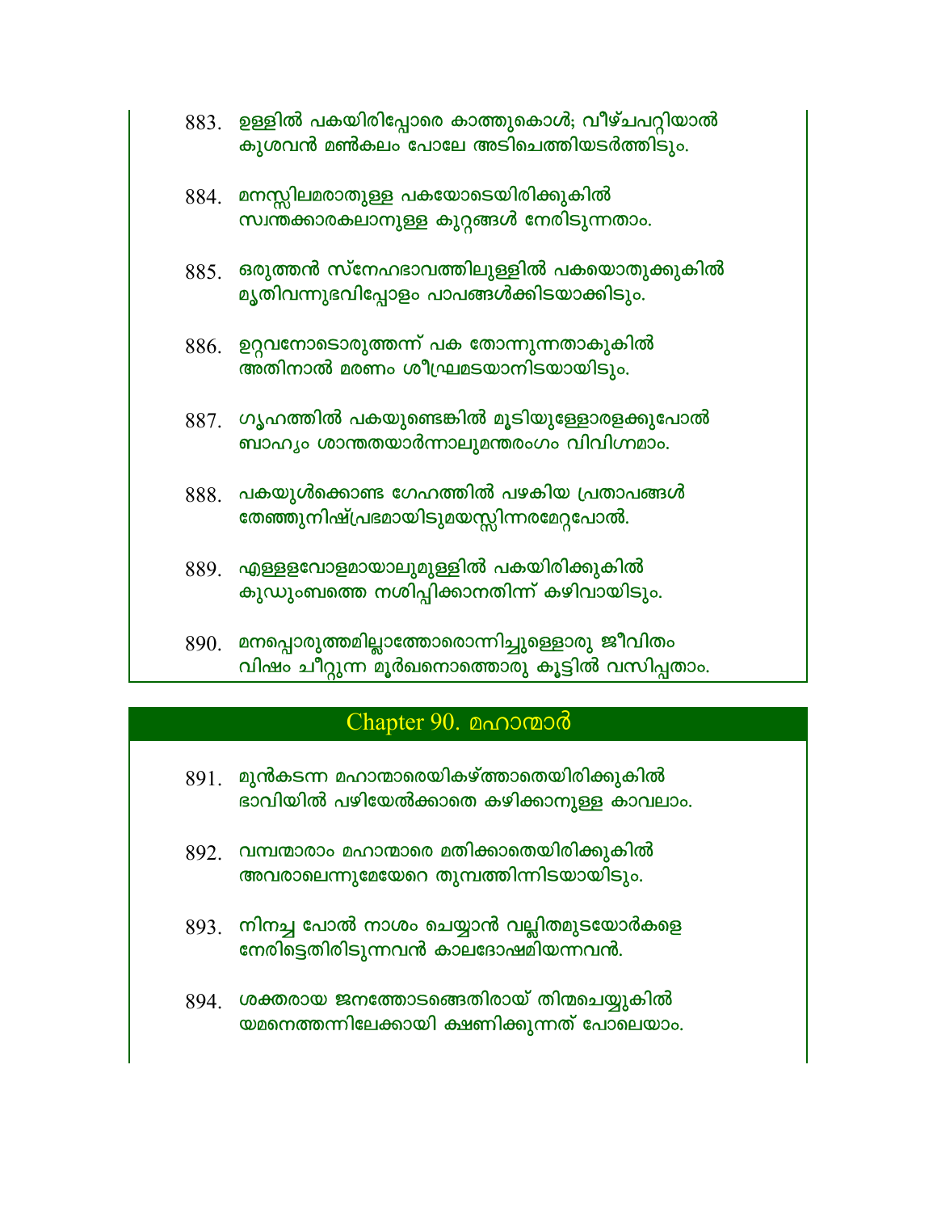883. ഉള്ളിൽ പകയിരിപ്പോരെ കാത്തുകൊൾ; വീഴ്ചപറ്റിയാൽ
കുശവൻ മൺകലം പോലേ അടിചെത്തിയടർത്തിടും.

884. മനസ്സിലമരാതുള്ള പകയോടെയിരിക്കുകിൽ
സ്വന്തക്കാരകലാനുള്ള കുറ്റങ്ങൾ നേരിടുന്നതാം.

885. ഒരുത്തൻ സ്നേഹഭാവത്തിലുള്ളിൽ പകയൊതുക്കുകിൽ
മൃതിവന്നുഭവിപ്പോളം പാപങ്ങൾക്കിടയാക്കിടും.

886. ഉറ്റവനോടൊരുത്തന്ന് പക തോന്നുന്നതാകുകിൽ
അതിനാൽ മരണം ശീഘ്രമടയാനിടയായിടും.

887. ഗൃഹത്തിൽ പകയുണ്ടെങ്കിൽ മൂടിയുള്ളോരളക്കുപോൽ
ബാഹ്യം ശാന്തതയാർന്നാലുമന്തരംഗം വിവിഗ്നമാം.

888. പകയുൾക്കൊണ്ട ഗേഹത്തിൽ പഴകിയ പ്രതാപങ്ങൾ
തേഞ്ഞുനിഷ്പ്രഭമായിടുമയസ്സിന്നരമേറ്റപോൽ.

889. എള്ളളവോളമായാലുമുള്ളിൽ പകയിരിക്കുകിൽ
കുഡുംബത്തെ നശിപ്പിക്കാനതിന്ന് കഴിവായിടും.

890. മനപ്പൊരുത്തമില്ലാത്തോരൊന്നിച്ചുള്ളൊരു ജീവിതം
വിഷം ചീറ്റുന്ന മൂർഖനൊത്തൊരു കൂട്ടിൽ വസിപ്പതാം.

## Chapter 90. മഹാന്മാർ

891. മുൻകടന്ന മഹാന്മാരെയികഴ്ത്താതെയിരിക്കുകിൽ
ഭാവിയിൽ പഴിയേൽക്കാതെ കഴിക്കാനുള്ള കാവലാം.

892. വമ്പന്മാരാം മഹാന്മാരെ മതിക്കാതെയിരിക്കുകിൽ
അവരാലെന്നുമേയേറെ തുമ്പത്തിന്നിടയായിടും.

893. നിനച്ച പോൽ നാശം ചെയ്യാൻ വല്ലിതമുടയോർകളെ
നേരിട്ടെതിരിടുന്നവൻ കാലദോഷമിയന്നവൻ.

894. ശക്തരായ ജനത്തോടങ്ങെതിരായ് തിന്മചെയ്യുകിൽ
യമനെത്തന്നിലേക്കായി ക്ഷണിക്കുന്നത് പോലെയാം.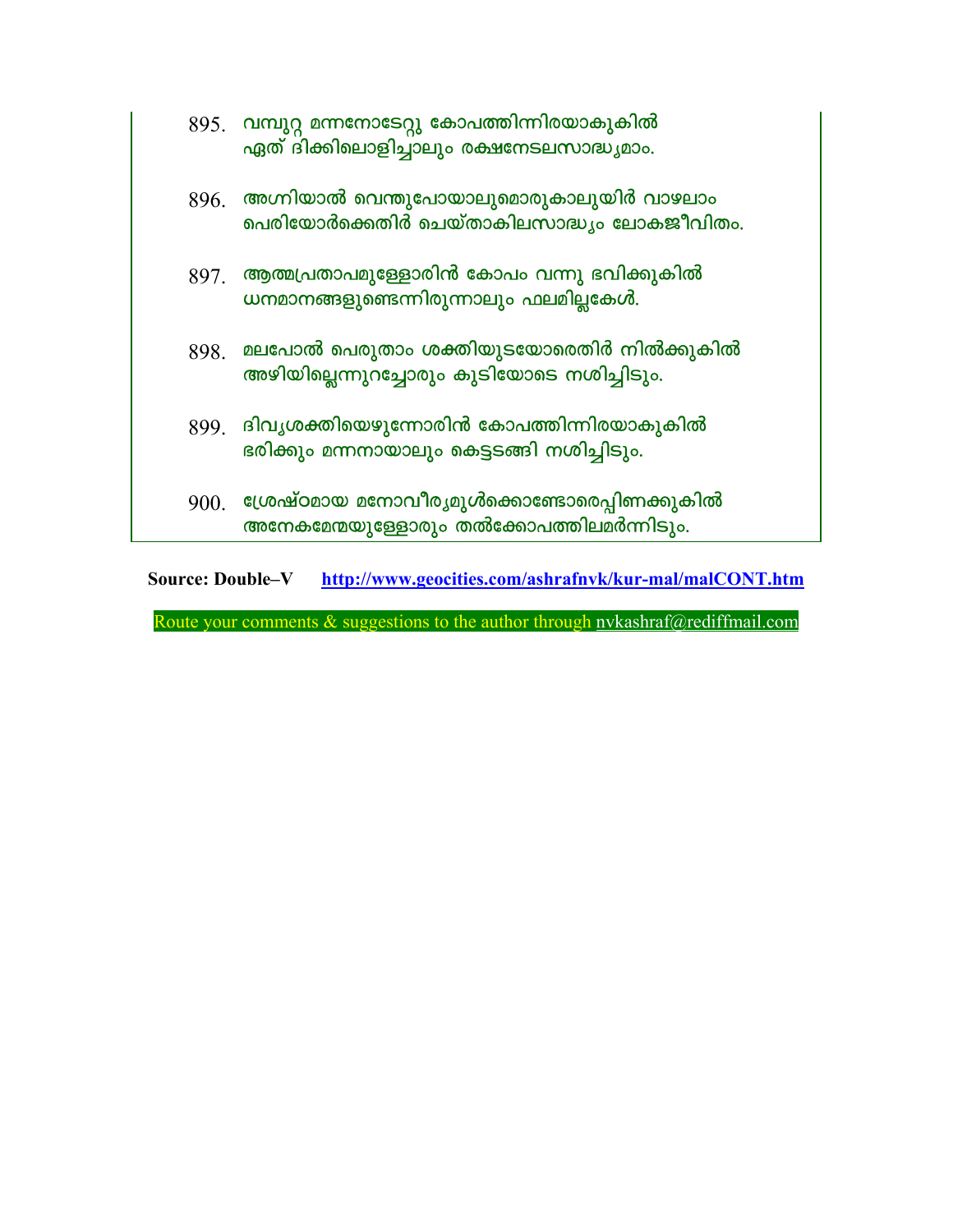895. വമ്പുറ്റ മന്നനോടേറ്റു കോപത്തിന്നിരയാകുകിൽ
ഏത് ദിക്കിലൊളിച്ചാലും രക്ഷനേടലസാദ്ധ്യമാം.

896. അഗ്നിയാൽ വെന്തുപോയാലുമൊരുകാലുയിർ വാഴലാം
പെരിയോർക്കെതിർ ചെയ്താകിലസാദ്ധ്യം ലോകജീവിതം.

897. ആത്മപ്രതാപമുള്ളോരിൻ കോപം വന്നു ഭവിക്കുകിൽ
ധനമാനങ്ങളുണ്ടെന്നിരുന്നാലും ഫലമില്ലകേൾ.

898. മലപോൽ പെരുതാം ശക്തിയുടയോരെതിർ നിൽക്കുകിൽ
അഴിയില്ലെന്നുറച്ചോരും കുടിയോടെ നശിച്ചിടും.

899. ദിവ്യശക്തിയെഴുന്നോരിൻ കോപത്തിന്നിരയാകുകിൽ
ഭരിക്കും മന്നനായാലും കെട്ടടങ്ങി നശിച്ചിടും.

900. ശ്രേഷ്ഠമായ മനോവീര്യമുൾക്കൊണ്ടോരെപ്പിണക്കുകിൽ
അനേകമേന്മയുള്ളോരും തൽക്കോപത്തിലമർന്നിടും.

**Source: Double–V** http://www.geocities.com/ashrafnvk/kur-mal/malCONT.htm

Route your comments & suggestions to the author through nvkashraf@rediffmail.com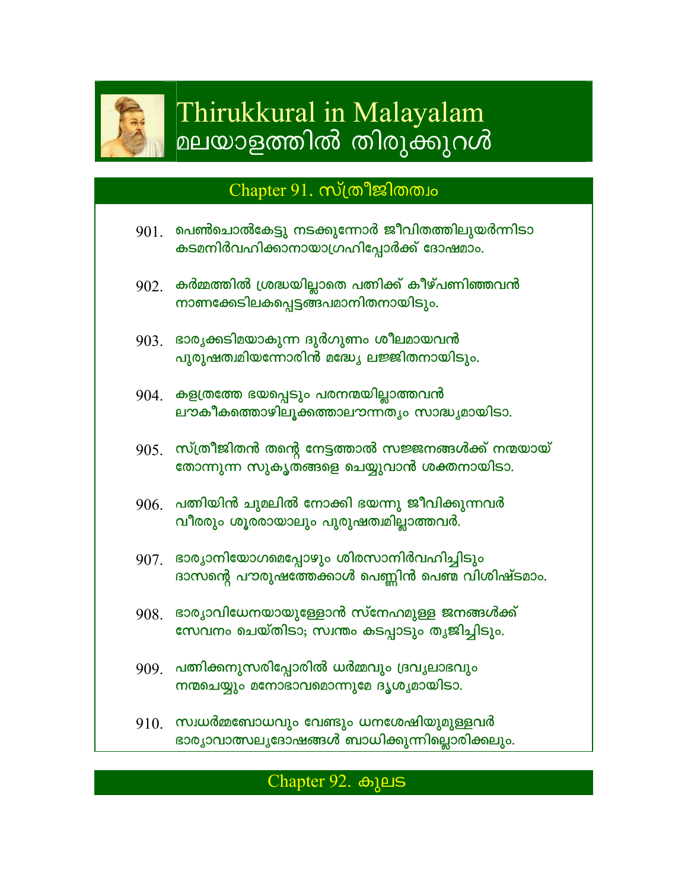# Thirukkural in Malayalam
# മലയാളത്തിൽ തിരുക്കുറൾ

## Chapter 91. സ്ത്രീജിതത്വം

901. പെൺചൊൽകേട്ടു നടക്കുന്നോർ ജീവിതത്തിലുയർന്നിടാ
കടമനിർവഹിക്കാനായാഗ്രഹിപ്പോർക്ക് ദോഷമാം.

902. കർമ്മത്തിൽ ശ്രദ്ധയില്ലാതെ പത്നിക്ക് കീഴ്പണിഞ്ഞവൻ
നാണക്കേടിലകപ്പെട്ടങ്ങപമാനിതനായിടും.

903. ഭാര്യക്കടിമയാകുന്ന ദുർഗുണം ശീലമായവൻ
പുരുഷത്വമിയന്നോരിൻ മദ്ധ്യേ ലജ്ജിതനായിടും.

904. കളത്രത്തേ ഭയപ്പെടും പരനന്മയില്ലാത്തവൻ
ലൗകീകത്തൊഴിലൂക്കത്താലൗന്നത്യം സാദ്ധ്യമായിടാ.

905. സ്ത്രീജിതൻ തന്റെ നേട്ടത്താൽ സജ്ജനങ്ങൾക്ക് നന്മയായ്
തോന്നുന്ന സുകൃതങ്ങളെ ചെയ്യുവാൻ ശക്തനായിടാ.

906. പത്നിയിൻ ചുമലിൽ നോക്കി ഭയന്നു ജീവിക്കുന്നവർ
വീരരും ശൂരരായാലും പുരുഷത്വമില്ലാത്തവർ.

907. ഭാര്യാനിയോഗമെപ്പോഴും ശിരസാനിർവഹിച്ചിടും
ദാസന്റെ പൗരുഷത്തേക്കാൾ പെണ്ണിൻ പെണ്മ വിശിഷ്ടമാം.

908. ഭാര്യാവിധേയനായുള്ളോൻ സ്നേഹമുള്ള ജനങ്ങൾക്ക്
സേവനം ചെയ്തിടാ; സ്വന്തം കടപ്പാടും ത്യജിച്ചിടും.

909. പത്നിക്കനുസരിപ്പോരിൽ ധർമ്മവും ദ്രവ്യലാഭവും
നന്മചെയ്യും മനോഭാവമൊന്നുമേ ദൃശ്യമായിടാ.

910. സ്വധർമ്മബോധവും വേണ്ടും ധനശേഷിയുമുള്ളവർ
ഭാര്യാവാത്സല്യദോഷങ്ങൾ ബാധിക്കുന്നില്ലൊരിക്കലും.

## Chapter 92. കുലട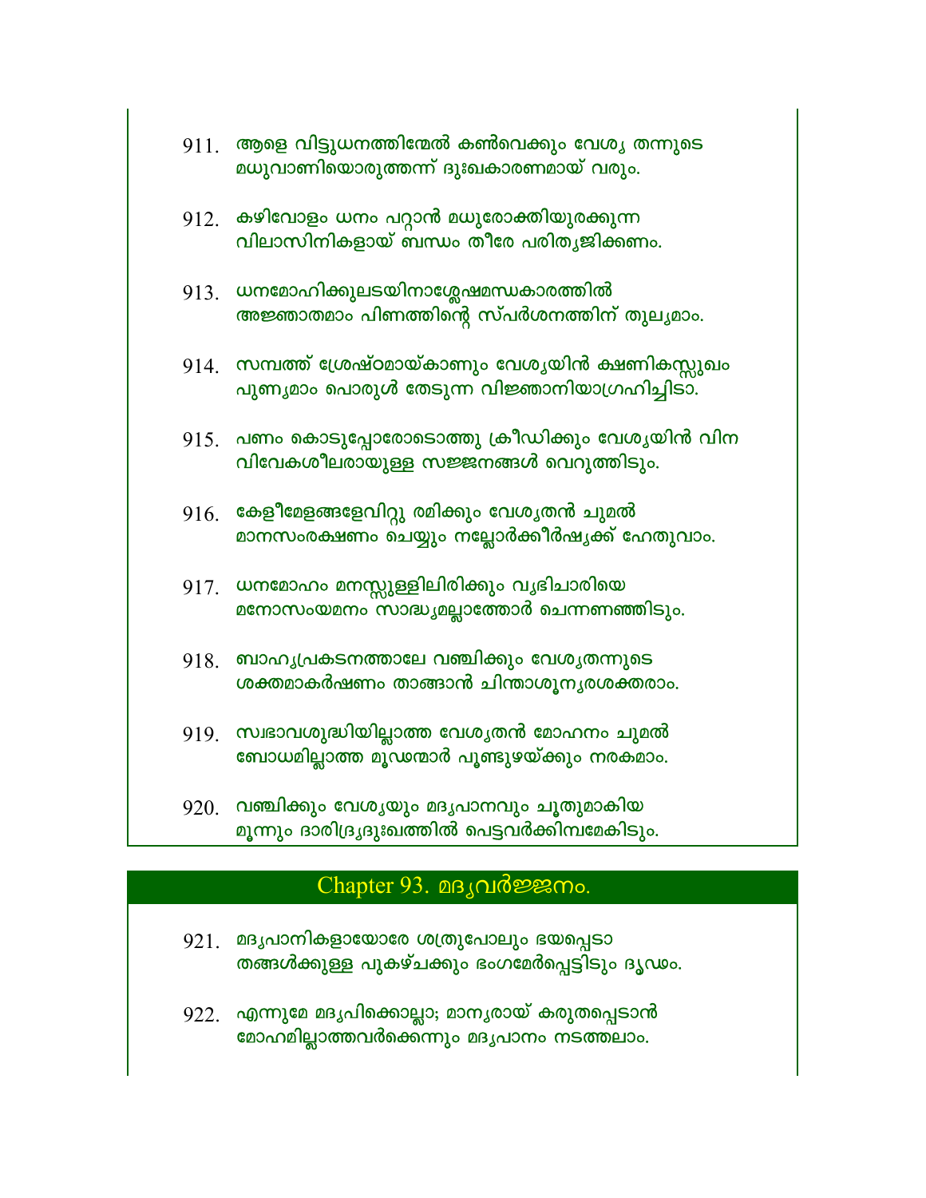911. ആളെ വിട്ടുധനത്തിന്മേൽ കൺവെക്കും വേശ്യ തന്നുടെ
മധുവാണിയൊരുത്തന്ന് ദുഃഖകാരണമായ് വരും.

912. കഴിവോളം ധനം പറ്റാൻ മധുരോക്തിയുരക്കുന്ന
വിലാസിനികളായ് ബന്ധം തീരേ പരിത്യജിക്കണം.

913. ധനമോഹിക്കുലടയിനാശ്ലേഷമന്ധകാരത്തിൽ
അജ്ഞാതമാം പിണത്തിന്റെ സ്പർശനത്തിന് തുല്യമാം.

914. സമ്പത്ത് ശ്രേഷ്ഠമായ്കാണും വേശ്യയിൻ ക്ഷണികസ്സുഖം
പുണ്യമാം പൊരുൾ തേടുന്ന വിജ്ഞാനിയാഗ്രഹിച്ചിടാ.

915. പണം കൊടുപ്പോരോടൊത്തു ക്രീഡിക്കും വേശ്യയിൻ വിന
വിവേകശീലരായുള്ള സജ്ജനങ്ങൾ വെറുത്തിടും.

916. കേളീമേളങ്ങളേവിറ്റു രമിക്കും വേശ്യതൻ ചുമൽ
മാനസംരക്ഷണം ചെയ്യും നല്ലോർക്കീർഷ്യക്ക് ഹേതുവാം.

917. ധനമോഹം മനസ്സുള്ളിലിരിക്കും വ്യഭിചാരിയെ
മനോസംയമനം സാദ്ധ്യമല്ലാത്തോർ ചെന്നണഞ്ഞിടും.

918. ബാഹ്യപ്രകടനത്താലേ വഞ്ചിക്കും വേശ്യതന്നുടെ
ശക്തമാകർഷണം താങ്ങാൻ ചിന്താശൂന്യരശക്തരാം.

919. സ്വഭാവശുദ്ധിയില്ലാത്ത വേശ്യതൻ മോഹനം ചുമൽ
ബോധമില്ലാത്ത മൂഢന്മാർ പൂണ്ടുഴയ്ക്കും നരകമാം.

920. വഞ്ചിക്കും വേശ്യയും മദ്യപാനവും ചൂതുമാകിയ
മൂന്നും ദാരിദ്ര്യദുഃഖത്തിൽ പെട്ടവർക്കിമ്പമേകിടും.

## Chapter 93. മദ്യവർജ്ജനം.

921. മദ്യപാനികളായോരേ ശത്രുപോലും ഭയപ്പെടാ
തങ്ങൾക്കുള്ള പുകഴ്ചക്കും ഭംഗമേർപ്പെട്ടിടും ദൃഢം.

922. എന്നുമേ മദ്യപിക്കൊല്ലാ; മാന്യരായ് കരുതപ്പെടാൻ
മോഹമില്ലാത്തവർക്കെന്നും മദ്യപാനം നടത്തലാം.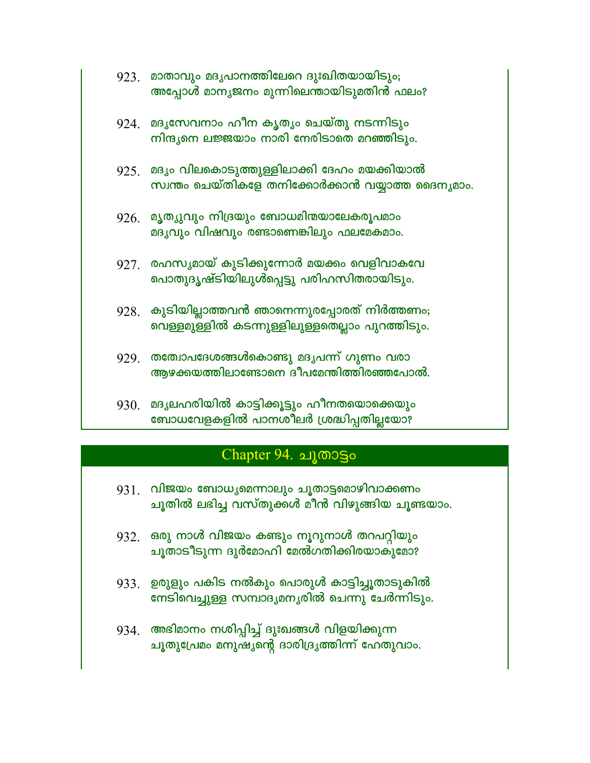923. മാതാവും മദ്യപാനത്തിലേറെ ദുഃഖിതയായിടും;
അപ്പോൾ മാന്യജനം മുന്നിലെന്തായിടുമതിൻ ഫലം?

924. മദ്യസേവനാം ഹീന കൃത്യം ചെയ്തു നടന്നിടും
നിന്ദ്യനെ ലജ്ജയാം നാരി നേരിടാതെ മറഞ്ഞിടും.

925. മദ്യം വിലകൊടുത്തുള്ളിലാക്കി ദേഹം മയക്കിയാൽ
സ്വന്തം ചെയ്തികളേ തനിക്കോർക്കാൻ വയ്യാത്ത ദൈന്യമാം.

926. മൃത്യുവും നിദ്രയും ബോധമിന്മയാലേകരൂപമാം
മദ്യവും വിഷവും രണ്ടാണെങ്കിലും ഫലമേകമാം.

927. രഹസ്യമായ് കുടിക്കുന്നോർ മയക്കം വെളിവാകവേ
പൊതുദൃഷ്ടിയിലുൾപ്പെട്ടു പരിഹസിതരായിടും.

928. കുടിയില്ലാത്തവൻ ഞാനെന്നുരപ്പോരത് നിർത്തണം;
വെള്ളമുള്ളിൽ കടന്നുള്ളിലുള്ളതെല്ലാം പുറത്തിടും.

929. തത്വോപദേശങ്ങൾകൊണ്ടു മദ്യപന്ന് ഗുണം വരാ
ആഴക്കയത്തിലാണ്ടോനെ ദീപമേന്തിത്തിരഞ്ഞപോൽ.

930. മദ്യലഹരിയിൽ കാട്ടിക്കൂട്ടും ഹീനതയൊക്കെയും
ബോധവേളകളിൽ പാനശീലർ ശ്രദ്ധിപ്പതില്ലയോ?

## Chapter 94. ചൂതാട്ടം

931. വിജയം ബോധ്യമെന്നാലും ചൂതാട്ടമൊഴിവാക്കണം
ചൂതിൽ ലഭിച്ച വസ്തുക്കൾ മീൻ വിഴുങ്ങിയ ചൂണ്ടയാം.

932. ഒരു നാൾ വിജയം കണ്ടും നൂറുനാൾ തറപറ്റിയും
ചൂതാടീടുന്ന ദുർമോഹി മേൽഗതിക്കിരയാകുമോ?

933. ഉരുളും പകിട നൽകും പൊരുൾ കാട്ടിച്ചൂതാടുകിൽ
നേടിവെച്ചുള്ള സമ്പാദ്യമന്യരിൽ ചെന്നു ചേർന്നിടും.

934. അഭിമാനം നശിപ്പിച്ച് ദുഃഖങ്ങൾ വിളയിക്കുന്ന
ചൂതുപ്രേമം മനുഷ്യന്റെ ദാരിദ്ര്യത്തിന്ന് ഹേതുവാം.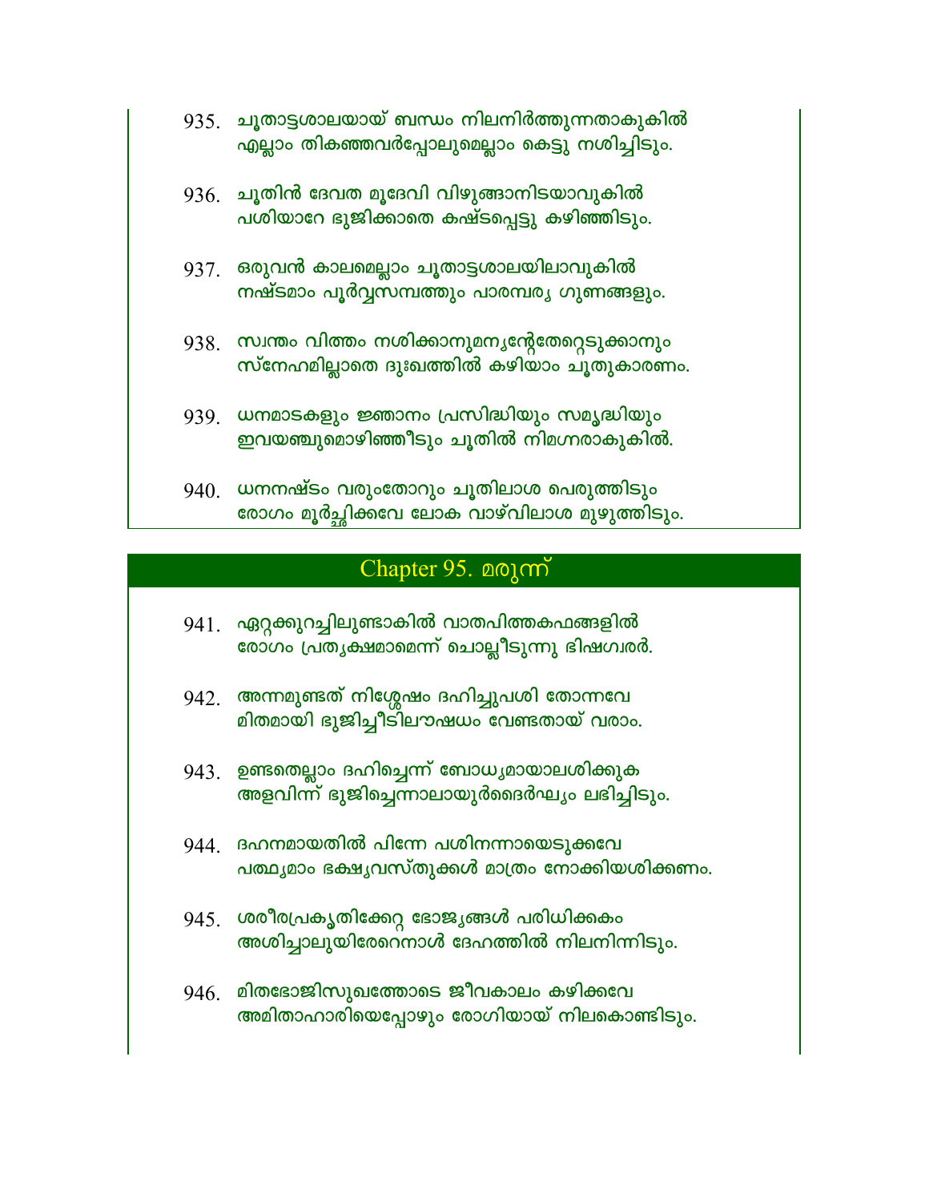935. ചൂതാട്ടശാലയായ് ബന്ധം നിലനിർത്തുന്നതാകുകിൽ
എല്ലാം തികഞ്ഞവർപ്പോലുമെല്ലാം കെട്ടു നശിച്ചിടും.

936. ചൂതിൻ ദേവത മൂദേവി വിഴുങ്ങാനിടയാവുകിൽ
പശിയാറേ ഭുജിക്കാതെ കഷ്ടപ്പെട്ടു കഴിഞ്ഞിടും.

937. ഒരുവൻ കാലമെല്ലാം ചൂതാട്ടശാലയിലാവുകിൽ
നഷ്ടമാം പൂർവ്വസമ്പത്തും പാരമ്പര്യ ഗുണങ്ങളും.

938. സ്വന്തം വിത്തം നശിക്കാനുമന്യന്റേതേറ്റെടുക്കാനും
സ്നേഹമില്ലാതെ ദുഃഖത്തിൽ കഴിയാം ചൂതുകാരണം.

939. ധനമാടകളും ജ്ഞാനം പ്രസിദ്ധിയും സമൃദ്ധിയും
ഇവയഞ്ചുമൊഴിഞ്ഞീടും ചൂതിൽ നിമഗ്നരാകുകിൽ.

940. ധനനഷ്ടം വരുംതോറും ചൂതിലാശ പെരുത്തിടും
രോഗം മൂർച്ഛിക്കവേ ലോക വാഴ്‌വിലാശ മുഴുത്തിടും.

## Chapter 95. മരുന്ന്

941. ഏറ്റക്കുറച്ചിലുണ്ടാകിൽ വാതപിത്തകഫങ്ങളിൽ
രോഗം പ്രത്യക്ഷമാമെന്ന് ചൊല്ലീടുന്നു ഭിഷഗ്വരർ.

942. അന്നമുണ്ടത് നിശ്ശേഷം ദഹിച്ചുപശി തോന്നവേ
മിതമായി ഭുജിച്ചീടിലൗഷധം വേണ്ടതായ് വരാം.

943. ഉണ്ടതെല്ലാം ദഹിച്ചെന്ന് ബോധ്യമായാലശിക്കുക
അളവിന്ന് ഭുജിച്ചെന്നാലായുർദൈർഘ്യം ലഭിച്ചിടും.

944. ദഹനമായതിൽ പിന്നേ പശിനന്നായെടുക്കവേ
പത്ഥ്യമാം ഭക്ഷ്യവസ്തുക്കൾ മാത്രം നോക്കിയശിക്കണം.

945. ശരീരപ്രകൃതിക്കേറ്റ ഭോജ്യങ്ങൾ പരിധിക്കകം
അശിച്ചാലുയിരേറെനാൾ ദേഹത്തിൽ നിലനിന്നിടും.

946. മിതഭോജിസുഖത്തോടെ ജീവകാലം കഴിക്കവേ
അമിതാഹാരിയെപ്പോഴും രോഗിയായ് നിലകൊണ്ടിടും.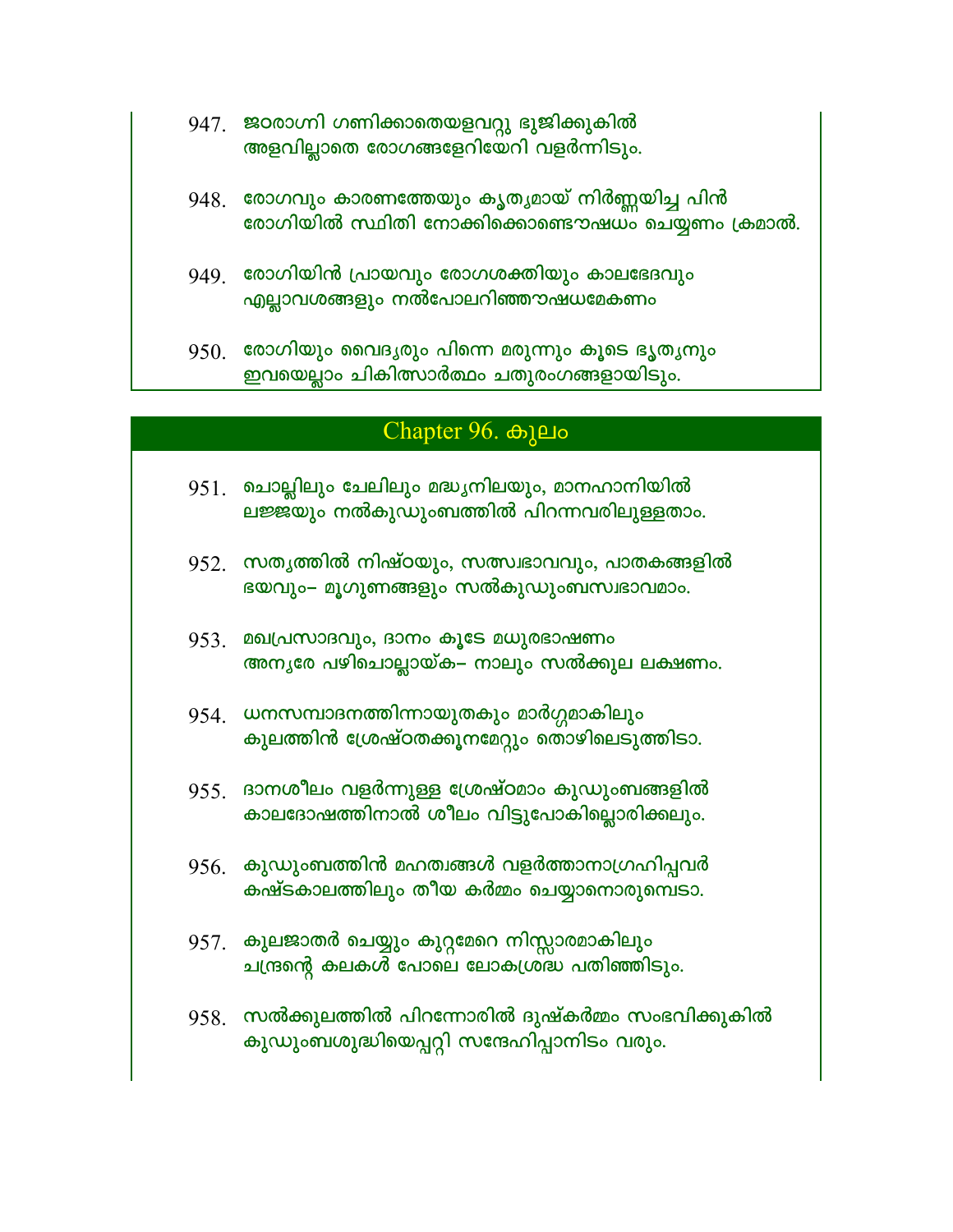947. ജഠരാഗ്നി ഗണിക്കാതെയളവറ്റു ഭുജിക്കുകിൽ
അളവില്ലാതെ രോഗങ്ങളേറിയേറി വളർന്നിടും.

948. രോഗവും കാരണത്തേയും കൃത്യമായ് നിർണ്ണയിച്ച പിൻ
രോഗിയിൽ സ്ഥിതി നോക്കിക്കൊണ്ടൌഷധം ചെയ്യണം ക്രമാൽ.

949. രോഗിയിൻ പ്രായവും രോഗശക്തിയും കാലഭേദവും
എല്ലാവശങ്ങളും നൽപോലറിഞ്ഞൌഷധമേകണം

950. രോഗിയും വൈദ്യരും പിന്നെ മരുന്നും കൂടെ ഭൃത്യനും
ഇവയെല്ലാം ചികിത്സാർത്ഥം ചതുരംഗങ്ങളായിടും.

## Chapter 96. കുലം

951. ചൊല്ലിലും ചേലിലും മദ്ധ്യനിലയും, മാനഹാനിയിൽ
ലജ്ജയും നൽകുഡുംബത്തിൽ പിറന്നവരിലുള്ളതാം.

952. സത്യത്തിൽ നിഷ്ഠയും, സത്സ്വഭാവവും, പാതകങ്ങളിൽ
ഭയവും– മൂഗുണങ്ങളും സൽകുഡുംബസ്വഭാവമാം.

953. മഖപ്രസാദവും, ദാനം കൂടേ മധുരഭാഷണം
അന്യരേ പഴിചൊല്ലായ്ക– നാലും സൽക്കുല ലക്ഷണം.

954. ധനസമ്പാദനത്തിന്നായുതകും മാർഗ്ഗമാകിലും
കുലത്തിൻ ശ്രേഷ്ഠതക്കൂനമേറ്റും തൊഴിലെടുത്തിടാ.

955. ദാനശീലം വളർന്നുള്ള ശ്രേഷ്ഠമാം കുഡുംബങ്ങളിൽ
കാലദോഷത്തിനാൽ ശീലം വിട്ടുപോകില്ലൊരിക്കലും.

956. കുഡുംബത്തിൻ മഹത്വങ്ങൾ വളർത്താനാഗ്രഹിപ്പവർ
കഷ്ടകാലത്തിലും തീയ കർമ്മം ചെയ്യാനൊരുമ്പെടാ.

957. കുലജാതർ ചെയ്യും കുറ്റമേറെ നിസ്സാരമാകിലും
ചന്ദ്രന്റെ കലകൾ പോലെ ലോകശ്രദ്ധ പതിഞ്ഞിടും.

958. സൽക്കുലത്തിൽ പിറന്നോരിൽ ദുഷ്കർമ്മം സംഭവിക്കുകിൽ
കുഡുംബശുദ്ധിയെപ്പറ്റി സന്ദേഹിപ്പാനിടം വരും.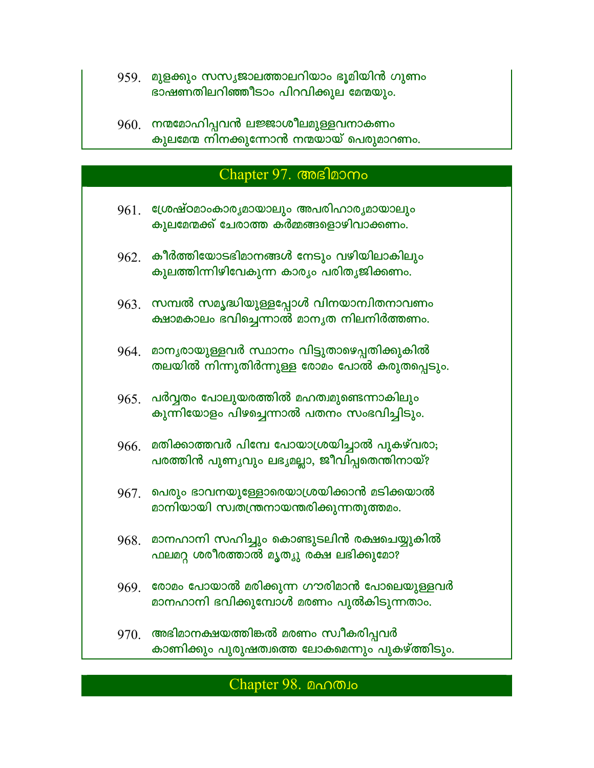959. മുളക്കും സസ്യജാലത്താലറിയാം ഭൂമിയിൻ ഗുണം
ഭാഷണതിലറിഞ്ഞീടാം പിറവിക്കുല മേന്മയും.

960. നന്മമോഹിപ്പവൻ ലജ്ജാശീലമുള്ളവനാകണം
കുലമേന്മ നിനക്കുന്നോൻ നന്മയായ് പെരുമാറണം.

## Chapter 97. അഭിമാനം

961. ശ്രേഷ്ഠമാംകാര്യമായാലും അപരിഹാര്യമായാലും
കുലമേന്മക്ക് ചേരാത്ത കർമ്മങ്ങളൊഴിവാക്കണം.

962. കീർത്തിയോടഭിമാനങ്ങൾ നേടും വഴിയിലാകിലും
കുലത്തിന്നിഴിവേകുന്ന കാര്യം പരിത്യജിക്കണം.

963. സമ്പൽ സമൃദ്ധിയുള്ളപ്പോൾ വിനയാന്വിതനാവണം
ക്ഷാമകാലം ഭവിച്ചെന്നാൽ മാന്യത നിലനിർത്തണം.

964. മാന്യരായുള്ളവർ സ്ഥാനം വിട്ടുതാഴെപ്പതിക്കുകിൽ
തലയിൽ നിന്നുതിർന്നുള്ള രോമം പോൽ കരുതപ്പെടും.

965. പർവ്വതം പോലുയരത്തിൽ മഹത്വമുണ്ടെന്നാകിലും
കുന്നിയോളം പിഴച്ചെന്നാൽ പതനം സംഭവിച്ചിടും.

966. മതിക്കാത്തവർ പിമ്പേ പോയാശ്രയിച്ചാൽ പുകഴ്വരാ;
പരത്തിൻ പുണ്യവും ലഭ്യമല്ലാ, ജീവിപ്പതെന്തിനായ്?

967. പെരും ഭാവനയുള്ളോരെയാശ്രയിക്കാൻ മടിക്കയാൽ
മാനിയായി സ്വതന്ത്രനായന്തരിക്കുന്നതുത്തമം.

968. മാനഹാനി സഹിച്ചും കൊണ്ടുടലിൻ രക്ഷചെയ്യുകിൽ
ഫലമറ്റ ശരീരത്താൽ മൃത്യു രക്ഷ ലഭിക്കുമോ?

969. രോമം പോയാൽ മരിക്കുന്ന ഗൗരിമാൻ പോലെയുള്ളവർ
മാനഹാനി ഭവിക്കുമ്പോൾ മരണം പുൽകിടുന്നതാം.

970. അഭിമാനക്ഷയത്തിങ്കൽ മരണം സ്വീകരിപ്പവർ
കാണിക്കും പുരുഷത്വത്തെ ലോകമെന്നും പുകഴ്ത്തിടും.

## Chapter 98. മഹത്വം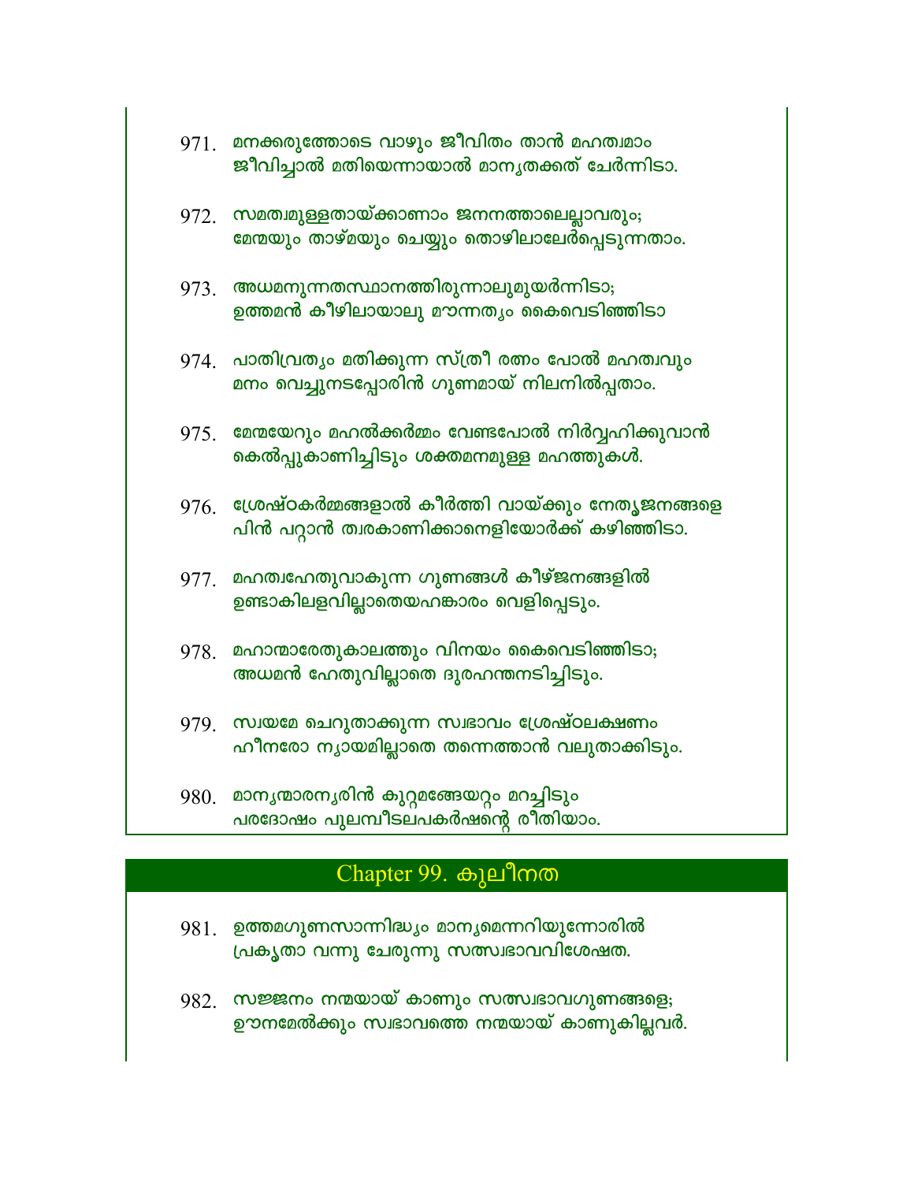971. മനക്കരുത്തോടെ വാഴും ജീവിതം താൻ മഹത്വമാം
ജീവിച്ചാൽ മതിയെന്നായാൽ മാന്യതക്കത് ചേർന്നിടാ.

972. സമത്വമുള്ളതായ്ക്കാണാം ജനനത്താലെല്ലാവരും;
മേന്മയും താഴ്മയും ചെയ്യും തൊഴിലാലേർപ്പെടുന്നതാം.

973. അധമനുന്നതസ്ഥാനത്തിരുന്നാലുമുയർന്നിടാ;
ഉത്തമൻ കീഴിലായാലു മൗന്നത്യം കൈവെടിഞ്ഞിടാ

974. പാതിവ്രത്യം മതിക്കുന്ന സ്ത്രീ രത്നം പോൽ മഹത്വവും
മനം വെച്ചുനടപ്പോരിൻ ഗുണമായ് നിലനിൽപ്പതാം.

975. മേന്മയേറും മഹൽക്കർമ്മം വേണ്ടപോൽ നിർവ്വഹിക്കുവാൻ
കെൽപ്പുകാണിച്ചിടും ശക്തമനമുള്ള മഹത്തുകൾ.

976. ശ്രേഷ്ഠകർമ്മങ്ങളാൽ കീർത്തി വായ്ക്കും നേതൃജനങ്ങളെ
പിൻ പറ്റാൻ ത്വരകാണിക്കാനെളിയോർക്ക് കഴിഞ്ഞിടാ.

977. മഹത്വഹേതുവാകുന്ന ഗുണങ്ങൾ കീഴ്ജനങ്ങളിൽ
ഉണ്ടാകിലളവില്ലാതെയഹങ്കാരം വെളിപ്പെടും.

978. മഹാന്മാരേതുകാലത്തും വിനയം കൈവെടിഞ്ഞിടാ;
അധമൻ ഹേതുവില്ലാതെ ദുരഹന്തനടിച്ചിടും.

979. സ്വയമേ ചെറുതാക്കുന്ന സ്വഭാവം ശ്രേഷ്ഠലക്ഷണം
ഹീനരോ ന്യായമില്ലാതെ തന്നെത്താൻ വലുതാക്കിടും.

980. മാന്യന്മാരന്യരിൻ കുറ്റമങ്ങേയറ്റം മറച്ചിടും
പരദോഷം പുലമ്പീടലപകർഷന്റെ രീതിയാം.

## Chapter 99. കുലീനത

981. ഉത്തമഗുണസാന്നിദ്ധ്യം മാന്യമെന്നറിയുന്നോരിൽ
പ്രകൃതാ വന്നു ചേരുന്നു സത്സ്വഭാവവിശേഷത.

982. സജ്ജനം നന്മയായ് കാണും സത്സ്വഭാവഗുണങ്ങളെ;
ഊനമേൽക്കും സ്വഭാവത്തെ നന്മയായ് കാണുകില്ലവർ.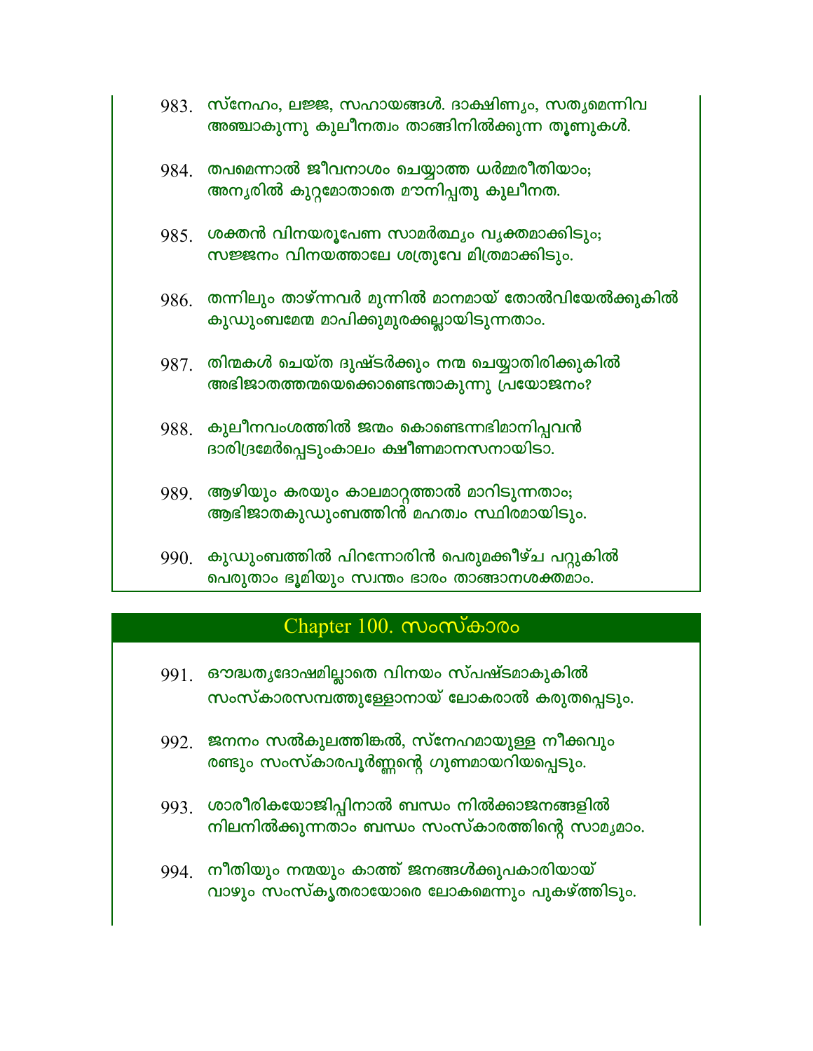983. സ്നേഹം, ലജ്ജ, സഹായങ്ങൾ. ദാക്ഷിണ്യം, സത്യമെന്നിവ
അഞ്ചാകുന്നു കുലീനത്വം താങ്ങിനിൽക്കുന്ന തൂണുകൾ.

984. തപമെന്നാൽ ജീവനാശം ചെയ്യാത്ത ധർമ്മരീതിയാം;
അന്യരിൽ കുറ്റമോതാതെ മൗനിപ്പതു കുലീനത.

985. ശക്തൻ വിനയരൂപേണ സാമർത്ഥ്യം വ്യക്തമാക്കിടും;
സജ്ജനം വിനയത്താലേ ശത്രുവേ മിത്രമാക്കിടും.

986. തന്നിലും താഴ്ന്നവർ മുന്നിൽ മാനമായ് തോൽവിയേൽക്കുകിൽ
കുഡുംബമേന്മ മാപിക്കുമുരക്കല്ലായിടുന്നതാം.

987. തിന്മകൾ ചെയ്ത ദുഷ്ടർക്കും നന്മ ചെയ്യാതിരിക്കുകിൽ
അഭിജാതത്തന്മയെക്കൊണ്ടെന്താകുന്നു പ്രയോജനം?

988. കുലീനവംശത്തിൽ ജന്മം കൊണ്ടെന്നഭിമാനിപ്പവൻ
ദാരിദ്രമേർപ്പെടുംകാലം ക്ഷീണമാനസനായിടാ.

989. ആഴിയും കരയും കാലമാറ്റത്താൽ മാറിടുന്നതാം;
ആഭിജാതകുഡുംബത്തിൻ മഹത്വം സ്ഥിരമായിടും.

990. കുഡുംബത്തിൽ പിറന്നോരിൻ പെരുമക്കീഴ്ച പറ്റുകിൽ
പെരുതാം ഭൂമിയും സ്വന്തം ഭാരം താങ്ങാനശക്തമാം.

## Chapter 100. സംസ്കാരം

991. ഔദ്ധത്യദോഷമില്ലാതെ വിനയം സ്പഷ്ടമാകുകിൽ
സംസ്കാരസമ്പത്തുള്ളോനായ് ലോകരാൽ കരുതപ്പെടും.

992. ജനനം സൽകുലത്തിങ്കൽ, സ്നേഹമായുള്ള നീക്കവും
രണ്ടും സംസ്കാരപൂർണ്ണന്റെ ഗുണമായറിയപ്പെടും.

993. ശാരീരികയോജിപ്പിനാൽ ബന്ധം നിൽക്കാജനങ്ങളിൽ
നിലനിൽക്കുന്നതാം ബന്ധം സംസ്കാരത്തിന്റെ സാമ്യമാം.

994. നീതിയും നന്മയും കാത്ത് ജനങ്ങൾക്കുപകാരിയായ്
വാഴും സംസ്കൃതരായോരെ ലോകമെന്നും പുകഴ്ത്തിടും.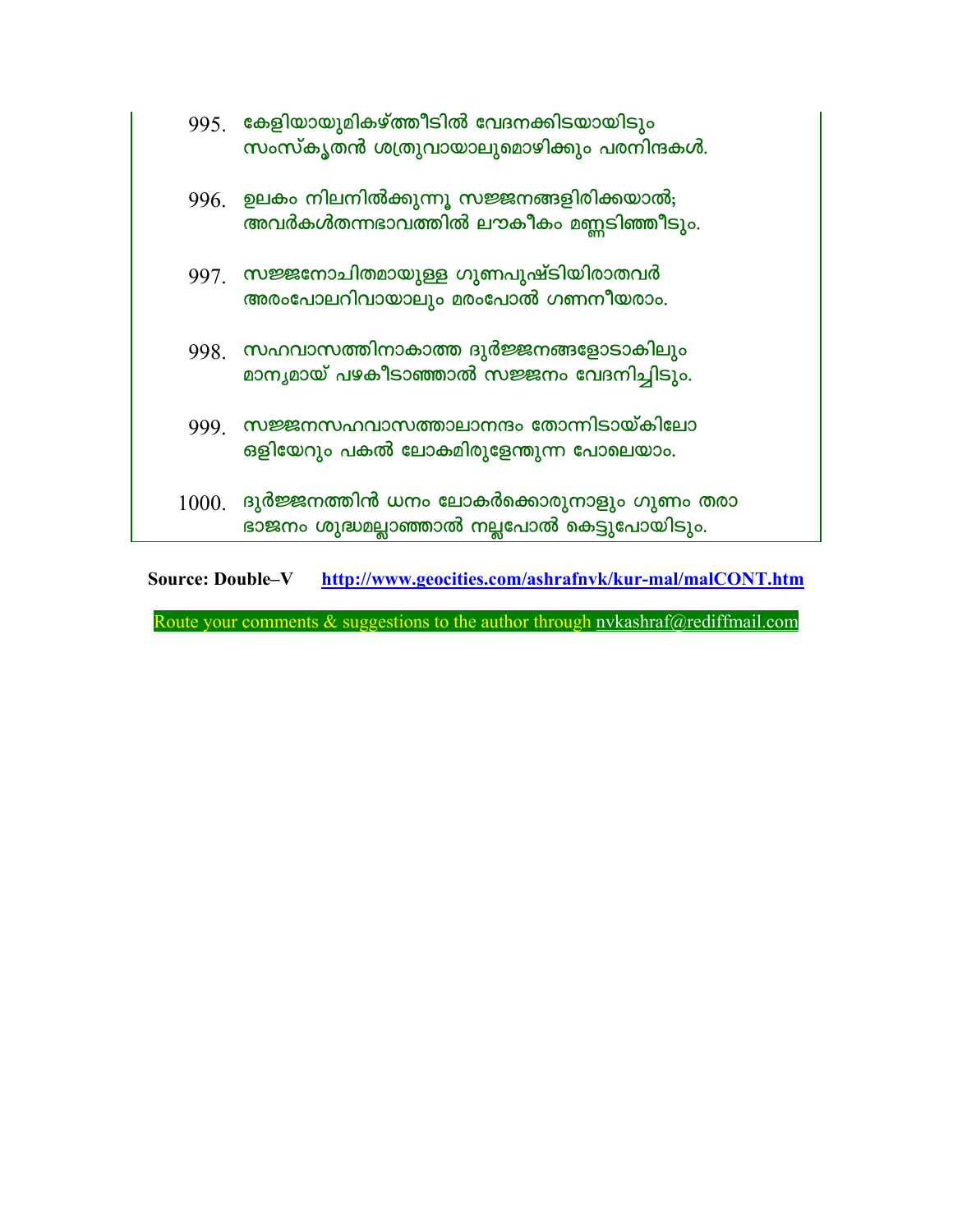995. കേളിയായുമികഴ്ത്തീടിൽ വേദനക്കിടയായിടും
സംസ്കൃതൻ ശത്രുവായാലുമൊഴിക്കും പരനിന്ദകൾ.

996. ഉലകം നിലനിൽക്കുന്നു സജ്ജനങ്ങളിരിക്കയാൽ;
അവർകൾതന്നഭാവത്തിൽ ലൗകീകം മണ്ണടിഞ്ഞീടും.

997. സജ്ജനോചിതമായുള്ള ഗുണപുഷ്ടിയിരാതവർ
അരംപോലറിവായാലും മരംപോൽ ഗണനീയരാം.

998. സഹവാസത്തിനാകാത്ത ദുർജ്ജനങ്ങളോടാകിലും
മാന്യമായ് പഴകീടാഞ്ഞാൽ സജ്ജനം വേദനിച്ചിടും.

999. സജ്ജനസഹവാസത്താലാനന്ദം തോന്നിടായ്കിലോ
ഒളിയേറും പകൽ ലോകമിരുളേന്തുന്ന പോലെയാം.

1000. ദുർജ്ജനത്തിൻ ധനം ലോകർക്കൊരുനാളും ഗുണം തരാ
ഭാജനം ശുദ്ധമല്ലാഞ്ഞാൽ നല്ലപോൽ കെട്ടുപോയിടും.

**Source: Double–V** [http://www.geocities.com/ashrafnvk/kur-mal/malCONT.htm](http://www.geocities.com/ashrafnvk/kur-mal/malCONT.htm)

Route your comments & suggestions to the author through nvkashraf@rediffmail.com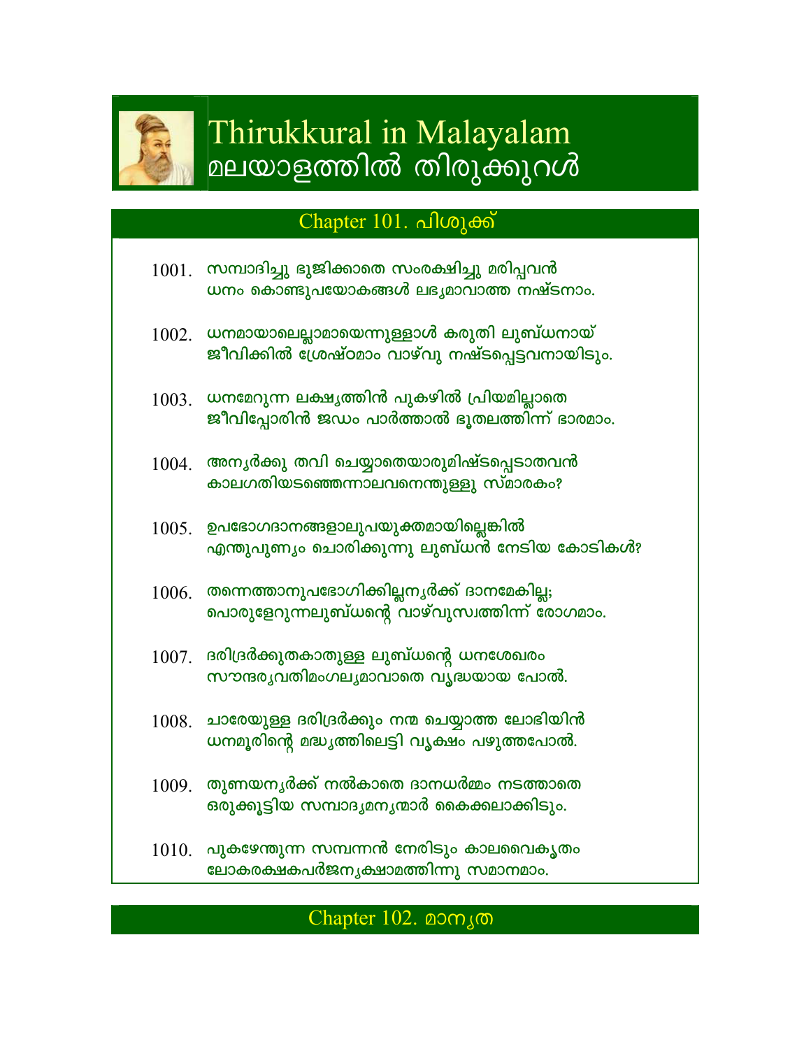# Thirukkural in Malayalam
# മലയാളത്തിൽ തിരുക്കുറൾ

## Chapter 101. പിശുക്ക്

1001. സമ്പാദിച്ചു ഭുജിക്കാതെ സംരക്ഷിച്ചു മരിപ്പവൻ
ധനം കൊണ്ടുപയോകങ്ങൾ ലഭ്യമാവാത്ത നഷ്ടനാം.

1002. ധനമായാലെല്ലാമായെന്നുള്ളാൾ കരുതി ലുബ്ധനായ്
ജീവിക്കിൽ ശ്രേഷ്ഠമാം വാഴ്വു നഷ്ടപ്പെട്ടവനായിടും.

1003. ധനമേറുന്ന ലക്ഷ്യത്തിൻ പുകഴിൽ പ്രിയമില്ലാതെ
ജീവിപ്പോരിൻ ജഡം പാർത്താൽ ഭൂതലത്തിന്ന് ഭാരമാം.

1004. അന്യർക്കു തവി ചെയ്യാതെയാരുമിഷ്ടപ്പെടാതവൻ
കാലഗതിയടഞ്ഞെന്നാലവനെന്തുള്ളു സ്മാരകം?

1005. ഉപഭോഗദാനങ്ങളാലുപയുക്തമായില്ലെങ്കിൽ
എന്തുപുണ്യം ചൊരിക്കുന്നു ലുബ്ധൻ നേടിയ കോടികൾ?

1006. തന്നെത്താനുപഭോഗിക്കില്ലന്യർക്ക് ദാനമേകില്ല;
പൊരുളേറുന്നലുബ്ധന്റെ വാഴ്വുസ്വത്തിന്ന് രോഗമാം.

1007. ദരിദ്രർക്കുതകാതുള്ള ലുബ്ധന്റെ ധനശേഖരം
സൗന്ദര്യവതിമംഗല്യമാവാതെ വൃദ്ധയായ പോൽ.

1008. ചാരേയുള്ള ദരിദ്രർക്കും നന്മ ചെയ്യാത്ത ലോഭിയിൻ
ധനമൂരിന്റെ മദ്ധ്യത്തിലെട്ടി വൃക്ഷം പഴുത്തപോൽ.

1009. തുണയന്യർക്ക് നൽകാതെ ദാനധർമ്മം നടത്താതെ
ഒരുക്കൂട്ടിയ സമ്പാദ്യമന്യന്മാർ കൈക്കലാക്കിടും.

1010. പുകഴേന്തുന്ന സമ്പന്നൻ നേരിടും കാലവൈകൃതം
ലോകരക്ഷകപർജന്യക്ഷാമത്തിന്നു സമാനമാം.

## Chapter 102. മാന്യത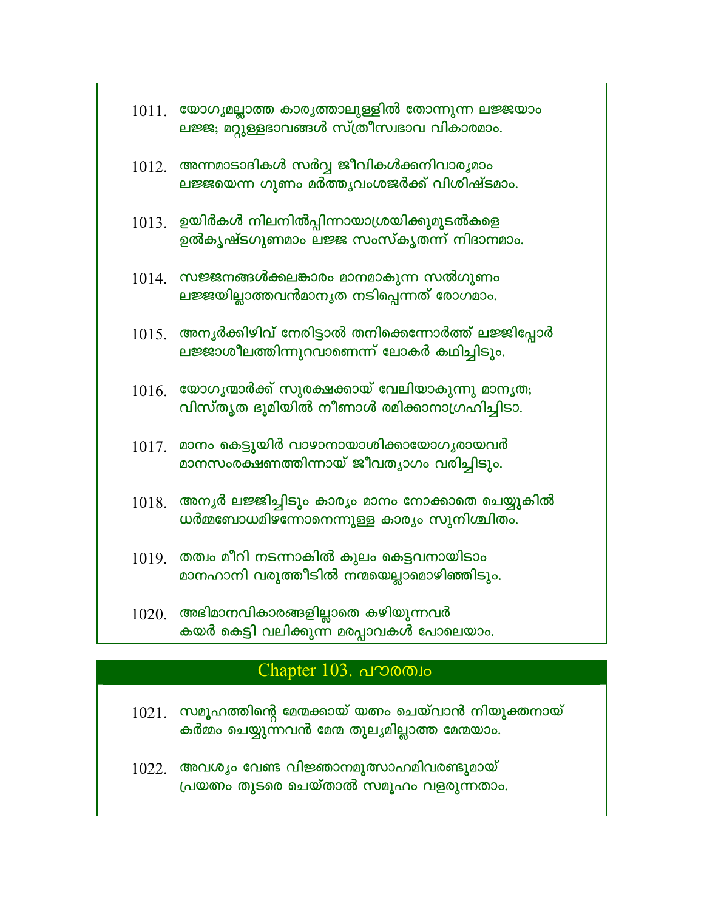1011. യോഗ്യമല്ലാത്ത കാര്യത്താലുള്ളിൽ തോന്നുന്ന ലജ്ജയാം
ലജ്ജ; മറ്റുള്ളഭാവങ്ങൾ സ്ത്രീസ്വഭാവ വികാരമാം.

1012. അന്നമാടാദികൾ സർവ്വ ജീവികൾക്കനിവാര്യമാം
ലജ്ജയെന്ന ഗുണം മർത്ത്യവംശജർക്ക് വിശിഷ്ടമാം.

1013. ഉയിർകൾ നിലനിൽപ്പിന്നായാശ്രയിക്കുമുടൽകളെ
ഉൽകൃഷ്ടഗുണമാം ലജ്ജ സംസ്കൃതന്ന് നിദാനമാം.

1014. സജ്ജനങ്ങൾക്കലങ്കാരം മാനമാകുന്ന സൽഗുണം
ലജ്ജയില്ലാത്തവൻമാന്യത നടിപ്പെന്നത് രോഗമാം.

1015. അന്യർക്കിഴിവ് നേരിട്ടാൽ തനിക്കെന്നോർത്ത് ലജ്ജിപ്പോർ
ലജ്ജാശീലത്തിന്നുറവാണെന്ന് ലോകർ കഥിച്ചിടും.

1016. യോഗ്യന്മാർക്ക് സുരക്ഷക്കായ് വേലിയാകുന്നു മാന്യത;
വിസ്തൃത ഭൂമിയിൽ നീണാൾ രമിക്കാനാഗ്രഹിച്ചിടാ.

1017. മാനം കെട്ടുയിർ വാഴാനായാശിക്കായോഗ്യരായവർ
മാനസംരക്ഷണത്തിന്നായ് ജീവത്യാഗം വരിച്ചിടും.

1018. അന്യർ ലജ്ജിച്ചിടും കാര്യം മാനം നോക്കാതെ ചെയ്യുകിൽ
ധർമ്മബോധമിഴന്നോനെന്നുള്ള കാര്യം സുനിശ്ചിതം.

1019. തത്വം മീറി നടന്നാകിൽ കുലം കെട്ടവനായിടാം
മാനഹാനി വരുത്തീടിൽ നന്മയെല്ലാമൊഴിഞ്ഞിടും.

1020. അഭിമാനവികാരങ്ങളില്ലാതെ കഴിയുന്നവർ
കയർ കെട്ടി വലിക്കുന്ന മരപ്പാവകൾ പോലെയാം.

## Chapter 103. പൗരത്വം

1021. സമൂഹത്തിന്റെ മേന്മക്കായ് യത്നം ചെയ്‌വാൻ നിയുക്തനായ്
കർമ്മം ചെയ്യുന്നവൻ മേന്മ തുല്യമില്ലാത്ത മേന്മയാം.

1022. അവശ്യം വേണ്ട വിജ്ഞാനമുത്സാഹമിവരണ്ടുമായ്
പ്രയത്നം തുടരെ ചെയ്താൽ സമൂഹം വളരുന്നതാം.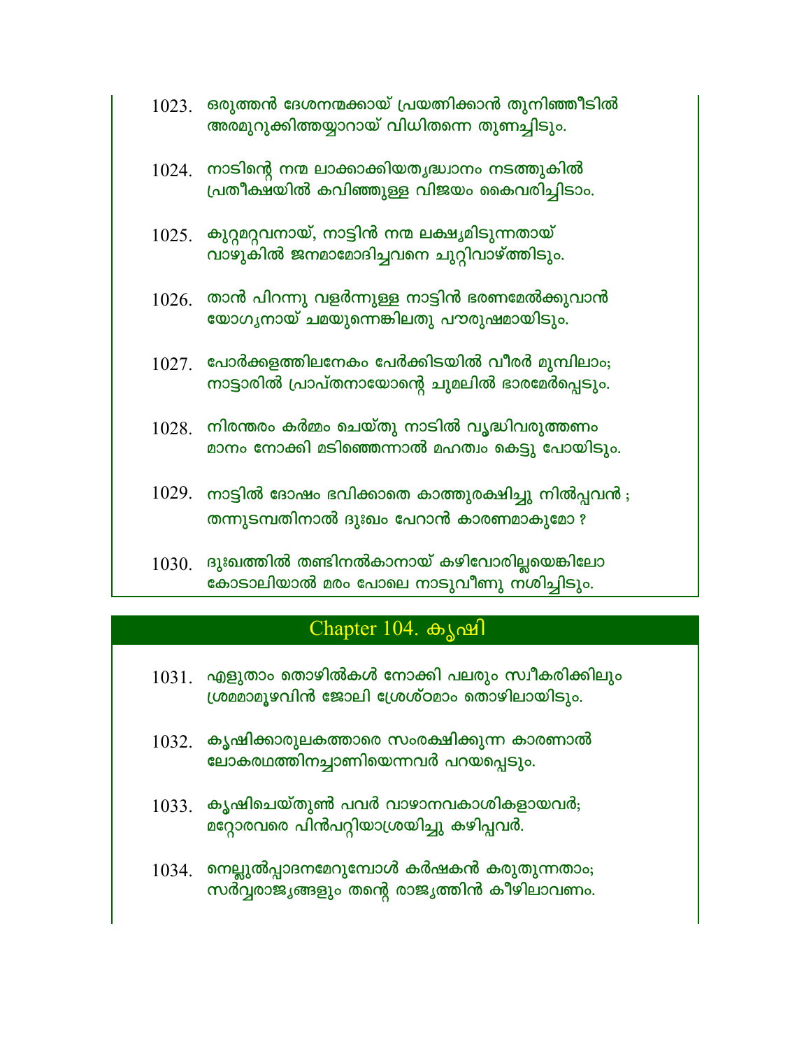1023. ഒരുത്തൻ ദേശനന്മക്കായ് പ്രയത്നിക്കാൻ തുനിഞ്ഞീടിൽ
അരമുറുക്കിത്തയ്യാറായ് വിധിതന്നെ തുണച്ചിടും.

1024. നാടിന്റെ നന്മ ലാക്കാക്കിയത്യദ്ധ്വാനം നടത്തുകിൽ
പ്രതീക്ഷയിൽ കവിഞ്ഞുള്ള വിജയം കൈവരിച്ചിടാം.

1025. കുറ്റമറ്റവനായ്, നാട്ടിൻ നന്മ ലക്ഷ്യമിടുന്നതായ്
വാഴുകിൽ ജനമാമോദിച്ചവനെ ചുറ്റിവാഴ്ത്തിടും.

1026. താൻ പിറന്നു വളർന്നുള്ള നാട്ടിൻ ഭരണമേൽക്കുവാൻ
യോഗ്യനായ് ചമയുന്നെങ്കിലതു പൗരുഷമായിടും.

1027. പോർക്കളത്തിലനേകം പേർക്കിടയിൽ വീരർ മുമ്പിലാം;
നാട്ടാരിൽ പ്രാപ്തനായോന്റെ ചുമലിൽ ഭാരമേർപ്പെടും.

1028. നിരന്തരം കർമ്മം ചെയ്തു നാടിൽ വൃദ്ധിവരുത്തണം
മാനം നോക്കി മടിഞ്ഞെന്നാൽ മഹത്വം കെട്ടു പോയിടും.

1029. നാട്ടിൽ ദോഷം ഭവിക്കാതെ കാത്തുരക്ഷിച്ചു നിൽപ്പവൻ ;
തന്നുടമ്പതിനാൽ ദുഃഖം പേറാൻ കാരണമാകുമോ ?

1030. ദുഃഖത്തിൽ തണ്ടിനൽകാനായ് കഴിവോരില്ലയെങ്കിലോ
കോടാലിയാൽ മരം പോലെ നാടുവീണു നശിച്ചിടും.

## Chapter 104. കൃഷി

1031. എളുതാം തൊഴിൽകൾ നോക്കി പലരും സ്വീകരിക്കിലും
ശ്രമമാമുഴവിൻ ജോലി ശ്രേഷ്ഠമാം തൊഴിലായിടും.

1032. കൃഷിക്കാരുലകത്താരെ സംരക്ഷിക്കുന്ന കാരണാൽ
ലോകരഥത്തിനച്ചാണിയെന്നവർ പറയപ്പെടും.

1033. കൃഷിചെയ്തുണ്‍ പവർ വാഴാനവകാശികളായവർ;
മറ്റോരവരെ പിൻപറ്റിയാശ്രയിച്ചു കഴിപ്പവർ.

1034. നെല്ലുൽപ്പാദനമേറുമ്പോൾ കർഷകൻ കരുതുന്നതാം;
സർവ്വരാജ്യങ്ങളും തന്റെ രാജ്യത്തിൻ കീഴിലാവണം.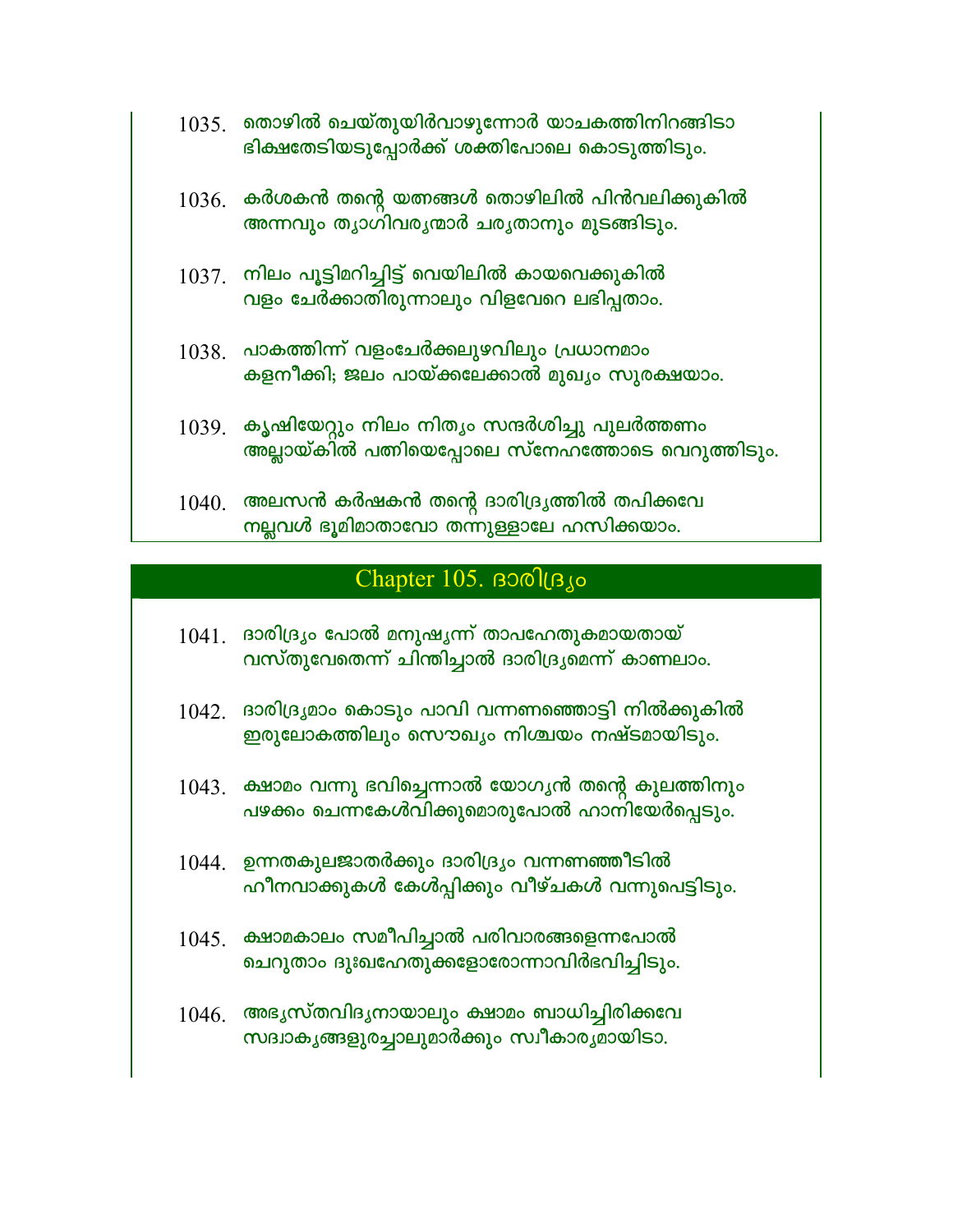1035. തൊഴിൽ ചെയ്തുയിർവാഴുന്നോർ യാചകത്തിനിറങ്ങിടാ
ഭിക്ഷതേടിയടുപ്പോർക്ക് ശക്തിപോലെ കൊടുത്തിടും.

1036. കർശകൻ തന്റെ യത്നങ്ങൾ തൊഴിലിൽ പിൻവലിക്കുകിൽ
അന്നവും ത്യാഗിവര്യന്മാർ ചര്യതാനും മുടങ്ങിടും.

1037. നിലം പൂട്ടിമറിച്ചിട്ട് വെയിലിൽ കായവെക്കുകിൽ
വളം ചേർക്കാതിരുന്നാലും വിളവേറെ ലഭിപ്പതാം.

1038. പാകത്തിന്ന് വളംചേർക്കലുഴവിലും പ്രധാനമാം
കളനീക്കി; ജലം പായ്ക്കലേക്കാൽ മുഖ്യം സുരക്ഷയാം.

1039. കൃഷിയേറ്റും നിലം നിത്യം സന്ദർശിച്ചു പുലർത്തണം
അല്ലായ്കിൽ പത്നിയെപ്പോലെ സ്നേഹത്തോടെ വെറുത്തിടും.

1040. അലസൻ കർഷകൻ തന്റെ ദാരിദ്ര്യത്തിൽ തപിക്കവേ
നല്ലവൾ ഭൂമിമാതാവോ തന്നുള്ളാലേ ഹസിക്കയാം.

## Chapter 105. ദാരിദ്ര്യം

1041. ദാരിദ്ര്യം പോൽ മനുഷ്യന്ന് താപഹേതുകമായതായ്
വസ്തുവേതെന്ന് ചിന്തിച്ചാൽ ദാരിദ്ര്യമെന്ന് കാണലാം.

1042. ദാരിദ്ര്യമാം കൊടും പാവി വന്നണഞ്ഞൊട്ടി നിൽക്കുകിൽ
ഇരുലോകത്തിലും സൌഖ്യം നിശ്ചയം നഷ്ടമായിടും.

1043. ക്ഷാമം വന്നു ഭവിച്ചെന്നാൽ യോഗ്യൻ തന്റെ കുലത്തിനും
പഴക്കം ചെന്നകേൾവിക്കുമൊരുപോൽ ഹാനിയേർപ്പെടും.

1044. ഉന്നതകുലജാതർക്കും ദാരിദ്ര്യം വന്നണഞ്ഞീടിൽ
ഹീനവാക്കുകൾ കേൾപ്പിക്കും വീഴ്ചകൾ വന്നുപെട്ടിടും.

1045. ക്ഷാമകാലം സമീപിച്ചാൽ പരിവാരങ്ങളെന്നപോൽ
ചെറുതാം ദുഃഖഹേതുക്കളോരോന്നാവിർഭവിച്ചിടും.

1046. അഭ്യസ്തവിദ്യനായാലും ക്ഷാമം ബാധിച്ചിരിക്കവേ
സദ്വാക്യങ്ങളുരച്ചാലുമാർക്കും സ്വീകാര്യമായിടാ.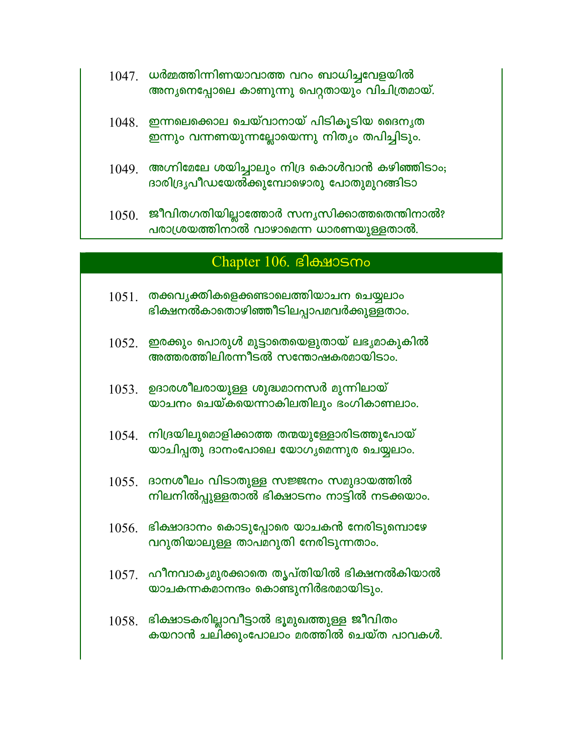1047. ധർമ്മത്തിന്നിണയാവാത്ത വറം ബാധിച്ചവേളയിൽ
അന്യനെപ്പോലെ കാണുന്നു പെറ്റതായും വിചിത്രമായ്.

1048. ഇന്നലെക്കൊല ചെയ്‌വാനായ് പിടികൂടിയ ദൈന്യത
ഇന്നും വന്നണയുന്നല്ലോയെന്നു നിത്യം തപിച്ചിടും.

1049. അഗ്നിമേലേ ശയിച്ചാലും നിദ്ര കൊൾവാൻ കഴിഞ്ഞിടാം;
ദാരിദ്ര്യപീഡയേൽക്കുമ്പോഴൊരു പോതുമുറങ്ങിടാ

1050. ജീവിതഗതിയില്ലാത്തോർ സന്യസിക്കാത്തതെന്തിനാൽ?
പരാശ്രയത്തിനാൽ വാഴാമെന്ന ധാരണയുള്ളതാൽ.

## Chapter 106. ഭിക്ഷാടനം

1051. തക്കവ്യക്തികളെക്കണ്ടാലെത്തിയാചന ചെയ്യലാം
ഭിക്ഷനൽകാതൊഴിഞ്ഞീടിലപ്പാപമവർക്കുള്ളതാം.

1052. ഇരക്കും പൊരുൾ മുട്ടാതെയെളുതായ് ലഭ്യമാകുകിൽ
അത്തരത്തിലിരന്നീടൽ സന്തോഷകരമായിടാം.

1053. ഉദാരശീലരായുള്ള ശുദ്ധമാനസർ മുന്നിലായ്
യാചനം ചെയ്കയെന്നാകിലതിലും ഭംഗികാണലാം.

1054. നിദ്രയിലുമൊളിക്കാത്ത തന്മയുള്ളോരിടത്തുപോയ്
യാചിപ്പതു ദാനംപോലെ യോഗ്യമെന്നുര ചെയ്യലാം.

1055. ദാനശീലം വിടാതുള്ള സജ്ജനം സമുദായത്തിൽ
നിലനിൽപ്പുള്ളതാൽ ഭിക്ഷാടനം നാട്ടിൽ നടക്കയാം.

1056. ഭിക്ഷാദാനം കൊടുപ്പോരെ യാചകൻ നേരിടുമ്പൊഴേ
വറുതിയാലുള്ള താപമറുതി നേരിടുന്നതാം.

1057. ഹീനവാക്യമുരക്കാതെ തൃപ്തിയിൽ ഭിക്ഷനൽകിയാൽ
യാചകന്നകമാനന്ദം കൊണ്ടുനിർഭരമായിടും.

1058. ഭിക്ഷാടകരില്ലാവീട്ടാൽ ഭൂമുഖത്തുള്ള ജീവിതം
കയറാൻ ചലിക്കുംപോലാം മരത്തിൽ ചെയ്ത പാവകൾ.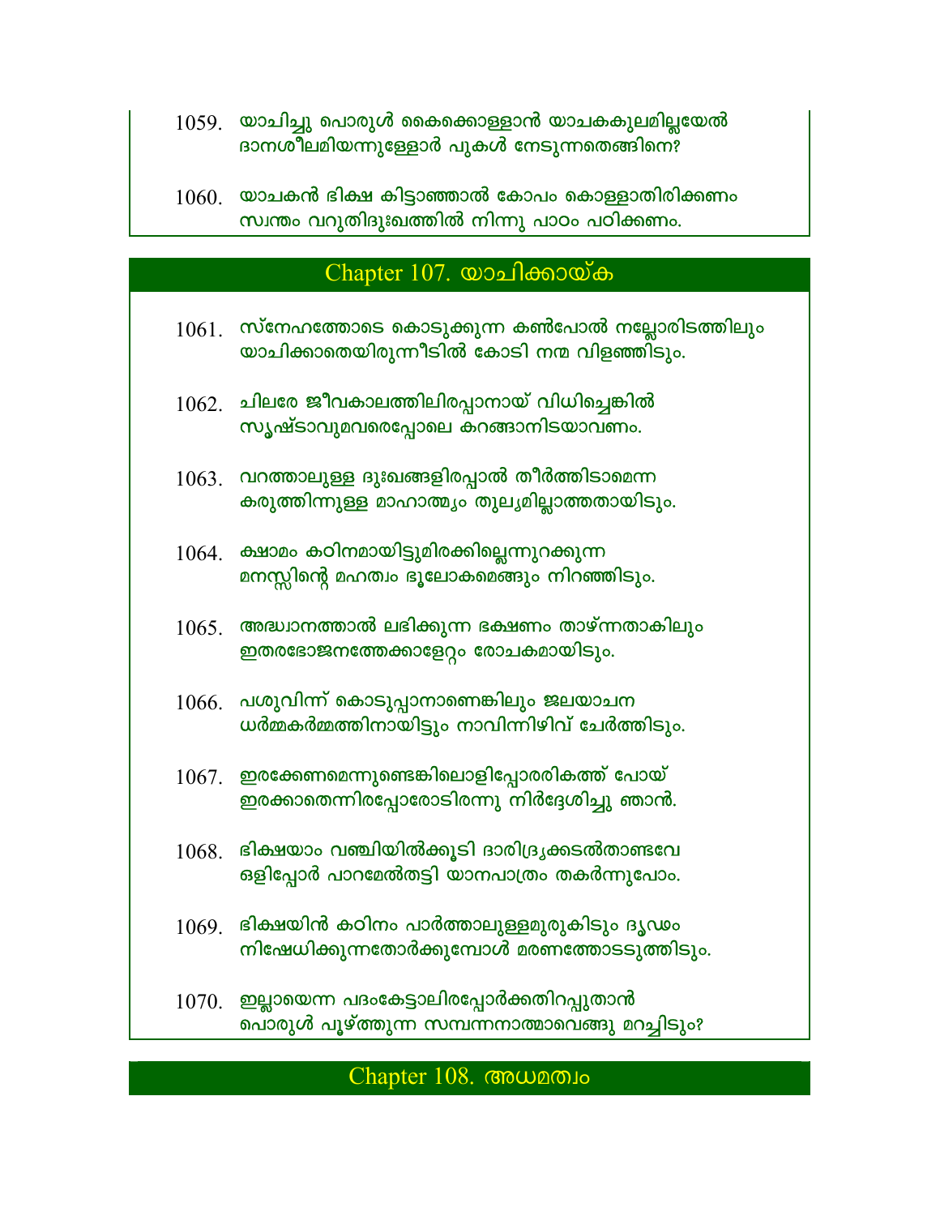1059. യാചിച്ചു പൊരുൾ കൈക്കൊള്ളാൻ യാചകകുലമില്ലയേൽ
ദാനശീലമിയന്നുള്ളോർ പുകൾ നേടുന്നതെങ്ങിനെ?

1060. യാചകൻ ഭിക്ഷ കിട്ടാഞ്ഞാൽ കോപം കൊള്ളാതിരിക്കണം
സ്വന്തം വറുതിദുഃഖത്തിൽ നിന്നു പാഠം പഠിക്കണം.

## Chapter 107. യാചിക്കായ്ക

1061. സ്നേഹത്തോടെ കൊടുക്കുന്ന കൺപോൽ നല്ലോരിടത്തിലും
യാചിക്കാതെയിരുന്നീടിൽ കോടി നന്മ വിളഞ്ഞിടും.

1062. ചിലരേ ജീവകാലത്തിലിരപ്പാനായ് വിധിച്ചെങ്കിൽ
സൃഷ്ടാവുമവരെപ്പോലെ കറങ്ങാനിടയാവണം.

1063. വറത്താലുള്ള ദുഃഖങ്ങളിരപ്പാൽ തീർത്തിടാമെന്ന
കരുത്തിന്നുള്ള മാഹാത്മ്യം തുല്യമില്ലാത്തതായിടും.

1064. ക്ഷാമം കഠിനമായിട്ടുമിരക്കില്ലെന്നുറക്കുന്ന
മനസ്സിന്റെ മഹത്വം ഭൂലോകമെങ്ങും നിറഞ്ഞിടും.

1065. അദ്ധ്വാനത്താൽ ലഭിക്കുന്ന ഭക്ഷണം താഴ്ന്നതാകിലും
ഇതരഭോജനത്തേക്കാളേറ്റം രോചകമായിടും.

1066. പശുവിന്ന് കൊടുപ്പാനാണെങ്കിലും ജലയാചന
ധർമ്മകർമ്മത്തിനായിട്ടും നാവിന്നിഴിവ് ചേർത്തിടും.

1067. ഇരക്കേണമെന്നുണ്ടെങ്കിലൊളിപ്പോരരികത്ത് പോയ്
ഇരക്കാതെന്നിരപ്പോരോടിരന്നു നിർദ്ദേശിച്ചു ഞാൻ.

1068. ഭിക്ഷയാം വഞ്ചിയിൽക്കൂടി ദാരിദ്ര്യക്കടൽതാണ്ടവേ
ഒളിപ്പോർ പാറമേൽതട്ടി യാനപാത്രം തകർന്നുപോം.

1069. ഭിക്ഷയിൻ കഠിനം പാർത്താലുള്ളമുരുകിടും ദൃഢം
നിഷേധിക്കുന്നതോർക്കുമ്പോൾ മരണത്തോടടുത്തിടും.

1070. ഇല്ലായെന്ന പദംകേട്ടാലിരപ്പോർക്കതിറപ്പുതാൻ
പൊരുൾ പൂഴ്ത്തുന്ന സമ്പന്നനാത്മാവെങ്ങു മറച്ചിടും?

## Chapter 108. അധമത്വം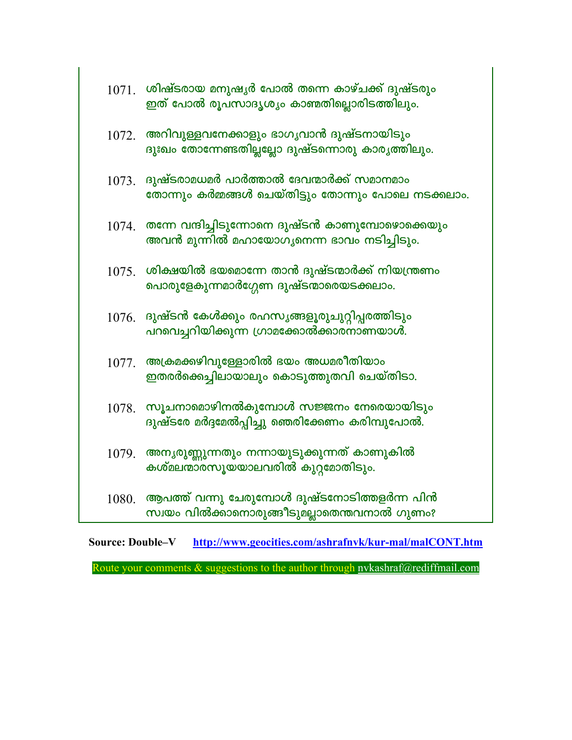1071. ശിഷ്ടരായ മനുഷ്യർ പോൽ തന്നെ കാഴ്ചക്ക് ദുഷ്ടരും
ഇത് പോൽ രൂപസാദൃശ്യം കാണ്മതില്ലൊരിടത്തിലും.

1072. അറിവുള്ളവനേക്കാളും ഭാഗ്യവാൻ ദുഷ്ടനായിടും
ദുഃഖം തോന്നേണ്ടതില്ലല്ലോ ദുഷ്ടന്നൊരു കാര്യത്തിലും.

1073. ദുഷ്ടരാമധമർ പാർത്താൽ ദേവന്മാർക്ക് സമാനമാം
തോന്നും കർമ്മങ്ങൾ ചെയ്തിട്ടും തോന്നും പോലെ നടക്കലാം.

1074. തന്നേ വന്ദിച്ചിടുന്നോനെ ദുഷ്ടൻ കാണുമ്പോഴൊക്കെയും
അവൻ മുന്നിൽ മഹായോഗ്യനെന്ന ഭാവം നടിച്ചിടും.

1075. ശിക്ഷയിൽ ഭയമൊന്നേ താൻ ദുഷ്ടന്മാർക്ക് നിയന്ത്രണം
പൊരുളേകുന്നമാർഗ്ഗേണ ദുഷ്ടന്മാരെയടക്കലാം.

1076. ദുഷ്ടൻ കേൾക്കും രഹസ്യങ്ങളൂരുചുറ്റിപ്പരത്തിടും
പറവെച്ചറിയിക്കുന്ന ഗ്രാമക്കോൽക്കാരനാണയാൾ.

1077. അക്രമക്കഴിവുള്ളോരിൽ ഭയം അധമരീതിയാം
ഇതരർക്കെച്ചിലായാലും കൊടുത്തുതവി ചെയ്തിടാ.

1078. സൂചനാമൊഴിനൽകുമ്പോൾ സജ്ജനം നേരെയായിടും
ദുഷ്ടരേ മർദ്ദമേൽപ്പിച്ചു ഞെരിക്കേണം കരിമ്പുപോൽ.

1079. അന്യരുണ്ണുന്നതും നന്നായുടുക്കുന്നത് കാണുകിൽ
കശ്മലന്മാരസൂയയാലവരിൽ കുറ്റമോതിടും.

1080. ആപത്ത് വന്നു ചേരുമ്പോൾ ദുഷ്ടനോടിത്തളർന്ന പിൻ
സ്വയം വിൽക്കാനൊരുങ്ങീടുമല്ലാതെന്തവനാൽ ഗുണം?

**Source: Double–V** http://www.geocities.com/ashrafnvk/kur-mal/malCONT.htm

Route your comments & suggestions to the author through nvkashraf@rediffmail.com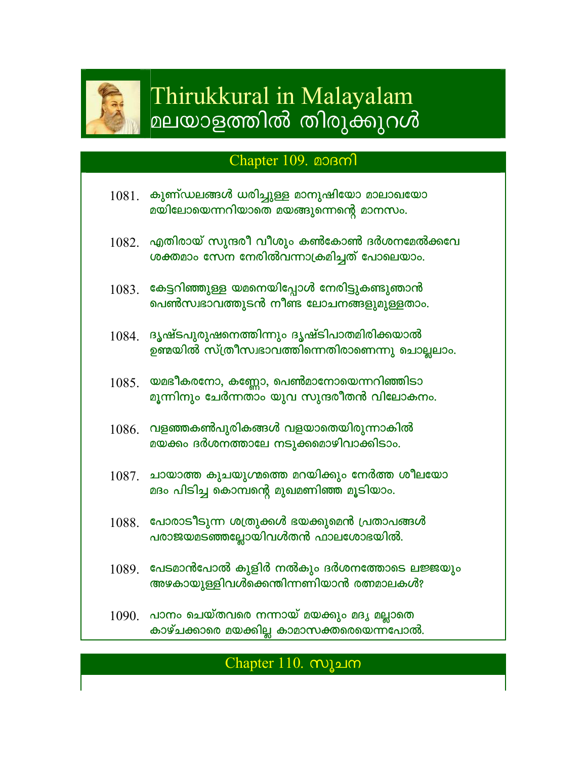# Thirukkural in Malayalam
# മലയാളത്തിൽ തിരുക്കുറൾ

## Chapter 109. മാദനി

1081. കുണ്ഡലങ്ങൾ ധരിച്ചുള്ള മാനുഷിയോ മാലാഖയോ
മയിലോയെന്നറിയാതെ മയങ്ങുന്നെന്റെ മാനസം.

1082. എതിരായ് സുന്ദരീ വീശും കൺകോൺ ദർശനമേൽക്കവേ
ശക്തമാം സേന നേരിൽവന്നാക്രമിച്ചത് പോലെയാം.

1083. കേട്ടറിഞ്ഞുള്ള യമനെയിപ്പോൾ നേരിട്ടുകണ്ടുഞാൻ
പെൺസ്വഭാവത്തുടൻ നീണ്ട ലോചനങ്ങളുമുള്ളതാം.

1084. ദൃഷ്ടപുരുഷനെത്തിന്നും ദൃഷ്ടിപാതമിരിക്കയാൽ
ഉണ്മയിൽ സ്ത്രീസ്വഭാവത്തിന്നെതിരാണെന്നു ചൊല്ലലാം.

1085. യമഭീകരനോ, കണ്ണോ, പെൺമാനോയെന്നറിഞ്ഞിടാ
മൂന്നിനും ചേർന്നതാം യുവ സുന്ദരീതൻ വിലോകനം.

1086. വളഞ്ഞകൺപുരികങ്ങൾ വളയാതെയിരുന്നാകിൽ
മയക്കം ദർശനത്താലേ നടുക്കമൊഴിവാക്കിടാം.

1087. ചായാത്ത കുചയുഗ്മത്തെ മറയിക്കും നേർത്ത ശീലയോ
മദം പിടിച്ച കൊമ്പന്റെ മുഖമണിഞ്ഞ മൂടിയാം.

1088. പോരാടീടുന്ന ശത്രുക്കൾ ഭയക്കുമെൻ പ്രതാപങ്ങൾ
പരാജയമടഞ്ഞല്ലോയിവൾതൻ ഫാലശോഭയിൽ.

1089. പേടമാൻപോൽ കുളിർ നൽകും ദർശനത്തോടെ ലജ്ജയും
അഴകായുള്ളിവൾക്കെന്തിന്നണിയാൻ രത്നമാലകൾ?

1090. പാനം ചെയ്തവരെ നന്നായ് മയക്കും മദ്യ മല്ലാതെ
കാഴ്ചക്കാരെ മയക്കില്ല കാമാസക്തരെയെന്നപോൽ.

## Chapter 110. സൂചന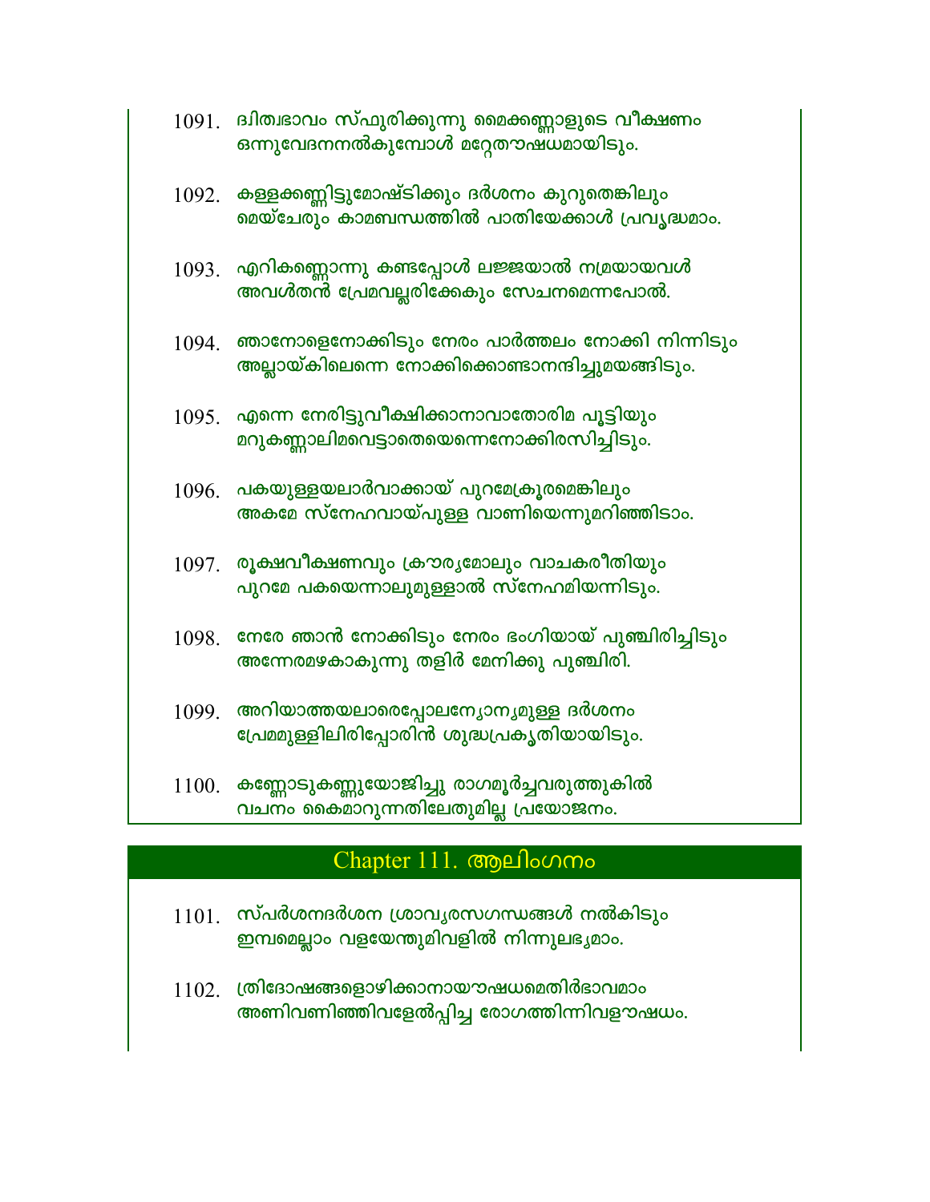1091. ദ്വിത്വഭാവം സ്ഫുരിക്കുന്നു മൈക്കണ്ണാളുടെ വീക്ഷണം
ഒന്നുവേദനനൽകുമ്പോൾ മറ്റേതൗഷധമായിടും.

1092. കള്ളക്കണ്ണിട്ടുമോഷ്ടിക്കും ദർശനം കുറുതെങ്കിലും
മെയ്ചേരും കാമബന്ധത്തിൽ പാതിയേക്കാൾ പ്രവൃദ്ധമാം.

1093. എറികണ്ണൊന്നു കണ്ടപ്പോൾ ലജ്ജയാൽ നമ്രയായവൾ
അവൾതൻ പ്രേമവല്ലരിക്കേകും സേചനമെന്നപോൽ.

1094. ഞാനോളെനോക്കിടും നേരം പാർത്തലം നോക്കി നിന്നിടും
അല്ലായ്കിലെന്നെ നോക്കിക്കൊണ്ടാനന്ദിച്ചുമയങ്ങിടും.

1095. എന്നെ നേരിട്ടുവീക്ഷിക്കാനാവാതോരിമ പൂട്ടിയും
മറുകണ്ണാലിമവെട്ടാതെയെന്നെനോക്കിരസിച്ചിടും.

1096. പകയുള്ളയലാർവാക്കായ് പുറമേക്രൂരമെങ്കിലും
അകമേ സ്നേഹവായ്പുള്ള വാണിയെന്നുമറിഞ്ഞിടാം.

1097. രൂക്ഷവീക്ഷണവും ക്രൗര്യമോലും വാചകരീതിയും
പുറമേ പകയെന്നാലുമുള്ളാൽ സ്നേഹമിയന്നിടും.

1098. നേരേ ഞാൻ നോക്കിടും നേരം ഭംഗിയായ് പുഞ്ചിരിച്ചിടും
അന്നേരമഴകാകുന്നു തളിർ മേനിക്കു പുഞ്ചിരി.

1099. അറിയാത്തയലാരെപ്പോലന്യോന്യമുള്ള ദർശനം
പ്രേമമുള്ളിലിരിപ്പോരിൻ ശുദ്ധപ്രകൃതിയായിടും.

1100. കണ്ണോടുകണ്ണുയോജിച്ചു രാഗമൂർച്ചവരുത്തുകിൽ
വചനം കൈമാറുന്നതിലേതുമില്ല പ്രയോജനം.

## Chapter 111. ആലിംഗനം

1101. സ്പർശനദർശന ശ്രാവ്യരസഗന്ധങ്ങൾ നൽകിടും
ഇമ്പമെല്ലാം വളയേന്തുമിവളിൽ നിന്നുലഭ്യമാം.

1102. ത്രിദോഷങ്ങളൊഴിക്കാനായൗഷധമെതിർഭാവമാം
അണിവണിഞ്ഞിവളേൽപ്പിച്ച രോഗത്തിന്നിവളൗഷധം.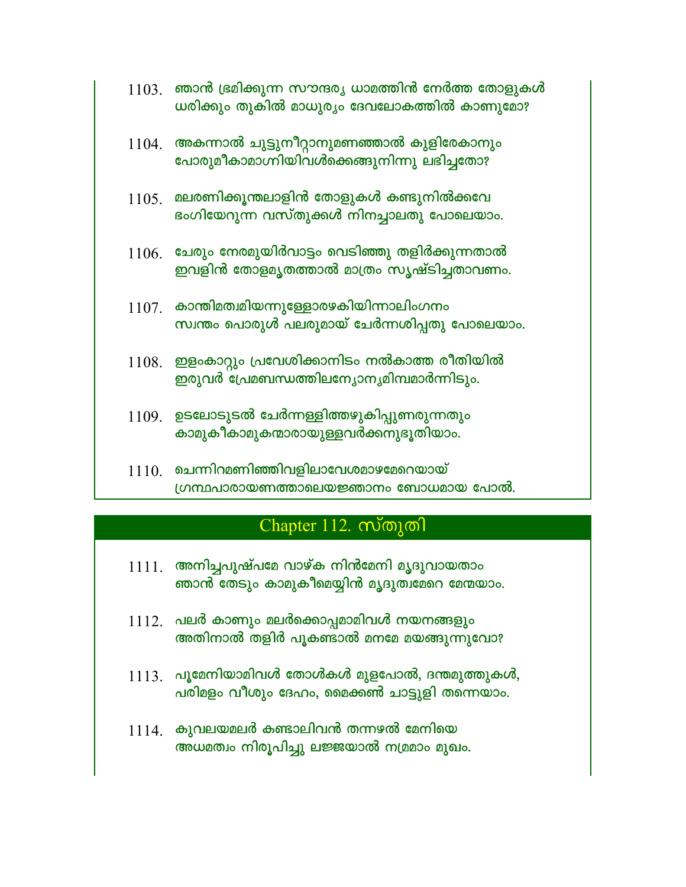1103. ഞാൻ ഭ്രമിക്കുന്ന സൗന്ദര്യ ധാമത്തിൻ നേർത്ത തോളുകൾ
ധരിക്കും തുകിൽ മാധുര്യം ദേവലോകത്തിൽ കാണുമോ?

1104. അകന്നാൽ ചുട്ടുനീറ്റാനുമണഞ്ഞാൽ കുളിരേകാനും
പോരുമീകാമാഗ്നിയിവൾക്കെങ്ങുനിന്നു ലഭിച്ചതോ?

1105. മലരണിക്കൂന്തലാളിൻ തോളുകൾ കണ്ടുനിൽക്കവേ
ഭംഗിയേറുന്ന വസ്തുക്കൾ നിനച്ചാലതു പോലെയാം.

1106. ചേരും നേരമുയിർവാട്ടം വെടിഞ്ഞു തളിർക്കുന്നതാൽ
ഇവളിൻ തോളമൃതത്താൽ മാത്രം സൃഷ്ടിച്ചതാവണം.

1107. കാന്തിമത്വമിയന്നുള്ളോരഴകിയിന്നാലിംഗനം
സ്വന്തം പൊരുൾ പലരുമായ് ചേർന്നശിപ്പതു പോലെയാം.

1108. ഇളംകാറ്റും പ്രവേശിക്കാനിടം നൽകാത്ത രീതിയിൽ
ഇരുവർ പ്രേമബന്ധത്തിലന്യോന്യമിമ്പമാർന്നിടും.

1109. ഉടലോടുടൽ ചേർന്നള്ളിത്തഴുകിപ്പുണരുന്നതും
കാമുകീകാമുകന്മാരായുള്ളവർക്കനുഭൂതിയാം.

1110. ചെന്നിറമണിഞ്ഞിവളിലാവേശമാഴമേറെയായ്
ഗ്രന്ഥപാരായണത്താലെയജ്ഞാനം ബോധമായ പോൽ.

## Chapter 112. സ്തുതി

1111. അനിച്ചപുഷ്പമേ വാഴ്ക നിൻമേനി മൃദുവായതാം
ഞാൻ തേടും കാമുകീമെയ്യിൻ മൃദുത്വമേറെ മേന്മയാം.

1112. പലർ കാണും മലർക്കൊപ്പമാമിവൾ നയനങ്ങളും
അതിനാൽ തളിർ പൂകണ്ടാൽ മനമേ മയങ്ങുന്നുവോ?

1113. പൂമേനിയാമിവൾ തോൾകൾ മുളപോൽ, ദന്തമുത്തുകൾ,
പരിമളം വീശും ദേഹം, മൈക്കണ്‍ ചാട്ടുളി തന്നെയാം.

1114. കുവലയമലർ കണ്ടാലിവൻ തന്നഴൽ മേനിയെ
അധമത്വം നിരൂപിച്ചു ലജ്ജയാൽ നമ്രമാം മുഖം.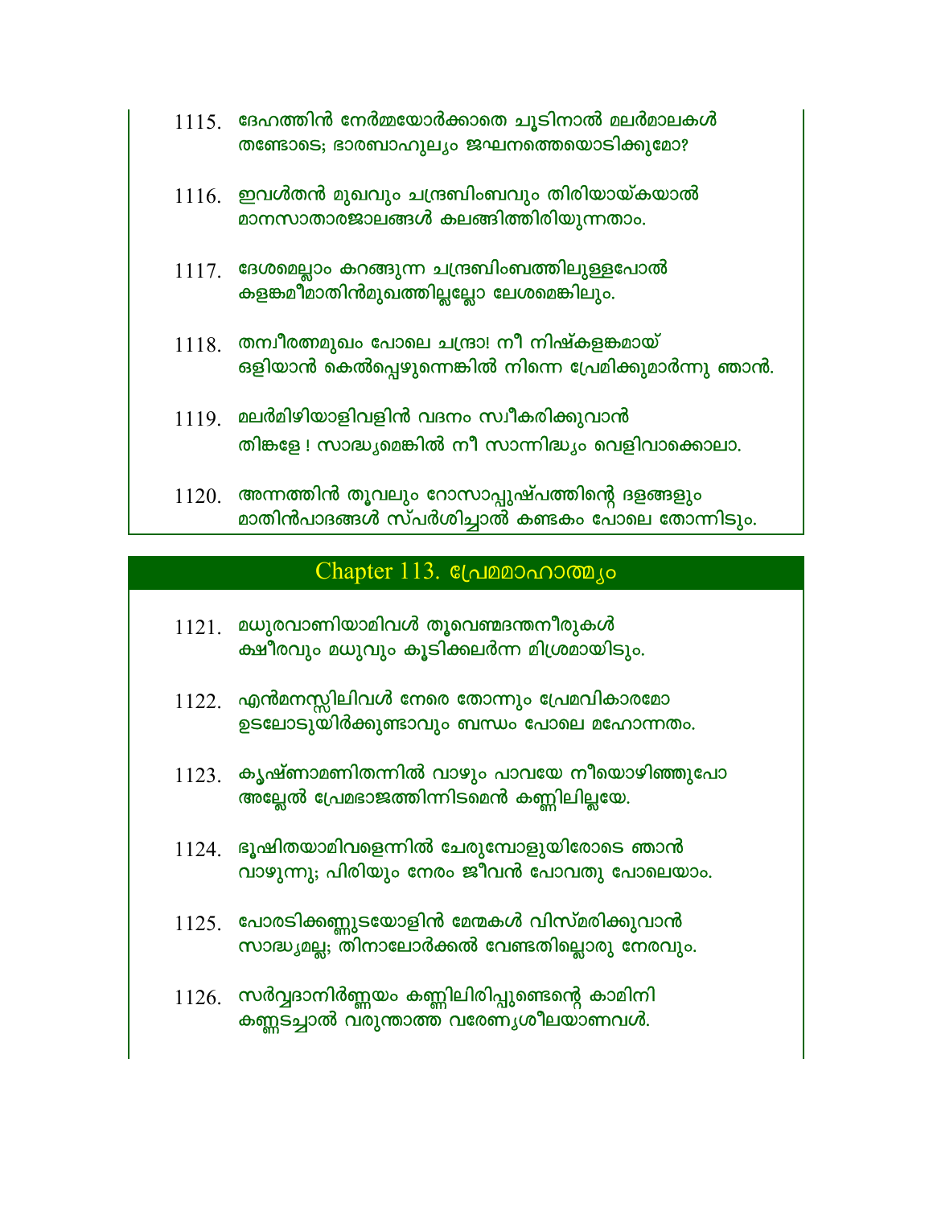1115. ദേഹത്തിൻ നേർമ്മയോർക്കാതെ ചൂടിനാൽ മലർമാലകൾ
തണ്ടോടെ; ഭാരബാഹുല്യം ജഘനത്തെയൊടിക്കുമോ?

1116. ഇവൾതൻ മുഖവും ചന്ദ്രബിംബവും തിരിയായ്കയാൽ
മാനസാതാരജാലങ്ങൾ കലങ്ങിത്തിരിയുന്നതാം.

1117. ദേശമെല്ലാം കറങ്ങുന്ന ചന്ദ്രബിംബത്തിലുള്ളപോൽ
കളങ്കമീമാതിൻമുഖത്തില്ലല്ലോ ലേശമെങ്കിലും.

1118. തമ്പീരത്നമുഖം പോലെ ചന്ദ്രാ! നീ നിഷ്കളങ്കമായ്
ഒളിയാൻ കെൽപ്പെഴുന്നെങ്കിൽ നിന്നെ പ്രേമിക്കുമാർന്നു ഞാൻ.

1119. മലർമിഴിയാളിവളിൻ വദനം സ്വീകരിക്കുവാൻ
തിങ്കളേ ! സാദ്ധ്യമെങ്കിൽ നീ സാന്നിദ്ധ്യം വെളിവാക്കൊലാ.

1120. അന്നത്തിൻ തൂവലും റോസാപ്പുഷ്പത്തിന്റെ ദളങ്ങളും
മാതിൻപാദങ്ങൾ സ്പർശിച്ചാൽ കണ്ടകം പോലെ തോന്നിടും.

## Chapter 113. പ്രേമമാഹാത്മ്യം

1121. മധുരവാണിയാമിവൾ തൂവെണ്മദന്തനീരുകൾ
ക്ഷീരവും മധുവും കൂടിക്കലർന്ന മിശ്രമായിടും.

1122. എൻമനസ്സിലിവൾ നേരെ തോന്നും പ്രേമവികാരമോ
ഉടലോടുയിർക്കുണ്ടാവും ബന്ധം പോലെ മഹോന്നതം.

1123. കൃഷ്ണാമണിതന്നിൽ വാഴും പാവയേ നീയൊഴിഞ്ഞുപോ
അല്ലേൽ പ്രേമഭാജത്തിന്നിടമെൻ കണ്ണിലില്ലയേ.

1124. ഭൂഷിതയാമിവളെന്നിൽ ചേരുമ്പോളുയിരോടെ ഞാൻ
വാഴുന്നു; പിരിയും നേരം ജീവൻ പോവതു പോലെയാം.

1125. പോരടിക്കണ്ണുടയോളിൻ മേന്മകൾ വിസ്മരിക്കുവാൻ
സാദ്ധ്യമല്ല; തിനാലോർക്കൽ വേണ്ടതില്ലൊരു നേരവും.

1126. സർവ്വദാനിർണ്ണയം കണ്ണിലിരിപ്പുണ്ടെന്റെ കാമിനി
കണ്ണടച്ചാൽ വരുന്താത്ത വരേണ്യശീലയാണവൾ.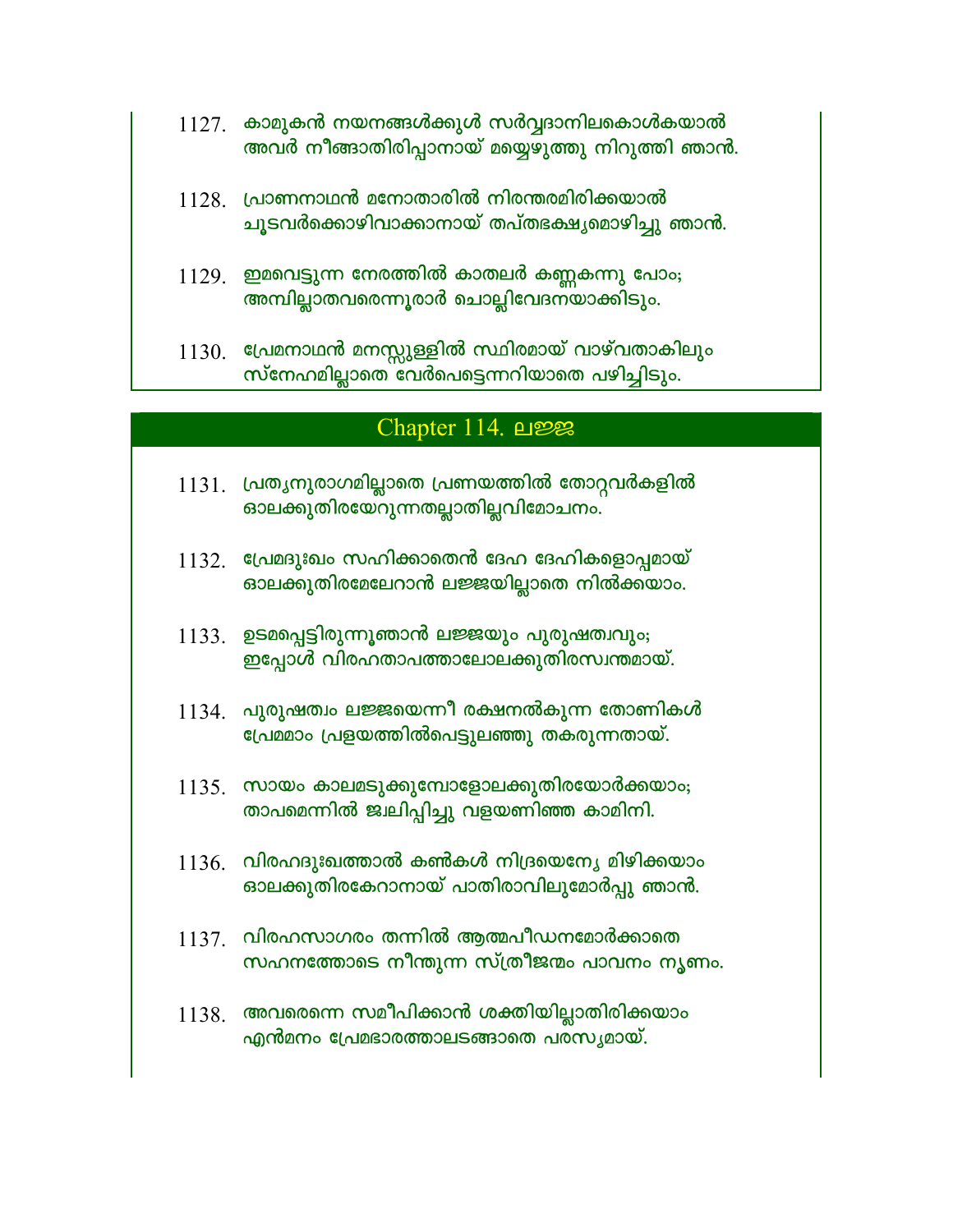1127. കാമുകൻ നയനങ്ങൾക്കുൾ സർവ്വദാനിലകൊൾകയാൽ
അവർ നീങ്ങാതിരിപ്പാനായ് മയ്യെഴുത്തു നിറുത്തി ഞാൻ.

1128. പ്രാണനാഥൻ മനോതാരിൽ നിരന്തരമിരിക്കയാൽ
ചൂടവർക്കൊഴിവാക്കാനായ് തപ്തഭക്ഷ്യമൊഴിച്ചു ഞാൻ.

1129. ഇമവെട്ടുന്ന നേരത്തിൽ കാതലർ കണ്ണകന്നു പോം;
അമ്പില്ലാതവരെന്നൂരാർ ചൊല്ലിവേദനയാക്കിടും.

1130. പ്രേമനാഥൻ മനസ്സുള്ളിൽ സ്ഥിരമായ് വാഴ്‌വതാകിലും
സ്നേഹമില്ലാതെ വേർപെട്ടെന്നറിയാതെ പഴിച്ചിടും.

## Chapter 114. ലജ്ജ

1131. പ്രത്യനുരാഗമില്ലാതെ പ്രണയത്തിൽ തോറ്റവർകളിൽ
ഓലക്കുതിരയേറുന്നതല്ലാതില്ലവിമോചനം.

1132. പ്രേമദുഃഖം സഹിക്കാതെൻ ദേഹ ദേഹികളൊപ്പമായ്
ഓലക്കുതിരമേലേറാൻ ലജ്ജയില്ലാതെ നിൽക്കയാം.

1133. ഉടമപ്പെട്ടിരുന്നൂഞാൻ ലജ്ജയും പുരുഷത്വവും;
ഇപ്പോൾ വിരഹതാപത്താലോലക്കുതിരസ്വന്തമായ്.

1134. പുരുഷത്വം ലജ്ജയെന്നീ രക്ഷനൽകുന്ന തോണികൾ
പ്രേമമാം പ്രളയത്തിൽപെട്ടുലഞ്ഞു തകരുന്നതായ്.

1135. സായം കാലമടുക്കുമ്പോളോലക്കുതിരയോർക്കയാം;
താപമെന്നിൽ ജ്വലിപ്പിച്ചു വളയണിഞ്ഞ കാമിനി.

1136. വിരഹദുഃഖത്താൽ കൺകൾ നിദ്രയെന്യേ മിഴിക്കയാം
ഓലക്കുതിരകേറാനായ് പാതിരാവിലുമോർപ്പു ഞാൻ.

1137. വിരഹസാഗരം തന്നിൽ ആത്മപീഡനമോർക്കാതെ
സഹനത്തോടെ നീന്തുന്ന സ്ത്രീജന്മം പാവനം നൃണം.

1138. അവരെന്നെ സമീപിക്കാൻ ശക്തിയില്ലാതിരിക്കയാം
എൻമനം പ്രേമഭാരത്താലടങ്ങാതെ പരസ്യമായ്.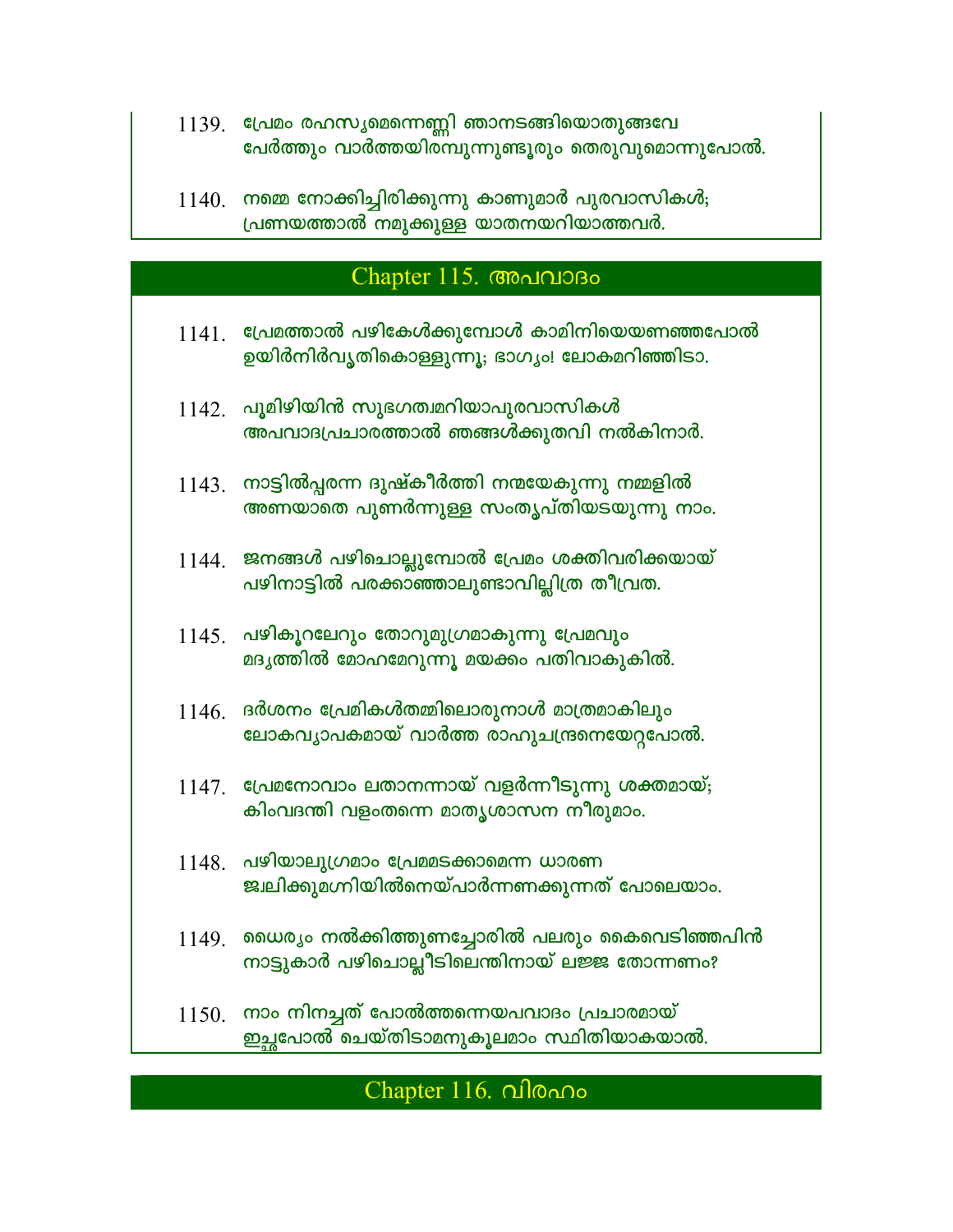1139. പ്രേമം രഹസ്യമെന്നെണ്ണി ഞാനടങ്ങിയൊതുങ്ങവേ
പേർത്തും വാർത്തയിരമ്പുന്നുണ്ടൂരും തെരുവുമൊന്നുപോൽ.

1140. നമ്മെ നോക്കിച്ചിരിക്കുന്നു കാണുമാർ പുരവാസികൾ;
പ്രണയത്താൽ നമുക്കുള്ള യാതനയറിയാത്തവർ.

## Chapter 115. അപവാദം

1141. പ്രേമത്താൽ പഴികേൾക്കുമ്പോൾ കാമിനിയെയണഞ്ഞപോൽ
ഉയിർനിർവൃതികൊള്ളുന്നൂ; ഭാഗ്യം! ലോകമറിഞ്ഞിടാ.

1142. പൂമിഴിയിൻ സുഭഗത്വമറിയാപുരവാസികൾ
അപവാദപ്രചാരത്താൽ ഞങ്ങൾക്കുതവി നൽകിനാർ.

1143. നാട്ടിൽപ്പരന്ന ദുഷ്കീർത്തി നന്മയേകുന്നു നമ്മളിൽ
അണയാതെ പുണർന്നുള്ള സംതൃപ്തിയടയുന്നു നാം.

1144. ജനങ്ങൾ പഴിചൊല്ലുമ്പോൽ പ്രേമം ശക്തിവരിക്കയായ്
പഴിനാട്ടിൽ പരക്കാഞ്ഞാലുണ്ടാവില്ലിത്ര തീവ്രത.

1145. പഴികൂറലേറും തോറുമുഗ്രമാകുന്നു പ്രേമവും
മദ്യത്തിൽ മോഹമേറുന്നൂ മയക്കം പതിവാകുകിൽ.

1146. ദർശനം പ്രേമികൾതമ്മിലൊരുനാൾ മാത്രമാകിലും
ലോകവ്യാപകമായ് വാർത്ത രാഹുചന്ദ്രനെയേറ്റപോൽ.

1147. പ്രേമനോവാം ലതാനന്നായ് വളർന്നീടുന്നു ശക്തമായ്;
കിംവദന്തി വളംതന്നെ മാതൃശാസന നീരുമാം.

1148. പഴിയാലുഗ്രമാം പ്രേമമടക്കാമെന്ന ധാരണ
ജ്വലിക്കുമഗ്നിയിൽനെയ്പാർന്നണക്കുന്നത് പോലെയാം.

1149. ധൈര്യം നൽക്കിത്തുണച്ചോരിൽ പലരും കൈവെടിഞ്ഞപിൻ
നാട്ടുകാർ പഴിചൊല്ലീടിലെന്തിനായ് ലജ്ജ തോന്നണം?

1150. നാം നിനച്ചത് പോൽത്തന്നെയപവാദം പ്രചാരമായ്
ഇച്ഛപോൽ ചെയ്തിടാമനുകൂലമാം സ്ഥിതിയാകയാൽ.

## Chapter 116. വിരഹം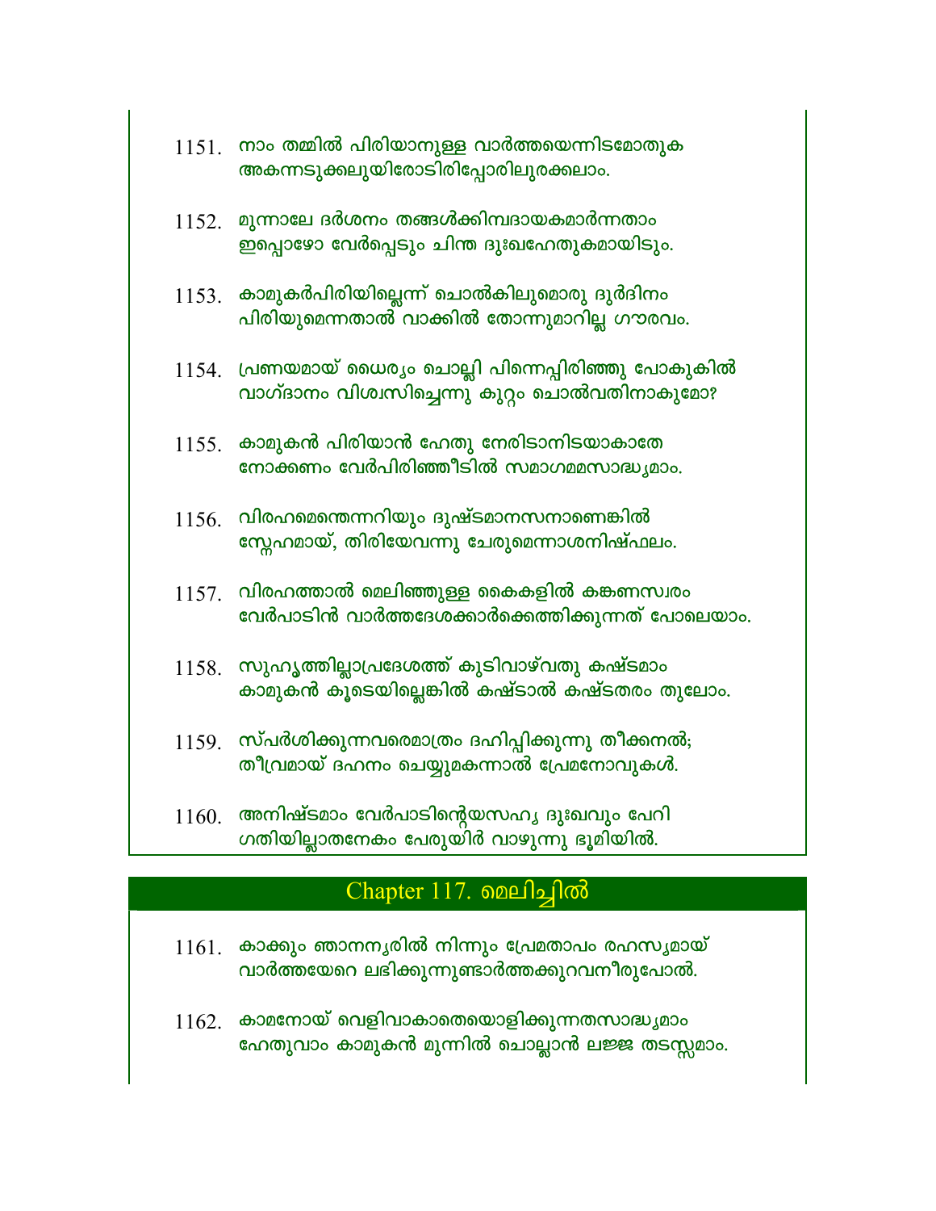1151. നാം തമ്മിൽ പിരിയാനുള്ള വാർത്തയെന്നിടമോതുക
അകന്നടുക്കലുയിരോടിരിപ്പോരിലുരക്കലാം.

1152. മുന്നാലേ ദർശനം തങ്ങൾക്കിമ്പദായകമാർന്നതാം
ഇപ്പൊഴോ വേർപ്പെടും ചിന്ത ദുഃഖഹേതുകമായിടും.

1153. കാമുകർപിരിയില്ലെന്ന് ചൊൽകിലുമൊരു ദുർദിനം
പിരിയുമെന്നതാൽ വാക്കിൽ തോന്നുമാറില്ല ഗൗരവം.

1154. പ്രണയമായ് ധൈര്യം ചൊല്ലി പിന്നെപ്പിരിഞ്ഞു പോകുകിൽ
വാഗ്ദാനം വിശ്വസിച്ചെന്നു കുറ്റം ചൊൽവതിനാകുമോ?

1155. കാമുകൻ പിരിയാൻ ഹേതു നേരിടാനിടയാകാതേ
നോക്കണം വേർപിരിഞ്ഞീടിൽ സമാഗമമസാദ്ധ്യമാം.

1156. വിരഹമെന്തെന്നറിയും ദുഷ്ടമാനസനാണെങ്കിൽ
സ്നേഹമായ്, തിരിയേവന്നു ചേരുമെന്നാശനിഷ്ഫലം.

1157. വിരഹത്താൽ മെലിഞ്ഞുള്ള കൈകളിൽ കങ്കണസ്വരം
വേർപാടിൻ വാർത്തദേശക്കാർക്കെത്തിക്കുന്നത് പോലെയാം.

1158. സുഹൃത്തില്ലാപ്രദേശത്ത് കുടിവാഴ്വതു കഷ്ടമാം
കാമുകൻ കൂടെയില്ലെങ്കിൽ കഷ്ടാൽ കഷ്ടതരം തുലോം.

1159. സ്പർശിക്കുന്നവരെമാത്രം ദഹിപ്പിക്കുന്നു തീക്കനൽ;
തീവ്രമായ് ദഹനം ചെയ്യുമകന്നാൽ പ്രേമനോവുകൾ.

1160. അനിഷ്ടമാം വേർപാടിന്റെയസഹ്യ ദുഃഖവും പേറി
ഗതിയില്ലാതനേകം പേരുയിർ വാഴുന്നു ഭൂമിയിൽ.

## Chapter 117. മെലിച്ചിൽ

1161. കാക്കും ഞാനന്യരിൽ നിന്നും പ്രേമതാപം രഹസ്യമായ്
വാർത്തയേറെ ലഭിക്കുന്നുണ്ടാർത്തക്കുറവനീരുപോൽ.

1162. കാമനോയ് വെളിവാകാതെയൊളിക്കുന്നതസാദ്ധ്യമാം
ഹേതുവാം കാമുകൻ മുന്നിൽ ചൊല്ലാൻ ലജ്ജ തടസ്സമാം.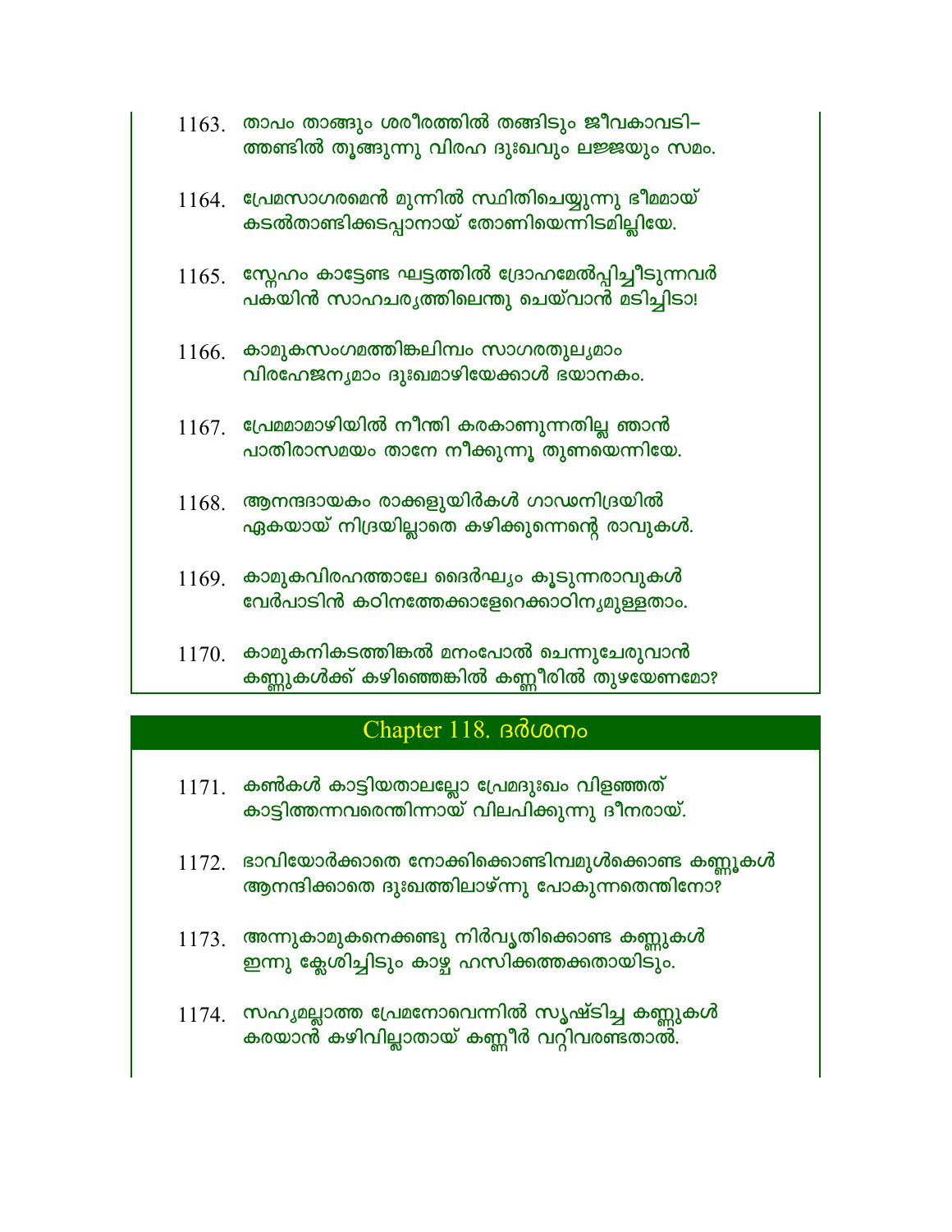1163. താപം താങ്ങും ശരീരത്തിൽ തങ്ങിടും ജീവകാവടി–
ത്തണ്ടിൽ തൂങ്ങുന്നു വിരഹ ദുഃഖവും ലജ്ജയും സമം.

1164. പ്രേമസാഗരമെൻ മുന്നിൽ സ്ഥിതിചെയ്യുന്നു ഭീമമായ്
കടൽതാണ്ടിക്കടപ്പാനായ് തോണിയെന്നിടമില്ലിയേ.

1165. സ്നേഹം കാട്ടേണ്ട ഘട്ടത്തിൽ ദ്രോഹമേൽപ്പിച്ചീടുന്നവർ
പകയിൻ സാഹചര്യത്തിലെന്തു ചെയ്‌വാൻ മടിച്ചിടാ!

1166. കാമുകസംഗമത്തിങ്കലിമ്പം സാഗരതുല്യമാം
വിരഹേജന്യമാം ദുഃഖമാഴിയേക്കാൾ ഭയാനകം.

1167. പ്രേമമാമാഴിയിൽ നീന്തി കരകാണുന്നതില്ല ഞാൻ
പാതിരാസമയം താനേ നീക്കുന്നൂ തുണയെന്നിയേ.

1168. ആനന്ദദായകം രാക്കളുയിർകൾ ഗാഢനിദ്രയിൽ
ഏകയായ് നിദ്രയില്ലാതെ കഴിക്കുന്നെന്റെ രാവുകൾ.

1169. കാമുകവിരഹത്താലേ ദൈർഘ്യം കൂടുന്നരാവുകൾ
വേർപാടിൻ കഠിനത്തേക്കാളേറെക്കാഠിന്യമുള്ളതാം.

1170. കാമുകനികടത്തിങ്കൽ മനംപോൽ ചെന്നുചേരുവാൻ
കണ്ണുകൾക്ക് കഴിഞ്ഞെങ്കിൽ കണ്ണീരിൽ തുഴയേണമോ?

## Chapter 118. ദർശനം

1171. കൺകൾ കാട്ടിയതാലല്ലോ പ്രേമദുഃഖം വിളഞ്ഞത്
കാട്ടിത്തന്നവരെന്തിന്നായ് വിലപിക്കുന്നു ദീനരായ്.

1172. ഭാവിയോർക്കാതെ നോക്കിക്കൊണ്ടിമ്പമുൾക്കൊണ്ട കണ്ണുകൾ
ആനന്ദിക്കാതെ ദുഃഖത്തിലാഴ്ന്നു പോകുന്നതെന്തിനോ?

1173. അന്നുകാമുകനെക്കണ്ടു നിർവൃതിക്കൊണ്ട കണ്ണുകൾ
ഇന്നു ക്ലേശിച്ചിടും കാഴ്ച ഹസിക്കത്തക്കതായിടും.

1174. സഹ്യമല്ലാത്ത പ്രേമനോവെന്നിൽ സൃഷ്ടിച്ച കണ്ണുകൾ
കരയാൻ കഴിവില്ലാതായ് കണ്ണീർ വറ്റിവരണ്ടതാൽ.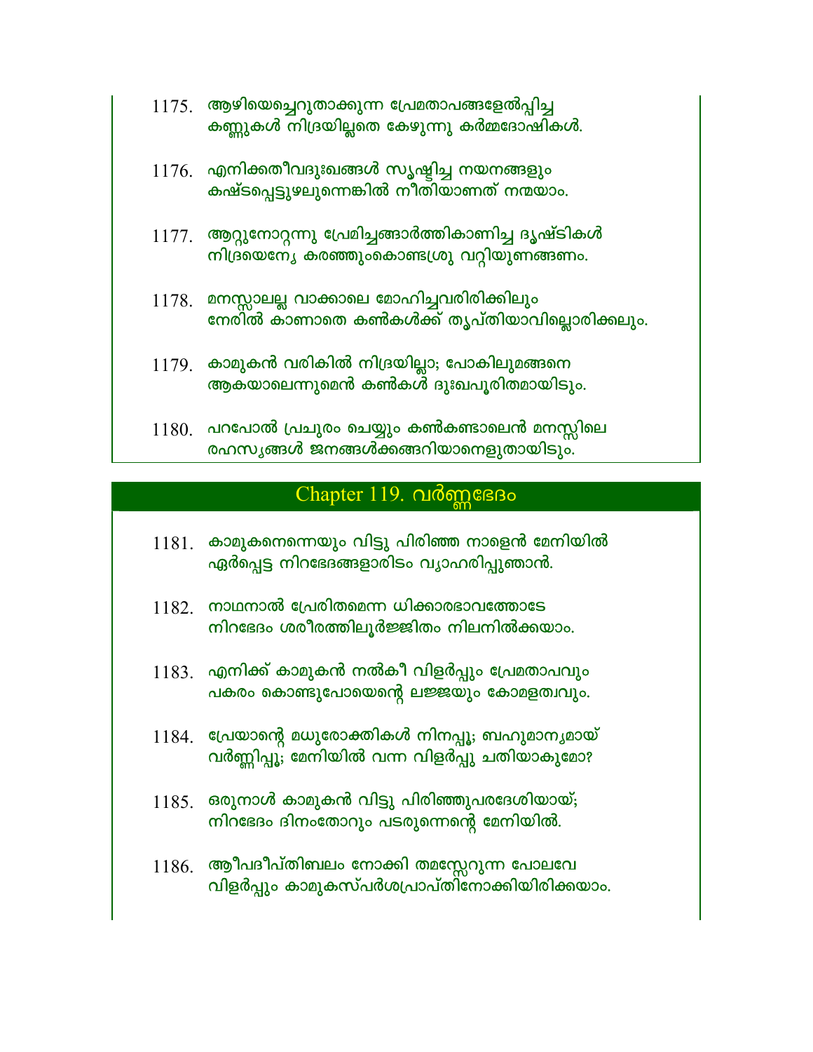1175. ആഴിയെച്ചെറുതാക്കുന്ന പ്രേമതാപങ്ങളേൽപ്പിച്ച
കണ്ണുകൾ നിദ്രയില്ലതെ കേഴുന്നു കർമ്മദോഷികൾ.

1176. എനിക്കതീവദുഃഖങ്ങൾ സൃഷ്ടിച്ച നയനങ്ങളും
കഷ്ടപ്പെട്ടുഴലുന്നെങ്കിൽ നീതിയാണത് നന്മയാം.

1177. ആറ്റുനോറ്റന്നു പ്രേമിച്ചങ്ങാർത്തികാണിച്ച ദൃഷ്ടികൾ
നിദ്രയെന്യേ കരഞ്ഞുംകൊണ്ടശ്രു വറ്റിയുണങ്ങണം.

1178. മനസ്സാലല്ല വാക്കാലെ മോഹിച്ചവരിരിക്കിലും
നേരിൽ കാണാതെ കൺകൾക്ക് തൃപ്തിയാവില്ലൊരിക്കലും.

1179. കാമുകൻ വരികിൽ നിദ്രയില്ലാ; പോകിലുമങ്ങനെ
ആകയാലെന്നുമെൻ കൺകൾ ദുഃഖപൂരിതമായിടും.

1180. പറപോൽ പ്രചുരം ചെയ്യും കൺകണ്ടാലെൻ മനസ്സിലെ
രഹസ്യങ്ങൾ ജനങ്ങൾക്കങ്ങറിയാനെളുതായിടും.

## Chapter 119. വർണ്ണഭേദം

1181. കാമുകനെന്നെയും വിട്ടു പിരിഞ്ഞ നാളെൻ മേനിയിൽ
ഏർപ്പെട്ട നിറഭേദങ്ങളാരിടം വ്യാഹരിപ്പുഞാൻ.

1182. നാഥനാൽ പ്രേരിതമെന്ന ധിക്കാരഭാവത്തോടേ
നിറഭേദം ശരീരത്തിലൂർജ്ജിതം നിലനിൽക്കയാം.

1183. എനിക്ക് കാമുകൻ നൽകീ വിളർപ്പും പ്രേമതാപവും
പകരം കൊണ്ടുപോയെന്റെ ലജ്ജയും കോമളത്വവും.

1184. പ്രേയാന്റെ മധുരോക്തികൾ നിനപ്പൂ; ബഹുമാന്യമായ്
വർണ്ണിപ്പൂ; മേനിയിൽ വന്ന വിളർപ്പു ചതിയാകുമോ?

1185. ഒരുനാൾ കാമുകൻ വിട്ടു പിരിഞ്ഞുപരദേശിയായ്;
നിറഭേദം ദിനംതോറും പടരുന്നെന്റെ മേനിയിൽ.

1186. ആീപദീപ്തിബലം നോക്കി തമസ്സേറുന്ന പോലവേ
വിളർപ്പും കാമുകസ്പർശപ്രാപ്തിനോക്കിയിരിക്കയാം.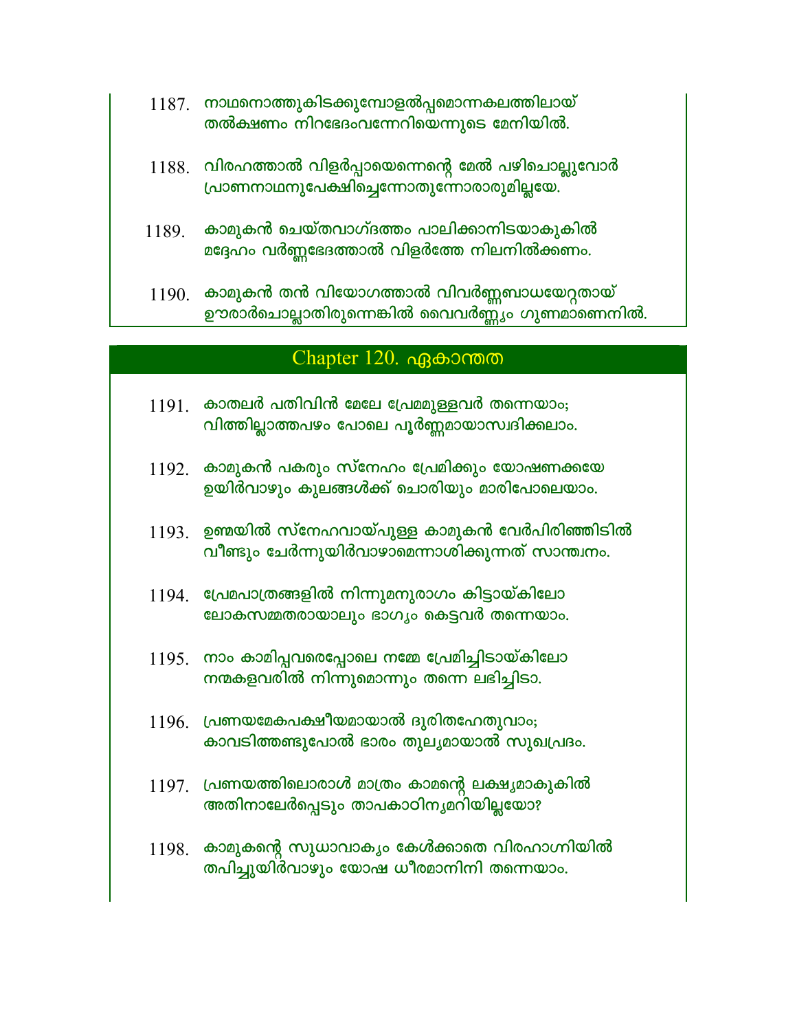1187. നാഥനൊത്തുകിടക്കുമ്പോളൽപ്പമൊന്നകലത്തിലായ്
തൽക്ഷണം നിറഭേദംവന്നേറിയെന്നുടെ മേനിയിൽ.

1188. വിരഹത്താൽ വിളർപ്പായെന്നെന്റെ മേൽ പഴിചൊല്ലുവോർ
പ്രാണനാഥനുപേക്ഷിച്ചെന്നോതുന്നോരാരുമില്ലയേ.

1189. കാമുകൻ ചെയ്തവാഗ്ദത്തം പാലിക്കാനിടയാകുകിൽ
മദ്ദേഹം വർണ്ണഭേദത്താൽ വിളർത്തേ നിലനിൽക്കണം.

1190. കാമുകൻ തൻ വിയോഗത്താൽ വിവർണ്ണബാധയേറ്റതായ്
ഊരാർചൊല്ലാതിരുന്നെങ്കിൽ വൈവർണ്ണ്യം ഗുണമാണെനിൽ.

## Chapter 120. ഏകാന്തത

1191. കാതലർ പതിവിൻ മേലേ പ്രേമമുള്ളവർ തന്നെയാം;
വിത്തില്ലാത്തപഴം പോലെ പൂർണ്ണമായാസ്വദിക്കലാം.

1192. കാമുകൻ പകരും സ്നേഹം പ്രേമിക്കും യോഷണക്കയേ
ഉയിർവാഴും കുലങ്ങൾക്ക് ചൊരിയും മാരിപോലെയാം.

1193. ഉണ്മയിൽ സ്നേഹവായ്പുള്ള കാമുകൻ വേർപിരിഞ്ഞിടിൽ
വീണ്ടും ചേർന്നുയിർവാഴാമെന്നാശിക്കുന്നത് സാന്ത്വനം.

1194. പ്രേമപാത്രങ്ങളിൽ നിന്നുമനുരാഗം കിട്ടായ്കിലോ
ലോകസമ്മതരായാലും ഭാഗ്യം കെട്ടവർ തന്നെയാം.

1195. നാം കാമിപ്പവരെപ്പോലെ നമ്മേ പ്രേമിച്ചിടായ്കിലോ
നന്മകളവരിൽ നിന്നുമൊന്നും തന്നെ ലഭിച്ചിടാ.

1196. പ്രണയമേകപക്ഷീയമായാൽ ദുരിതഹേതുവാം;
കാവടിത്തണ്ടുപോൽ ഭാരം തുല്യമായാൽ സുഖപ്രദം.

1197. പ്രണയത്തിലൊരാൾ മാത്രം കാമന്റെ ലക്ഷ്യമാകുകിൽ
അതിനാലേർപ്പെടും താപകാഠിന്യമറിയില്ലയോ?

1198. കാമുകന്റെ സുധാവാക്യം കേൾക്കാതെ വിരഹാഗ്നിയിൽ
തപിച്ചുയിർവാഴും യോഷ ധീരമാനിനി തന്നെയാം.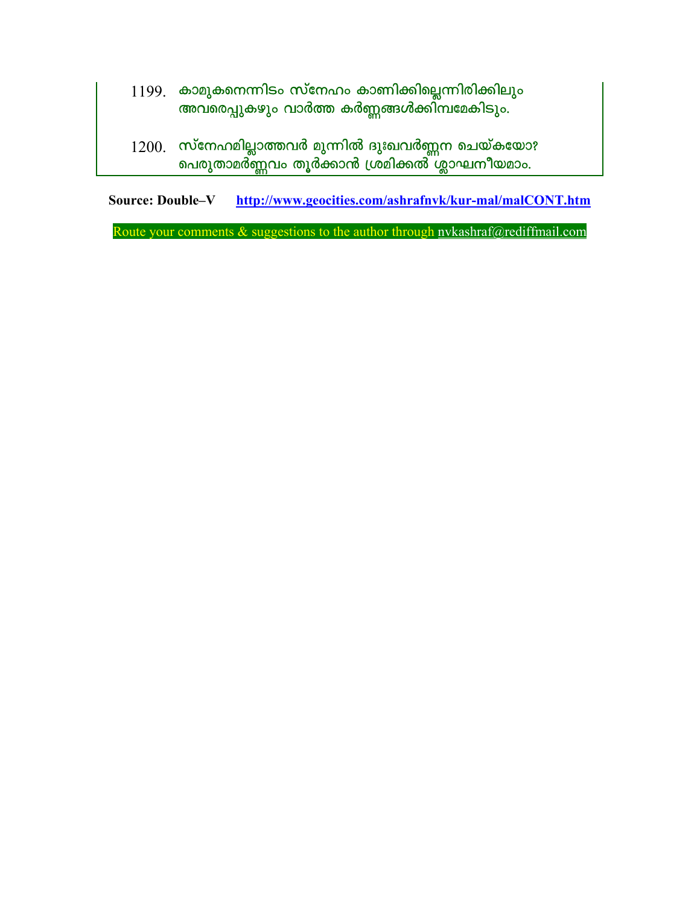1199. കാമുകനെന്നിടം സ്നേഹം കാണിക്കില്ലെന്നിരിക്കിലും
അവരെപ്പുകഴും വാർത്ത കർണ്ണങ്ങൾക്കിമ്പമേകിടും.

1200. സ്നേഹമില്ലാത്തവർ മുന്നിൽ ദുഃഖവർണ്ണന ചെയ്കയോ?
പെരുതാമർണ്ണവം തൂർക്കാൻ ശ്രമിക്കൽ ശ്ലാഘനീയമാം.

**Source: Double–V** **http://www.geocities.com/ashrafnvk/kur-mal/malCONT.htm**

Route your comments & suggestions to the author through nvkashraf@rediffmail.com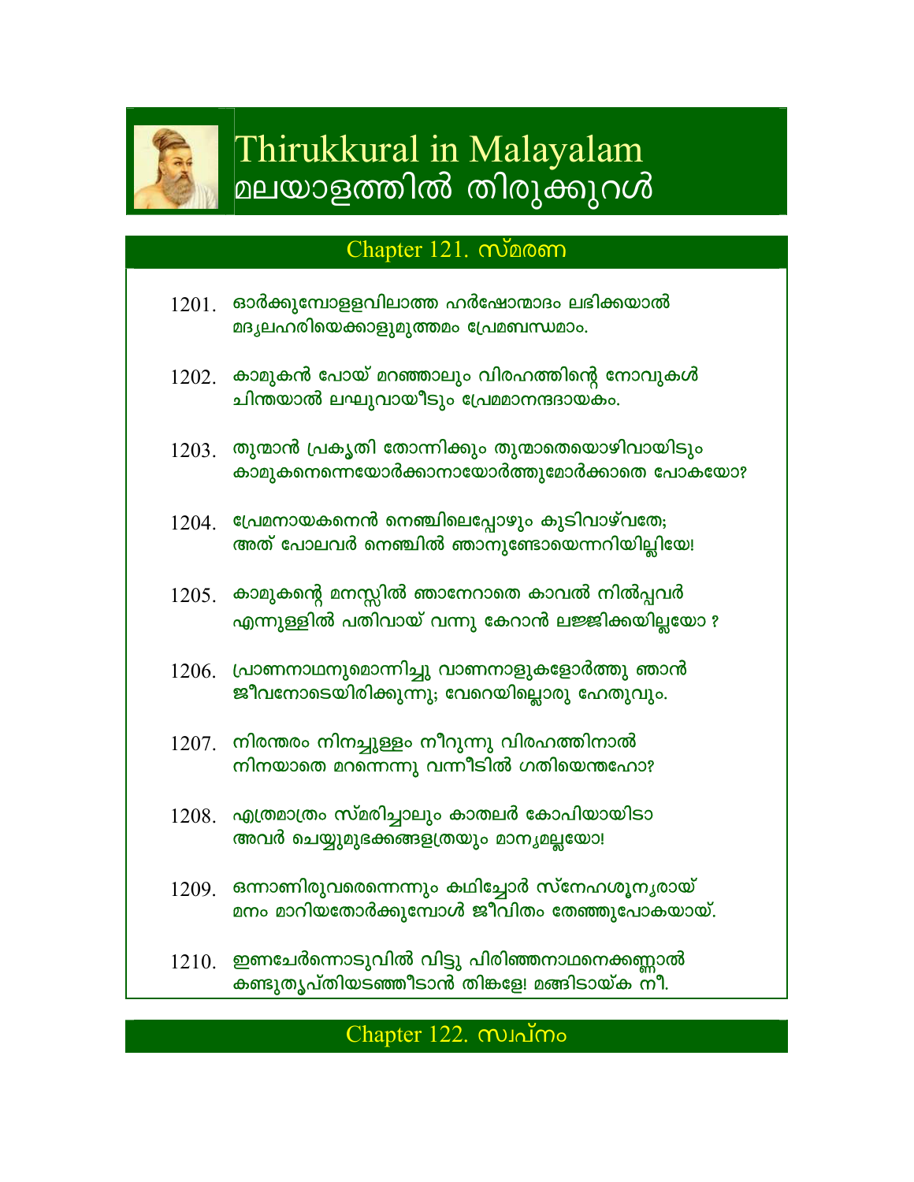# Thirukkural in Malayalam
# മലയാളത്തിൽ തിരുക്കുറൾ

## Chapter 121. സ്മരണ

1201. ഓർക്കുമ്പോളളവിലാത്ത ഹർഷോന്മാദം ലഭിക്കയാൽ
മദ്യലഹരിയെക്കാളുമുത്തമം പ്രേമബന്ധമാം.

1202. കാമുകൻ പോയ് മറഞ്ഞാലും വിരഹത്തിന്റെ നോവുകൾ
ചിന്തയാൽ ലഘുവായീടും പ്രേമമാനന്ദദായകം.

1203. തുമ്മാൻ പ്രകൃതി തോന്നിക്കും തുമ്മാതെയൊഴിവായിടും
കാമുകനെന്നെയോർക്കാനായോർത്തുമോർക്കാതെ പോകയോ?

1204. പ്രേമനായകനെൻ നെഞ്ചിലെപ്പോഴും കുടിവാഴ്വതേ;
അത് പോലവർ നെഞ്ചിൽ ഞാനുണ്ടോയെന്നറിയില്ലിയേ!

1205. കാമുകന്റെ മനസ്സിൽ ഞാനേറാതെ കാവൽ നിൽപ്പവർ
എന്നുള്ളിൽ പതിവായ് വന്നു കേറാൻ ലജ്ജിക്കയില്ലയോ ?

1206. പ്രാണനാഥനുമൊന്നിച്ചു വാണനാളുകളോർത്തു ഞാൻ
ജീവനോടെയിരിക്കുന്നു; വേറെയില്ലൊരു ഹേതുവും.

1207. നിരന്തരം നിനച്ചുള്ളം നീറുന്നു വിരഹത്തിനാൽ
നിനയാതെ മറന്നെന്നു വന്നീടിൽ ഗതിയെന്തഹോ?

1208. എത്രമാത്രം സ്മരിച്ചാലും കാതലർ കോപിയായിടാ
അവർ ചെയ്യുമുഭക്കങ്ങളത്രയും മാന്യമല്ലയോ!

1209. ഒന്നാണിരുവരെന്നെന്നും കഥിച്ചോർ സ്നേഹശൂന്യരായ്
മനം മാറിയതോർക്കുമ്പോൾ ജീവിതം തേഞ്ഞുപോകയായ്.

1210. ഇണചേർന്നൊടുവിൽ വിട്ടു പിരിഞ്ഞനാഥനെക്കണ്ണാൽ
കണ്ടുതൃപ്തിയടഞ്ഞീടാൻ തിങ്കളേ! മങ്ങിടായ്ക നീ.

## Chapter 122. സ്വപ്നം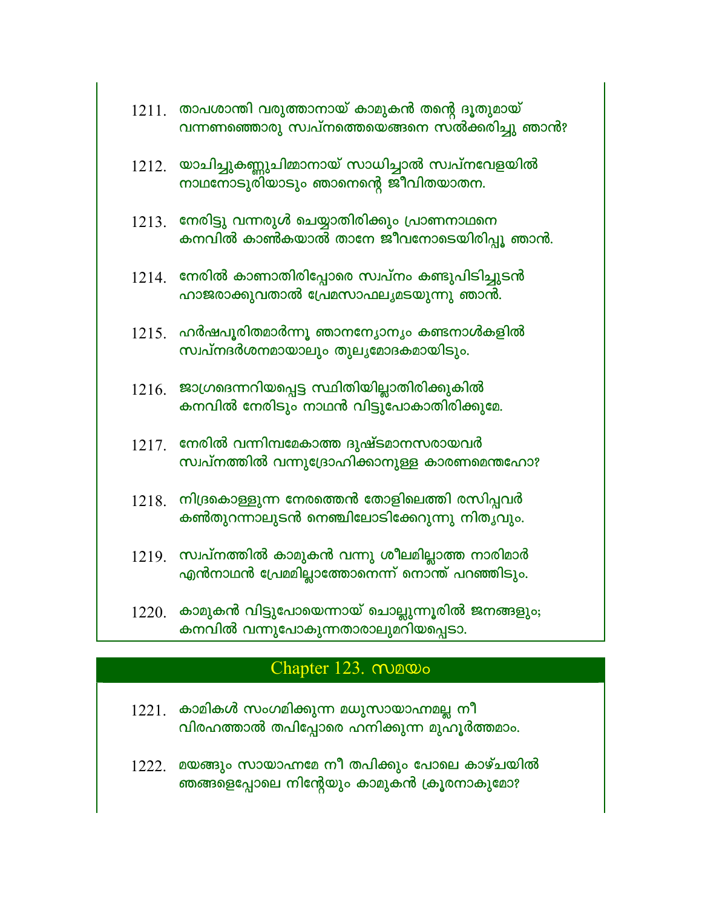1211. താപശാന്തി വരുത്താനായ് കാമുകൻ തന്റെ ദൂതുമായ്
വന്നണഞ്ഞൊരു സ്വപ്നത്തെയെങ്ങനെ സൽക്കരിച്ചു ഞാൻ?

1212. യാചിച്ചുകണ്ണുചിമ്മാനായ് സാധിച്ചാൽ സ്വപ്നവേളയിൽ
നാഥനോടുരിയാടും ഞാനെന്റെ ജീവിതയാതന.

1213. നേരിട്ടു വന്നരുൾ ചെയ്യാതിരിക്കും പ്രാണനാഥനെ
കനവിൽ കാൺകയാൽ താനേ ജീവനോടെയിരിപ്പൂ ഞാൻ.

1214. നേരിൽ കാണാതിരിപ്പോരെ സ്വപ്നം കണ്ടുപിടിച്ചുടൻ
ഹാജരാക്കുവതാൽ പ്രേമസാഫല്യമടയുന്നു ഞാൻ.

1215. ഹർഷപൂരിതമാർന്നൂ ഞാനന്യോന്യം കണ്ടനാൾകളിൽ
സ്വപ്നദർശനമായാലും തുല്യമോദകമായിടും.

1216. ജാഗ്രദെന്നറിയപ്പെട്ട സ്ഥിതിയില്ലാതിരിക്കുകിൽ
കനവിൽ നേരിടും നാഥൻ വിട്ടുപോകാതിരിക്കുമേ.

1217. നേരിൽ വന്നിമ്പമേകാത്ത ദുഷ്ടമാനസരായവർ
സ്വപ്നത്തിൽ വന്നുദ്രോഹിക്കാനുള്ള കാരണമെന്തഹോ?

1218. നിദ്രകൊള്ളുന്ന നേരത്തെൻ തോളിലെത്തി രസിപ്പവർ
കൺതുറന്നാലുടൻ നെഞ്ചിലോടിക്കേറുന്നു നിത്യവും.

1219. സ്വപ്നത്തിൽ കാമുകൻ വന്നു ശീലമില്ലാത്ത നാരിമാർ
എൻനാഥൻ പ്രേമമില്ലാത്തോനെന്ന് നൊന്ത് പറഞ്ഞിടും.

1220. കാമുകൻ വിട്ടുപോയെന്നായ് ചൊല്ലുന്നൂരിൽ ജനങ്ങളും;
കനവിൽ വന്നുപോകുന്നതാരാലുമറിയപ്പെടാ.

## Chapter 123. സമയം

1221. കാമികൾ സംഗമിക്കുന്ന മധുസായാഹ്നമല്ല നീ
വിരഹത്താൽ തപിപ്പോരെ ഹനിക്കുന്ന മുഹൂർത്തമാം.

1222. മയങ്ങും സായാഹ്നമേ നീ തപിക്കും പോലെ കാഴ്ചയിൽ
ഞങ്ങളെപ്പോലെ നിന്റേയും കാമുകൻ ക്രൂരനാകുമോ?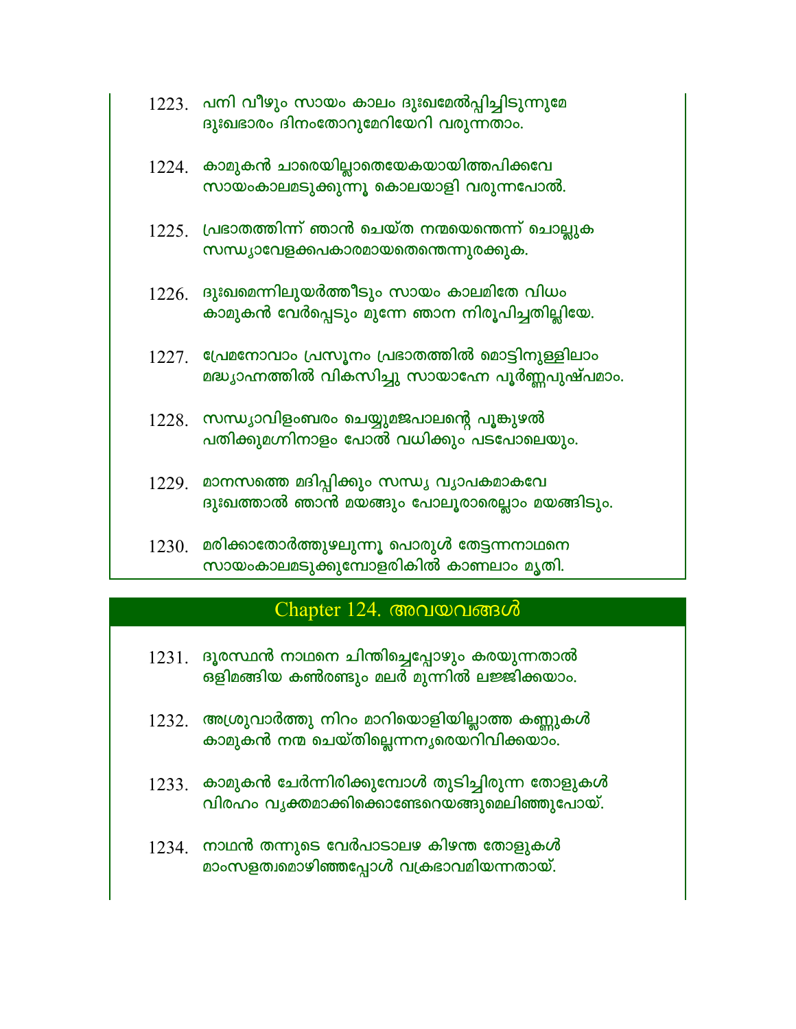1223. പനി വീഴും സായം കാലം ദുഃഖമേൽപ്പിച്ചിടുന്നുമേ
ദുഃഖഭാരം ദിനംതോറുമേറിയേറി വരുന്നതാം.

1224. കാമുകൻ ചാരെയില്ലാതെയേകയായിത്തപിക്കവേ
സായംകാലമടുക്കുന്നൂ കൊലയാളി വരുന്നപോൽ.

1225. പ്രഭാതത്തിന്ന് ഞാൻ ചെയ്ത നന്മയെന്തെന്ന് ചൊല്ലുക
സന്ധ്യാവേളക്കപകാരമായതെന്തെന്നുരക്കുക.

1226. ദുഃഖമെന്നിലുയർത്തീടും സായം കാലമിതേ വിധം
കാമുകൻ വേർപ്പെടും മുന്നേ ഞാന നിരൂപിച്ചതില്ലിയേ.

1227. പ്രേമനോവാം പ്രസൂനം പ്രഭാതത്തിൽ മൊട്ടിനുള്ളിലാം
മദ്ധ്യാഹ്നത്തിൽ വികസിച്ചു സായാഹ്നേ പൂർണ്ണപുഷ്പമാം.

1228. സന്ധ്യാവിളംബരം ചെയ്യുമജപാലന്റെ പൂങ്കുഴൽ
പതിക്കുമഗ്നിനാളം പോൽ വധിക്കും പടപോലെയും.

1229. മാനസത്തെ മദിപ്പിക്കും സന്ധ്യ വ്യാപകമാകവേ
ദുഃഖത്താൽ ഞാൻ മയങ്ങും പോലൂരാരെല്ലാം മയങ്ങിടും.

1230. മരിക്കാതോർത്തുഴലുന്നൂ പൊരുൾ തേട്ടന്നനാഥനെ
സായംകാലമടുക്കുമ്പോളരികിൽ കാണലാം മൃതി.

## Chapter 124. അവയവങ്ങൾ

1231. ദൂരസ്ഥൻ നാഥനെ ചിന്തിച്ചെപ്പോഴും കരയുന്നതാൽ
ഒളിമങ്ങിയ കൺരണ്ടും മലർ മുന്നിൽ ലജ്ജിക്കയാം.

1232. അശ്രുവാർത്തു നിറം മാറിയൊളിയില്ലാത്ത കണ്ണുകൾ
കാമുകൻ നന്മ ചെയ്തില്ലെന്നന്യരെയറിവിക്കയാം.

1233. കാമുകൻ ചേർന്നിരിക്കുമ്പോൾ തുടിച്ചിരുന്ന തോളുകൾ
വിരഹം വ്യക്തമാക്കിക്കൊണ്ടേറെയങ്ങുമെലിഞ്ഞുപോയ്.

1234. നാഥൻ തന്നുടെ വേർപാടാലഴ കിഴന്ത തോളുകൾ
മാംസളത്വമൊഴിഞ്ഞപ്പോൾ വക്രഭാവമിയന്നതായ്.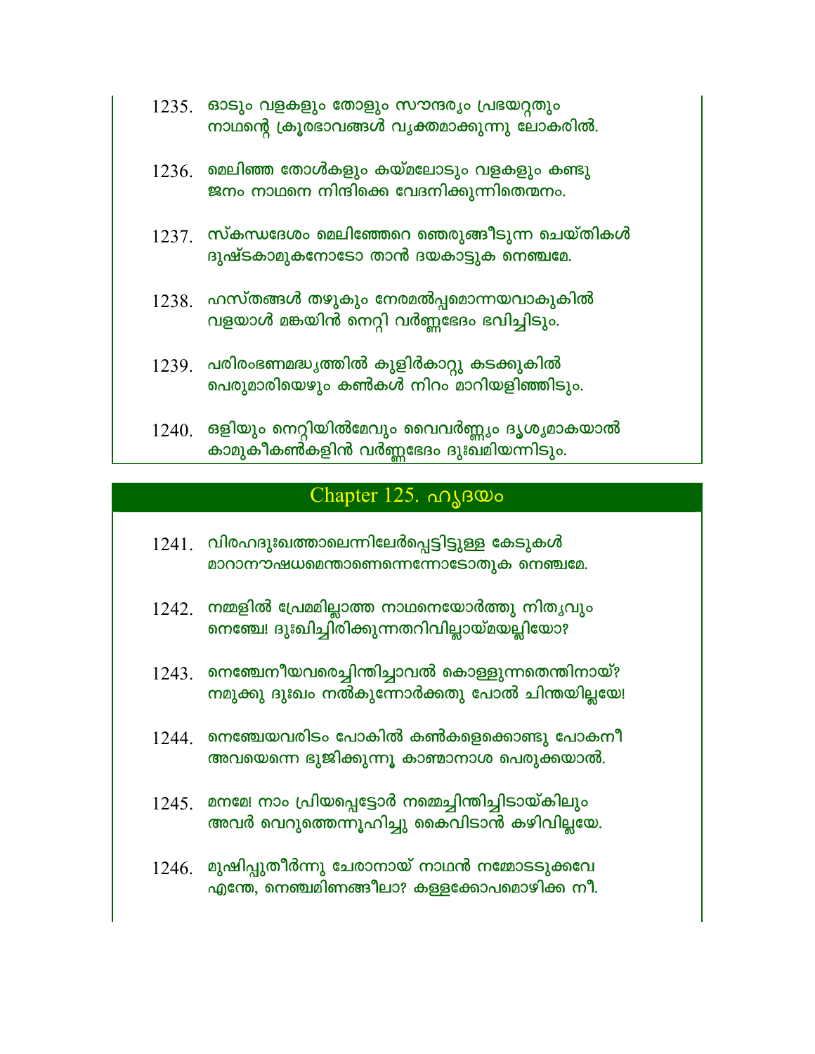1235. ഓടും വളകളും തോളും സൗന്ദര്യം പ്രഭയറ്റതും
നാഥന്റെ ക്രൂരഭാവങ്ങൾ വ്യക്തമാക്കുന്നു ലോകരിൽ.

1236. മെലിഞ്ഞ തോൾകളും കയ്മലോടും വളകളും കണ്ടു
ജനം നാഥനെ നിന്ദിക്കെ വേദനിക്കുന്നിതെന്മനം.

1237. സ്കന്ധദേശം മെലിഞ്ഞേറെ ഞെരുങ്ങീടുന്ന ചെയ്തികൾ
ദുഷ്ടകാമുകനോടോ താൻ ദയകാട്ടുക നെഞ്ചമേ.

1238. ഹസ്തങ്ങൾ തഴുകും നേരമൽപ്പമൊന്നയവാകുകിൽ
വളയാൾ മങ്കയിൻ നെറ്റി വർണ്ണഭേദം ഭവിച്ചിടും.

1239. പരിരംഭണമദ്ധ്യത്തിൽ കുളിർകാറ്റു കടക്കുകിൽ
പെരുമാരിയെഴും കൺകൾ നിറം മാറിയളിഞ്ഞിടും.

1240. ഒളിയും നെറ്റിയിൽമേവും വൈവർണ്ണ്യം ദൃശ്യമാകയാൽ
കാമുകീകൺകളിൻ വർണ്ണഭേദം ദുഃഖമിയന്നിടും.

## Chapter 125. ഹൃദയം

1241. വിരഹദുഃഖത്താലെന്നിലേർപ്പെട്ടിട്ടുള്ള കേടുകൾ
മാറാനൗഷധമെന്താണെന്നെന്നോടോതുക നെഞ്ചമേ.

1242. നമ്മളിൽ പ്രേമമില്ലാത്ത നാഥനെയോർത്തു നിത്യവും
നെഞ്ചേ! ദുഃഖിച്ചിരിക്കുന്നതറിവില്ലായ്മയല്ലിയോ?

1243. നെഞ്ചേനീയവരെച്ചിന്തിച്ചാവൽ കൊള്ളുന്നതെന്തിനായ്?
നമുക്കു ദുഃഖം നൽകുന്നോർക്കതു പോൽ ചിന്തയില്ലയേ!

1244. നെഞ്ചേയവരിടം പോകിൽ കൺകളെക്കൊണ്ടു പോകനീ
അവയെന്നെ ഭുജിക്കുന്നൂ കാണ്മാനാശ പെരുക്കയാൽ.

1245. മനമേ! നാം പ്രിയപ്പെട്ടോർ നമ്മെച്ചിന്തിച്ചിടായ്കിലും
അവർ വെറുത്തെന്നൂഹിച്ചു കൈവിടാൻ കഴിവില്ലയേ.

1246. മുഷിപ്പുതീർന്നു ചേരാനായ് നാഥൻ നമ്മോടടുക്കവേ
എന്തേ, നെഞ്ചമിണങ്ങീലാ? കള്ളക്കോപമൊഴിക്ക നീ.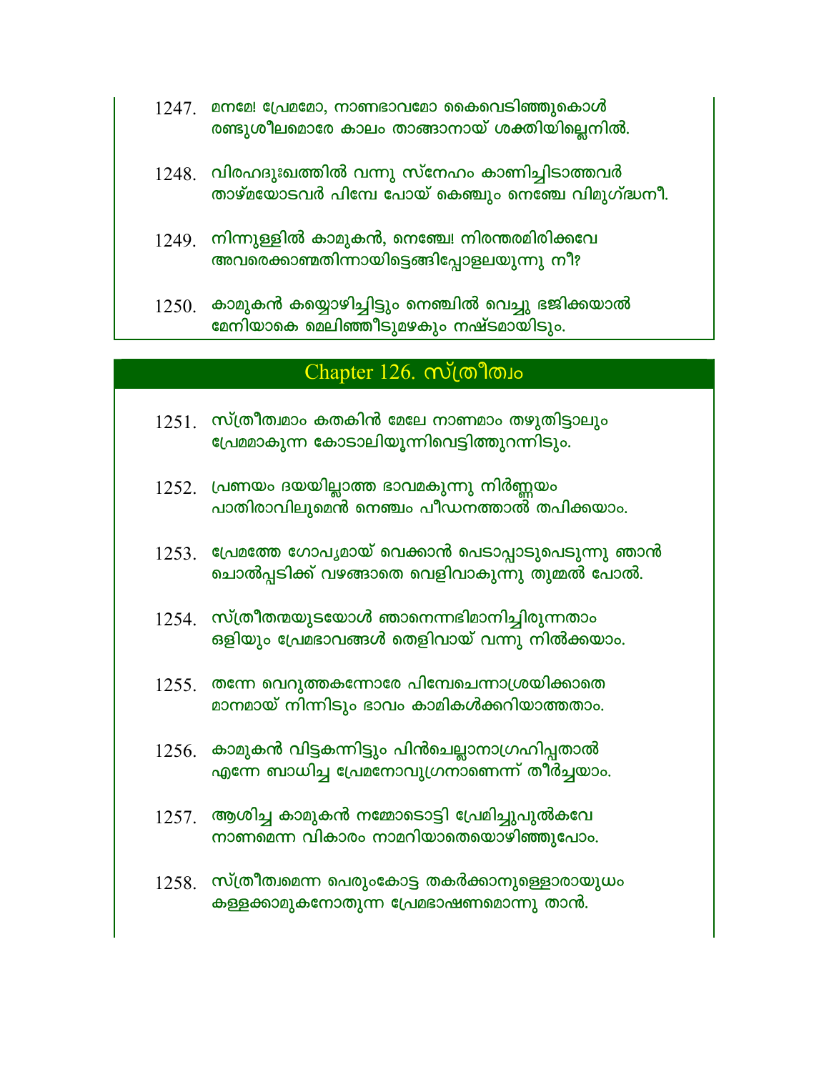1247. മനമേ! പ്രേമമോ, നാണഭാവമോ കൈവെടിഞ്ഞുകൊൾ
രണ്ടുശീലമൊരേ കാലം താങ്ങാനായ് ശക്തിയില്ലെനിൽ.

1248. വിരഹദുഃഖത്തിൽ വന്നു സ്നേഹം കാണിച്ചിടാത്തവർ
താഴ്മയോടവർ പിമ്പേ പോയ് കെഞ്ചും നെഞ്ചേ വിമുഗ്ദ്ധനീ.

1249. നിന്നുള്ളിൽ കാമുകൻ, നെഞ്ചേ! നിരന്തരമിരിക്കവേ
അവരെക്കാണ്മതിന്നായിട്ടെങ്ങിപ്പോളലയുന്നു നീ?

1250. കാമുകൻ കയ്യൊഴിച്ചിട്ടും നെഞ്ചിൽ വെച്ചു ഭജിക്കയാൽ
മേനിയാകെ മെലിഞ്ഞീടുമഴകും നഷ്ടമായിടും.

## Chapter 126. സ്ത്രീത്വം

1251. സ്ത്രീത്വമാം കതകിൻ മേലേ നാണമാം തഴുതിട്ടാലും
പ്രേമമാകുന്ന കോടാലിയൂന്നിവെട്ടിത്തുറന്നിടും.

1252. പ്രണയം ദയയില്ലാത്ത ഭാവമകുന്നു നിർണ്ണയം
പാതിരാവിലുമെൻ നെഞ്ചം പീഡനത്താൽ തപിക്കയാം.

1253. പ്രേമത്തേ ഗോപ്യമായ് വെക്കാൻ പെടാപ്പാടുപെടുന്നു ഞാൻ
ചൊൽപ്പടിക്ക് വഴങ്ങാതെ വെളിവാകുന്നു തുമ്മൽ പോൽ.

1254. സ്ത്രീതന്മയുടയോൾ ഞാനെന്നഭിമാനിച്ചിരുന്നതാം
ഒളിയും പ്രേമഭാവങ്ങൾ തെളിവായ് വന്നു നിൽക്കയാം.

1255. തന്നേ വെറുത്തകന്നോരേ പിമ്പേചെന്നാശ്രയിക്കാതെ
മാനമായ് നിന്നിടും ഭാവം കാമികൾക്കറിയാത്തതാം.

1256. കാമുകൻ വിട്ടകന്നിട്ടും പിൻചെല്ലാനാഗ്രഹിപ്പതാൽ
എന്നേ ബാധിച്ച പ്രേമനോവുഗ്രനാണെന്ന് തീർച്ചയാം.

1257. ആശിച്ച കാമുകൻ നമ്മോടൊട്ടി പ്രേമിച്ചുപുൽകവേ
നാണമെന്ന വികാരം നാമറിയാതെയൊഴിഞ്ഞുപോം.

1258. സ്ത്രീത്വമെന്ന പെരുംകോട്ട തകർക്കാനുള്ളൊരായുധം
കള്ളക്കാമുകനോതുന്ന പ്രേമഭാഷണമൊന്നു താൻ.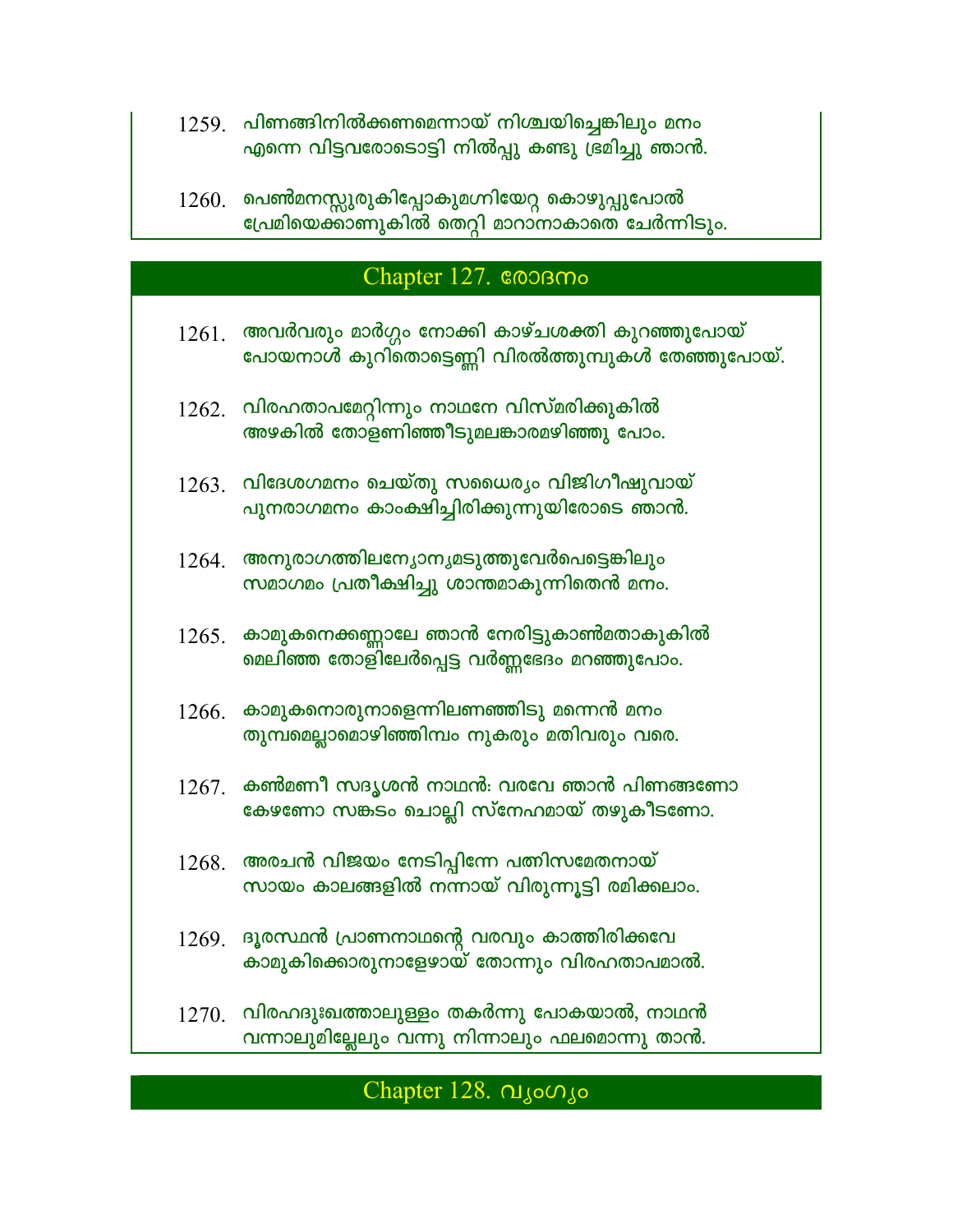1259. പിണങ്ങിനിൽക്കണമെന്നായ് നിശ്ചയിച്ചെങ്കിലും മനം
എന്നെ വിട്ടവരോടൊട്ടി നിൽപ്പു കണ്ടു ഭ്രമിച്ചു ഞാൻ.

1260. പെൺമനസ്സുരുകിപ്പോകുമഗ്നിയേറ്റ കൊഴുപ്പുപോൽ
പ്രേമിയെക്കാണുകിൽ തെറ്റി മാറാനാകാതെ ചേർന്നിടും.

## Chapter 127. രോദനം

1261. അവർവരും മാർഗ്ഗം നോക്കി കാഴ്ചശക്തി കുറഞ്ഞുപോയ്
പോയനാൾ കുറിതൊട്ടെണ്ണി വിരൽത്തുമ്പുകൾ തേഞ്ഞുപോയ്.

1262. വിരഹതാപമേറ്റിന്നും നാഥനേ വിസ്മരിക്കുകിൽ
അഴകിൽ തോളണിഞ്ഞീടുമലങ്കാരമഴിഞ്ഞു പോം.

1263. വിദേശഗമനം ചെയ്തു സധൈര്യം വിജിഗീഷുവായ്
പുനരാഗമനം കാംക്ഷിച്ചിരിക്കുന്നുയിരോടെ ഞാൻ.

1264. അനുരാഗത്തിലന്യോന്യമടുത്തുവേർപെട്ടെങ്കിലും
സമാഗമം പ്രതീക്ഷിച്ചു ശാന്തമാകുന്നിതെൻ മനം.

1265. കാമുകനെക്കണ്ണാലേ ഞാൻ നേരിട്ടുകാൺമതാകുകിൽ
മെലിഞ്ഞ തോളിലേർപ്പെട്ട വർണ്ണഭേദം മറഞ്ഞുപോം.

1266. കാമുകനൊരുനാളെന്നിലണഞ്ഞിടു മന്നെൻ മനം
തുമ്പമെല്ലാമൊഴിഞ്ഞിമ്പം നുകരും മതിവരും വരെ.

1267. കൺമണീ സദൃശൻ നാഥൻ: വരവേ ഞാൻ പിണങ്ങണോ
കേഴണോ സങ്കടം ചൊല്ലി സ്നേഹമായ് തഴുകീടണോ.

1268. അരചൻ വിജയം നേടിപ്പിന്നേ പത്നിസമേതനായ്
സായം കാലങ്ങളിൽ നന്നായ് വിരുന്നൂട്ടി രമിക്കലാം.

1269. ദൂരസ്ഥൻ പ്രാണനാഥന്റെ വരവും കാത്തിരിക്കവേ
കാമുകിക്കൊരുനാളേഴായ് തോന്നും വിരഹതാപമാൽ.

1270. വിരഹദുഃഖത്താലുള്ളം തകർന്നു പോകയാൽ, നാഥൻ
വന്നാലുമില്ലേലും വന്നു നിന്നാലും ഫലമൊന്നു താൻ.

## Chapter 128. വ്യംഗ്യം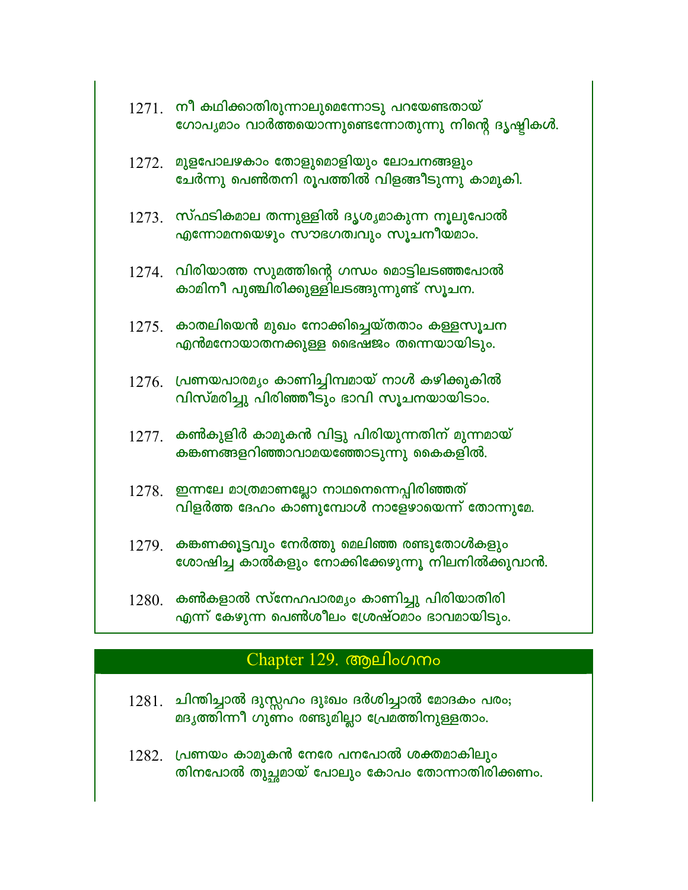1271. നീ കഥിക്കാതിരുന്നാലുമെന്നോടു പറയേണ്ടതായ്
ഗോപ്യമാം വാർത്തയൊന്നുണ്ടെന്നോതുന്നു നിന്റെ ദൃഷ്ടികൾ.

1272. മുളപോലഴകാം തോളുമൊളിയും ലോചനങ്ങളും
ചേർന്നു പെൺതനി രൂപത്തിൽ വിളങ്ങീടുന്നു കാമുകി.

1273. സ്ഫടികമാല തന്നുള്ളിൽ ദൃശ്യമാകുന്ന നൂലുപോൽ
എന്നോമനയെഴും സൗഭഗത്വവും സൂചനീയമാം.

1274. വിരിയാത്ത സുമത്തിന്റെ ഗന്ധം മൊട്ടിലടഞ്ഞപോൽ
കാമിനീ പുഞ്ചിരിക്കുള്ളിലടങ്ങുന്നുണ്ട് സൂചന.

1275. കാതലിയെൻ മുഖം നോക്കിച്ചെയ്തതാം കള്ളസൂചന
എൻമനോയാതനക്കുള്ള ഭൈഷജം തന്നെയായിടും.

1276. പ്രണയപാരമ്യം കാണിച്ചിമ്പമായ് നാൾ കഴിക്കുകിൽ
വിസ്മരിച്ചു പിരിഞ്ഞീടും ഭാവി സൂചനയായിടാം.

1277. കൺകുളിർ കാമുകൻ വിട്ടു പിരിയുന്നതിന് മുന്നമായ്
കങ്കണങ്ങളറിഞ്ഞാവാമയഞ്ഞോടുന്നു കൈകളിൽ.

1278. ഇന്നലേ മാത്രമാണല്ലോ നാഥനെന്നെപ്പിരിഞ്ഞത്
വിളർത്ത ദേഹം കാണുമ്പോൾ നാളേഴായെന്ന് തോന്നുമേ.

1279. കങ്കണക്കൂട്ടവും നേർത്തു മെലിഞ്ഞ രണ്ടുതോൾകളും
ശോഷിച്ച കാൽകളും നോക്കിക്കേഴുന്നൂ നിലനിൽക്കുവാൻ.

1280. കൺകളാൽ സ്നേഹപാരമ്യം കാണിച്ചു പിരിയാതിരി
എന്ന് കേഴുന്ന പെൺശീലം ശ്രേഷ്ഠമാം ഭാവമായിടും.

## Chapter 129. ആലിംഗനം

1281. ചിന്തിച്ചാൽ ദുസ്സഹം ദുഃഖം ദർശിച്ചാൽ മോദകം പരം;
മദ്യത്തിന്നീ ഗുണം രണ്ടുമില്ലാ പ്രേമത്തിനുള്ളതാം.

1282. പ്രണയം കാമുകൻ നേരേ പനപോൽ ശക്തമാകിലും
തിനപോൽ തുച്ഛമായ് പോലും കോപം തോന്നാതിരിക്കണം.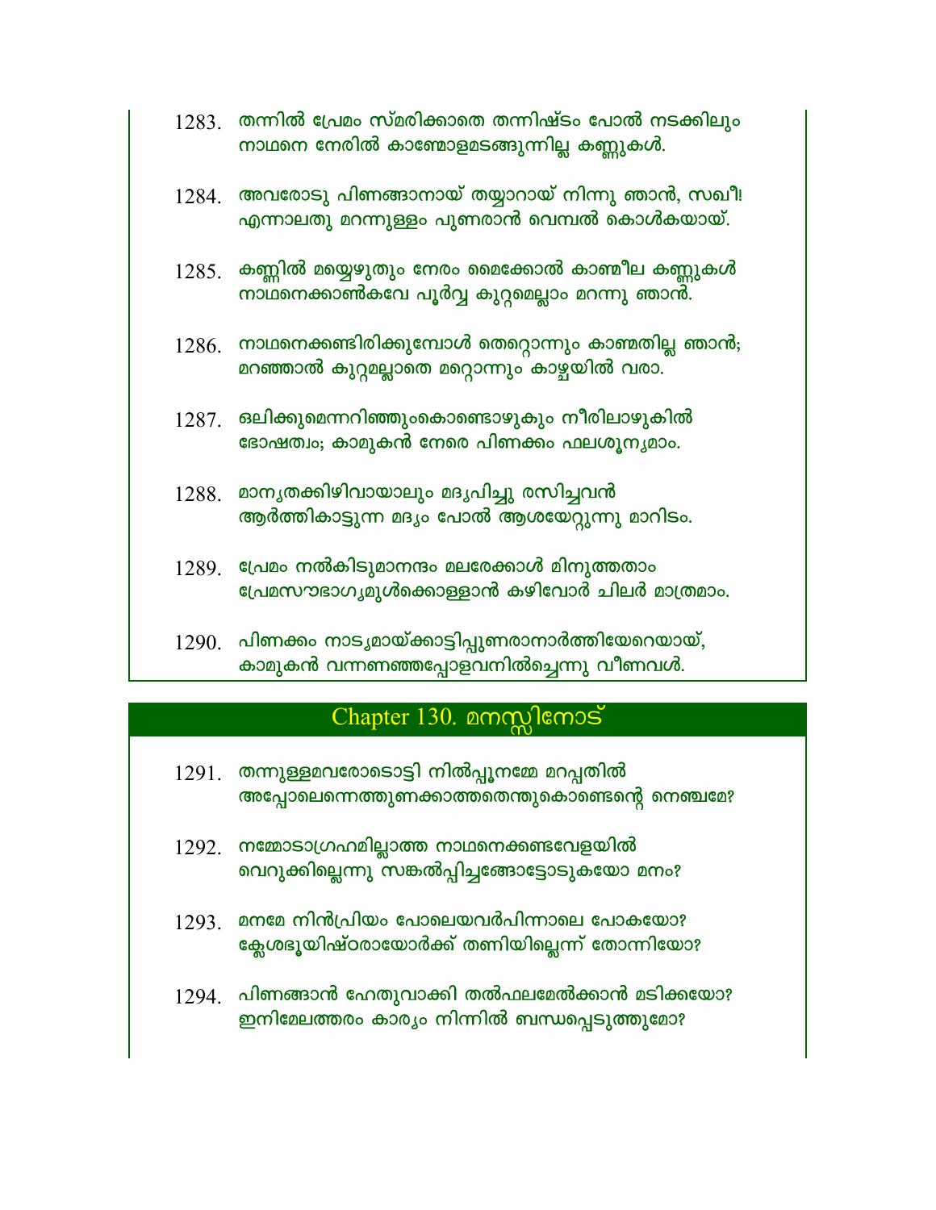1283. തന്നിൽ പ്രേമം സ്മരിക്കാതെ തന്നിഷ്ടം പോൽ നടക്കിലും
നാഥനെ നേരിൽ കാണ്മോളമടങ്ങുന്നില്ല കണ്ണുകൾ.

1284. അവരോടു പിണങ്ങാനായ് തയ്യാറായ് നിന്നു ഞാൻ, സഖീ!
എന്നാലതു മറന്നുള്ളം പുണരാൻ വെമ്പൽ കൊൾകയായ്.

1285. കണ്ണിൽ മയ്യെഴുതും നേരം മൈക്കോൽ കാണ്മീല കണ്ണുകൾ
നാഥനെക്കാൺകവേ പൂർവ്വ കുറ്റമെല്ലാം മറന്നു ഞാൻ.

1286. നാഥനെക്കണ്ടിരിക്കുമ്പോൾ തെറ്റൊന്നും കാണ്മതില്ല ഞാൻ;
മറഞ്ഞാൽ കുറ്റമല്ലാതെ മറ്റൊന്നും കാഴ്ചയിൽ വരാ.

1287. ഒലിക്കുമെന്നറിഞ്ഞുംകൊണ്ടൊഴുകും നീരിലാഴുകിൽ
ഭോഷത്വം; കാമുകൻ നേരെ പിണക്കം ഫലശൂന്യമാം.

1288. മാന്യതക്കിഴിവായാലും മദ്യപിച്ചു രസിച്ചവൻ
ആർത്തികാട്ടുന്ന മദ്യം പോൽ ആശയേറ്റുന്നു മാറിടം.

1289. പ്രേമം നൽകിടുമാനന്ദം മലരേക്കാൾ മിനുത്തതാം
പ്രേമസൗഭാഗ്യമുൾക്കൊള്ളാൻ കഴിവോർ ചിലർ മാത്രമാം.

1290. പിണക്കം നാട്യമായ്ക്കാട്ടിപ്പുണരാനാർത്തിയേറെയായ്,
കാമുകൻ വന്നണഞ്ഞപ്പോളവനിൽച്ചെന്നു വീണവൾ.

## Chapter 130. മനസ്സിനോട്

1291. തന്നുള്ളമവരോടൊട്ടി നിൽപ്പൂനമ്മേ മറപ്പതിൽ
അപ്പോലെന്നെത്തുണക്കാത്തതെന്തുകൊണ്ടെന്റെ നെഞ്ചമേ?

1292. നമ്മോടാഗ്രഹമില്ലാത്ത നാഥനെക്കണ്ടവേളയിൽ
വെറുക്കില്ലെന്നു സങ്കൽപ്പിച്ചങ്ങോട്ടോടുകയോ മനം?

1293. മനമേ നിൻപ്രിയം പോലെയവർപിന്നാലെ പോകയോ?
ക്ലേശഭൂയിഷ്ഠരായോർക്ക് തണിയില്ലെന്ന് തോന്നിയോ?

1294. പിണങ്ങാൻ ഹേതുവാക്കി തൽഫലമേൽക്കാൻ മടിക്കയോ?
ഇനിമേലത്തരം കാര്യം നിന്നിൽ ബന്ധപ്പെടുത്തുമോ?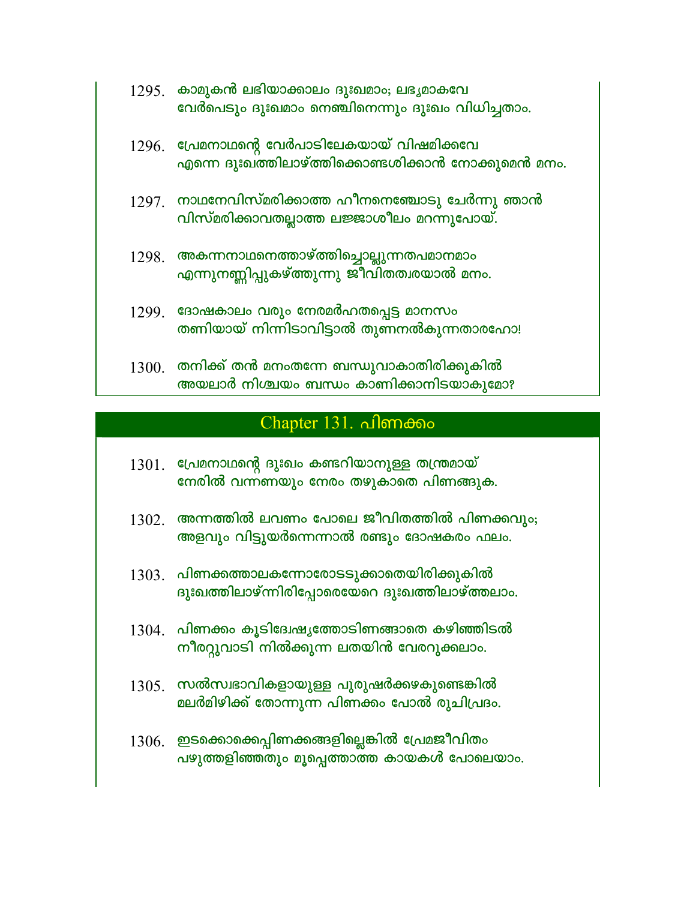1295. കാമുകൻ ലഭിയാക്കാലം ദുഃഖമാം; ലഭ്യമാകവേ
വേർപെടും ദുഃഖമാം നെഞ്ചിനെന്നും ദുഃഖം വിധിച്ചതാം.

1296. പ്രേമനാഥന്റെ വേർപാടിലേകയായ് വിഷമിക്കവേ
എന്നെ ദുഃഖത്തിലാഴ്ത്തിക്കൊണ്ടശിക്കാൻ നോക്കുമെൻ മനം.

1297. നാഥനേവിസ്മരിക്കാത്ത ഹീനനെഞ്ചോടു ചേർന്നു ഞാൻ
വിസ്മരിക്കാവതല്ലാത്ത ലജ്ജാശീലം മറന്നുപോയ്.

1298. അകന്നനാഥനെത്താഴ്ത്തിച്ചൊല്ലുന്നതപമാനമാം
എന്നുനണ്ണിപ്പുകഴ്ത്തുന്നു ജീവിതത്വരയാൽ മനം.

1299. ദോഷകാലം വരും നേരമർഹതപ്പെട്ട മാനസം
തണിയായ് നിന്നിടാവിട്ടാൽ തുണനൽകുന്നതാരഹോ!

1300. തനിക്ക് തൻ മനംതന്നേ ബന്ധുവാകാതിരിക്കുകിൽ
അയലാർ നിശ്ചയം ബന്ധം കാണിക്കാനിടയാകുമോ?

## Chapter 131. പിണക്കം

1301. പ്രേമനാഥന്റെ ദുഃഖം കണ്ടറിയാനുള്ള തന്ത്രമായ്
നേരിൽ വന്നണയും നേരം തഴുകാതെ പിണങ്ങുക.

1302. അന്നത്തിൽ ലവണം പോലെ ജീവിതത്തിൽ പിണക്കവും;
അളവും വിട്ടുയർന്നെന്നാൽ രണ്ടും ദോഷകരം ഫലം.

1303. പിണക്കത്താലകന്നോരോടടുക്കാതെയിരിക്കുകിൽ
ദുഃഖത്തിലാഴ്ന്നിരിപ്പോരെയേറെ ദുഃഖത്തിലാഴ്ത്തലാം.

1304. പിണക്കം കൂടിദ്വേഷ്യത്തോടിണങ്ങാതെ കഴിഞ്ഞിടൽ
നീരറ്റുവാടി നിൽക്കുന്ന ലതയിൻ വേരറുക്കലാം.

1305. സൽസ്വഭാവികളായുള്ള പുരുഷർക്കഴകുണ്ടെങ്കിൽ
മലർമിഴിക്ക് തോന്നുന്ന പിണക്കം പോൽ രുചിപ്രദം.

1306. ഇടക്കൊക്കെപ്പിണക്കങ്ങളില്ലെങ്കിൽ പ്രേമജീവിതം
പഴുത്തളിഞ്ഞതും മൂപ്പെത്താത്ത കായകൾ പോലെയാം.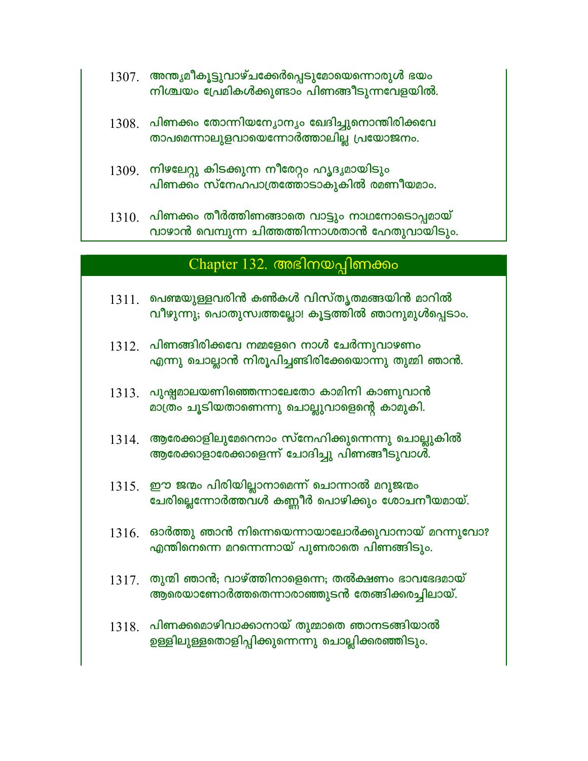1307. അന്ത്യമീകൂട്ടുവാഴ്ചക്കേർപ്പെടുമോയെന്നൊരുൾ ഭയം
നിശ്ചയം പ്രേമികൾക്കുണ്ടാം പിണങ്ങീടുന്നവേളയിൽ.

1308. പിണക്കം തോന്നിയന്യോന്യം ഖേദിച്ചുനൊന്തിരിക്കവേ
താപമെന്നാലുളവായെന്നോർത്താലില്ല പ്രയോജനം.

1309. നിഴലേറ്റു കിടക്കുന്ന നീരേറ്റം ഹൃദ്യമായിടും
പിണക്കം സ്നേഹപാത്രത്തോടാകുകിൽ രമണീയമാം.

1310. പിണക്കം തീർത്തിണങ്ങാതെ വാട്ടും നാഥനോടൊപ്പമായ്
വാഴാൻ വെമ്പുന്ന ചിത്തത്തിന്നാശതാൻ ഹേതുവായിടും.

## Chapter 132. അഭിനയപ്പിണക്കം

1311. പെണ്മയുള്ളവരിൻ കൺകൾ വിസ്തൃതമങ്ങയിൻ മാറിൽ
വീഴുന്നു; പൊതുസ്വത്തല്ലോ! കൂട്ടത്തിൽ ഞാനുമുൾപ്പെടാം.

1312. പിണങ്ങിരിക്കവേ നമ്മളേറെ നാൾ ചേർന്നുവാഴണം
എന്നു ചൊല്ലാൻ നിരൂപിച്ചങ്ങിരിക്കേയൊന്നു തുമ്മി ഞാൻ.

1313. പുഷ്പമാലയണിഞ്ഞെന്നാലേതോ കാമിനി കാണുവാൻ
മാത്രം ചൂടിയതാണെന്നു ചൊല്ലുവാളെന്റെ കാമുകി.

1314. ആരേക്കാളിലുമേറെനാം സ്നേഹിക്കുന്നെന്നു ചൊല്ലുകിൽ
ആരേക്കാളാരേക്കാളെന്ന് ചോദിച്ചു പിണങ്ങീടുവാൾ.

1315. ഈ ജന്മം പിരിയില്ലാനാമെന്ന് ചൊന്നാൽ മറുജന്മം
ചേരില്ലെന്നോർത്തവൾ കണ്ണീർ പൊഴിക്കും ശോചനീയമായ്.

1316. ഓർത്തു ഞാൻ നിന്നെയെന്നായാലോർക്കുവാനായ് മറന്നുവോ?
എന്തിനെന്നെ മറന്നെന്നായ് പുണരാതെ പിണങ്ങിടും.

1317. തുമ്മി ഞാൻ; വാഴ്ത്തിനാളെന്നെ; തൽക്ഷണം ഭാവഭേദമായ്
ആരെയാണോർത്തതെന്നാരാഞ്ഞുടൻ തേങ്ങിക്കരച്ചിലായ്.

1318. പിണക്കമൊഴിവാക്കാനായ് തുമ്മാതെ ഞാനടങ്ങിയാൽ
ഉള്ളിലുള്ളതൊളിപ്പിക്കുന്നെന്നു ചൊല്ലിക്കരഞ്ഞിടും.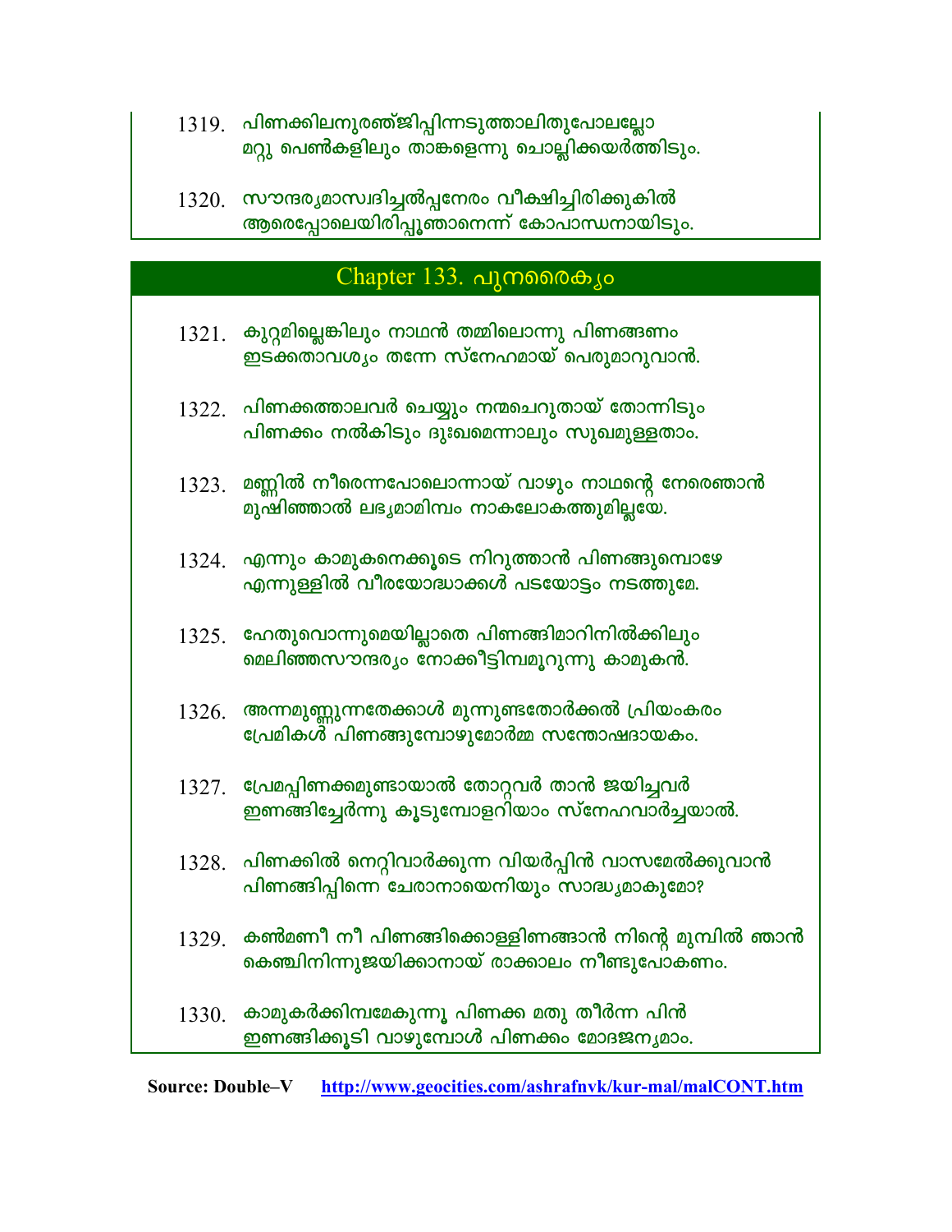1319. പിണക്കിലനുരഞ്ജിപ്പിന്നടുത്താലിതുപോലല്ലോ
മറ്റു പെൺകളിലും താങ്കളെന്നു ചൊല്ലിക്കയർത്തിടും.

1320. സൗന്ദര്യമാസ്വദിച്ചൽപ്പനേരം വീക്ഷിച്ചിരിക്കുകിൽ
ആരെപ്പോലെയിരിപ്പൂഞാനെന്ന് കോപാന്ധനായിടും.

## Chapter 133. പുനരൈക്യം

1321. കുറ്റമില്ലെങ്കിലും നാഥൻ തമ്മിലൊന്നു പിണങ്ങണം
ഇടക്കതാവശ്യം തന്നേ സ്നേഹമായ് പെരുമാറുവാൻ.

1322. പിണക്കത്താലവർ ചെയ്യും നന്മചെറുതായ് തോന്നിടും
പിണക്കം നൽകിടും ദുഃഖമെന്നാലും സുഖമുള്ളതാം.

1323. മണ്ണിൽ നീരെന്നപോലൊന്നായ് വാഴും നാഥന്റെ നേരെഞാൻ
മുഷിഞ്ഞാൽ ലഭ്യമാമിമ്പം നാകലോകത്തുമില്ലയേ.

1324. എന്നും കാമുകനെക്കൂടെ നിറുത്താൻ പിണങ്ങുമ്പൊഴേ
എന്നുള്ളിൽ വീരയോദ്ധാക്കൾ പടയോട്ടം നടത്തുമേ.

1325. ഹേതുവൊന്നുമെയില്ലാതെ പിണങ്ങിമാറിനിൽക്കിലും
മെലിഞ്ഞസൗന്ദര്യം നോക്കീട്ടിമ്പമൂറുന്നു കാമുകൻ.

1326. അന്നമുണ്ണുന്നതേക്കാൾ മുന്നുണ്ടതോർക്കൽ പ്രിയംകരം
പ്രേമികൾ പിണങ്ങുമ്പോഴുമോർമ്മ സന്തോഷദായകം.

1327. പ്രേമപ്പിണക്കമുണ്ടായാൽ തോറ്റവർ താൻ ജയിച്ചവർ
ഇണങ്ങിച്ചേർന്നു കൂടുമ്പോളറിയാം സ്നേഹവാർച്ചയാൽ.

1328. പിണക്കിൽ നെറ്റിവാർക്കുന്ന വിയർപ്പിൻ വാസമേൽക്കുവാൻ
പിണങ്ങിപ്പിന്നെ ചേരാനായെനിയും സാദ്ധ്യമാകുമോ?

1329. കൺമണീ നീ പിണങ്ങിക്കൊള്ളിണങ്ങാൻ നിന്റെ മുമ്പിൽ ഞാൻ
കെഞ്ചിനിന്നുജയിക്കാനായ് രാക്കാലം നീണ്ടുപോകണം.

1330. കാമുകർക്കിമ്പമേകുന്നൂ പിണക്ക മതു തീർന്ന പിൻ
ഇണങ്ങിക്കൂടി വാഴുമ്പോൾ പിണക്കം മോദജന്യമാം.

**Source: Double–V** http://www.geocities.com/ashrafnvk/kur-mal/malCONT.htm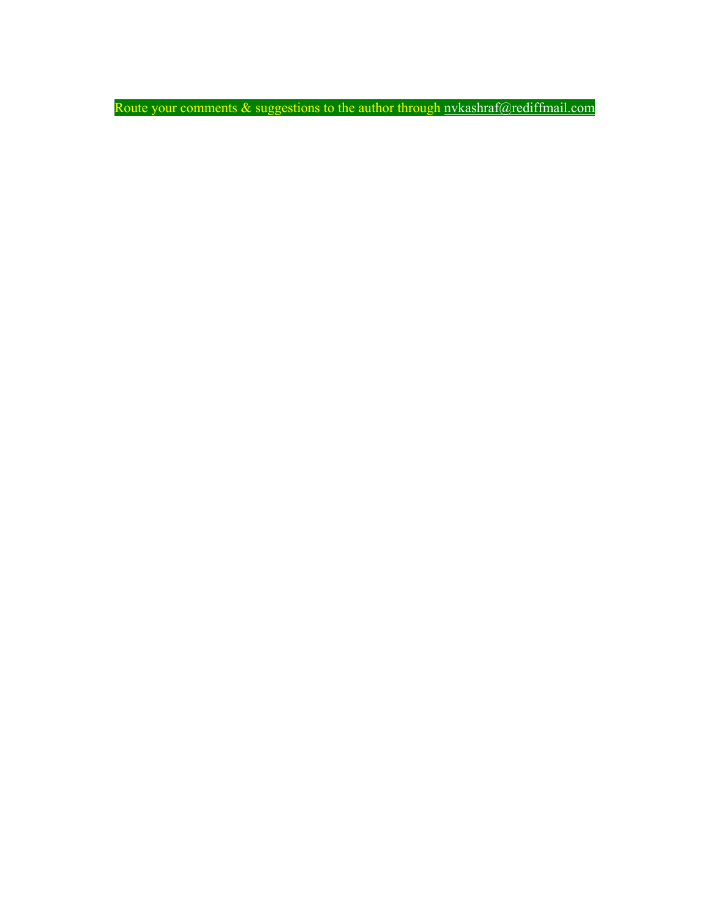Route your comments & suggestions to the author through nvkashraf@rediffmail.com